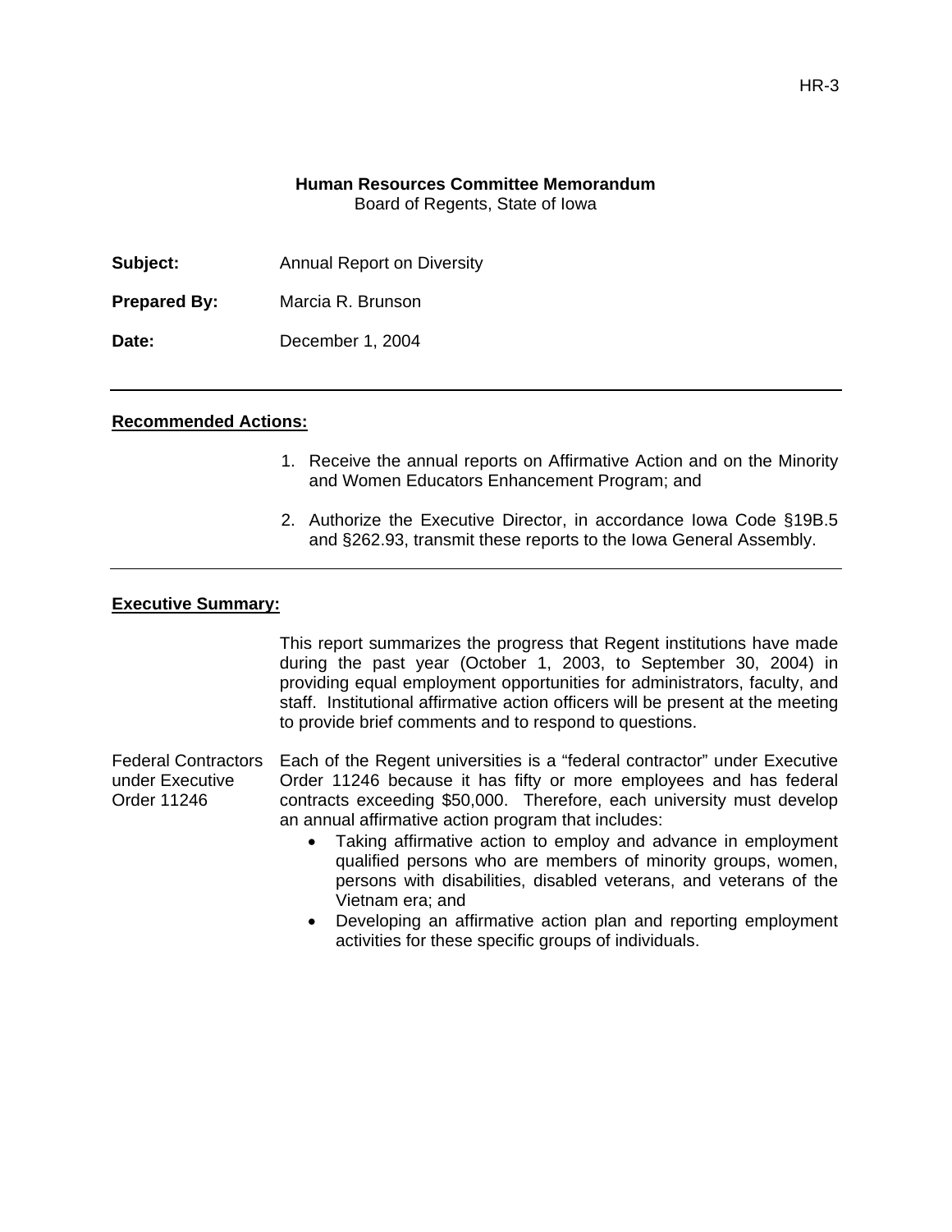HR-3

**Human Resources Committee Memorandum**
Board of Regents, State of Iowa

**Subject:** Annual Report on Diversity

**Prepared By:** Marcia R. Brunson

**Date:** December 1, 2004

---

**Recommended Actions:**

1. Receive the annual reports on Affirmative Action and on the Minority and Women Educators Enhancement Program; and

2. Authorize the Executive Director, in accordance Iowa Code §19B.5 and §262.93, transmit these reports to the Iowa General Assembly.

---

**Executive Summary:**

This report summarizes the progress that Regent institutions have made during the past year (October 1, 2003, to September 30, 2004) in providing equal employment opportunities for administrators, faculty, and staff. Institutional affirmative action officers will be present at the meeting to provide brief comments and to respond to questions.

Federal Contractors under Executive Order 11246

Each of the Regent universities is a "federal contractor" under Executive Order 11246 because it has fifty or more employees and has federal contracts exceeding $50,000. Therefore, each university must develop an annual affirmative action program that includes:

- Taking affirmative action to employ and advance in employment qualified persons who are members of minority groups, women, persons with disabilities, disabled veterans, and veterans of the Vietnam era; and
- Developing an affirmative action plan and reporting employment activities for these specific groups of individuals.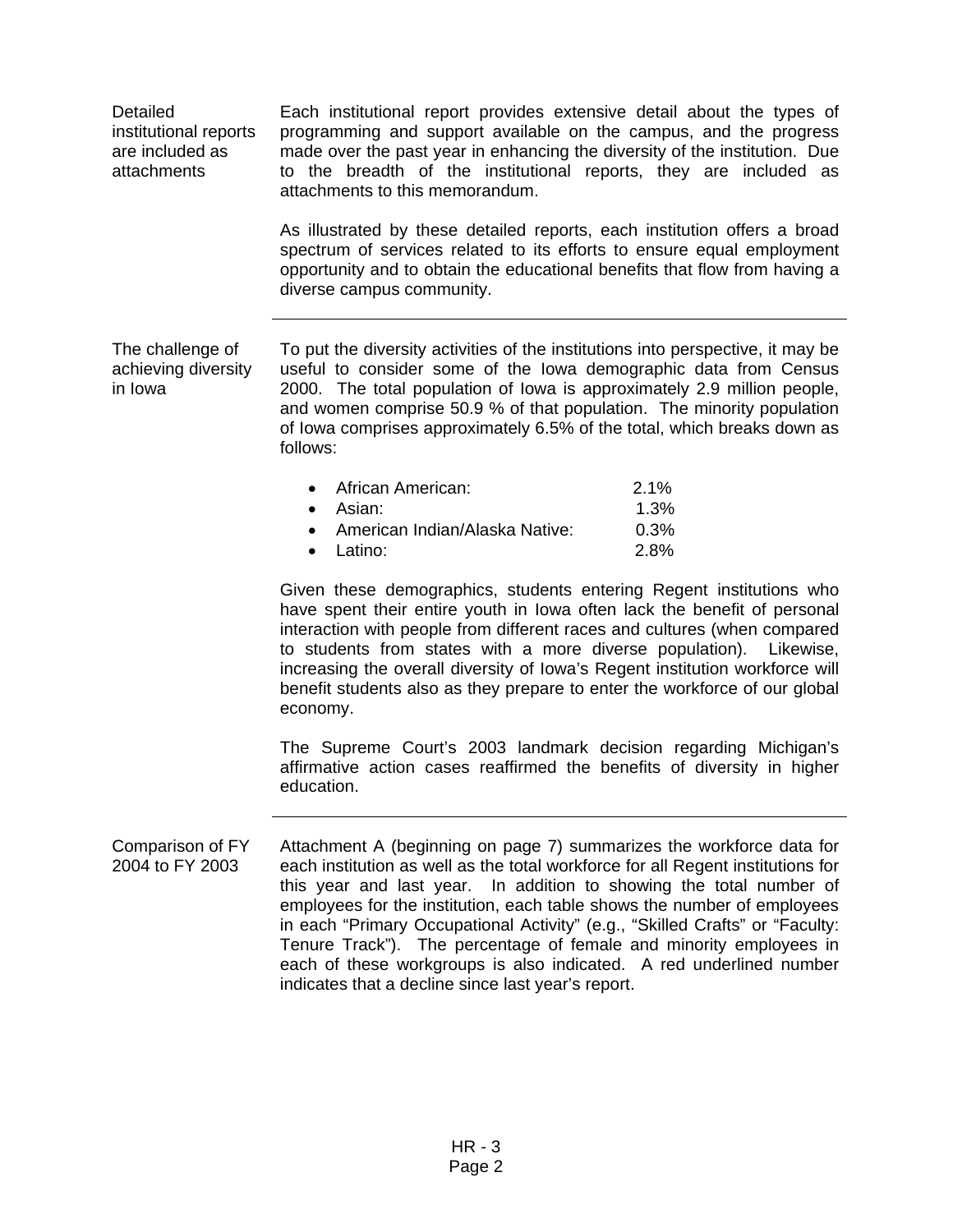**Detailed institutional reports are included as attachments**

Each institutional report provides extensive detail about the types of programming and support available on the campus, and the progress made over the past year in enhancing the diversity of the institution. Due to the breadth of the institutional reports, they are included as attachments to this memorandum.

As illustrated by these detailed reports, each institution offers a broad spectrum of services related to its efforts to ensure equal employment opportunity and to obtain the educational benefits that flow from having a diverse campus community.

---

**The challenge of achieving diversity in Iowa**

To put the diversity activities of the institutions into perspective, it may be useful to consider some of the Iowa demographic data from Census 2000. The total population of Iowa is approximately 2.9 million people, and women comprise 50.9 % of that population. The minority population of Iowa comprises approximately 6.5% of the total, which breaks down as follows:

- African American: 2.1%
- Asian: 1.3%
- American Indian/Alaska Native: 0.3%
- Latino: 2.8%

Given these demographics, students entering Regent institutions who have spent their entire youth in Iowa often lack the benefit of personal interaction with people from different races and cultures (when compared to students from states with a more diverse population). Likewise, increasing the overall diversity of Iowa's Regent institution workforce will benefit students also as they prepare to enter the workforce of our global economy.

The Supreme Court's 2003 landmark decision regarding Michigan's affirmative action cases reaffirmed the benefits of diversity in higher education.

---

**Comparison of FY 2004 to FY 2003**

Attachment A (beginning on page 7) summarizes the workforce data for each institution as well as the total workforce for all Regent institutions for this year and last year. In addition to showing the total number of employees for the institution, each table shows the number of employees in each "Primary Occupational Activity" (e.g., "Skilled Crafts" or "Faculty: Tenure Track"). The percentage of female and minority employees in each of these workgroups is also indicated. A red underlined number indicates that a decline since last year's report.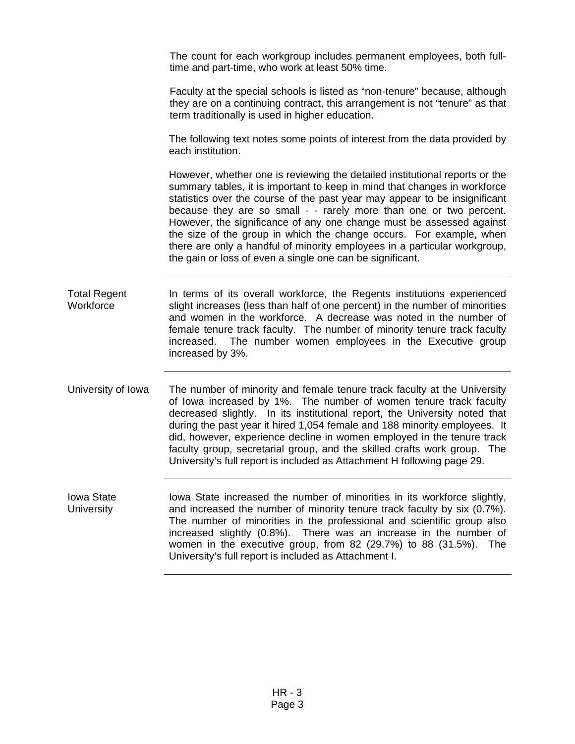The count for each workgroup includes permanent employees, both full-time and part-time, who work at least 50% time.

Faculty at the special schools is listed as "non-tenure" because, although they are on a continuing contract, this arrangement is not "tenure" as that term traditionally is used in higher education.

The following text notes some points of interest from the data provided by each institution.

However, whether one is reviewing the detailed institutional reports or the summary tables, it is important to keep in mind that changes in workforce statistics over the course of the past year may appear to be insignificant because they are so small - - rarely more than one or two percent. However, the significance of any one change must be assessed against the size of the group in which the change occurs. For example, when there are only a handful of minority employees in a particular workgroup, the gain or loss of even a single one can be significant.

---

**Total Regent Workforce**

In terms of its overall workforce, the Regents institutions experienced slight increases (less than half of one percent) in the number of minorities and women in the workforce. A decrease was noted in the number of female tenure track faculty. The number of minority tenure track faculty increased. The number women employees in the Executive group increased by 3%.

---

**University of Iowa**

The number of minority and female tenure track faculty at the University of Iowa increased by 1%. The number of women tenure track faculty decreased slightly. In its institutional report, the University noted that during the past year it hired 1,054 female and 188 minority employees. It did, however, experience decline in women employed in the tenure track faculty group, secretarial group, and the skilled crafts work group. The University's full report is included as Attachment H following page 29.

---

**Iowa State University**

Iowa State increased the number of minorities in its workforce slightly, and increased the number of minority tenure track faculty by six (0.7%). The number of minorities in the professional and scientific group also increased slightly (0.8%). There was an increase in the number of women in the executive group, from 82 (29.7%) to 88 (31.5%). The University's full report is included as Attachment I.

---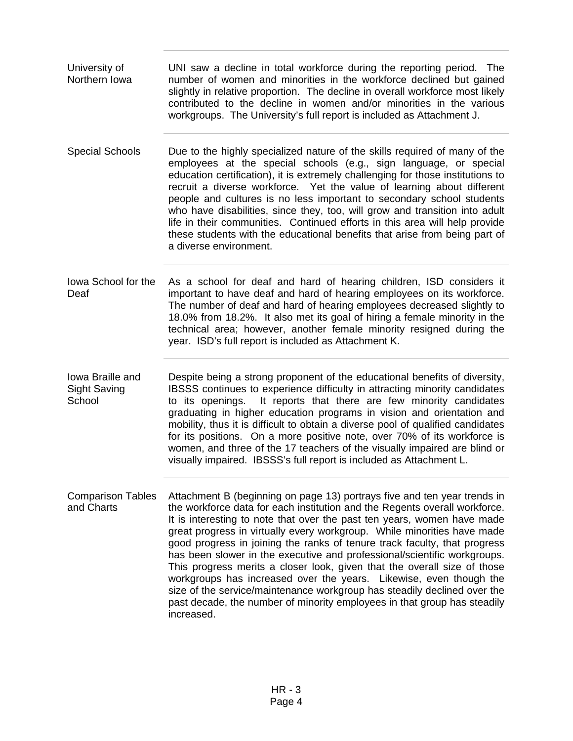**University of Northern Iowa**

UNI saw a decline in total workforce during the reporting period. The number of women and minorities in the workforce declined but gained slightly in relative proportion. The decline in overall workforce most likely contributed to the decline in women and/or minorities in the various workgroups. The University's full report is included as Attachment J.

---

**Special Schools**

Due to the highly specialized nature of the skills required of many of the employees at the special schools (e.g., sign language, or special education certification), it is extremely challenging for those institutions to recruit a diverse workforce. Yet the value of learning about different people and cultures is no less important to secondary school students who have disabilities, since they, too, will grow and transition into adult life in their communities. Continued efforts in this area will help provide these students with the educational benefits that arise from being part of a diverse environment.

---

**Iowa School for the Deaf**

As a school for deaf and hard of hearing children, ISD considers it important to have deaf and hard of hearing employees on its workforce. The number of deaf and hard of hearing employees decreased slightly to 18.0% from 18.2%. It also met its goal of hiring a female minority in the technical area; however, another female minority resigned during the year. ISD's full report is included as Attachment K.

---

**Iowa Braille and Sight Saving School**

Despite being a strong proponent of the educational benefits of diversity, IBSSS continues to experience difficulty in attracting minority candidates to its openings. It reports that there are few minority candidates graduating in higher education programs in vision and orientation and mobility, thus it is difficult to obtain a diverse pool of qualified candidates for its positions. On a more positive note, over 70% of its workforce is women, and three of the 17 teachers of the visually impaired are blind or visually impaired. IBSSS's full report is included as Attachment L.

---

**Comparison Tables and Charts**

Attachment B (beginning on page 13) portrays five and ten year trends in the workforce data for each institution and the Regents overall workforce. It is interesting to note that over the past ten years, women have made great progress in virtually every workgroup. While minorities have made good progress in joining the ranks of tenure track faculty, that progress has been slower in the executive and professional/scientific workgroups. This progress merits a closer look, given that the overall size of those workgroups has increased over the years. Likewise, even though the size of the service/maintenance workgroup has steadily declined over the past decade, the number of minority employees in that group has steadily increased.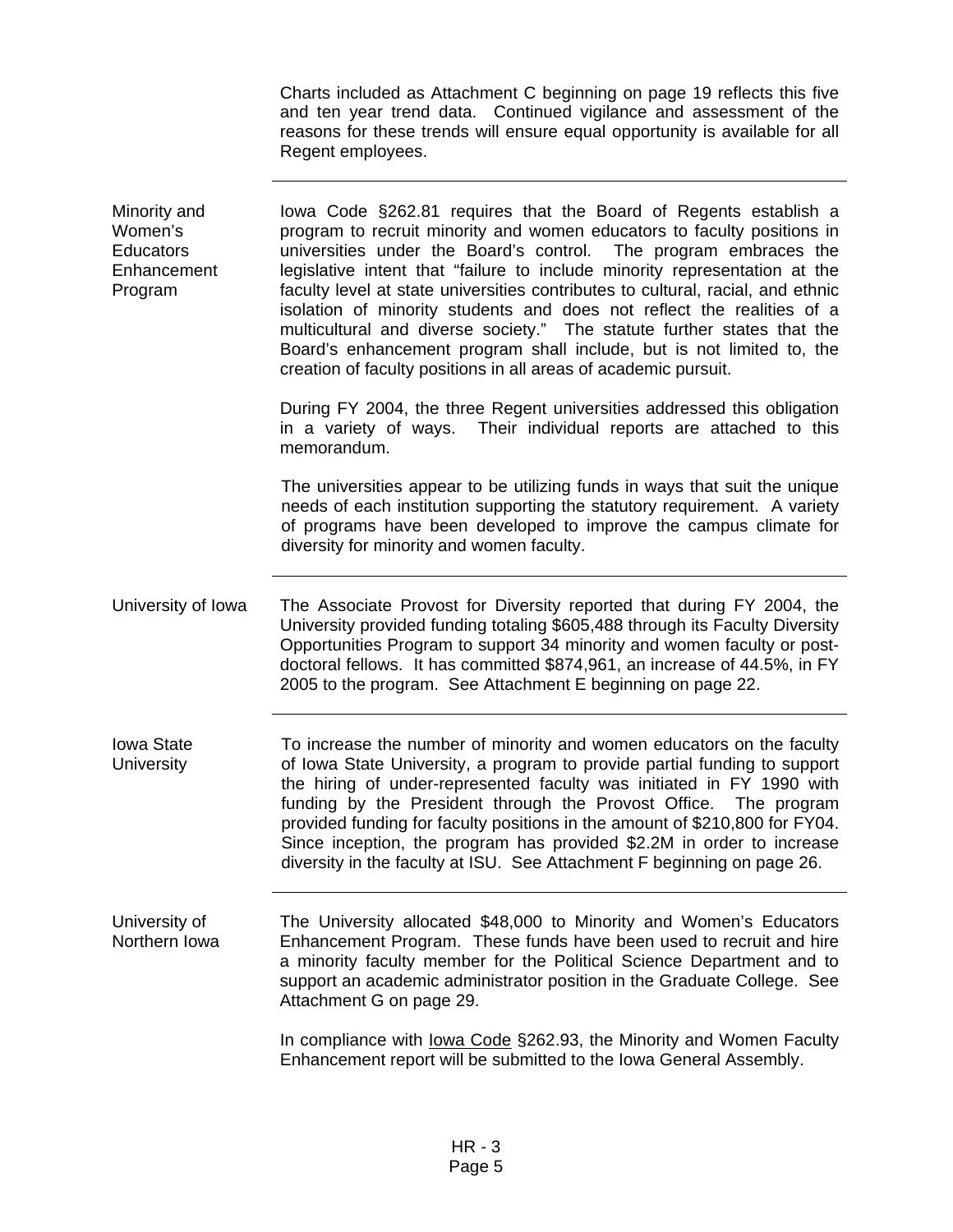Charts included as Attachment C beginning on page 19 reflects this five and ten year trend data. Continued vigilance and assessment of the reasons for these trends will ensure equal opportunity is available for all Regent employees.

---

**Minority and Women's Educators Enhancement Program**

Iowa Code §262.81 requires that the Board of Regents establish a program to recruit minority and women educators to faculty positions in universities under the Board's control. The program embraces the legislative intent that "failure to include minority representation at the faculty level at state universities contributes to cultural, racial, and ethnic isolation of minority students and does not reflect the realities of a multicultural and diverse society." The statute further states that the Board's enhancement program shall include, but is not limited to, the creation of faculty positions in all areas of academic pursuit.

During FY 2004, the three Regent universities addressed this obligation in a variety of ways. Their individual reports are attached to this memorandum.

The universities appear to be utilizing funds in ways that suit the unique needs of each institution supporting the statutory requirement. A variety of programs have been developed to improve the campus climate for diversity for minority and women faculty.

---

**University of Iowa**

The Associate Provost for Diversity reported that during FY 2004, the University provided funding totaling $605,488 through its Faculty Diversity Opportunities Program to support 34 minority and women faculty or post-doctoral fellows. It has committed $874,961, an increase of 44.5%, in FY 2005 to the program. See Attachment E beginning on page 22.

---

**Iowa State University**

To increase the number of minority and women educators on the faculty of Iowa State University, a program to provide partial funding to support the hiring of under-represented faculty was initiated in FY 1990 with funding by the President through the Provost Office. The program provided funding for faculty positions in the amount of $210,800 for FY04. Since inception, the program has provided $2.2M in order to increase diversity in the faculty at ISU. See Attachment F beginning on page 26.

---

**University of Northern Iowa**

The University allocated $48,000 to Minority and Women's Educators Enhancement Program. These funds have been used to recruit and hire a minority faculty member for the Political Science Department and to support an academic administrator position in the Graduate College. See Attachment G on page 29.

In compliance with Iowa Code §262.93, the Minority and Women Faculty Enhancement report will be submitted to the Iowa General Assembly.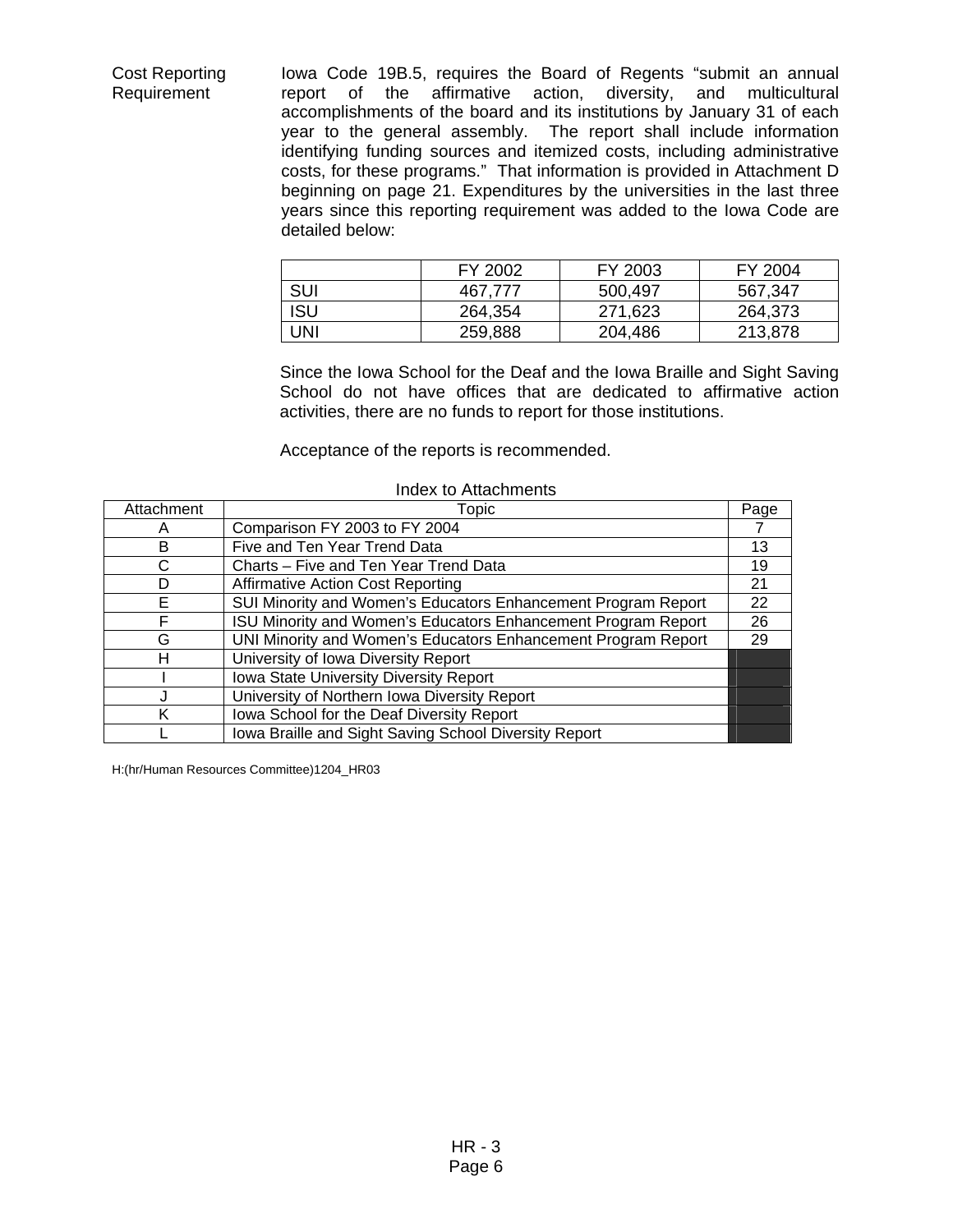**Cost Reporting Requirement**

Iowa Code 19B.5, requires the Board of Regents "submit an annual report of the affirmative action, diversity, and multicultural accomplishments of the board and its institutions by January 31 of each year to the general assembly. The report shall include information identifying funding sources and itemized costs, including administrative costs, for these programs." That information is provided in Attachment D beginning on page 21. Expenditures by the universities in the last three years since this reporting requirement was added to the Iowa Code are detailed below:

| | FY 2002 | FY 2003 | FY 2004 |
|---|---|---|---|
| SUI | 467,777 | 500,497 | 567,347 |
| ISU | 264,354 | 271,623 | 264,373 |
| UNI | 259,888 | 204,486 | 213,878 |

Since the Iowa School for the Deaf and the Iowa Braille and Sight Saving School do not have offices that are dedicated to affirmative action activities, there are no funds to report for those institutions.

Acceptance of the reports is recommended.

Index to Attachments

| Attachment | Topic | Page |
|---|---|---|
| A | Comparison FY 2003 to FY 2004 | 7 |
| B | Five and Ten Year Trend Data | 13 |
| C | Charts – Five and Ten Year Trend Data | 19 |
| D | Affirmative Action Cost Reporting | 21 |
| E | SUI Minority and Women's Educators Enhancement Program Report | 22 |
| F | ISU Minority and Women's Educators Enhancement Program Report | 26 |
| G | UNI Minority and Women's Educators Enhancement Program Report | 29 |
| H | University of Iowa Diversity Report | |
| I | Iowa State University Diversity Report | |
| J | University of Northern Iowa Diversity Report | |
| K | Iowa School for the Deaf Diversity Report | |
| L | Iowa Braille and Sight Saving School Diversity Report | |

H:(hr/Human Resources Committee)1204_HR03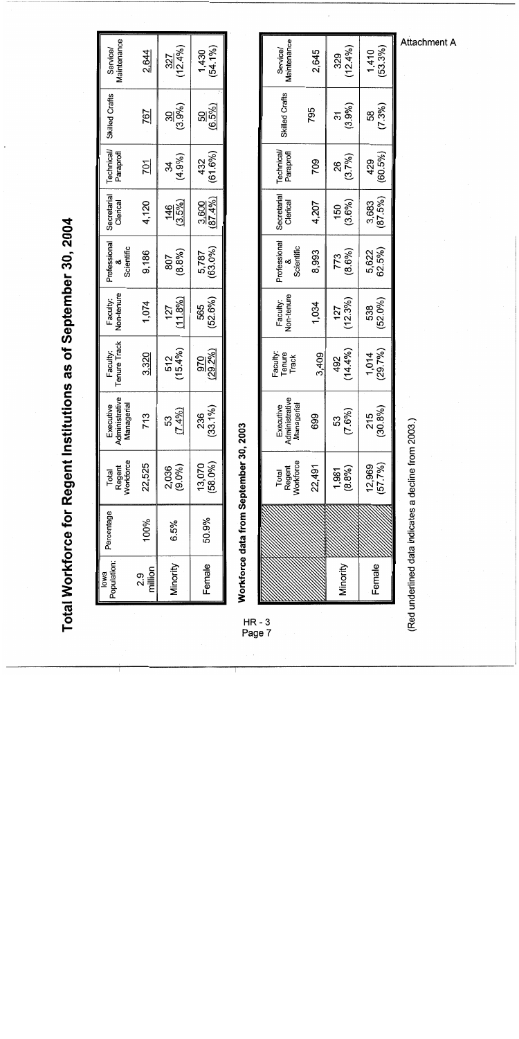# Total Workforce for Regent Institutions as of September 30, 2004

| Iowa Population: | Percentage | Total Regent Workforce | Executive Administrative Managerial | Faculty: Tenure Track | Faculty: Non-tenure | Professional & Scientific | Secretarial Clerical | Technical/ Paraprofl | Skilled Crafts | Service/ Maintenance |
|---|---|---|---|---|---|---|---|---|---|---|
| 2.9 million | 100% | 22,525 | 713 | 3,320 | 1,074 | 9,186 | 4,120 | 701 | 767 | 2,644 |
| Minority | 6.5% | 2,036 (9.0%) | 53 (7.4%) | 512 (15.4%) | 127 (11.8%) | 807 (8.8%) | 146 (3.5%) | 34 (4.9%) | 30 (3.9%) | 327 (12.4%) |
| Female | 50.9% | 13,070 (58.0%) | 236 (33.1%) | 970 (29.2%) | 565 (52.6%) | 5,787 (63.0%) | 3,600 (87.4%) | 432 (61.6%) | 50 (6.5%) | 1,430 (54.1%) |

## Workforce data from September 30, 2003

| | Total Regent Workforce | Executive Administrative Managerial | Faculty: Tenure Track | Faculty: Non-tenure | Professional & Scientific | Secretarial Clerical | Technical/ Paraprofl | Skilled Crafts | Service/ Maintenance |
|---|---|---|---|---|---|---|---|---|---|
| | 22,491 | 699 | 3,409 | 1,034 | 8,993 | 4,207 | 709 | 795 | 2,645 |
| Minority | 1,981 (8.8%) | 53 (7.6%) | 492 (14.4%) | 127 (12.3%) | 773 (8.6%) | 150 (3.6%) | 26 (3.7%) | 31 (3.9%) | 329 (12.4%) |
| Female | 12,969 (57.7%) | 215 (30.8%) | 1,014 (29.7%) | 538 (52.0%) | 5,622 62.5%) | 3,683 (87.5%) | 429 (60.5%) | 58 (7.3%) | 1,410 (53.3%) |

(Red underlined data indicates a decline from 2003.)

Attachment A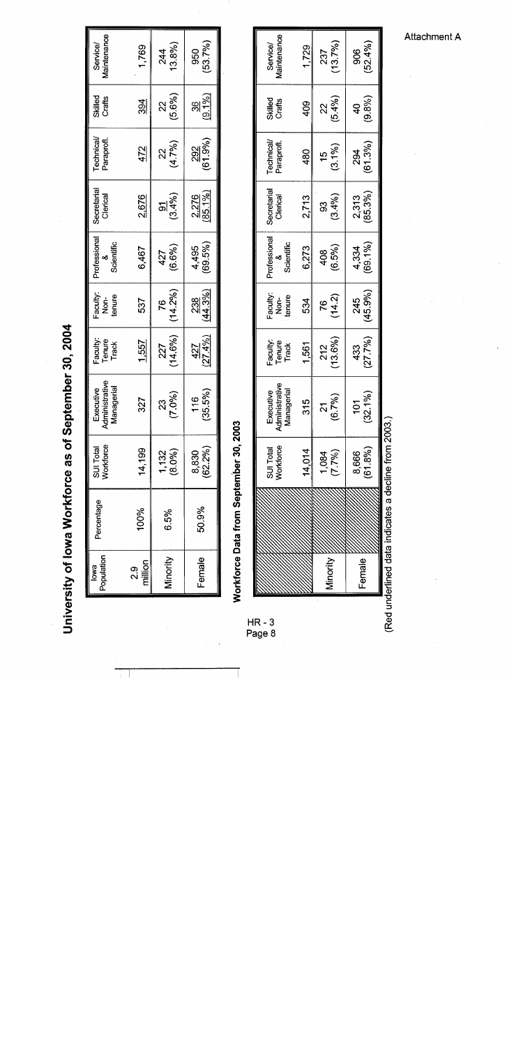# University of Iowa Workforce as of September 30, 2004

| Iowa Population | Percentage | SUI Total Workforce | Executive Administrative Managerial | Faculty: Tenure Track | Faculty: Non-tenure | Professional & Scientific | Secretarial Clerical | Technical/ Paraprofl. | Skilled Crafts | Service/ Maintenance |
|---|---|---|---|---|---|---|---|---|---|---|
| 2.9 million | 100% | 14,199 | 327 | 1,557 | 537 | 6,467 | 2,676 | 472 | 394 | 1,769 |
| Minority | 6.5% | 1,132 (8.0%) | 23 (7.0%) | 227 (14.6%) | 76 (14.2%) | 427 (6.6%) | 91 (3.4%) | 22 (4.7%) | 22 (5.6%) | 244 13.8%) |
| Female | 50.9% | 8,830 (62.2%) | 116 (35.5%) | 427 (27.4%) | 238 (44.3%) | 4,495 (69.5%) | 2,276 (85.1%) | 292 (61.9%) | 36 (9.1%) | 950 (53.7%) |

## Workforce Data from September 30, 2003

| | SUI Total Workforce | Executive Administrative Managerial | Faculty: Tenure Track | Faculty: Non-tenure | Professional & Scientific | Secretarial Clerical | Technical/ Paraprofl. | Skilled Crafts | Service/ Maintenance |
|---|---|---|---|---|---|---|---|---|---|
| | 14,014 | 315 | 1,561 | 534 | 6,273 | 2,713 | 480 | 409 | 1,729 |
| Minority | 1,084 (7.7%) | 21 (6.7%) | 212 (13.6%) | 76 (14.2) | 408 (6.5%) | 93 (3.4%) | 15 (3.1%) | 22 (5.4%) | 237 (13.7%) |
| Female | 8,666 (61.8%) | 101 (32.1%) | 433 (27.7%) | 245 (45.9%) | 4,334 (69.1%) | 2,313 (85.3%) | 294 (61.3%) | 40 (9.8%) | 906 (52.4%) |

(Red underlined data indicates a decline from 2003.)

HR - 3
Page 8

Attachment A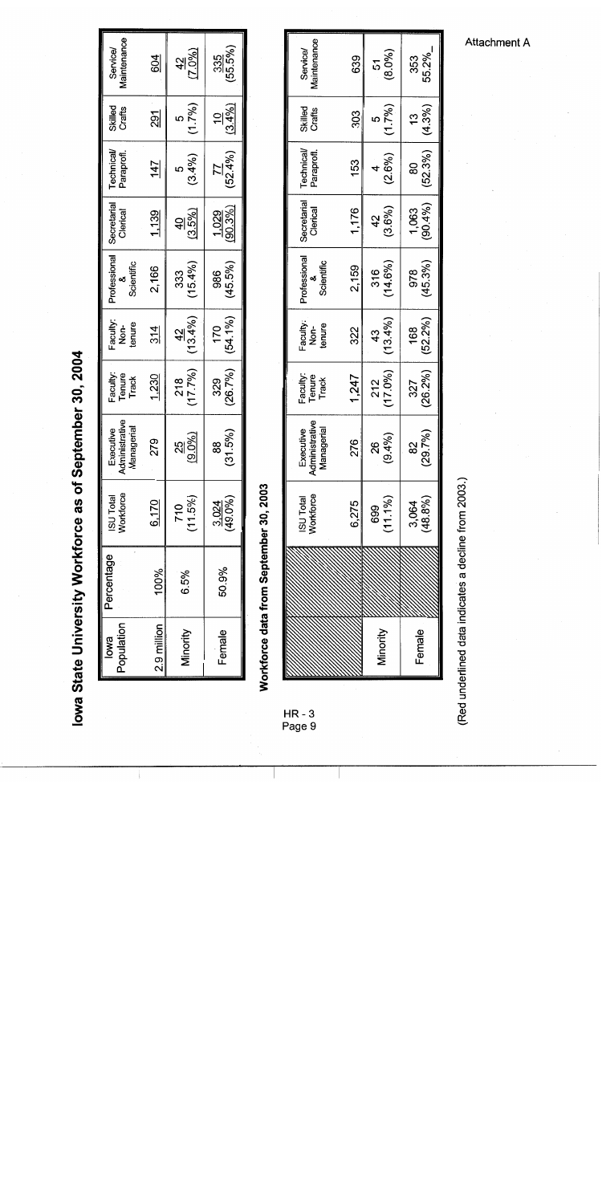# Iowa State University Workforce as of September 30, 2004

| Iowa Population | Percentage | ISU Total Workforce | Executive Administrative Managerial | Faculty: Tenure Track | Faculty: Non-tenure | Professional & Scientific | Secretarial Clerical | Technical/ Paraprofl. | Skilled Crafts | Service/ Maintenance |
|---|---|---|---|---|---|---|---|---|---|---|
| 2.9 million | 100% | 6,170 | 279 | 1,230 | 314 | 2,166 | 1,139 | 147 | 291 | 604 |
| Minority | 6.5% | 710 (11.5%) | 25 (9.0%) | 218 (17.7%) | 42 (13.4%) | 333 (15.4%) | 40 (3.5%) | 5 (3.4%) | 5 (1.7%) | 42 (7.0%) |
| Female | 50.9% | 3,024 (49.0%) | 88 (31.5%) | 329 (26.7%) | 170 (54.1%) | 986 (45.5%) | 1,029 (90.3%) | 77 (52.4%) | 10 (3.4%) | 335 (55.5%) |

## Workforce data from September 30, 2003

| | ISU Total Workforce | Executive Administrative Managerial | Faculty: Tenure Track | Faculty: Non-tenure | Professional & Scientific | Secretarial Clerical | Technical/ Paraprofl. | Skilled Crafts | Service/ Maintenance |
|---|---|---|---|---|---|---|---|---|---|
| | 6,275 | 276 | 1,247 | 322 | 2,159 | 1,176 | 153 | 303 | 639 |
| Minority | 699 (11.1%) | 26 (9.4%) | 212 (17.0%) | 43 (13.4%) | 316 (14.6%) | 42 (3.6%) | 4 (2.6%) | 5 (1.7%) | 51 (8.0%) |
| Female | 3,064 (48.8%) | 82 (29.7%) | 327 (26.2%) | 168 (52.2%) | 978 (45.3%) | 1,063 (90.4%) | 80 (52.3%) | 13 (4.3%) | 353 55.2% |

(Red underlined data indicates a decline from 2003.)

Attachment A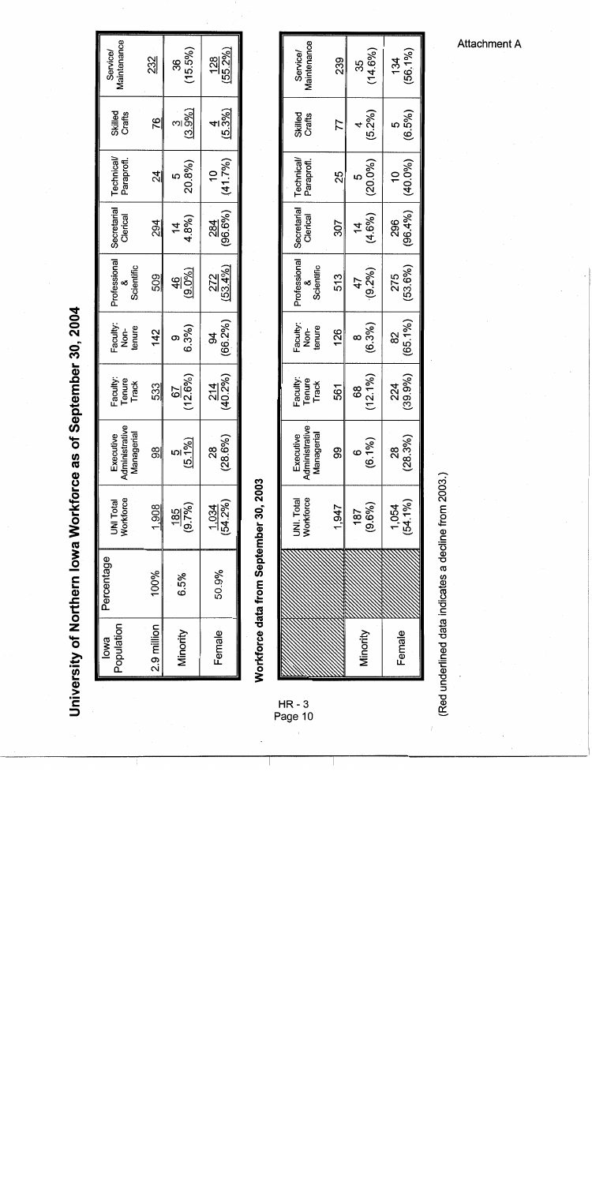# University of Northern Iowa Workforce as of September 30, 2004

| Iowa Population | Percentage | UNI Total Workforce | Executive Administrative Managerial | Faculty: Tenure Track | Faculty: Non-tenure | Professional & Scientific | Secretarial Clerical | Technical/ Paraprofl. | Skilled Crafts | Service/ Maintenance |
|---|---|---|---|---|---|---|---|---|---|---|
| 2.9 million | 100% | 1,908 | 98 | 533 | 142 | 509 | 294 | 24 | 76 | 232 |
| Minority | 6.5% | 185 (9.7%) | 5 (5.1%) | 67 (12.6%) | 9 6.3%) | 46 (9.0%) | 14 4.8%) | 5 20.8%) | 3 (3.9%) | 36 (15.5%) |
| Female | 50.9% | 1,034 (54.2%) | 28 (28.6%) | 214 (40.2%) | 94 (66.2%) | 272 (53.4%) | 284 (96.6%) | 10 (41.7%) | 4 (5.3%) | 128 (55.2%) |

## Workforce data from September 30, 2003

| | UNI Total Workforce | Executive Administrative Managerial | Faculty: Tenure Track | Faculty: Non-tenure | Professional & Scientific | Secretarial Clerical | Technical/ Paraprofl. | Skilled Crafts | Service/ Maintenance |
|---|---|---|---|---|---|---|---|---|---|
| | 1,947 | 99 | 561 | 126 | 513 | 307 | 25 | 77 | 239 |
| Minority | 187 (9.6%) | 6 (6.1%) | 68 (12.1%) | 8 (6.3%) | 47 (9.2%) | 14 (4.6%) | 5 (20.0%) | 4 (5.2%) | 35 (14.6%) |
| Female | 1,054 (54.1%) | 28 (28.3%) | 224 (39.9%) | 82 (65.1%) | 275 (53.6%) | 296 (96.4%) | 10 (40.0%) | 5 (6.5%) | 134 (56.1%) |

(Red underlined data indicates a decline from 2003.)

Attachment A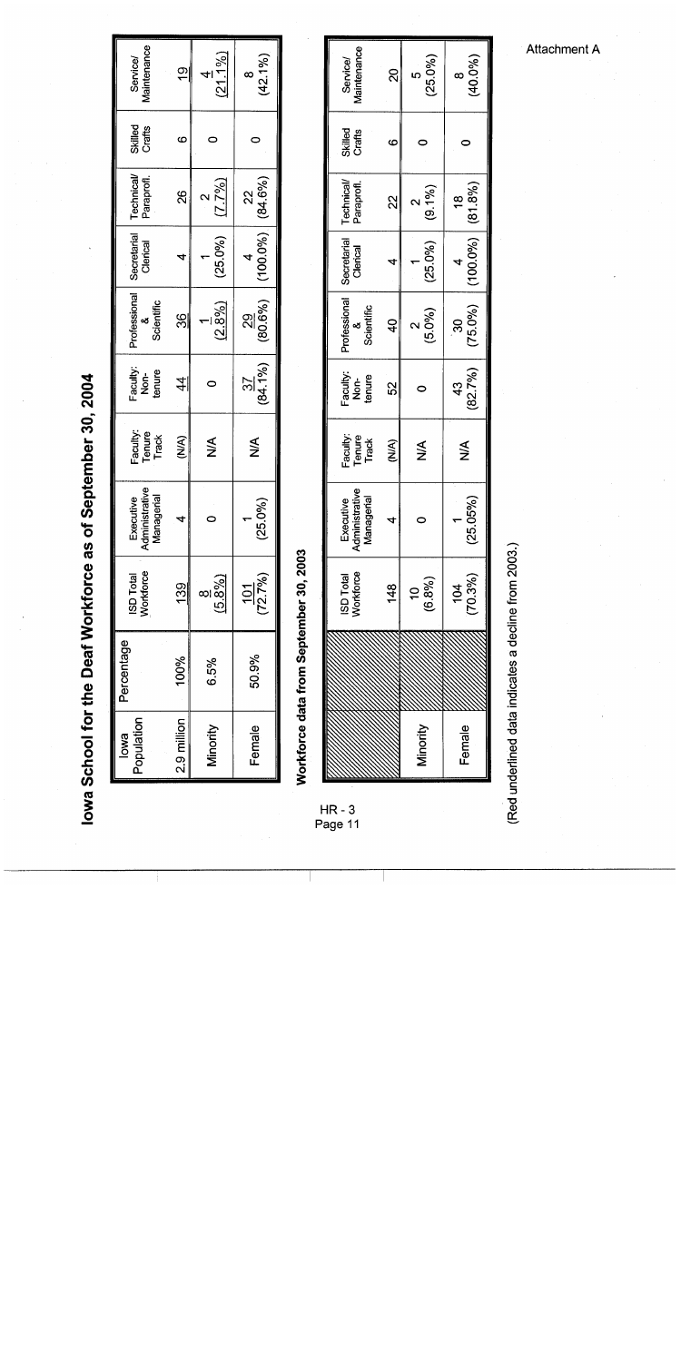# Iowa School for the Deaf Workforce as of September 30, 2004

| Iowa Population | Percentage | ISD Total Workforce | Executive Administrative Managerial | Faculty: Tenure Track | Faculty: Non-tenure | Professional & Scientific | Secretarial Clerical | Technical/ Paraprofl. | Skilled Crafts | Service/ Maintenance |
|---|---|---|---|---|---|---|---|---|---|---|
| 2.9 million | 100% | 139 | 4 | (N/A) | 44 | 36 | 4 | 26 | 6 | 19 |
| Minority | 6.5% | 8 (5.8%) | 0 | N/A | 0 | 1 (2.8%) | 1 (25.0%) | 2 (7.7%) | 0 | 4 (21.1%) |
| Female | 50.9% | 101 (72.7%) | 1 (25.0%) | N/A | 37 (84.1%) | 29 (80.6%) | 4 (100.0%) | 22 (84.6%) | 0 | 8 (42.1%) |

## Workforce data from September 30, 2003

| | ISD Total Workforce | Executive Administrative Managerial | Faculty: Tenure Track | Faculty: Non-tenure | Professional & Scientific | Secretarial Clerical | Technical/ Paraprofl. | Skilled Crafts | Service/ Maintenance |
|---|---|---|---|---|---|---|---|---|---|
| | 148 | 4 | (N/A) | 52 | 40 | 4 | 22 | 6 | 20 |
| Minority | 10 (6.8%) | 0 | N/A | 0 | 2 (5.0%) | 1 (25.0%) | 2 (9.1%) | 0 | 5 (25.0%) |
| Female | 104 (70.3%) | 1 (25.05%) | N/A | 43 (82.7%) | 30 (75.0%) | 4 (100.0%) | 18 (81.8%) | 0 | 8 (40.0%) |

(Red underlined data indicates a decline from 2003.)

HR - 3

Attachment A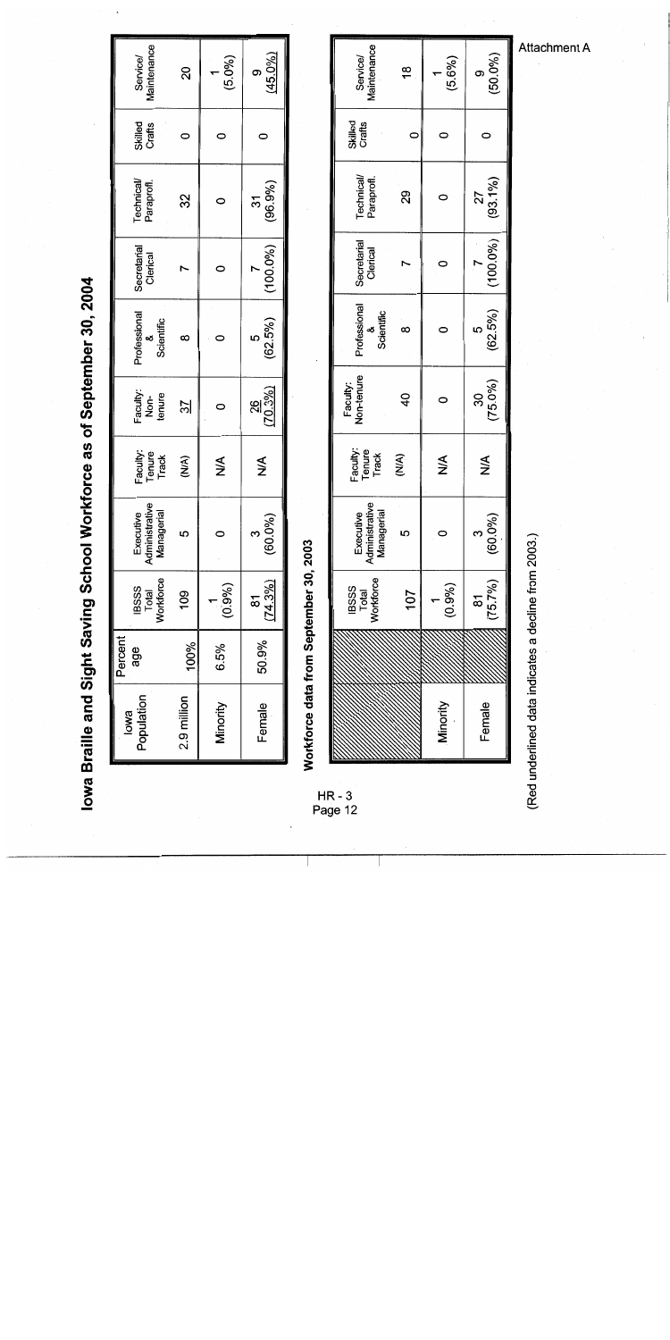# Iowa Braille and Sight Saving School Workforce as of September 30, 2004

| Iowa Population | Percentage | IBSSS Total Workforce | Executive Administrative Managerial | Faculty: Tenure Track | Faculty: Non-tenure | Professional & Scientific | Secretarial Clerical | Technical/ Paraprofl. | Skilled Crafts | Service/ Maintenance |
|---|---|---|---|---|---|---|---|---|---|---|
| 2.9 million | 100% | 109 | 5 | (N/A) | 37 | 8 | 7 | 32 | 0 | 20 |
| Minority | 6.5% | 1 (0.9%) | 0 | N/A | 0 | 0 | 0 | 0 | 0 | 1 (5.0%) |
| Female | 50.9% | 81 (74.3%) | 3 (60.0%) | N/A | 26 (70.3%) | 5 (62.5%) | 7 (100.0%) | 31 (96.9%) | 0 | 9 (45.0%) |

## Workforce data from September 30, 2003

| | IBSSS Total Workforce | Executive Administrative Managerial | Faculty: Tenure Track | Faculty: Non-tenure | Professional & Scientific | Secretarial Clerical | Technical/ Paraprofl. | Skilled Crafts | Service/ Maintenance |
|---|---|---|---|---|---|---|---|---|---|
| | 107 | 5 | (N/A) | 40 | 8 | 7 | 29 | 0 | 18 |
| Minority | 1 (0.9%) | 0 | N/A | 0 | 0 | 0 | 0 | 0 | 1 (5.6%) |
| Female | 81 (75.7%) | 3 (60.0%) | N/A | 30 (75.0%) | 5 (62.5%) | 7 (100.0%) | 27 (93.1%) | 0 | 9 (50.0%) |

(Red underlined data indicates a decline from 2003.)

HR - 3
Page 12

Attachment A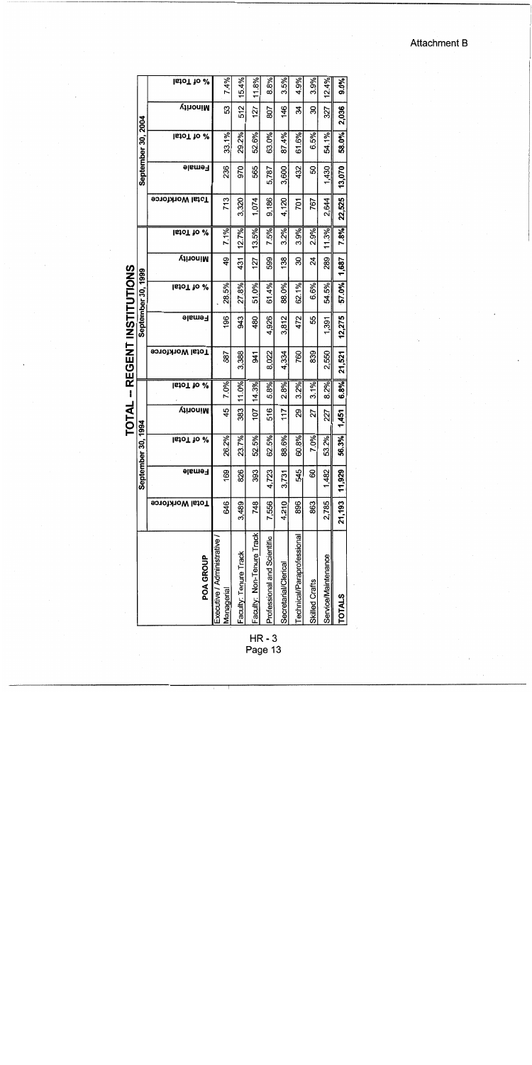Attachment B

# TOTAL -- REGENT INSTITUTIONS

| POA GROUP | September 30, 1994 | | | | | September 30, 1999 | | | | | September 30, 2004 | | | | |
|---|---|---|---|---|---|---|---|---|---|---|---|---|---|---|---|
| | Total Workforce | Female | % of Total | Minority | % of Total | Total Workforce | Female | % of Total | Minority | % of Total | Total Workforce | Female | % of Total | Minority | % of Total |
| Executive / Administrative / Managerial | 646 | 169 | 26.2% | 45 | 7.0% | 687 | 196 | 28.5% | 49 | 7.1% | 713 | 236 | 33.1% | 53 | 7.4% |
| Faculty: Tenure Track | 3,489 | 826 | 23.7% | 383 | 11.0% | 3,388 | 943 | 27.8% | 431 | 12.7% | 3,320 | 970 | 29.2% | 512 | 15.4% |
| Faculty: Non-Tenure Track | 748 | 393 | 52.5% | 107 | 14.3% | 941 | 480 | 51.0% | 127 | 13.5% | 1,074 | 565 | 52.6% | 127 | 11.8% |
| Professional and Scientific | 7,556 | 4,723 | 62.5% | 516 | 6.8% | 8,022 | 4,926 | 61.4% | 599 | 7.5% | 9,186 | 5,787 | 63.0% | 807 | 8.8% |
| Secretarial/Clerical | 4,210 | 3,731 | 88.6% | 117 | 2.8% | 4,334 | 3,812 | 88.0% | 138 | 3.2% | 4,120 | 3,600 | 87.4% | 146 | 3.5% |
| Technical/Paraprofessional | 896 | 545 | 60.8% | 29 | 3.2% | 760 | 472 | 62.1% | 30 | 3.9% | 701 | 432 | 61.6% | 34 | 4.9% |
| Skilled Crafts | 863 | 60 | 7.0% | 27 | 3.1% | 839 | 55 | 6.6% | 24 | 2.9% | 767 | 50 | 6.5% | 30 | 3.9% |
| Service/Maintenance | 2,785 | 1,482 | 53.2% | 227 | 8.2% | 2,550 | 1,391 | 54.5% | 289 | 11.3% | 2,644 | 1,430 | 54.1% | 327 | 12.4% |
| **TOTALS** | **21,193** | **11,929** | **56.3%** | **1,451** | **6.8%** | **21,521** | **12,275** | **57.0%** | **1,687** | **7.8%** | **22,525** | **13,070** | **58.0%** | **2,036** | **9.0%** |

HR - 3
Page 13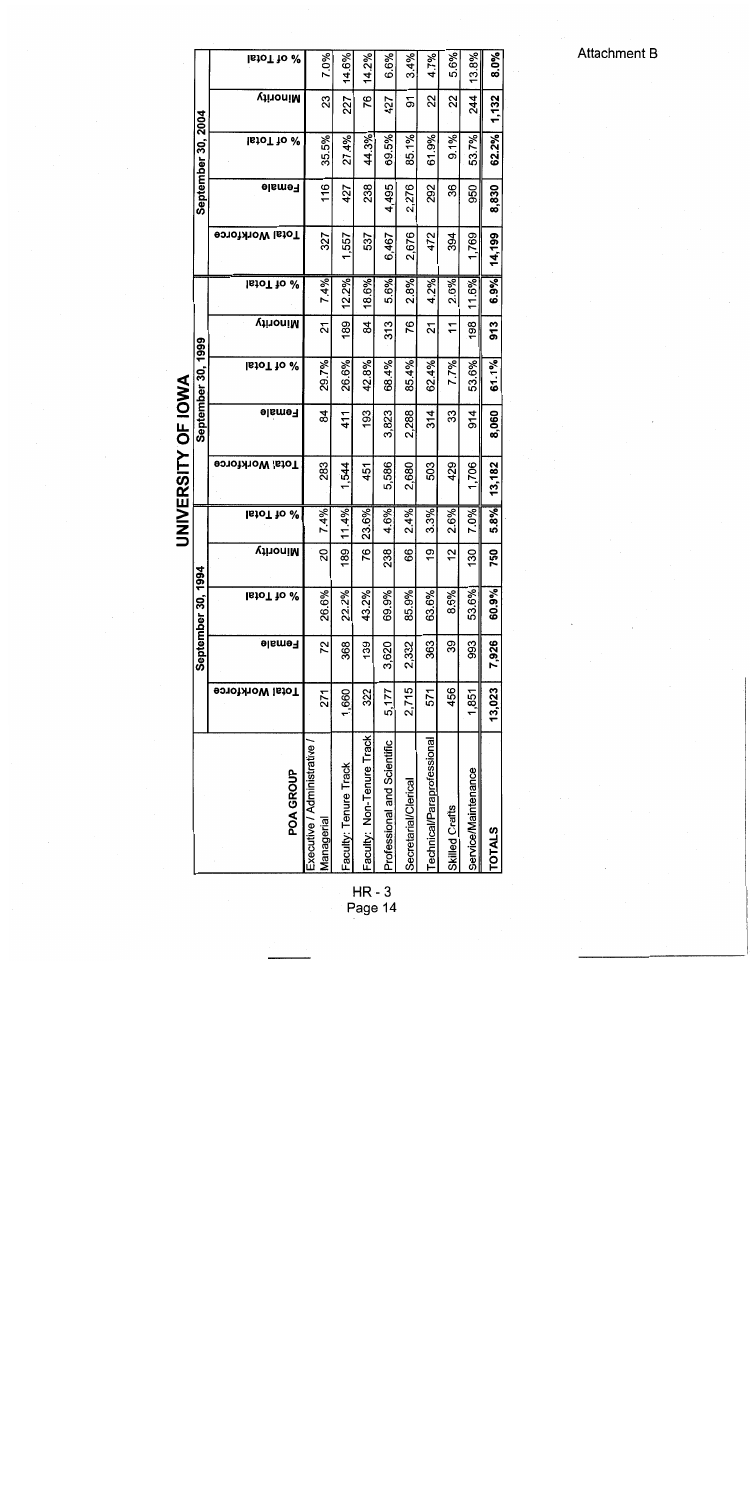# UNIVERSITY OF IOWA

| POA GROUP | September 30, 1994 | | | | | September 30, 1999 | | | | | September 30, 2004 | | | | |
|---|---|---|---|---|---|---|---|---|---|---|---|---|---|---|---|
| | Total Workforce | Female | % of Total | Minority | % of Total | Total Workforce | Female | % of Total | Minority | % of Total | Total Workforce | Female | % of Total | Minority | % of Total |
| Executive / Administrative / Managerial | 271 | 72 | 26.6% | 20 | 7.4% | 283 | 84 | 29.7% | 21 | 7.4% | 327 | 116 | 35.5% | 23 | 7.0% |
| Faculty: Tenure Track | 1,660 | 368 | 22.2% | 189 | 11.4% | 1,544 | 411 | 26.6% | 189 | 12.2% | 1,557 | 427 | 27.4% | 227 | 14.6% |
| Faculty: Non-Tenure Track | 322 | 139 | 43.2% | 76 | 23.6% | 451 | 193 | 42.8% | 84 | 18.6% | 537 | 238 | 44.3% | 76 | 14.2% |
| Professional and Scientific | 5,177 | 3,620 | 69.9% | 238 | 4.6% | 5,586 | 3,823 | 68.4% | 313 | 5.6% | 6,467 | 4,495 | 69.5% | 427 | 6.6% |
| Secretarial/Clerical | 2,715 | 2,332 | 85.9% | 66 | 2.4% | 2,680 | 2,288 | 85.4% | 76 | 2.8% | 2,676 | 2,276 | 85.1% | 91 | 3.4% |
| Technical/Paraprofessional | 571 | 363 | 63.6% | 19 | 3.3% | 503 | 314 | 62.4% | 21 | 4.2% | 472 | 292 | 61.9% | 22 | 4.7% |
| Skilled Crafts | 456 | 39 | 8.6% | 12 | 2.6% | 429 | 33 | 7.7% | 11 | 2.6% | 394 | 36 | 9.1% | 22 | 5.6% |
| Service/Maintenance | 1,851 | 993 | 53.6% | 130 | 7.0% | 1,706 | 914 | 53.6% | 198 | 11.6% | 1,769 | 950 | 53.7% | 244 | 13.8% |
| **TOTALS** | **13,023** | **7,926** | **60.9%** | **750** | **5.8%** | **13,182** | **8,060** | **61.1%** | **913** | **6.9%** | **14,199** | **8,830** | **62.2%** | **1,132** | **8.0%** |

Attachment B

HR - 3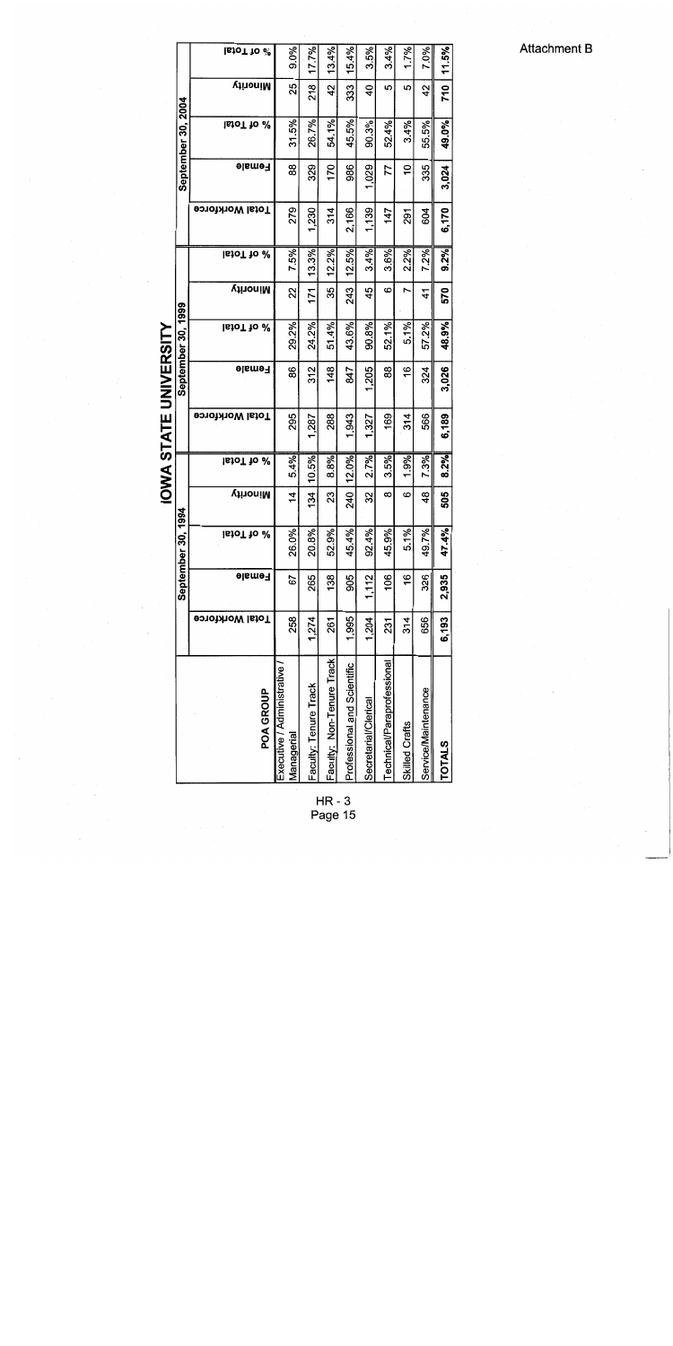# IOWA STATE UNIVERSITY

| POA GROUP | September 30, 1994 | | | | | September 30, 1999 | | | | | September 30, 2004 | | | | |
|---|---|---|---|---|---|---|---|---|---|---|---|---|---|---|---|
| | Total Workforce | Female | % of Total | Minority | % of Total | Total Workforce | Female | % of Total | Minority | % of Total | Total Workforce | Female | % of Total | Minority | % of Total |
| Executive / Administrative / Managerial | 258 | 67 | 26.0% | 14 | 5.4% | 295 | 86 | 29.2% | 22 | 7.5% | 279 | 88 | 31.5% | 25 | 9.0% |
| Faculty: Tenure Track | 1,274 | 265 | 20.8% | 134 | 10.5% | 1,287 | 312 | 24.2% | 171 | 13.3% | 1,230 | 329 | 26.7% | 218 | 17.7% |
| Faculty: Non-Tenure Track | 261 | 138 | 52.9% | 23 | 8.8% | 288 | 148 | 51.4% | 35 | 12.2% | 314 | 170 | 54.1% | 42 | 13.4% |
| Professional and Scientific | 1,995 | 905 | 45.4% | 240 | 12.0% | 1,943 | 847 | 43.6% | 243 | 12.5% | 2,166 | 986 | 45.5% | 333 | 15.4% |
| Secretarial/Clerical | 1,204 | 1,112 | 92.4% | 32 | 2.7% | 1,327 | 1,205 | 90.8% | 45 | 3.4% | 1,139 | 1,029 | 90.3% | 40 | 3.5% |
| Technical/Paraprofessional | 231 | 106 | 45.9% | 8 | 3.5% | 169 | 88 | 52.1% | 6 | 3.6% | 147 | 77 | 52.4% | 5 | 3.4% |
| Skilled Crafts | 314 | 16 | 5.1% | 6 | 1.9% | 314 | 16 | 5.1% | 7 | 2.2% | 291 | 10 | 3.4% | 5 | 1.7% |
| Service/Maintenance | 656 | 326 | 49.7% | 48 | 7.3% | 566 | 324 | 57.2% | 41 | 7.2% | 604 | 335 | 55.5% | 42 | 7.0% |
| **TOTALS** | **6,193** | **2,935** | **47.4%** | **505** | **8.2%** | **6,189** | **3,026** | **48.9%** | **570** | **9.2%** | **6,170** | **3,024** | **49.0%** | **710** | **11.5%** |

Attachment B

HR - 3
Page 15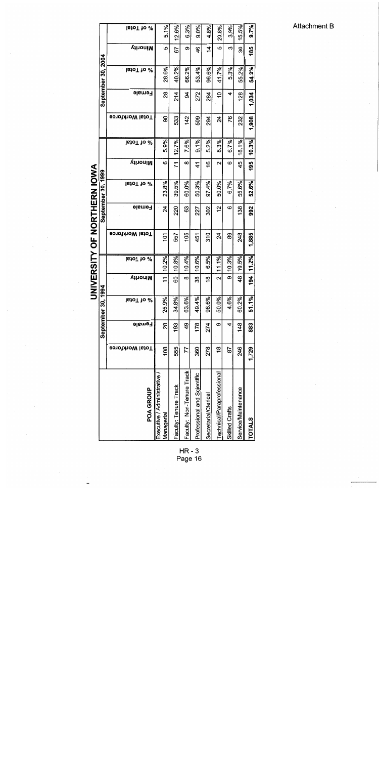Attachment B

# UNIVERSITY OF NORTHERN IOWA

| POA GROUP | September 30, 1994 | | | | | September 30, 1999 | | | | | September 30, 2004 | | | | |
|---|---|---|---|---|---|---|---|---|---|---|---|---|---|---|---|
| | Total Workforce | Female | % of Total | Minority | % of Total | Total Workforce | Female | % of Total | Minority | % of Total | Total Workforce | Female | % of Total | Minority | % of Total |
| Executive / Administrative / Managerial | 108 | 28 | 25.9% | 11 | 10.2% | 101 | 24 | 23.8% | 6 | 5.9% | 98 | 28 | 28.6% | 5 | 5.1% |
| Faculty: Tenure Track | 555 | 193 | 34.8% | 60 | 10.8% | 557 | 220 | 39.5% | 71 | 12.7% | 533 | 214 | 40.2% | 67 | 12.6% |
| Faculty: Non-Tenure Track | 77 | 49 | 63.6% | 8 | 10.4% | 105 | 63 | 60.0% | 8 | 7.6% | 142 | 94 | 66.2% | 9 | 6.3% |
| Professional and Scientific | 360 | 178 | 49.4% | 38 | 10.6% | 451 | 227 | 50.3% | 41 | 9.1% | 509 | 272 | 53.4% | 46 | 9.0% |
| Secretarial/Clerical | 278 | 274 | 98.6% | 18 | 6.5% | 310 | 302 | 97.4% | 16 | 5.2% | 294 | 284 | 96.6% | 14 | 4.8% |
| Technical/Paraprofessional | 18 | 9 | 50.0% | 2 | 11.1% | 24 | 12 | 50.0% | 2 | 8.3% | 24 | 10 | 41.7% | 5 | 20.8% |
| Skilled Crafts | 87 | 4 | 4.6% | 9 | 10.3% | 89 | 6 | 6.7% | 6 | 6.7% | 76 | 4 | 5.3% | 3 | 3.9% |
| Service/Maintenance | 246 | 148 | 60.2% | 48 | 19.5% | 248 | 138 | 55.6% | 45 | 18.1% | 232 | 128 | 55.2% | 36 | 15.5% |
| **TOTALS** | **1,729** | **883** | **51.1%** | **194** | **11.2%** | **1,885** | **992** | **52.6%** | **195** | **10.3%** | **1,908** | **1,034** | **54.2%** | **185** | **9.7%** |

HR - 3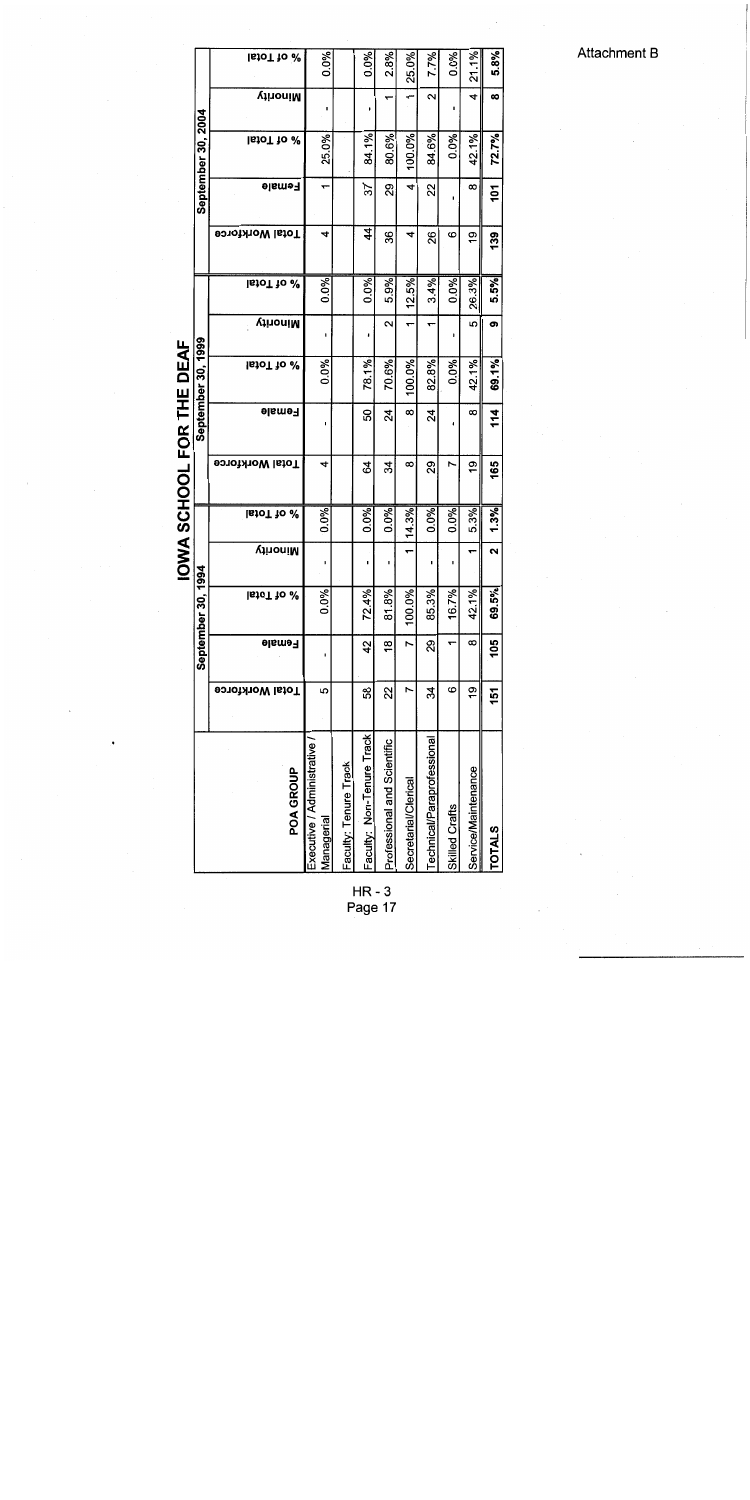# IOWA SCHOOL FOR THE DEAF

| POA GROUP | September 30, 1994 | | | | | September 30, 1999 | | | | | September 30, 2004 | | | | |
|---|---|---|---|---|---|---|---|---|---|---|---|---|---|---|---|
| | Total Workforce | Female | % of Total | Minority | % of Total | Total Workforce | Female | % of Total | Minority | % of Total | Total Workforce | Female | % of Total | Minority | % of Total |
| Executive / Administrative / Managerial | 5 | - | 0.0% | - | 0.0% | 4 | - | 0.0% | - | 0.0% | 4 | 1 | 25.0% | - | 0.0% |
| Faculty: Tenure Track | | | | | | | | | | | | | | | |
| Faculty: Non-Tenure Track | 58 | 42 | 72.4% | - | 0.0% | 64 | 50 | 78.1% | - | 0.0% | 44 | 37 | 84.1% | - | 0.0% |
| Professional and Scientific | 22 | 18 | 81.8% | - | 0.0% | 34 | 24 | 70.6% | 2 | 5.9% | 36 | 29 | 80.6% | 1 | 2.8% |
| Secretarial/Clerical | 7 | 7 | 100.0% | 1 | 14.3% | 8 | 8 | 100.0% | 1 | 12.5% | 4 | 4 | 100.0% | 1 | 25.0% |
| Technical/Paraprofessional | 34 | 29 | 85.3% | - | 0.0% | 29 | 24 | 82.8% | 1 | 3.4% | 26 | 22 | 84.6% | 2 | 7.7% |
| Skilled Crafts | 6 | 1 | 16.7% | - | 0.0% | 7 | - | 0.0% | - | 0.0% | 6 | - | 0.0% | - | 0.0% |
| Service/Maintenance | 19 | 8 | 42.1% | 1 | 5.3% | 19 | 8 | 42.1% | 5 | 26.3% | 19 | 8 | 42.1% | 4 | 21.1% |
| TOTALS | 151 | 105 | 69.5% | 2 | 1.3% | 165 | 114 | 69.1% | 9 | 5.5% | 139 | 101 | 72.7% | 8 | 5.8% |

Attachment B

HR - 3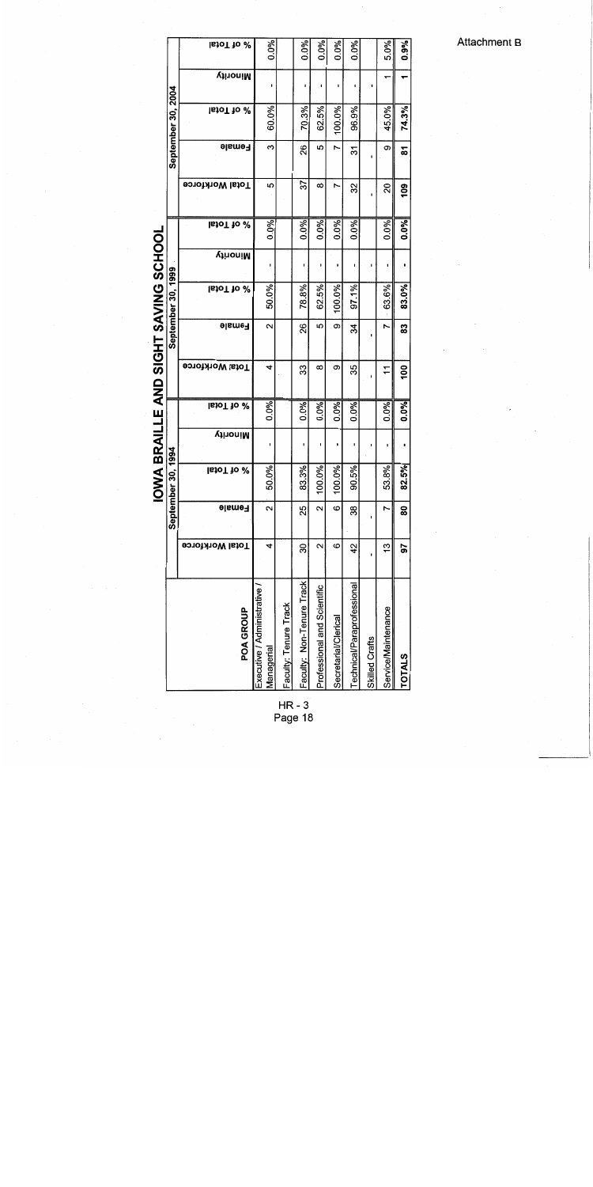# IOWA BRAILLE AND SIGHT SAVING SCHOOL

| POA GROUP | September 30, 1994 | | | | September 30, 1999 | | | | September 30, 2004 | | | |
|---|---|---|---|---|---|---|---|---|---|---|---|---|
| | Total Workforce | Female | % of Total | Minority | % of Total | Total Workforce | Female | % of Total | Minority | % of Total | Total Workforce | Female | % of Total | Minority | % of Total |

| POA GROUP | Total Workforce (1994) | Female (1994) | % of Total (1994) | Minority (1994) | % of Total (1994) | Total Workforce (1999) | Female (1999) | % of Total (1999) | Minority (1999) | % of Total (1999) | Total Workforce (2004) | Female (2004) | % of Total (2004) | Minority (2004) | % of Total (2004) |
|---|---|---|---|---|---|---|---|---|---|---|---|---|---|---|---|
| Executive / Administrative / Managerial | 4 | 2 | 50.0% | - | 0.0% | 4 | 2 | 50.0% | - | 0.0% | 5 | 3 | 60.0% | - | 0.0% |
| Faculty: Tenure Track | | | | | | | | | | | | | | | |
| Faculty: Non-Tenure Track | 30 | 25 | 83.3% | - | 0.0% | 33 | 26 | 78.8% | - | 0.0% | 37 | 26 | 70.3% | - | 0.0% |
| Professional and Scientific | 2 | 2 | 100.0% | - | 0.0% | 8 | 5 | 62.5% | - | 0.0% | 8 | 5 | 62.5% | - | 0.0% |
| Secretarial/Clerical | 6 | 6 | 100.0% | - | 0.0% | 9 | 9 | 100.0% | - | 0.0% | 7 | 7 | 100.0% | - | 0.0% |
| Technical/Paraprofessional | 42 | 38 | 90.5% | - | 0.0% | 35 | 34 | 97.1% | - | 0.0% | 32 | 31 | 96.9% | - | 0.0% |
| Skilled Crafts | - | - | | - | | - | - | | - | | - | - | | - | |
| Service/Maintenance | 13 | 7 | 53.8% | - | 0.0% | 11 | 7 | 63.6% | - | 0.0% | 20 | 9 | 45.0% | 1 | 5.0% |
| **TOTALS** | **97** | **80** | **82.5%** | **-** | **0.0%** | **100** | **83** | **83.0%** | **-** | **0.0%** | **109** | **81** | **74.3%** | **1** | **0.9%** |

HR - 3
Page 18

Attachment B

# IOWA BRAILLE AND SIGHT SAVING SCHOOL

| POA GROUP | September 30, 1994 | | | | | September 30, 1999 | | | | | September 30, 2004 | | | | |
|---|---|---|---|---|---|---|---|---|---|---|---|---|---|---|---|
| | Total Workforce | Female | % of Total | Minority | % of Total | Total Workforce | Female | % of Total | Minority | % of Total | Total Workforce | Female | % of Total | Minority | % of Total |
| Executive / Administrative / Managerial | 4 | 2 | 50.0% | - | 0.0% | 4 | 2 | 50.0% | - | 0.0% | 5 | 3 | 60.0% | - | 0.0% |
| Faculty: Tenure Track | | | | | | | | | | | | | | | |
| Faculty: Non-Tenure Track | 30 | 25 | 83.3% | - | 0.0% | 33 | 26 | 78.8% | - | 0.0% | 37 | 26 | 70.3% | - | 0.0% |
| Professional and Scientific | 2 | 2 | 100.0% | - | 0.0% | 8 | 5 | 62.5% | - | 0.0% | 8 | 5 | 62.5% | - | 0.0% |
| Secretarial/Clerical | 6 | 6 | 100.0% | - | 0.0% | 9 | 9 | 100.0% | - | 0.0% | 7 | 7 | 100.0% | - | 0.0% |
| Technical/Paraprofessional | 42 | 38 | 90.5% | - | 0.0% | 35 | 34 | 97.1% | - | 0.0% | 32 | 31 | 96.9% | - | 0.0% |
| Skilled Crafts | - | - | | - | | - | - | | - | | - | - | | - | |
| Service/Maintenance | 13 | 7 | 53.8% | - | 0.0% | 11 | 7 | 63.6% | - | 0.0% | 20 | 9 | 45.0% | 1 | 5.0% |
| **TOTALS** | **97** | **80** | **82.5%** | **-** | **0.0%** | **100** | **83** | **83.0%** | **-** | **0.0%** | **109** | **81** | **74.3%** | **1** | **0.9%** |

HR - 3
Page 18

Attachment B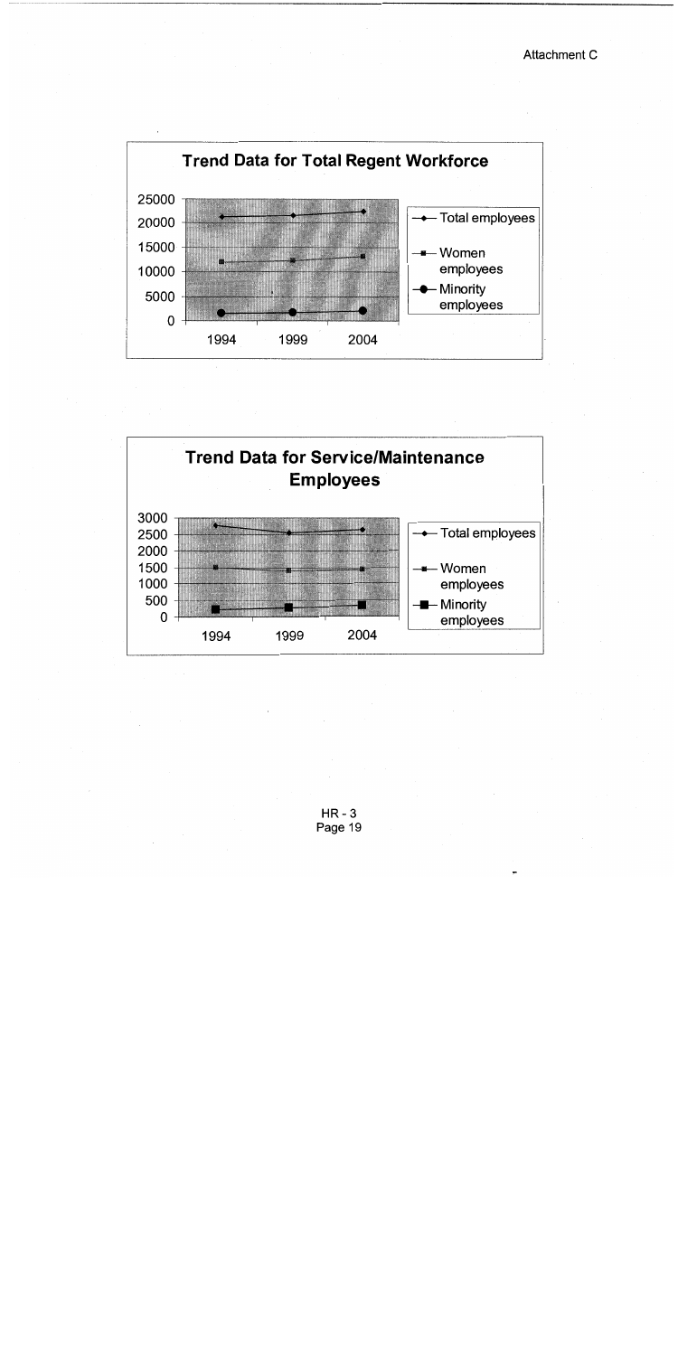Attachment C

**Trend Data for Total Regent Workforce**

25000
20000
15000
10000
5000
0

1994
1999
2004

Total employees
Women employees
Minority employees

**Trend Data for Service/Maintenance Employees**

3000
2500
2000
1500
1000
500
0

1994
1999
2004

Total employees
Women employees
Minority employees

HR - 3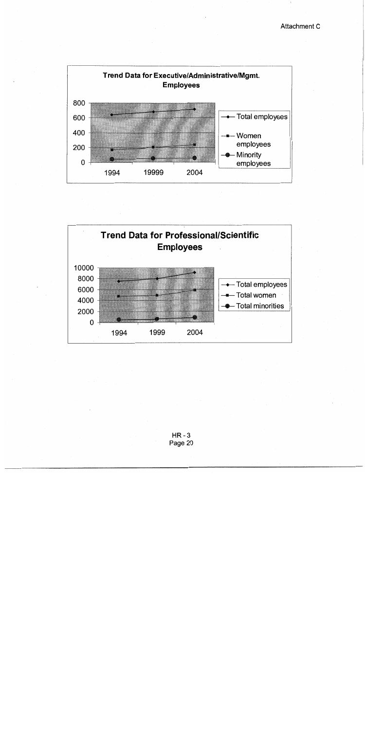Attachment C

**Trend Data for Executive/Administrative/Mgmt. Employees**

800
600
400
200
0

1994
19999
2004

Total employees
Women employees
Minority employees

**Trend Data for Professional/Scientific Employees**

10000
8000
6000
4000
2000
0

1994
1999
2004

Total employees
Total women
Total minorities

HR - 3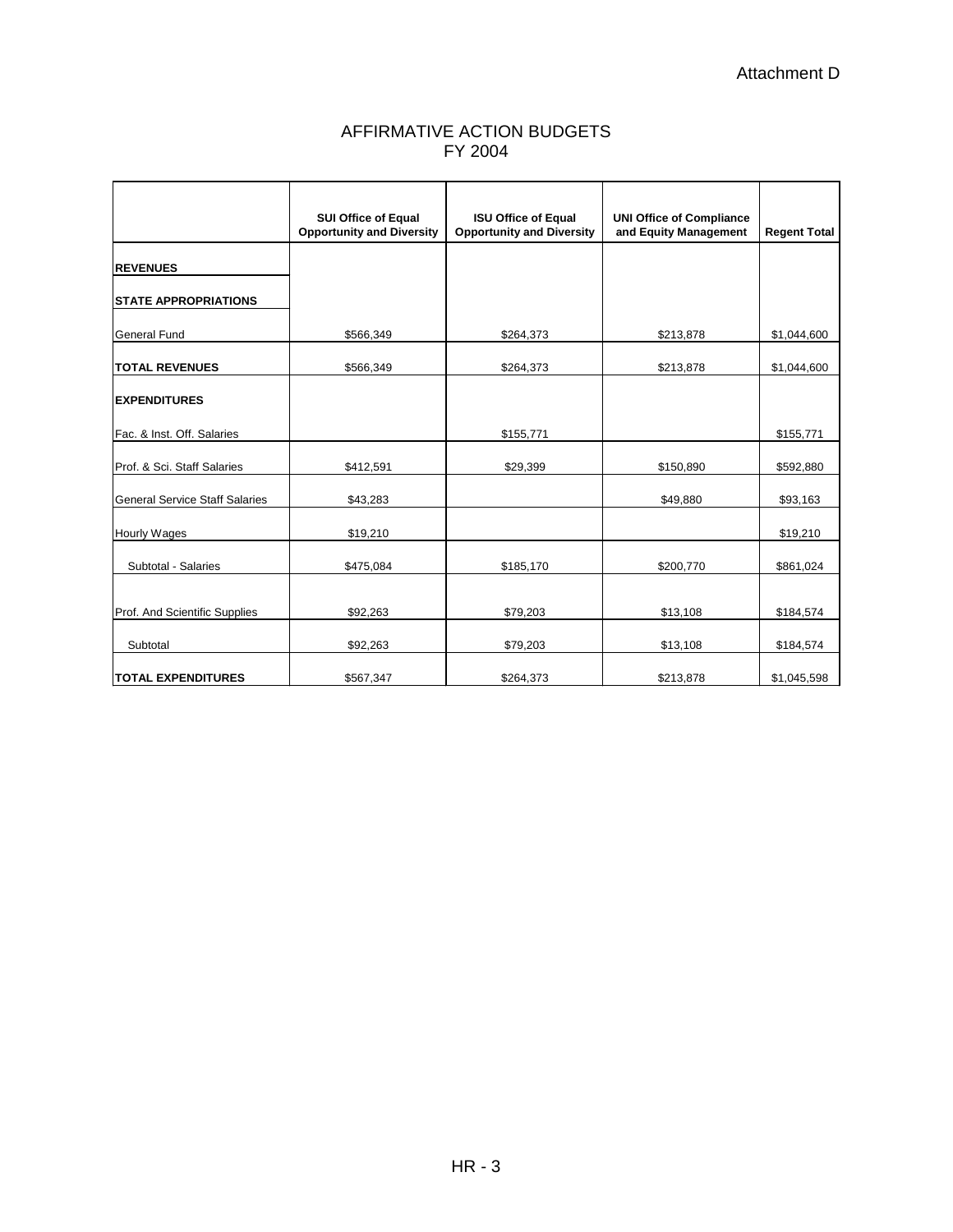Attachment D

# AFFIRMATIVE ACTION BUDGETS
## FY 2004

| | SUI Office of Equal Opportunity and Diversity | ISU Office of Equal Opportunity and Diversity | UNI Office of Compliance and Equity Management | Regent Total |
|---|---|---|---|---|
| **REVENUES** | | | | |
| **STATE APPROPRIATIONS** | | | | |
| General Fund | $566,349 | $264,373 | $213,878 | $1,044,600 |
| **TOTAL REVENUES** | $566,349 | $264,373 | $213,878 | $1,044,600 |
| **EXPENDITURES** | | | | |
| Fac. & Inst. Off. Salaries | | $155,771 | | $155,771 |
| Prof. & Sci. Staff Salaries | $412,591 | $29,399 | $150,890 | $592,880 |
| General Service Staff Salaries | $43,283 | | $49,880 | $93,163 |
| Hourly Wages | $19,210 | | | $19,210 |
| Subtotal - Salaries | $475,084 | $185,170 | $200,770 | $861,024 |
| Prof. And Scientific Supplies | $92,263 | $79,203 | $13,108 | $184,574 |
| Subtotal | $92,263 | $79,203 | $13,108 | $184,574 |
| **TOTAL EXPENDITURES** | $567,347 | $264,373 | $213,878 | $1,045,598 |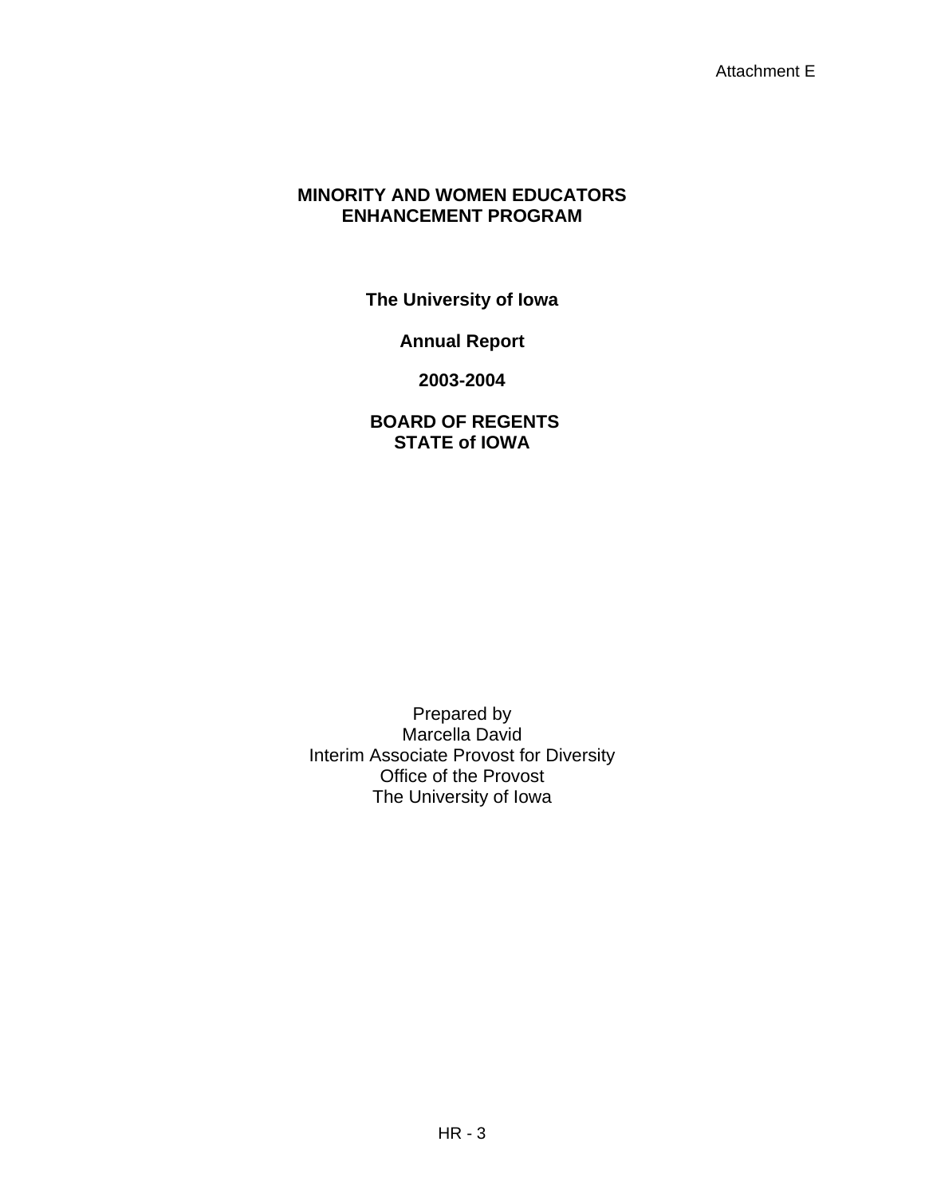Attachment E

# MINORITY AND WOMEN EDUCATORS ENHANCEMENT PROGRAM

**The University of Iowa**

**Annual Report**

**2003-2004**

**BOARD OF REGENTS**
**STATE of IOWA**

Prepared by
Marcella David
Interim Associate Provost for Diversity
Office of the Provost
The University of Iowa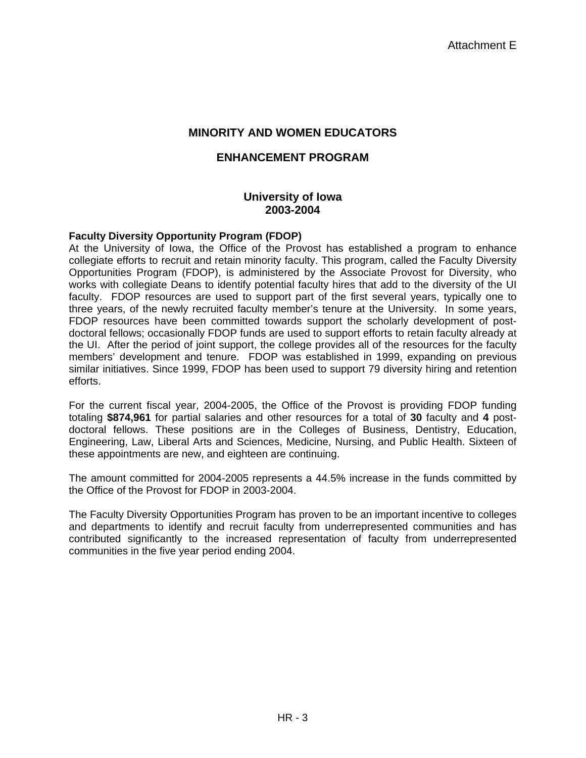Attachment E

# MINORITY AND WOMEN EDUCATORS

# ENHANCEMENT PROGRAM

## University of Iowa
## 2003-2004

**Faculty Diversity Opportunity Program (FDOP)**

At the University of Iowa, the Office of the Provost has established a program to enhance collegiate efforts to recruit and retain minority faculty. This program, called the Faculty Diversity Opportunities Program (FDOP), is administered by the Associate Provost for Diversity, who works with collegiate Deans to identify potential faculty hires that add to the diversity of the UI faculty. FDOP resources are used to support part of the first several years, typically one to three years, of the newly recruited faculty member's tenure at the University. In some years, FDOP resources have been committed towards support the scholarly development of post-doctoral fellows; occasionally FDOP funds are used to support efforts to retain faculty already at the UI. After the period of joint support, the college provides all of the resources for the faculty members' development and tenure. FDOP was established in 1999, expanding on previous similar initiatives. Since 1999, FDOP has been used to support 79 diversity hiring and retention efforts.

For the current fiscal year, 2004-2005, the Office of the Provost is providing FDOP funding totaling **$874,961** for partial salaries and other resources for a total of **30** faculty and **4** post-doctoral fellows. These positions are in the Colleges of Business, Dentistry, Education, Engineering, Law, Liberal Arts and Sciences, Medicine, Nursing, and Public Health. Sixteen of these appointments are new, and eighteen are continuing.

The amount committed for 2004-2005 represents a 44.5% increase in the funds committed by the Office of the Provost for FDOP in 2003-2004.

The Faculty Diversity Opportunities Program has proven to be an important incentive to colleges and departments to identify and recruit faculty from underrepresented communities and has contributed significantly to the increased representation of faculty from underrepresented communities in the five year period ending 2004.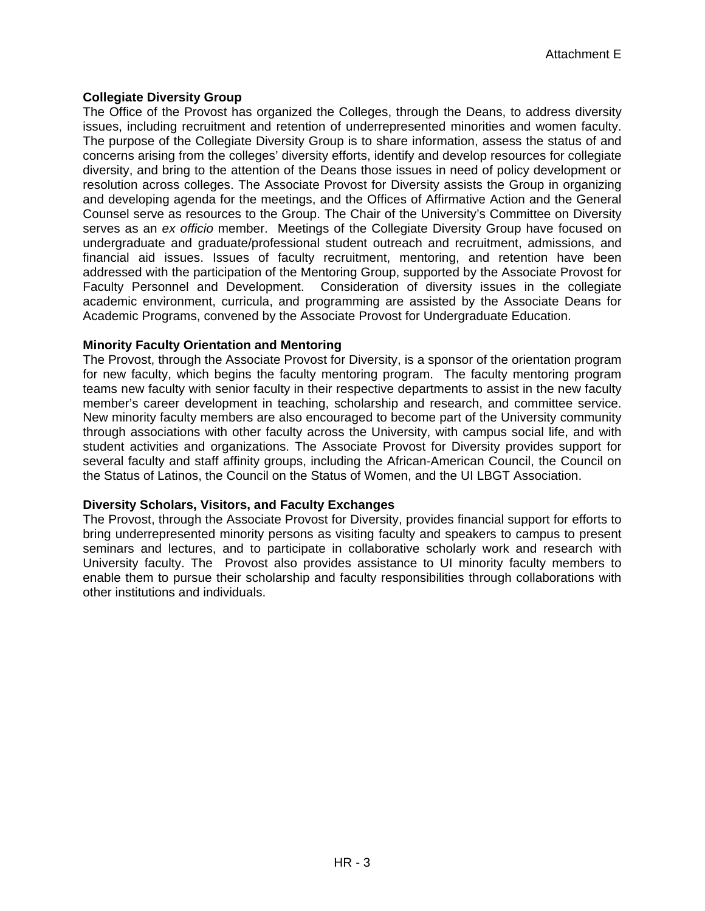Attachment E

**Collegiate Diversity Group**

The Office of the Provost has organized the Colleges, through the Deans, to address diversity issues, including recruitment and retention of underrepresented minorities and women faculty. The purpose of the Collegiate Diversity Group is to share information, assess the status of and concerns arising from the colleges' diversity efforts, identify and develop resources for collegiate diversity, and bring to the attention of the Deans those issues in need of policy development or resolution across colleges. The Associate Provost for Diversity assists the Group in organizing and developing agenda for the meetings, and the Offices of Affirmative Action and the General Counsel serve as resources to the Group. The Chair of the University's Committee on Diversity serves as an *ex officio* member. Meetings of the Collegiate Diversity Group have focused on undergraduate and graduate/professional student outreach and recruitment, admissions, and financial aid issues. Issues of faculty recruitment, mentoring, and retention have been addressed with the participation of the Mentoring Group, supported by the Associate Provost for Faculty Personnel and Development. Consideration of diversity issues in the collegiate academic environment, curricula, and programming are assisted by the Associate Deans for Academic Programs, convened by the Associate Provost for Undergraduate Education.

**Minority Faculty Orientation and Mentoring**

The Provost, through the Associate Provost for Diversity, is a sponsor of the orientation program for new faculty, which begins the faculty mentoring program. The faculty mentoring program teams new faculty with senior faculty in their respective departments to assist in the new faculty member's career development in teaching, scholarship and research, and committee service. New minority faculty members are also encouraged to become part of the University community through associations with other faculty across the University, with campus social life, and with student activities and organizations. The Associate Provost for Diversity provides support for several faculty and staff affinity groups, including the African-American Council, the Council on the Status of Latinos, the Council on the Status of Women, and the UI LBGT Association.

**Diversity Scholars, Visitors, and Faculty Exchanges**

The Provost, through the Associate Provost for Diversity, provides financial support for efforts to bring underrepresented minority persons as visiting faculty and speakers to campus to present seminars and lectures, and to participate in collaborative scholarly work and research with University faculty. The Provost also provides assistance to UI minority faculty members to enable them to pursue their scholarship and faculty responsibilities through collaborations with other institutions and individuals.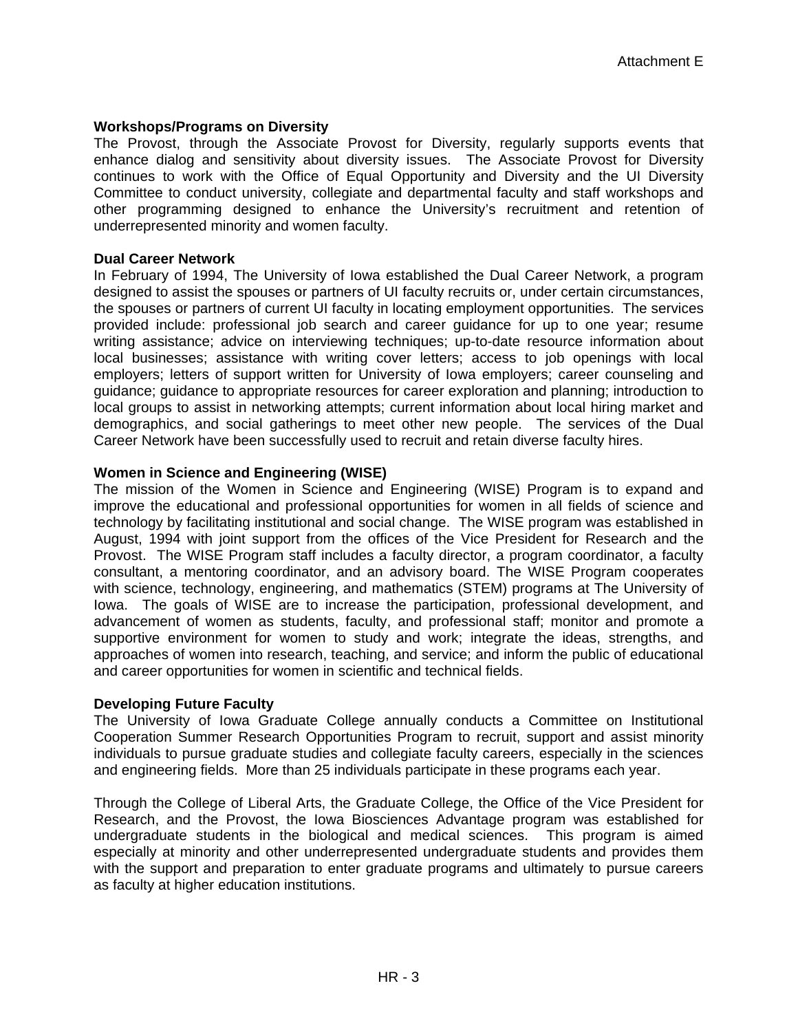Attachment E

**Workshops/Programs on Diversity**

The Provost, through the Associate Provost for Diversity, regularly supports events that enhance dialog and sensitivity about diversity issues. The Associate Provost for Diversity continues to work with the Office of Equal Opportunity and Diversity and the UI Diversity Committee to conduct university, collegiate and departmental faculty and staff workshops and other programming designed to enhance the University's recruitment and retention of underrepresented minority and women faculty.

**Dual Career Network**

In February of 1994, The University of Iowa established the Dual Career Network, a program designed to assist the spouses or partners of UI faculty recruits or, under certain circumstances, the spouses or partners of current UI faculty in locating employment opportunities. The services provided include: professional job search and career guidance for up to one year; resume writing assistance; advice on interviewing techniques; up-to-date resource information about local businesses; assistance with writing cover letters; access to job openings with local employers; letters of support written for University of Iowa employers; career counseling and guidance; guidance to appropriate resources for career exploration and planning; introduction to local groups to assist in networking attempts; current information about local hiring market and demographics, and social gatherings to meet other new people. The services of the Dual Career Network have been successfully used to recruit and retain diverse faculty hires.

**Women in Science and Engineering (WISE)**

The mission of the Women in Science and Engineering (WISE) Program is to expand and improve the educational and professional opportunities for women in all fields of science and technology by facilitating institutional and social change. The WISE program was established in August, 1994 with joint support from the offices of the Vice President for Research and the Provost. The WISE Program staff includes a faculty director, a program coordinator, a faculty consultant, a mentoring coordinator, and an advisory board. The WISE Program cooperates with science, technology, engineering, and mathematics (STEM) programs at The University of Iowa. The goals of WISE are to increase the participation, professional development, and advancement of women as students, faculty, and professional staff; monitor and promote a supportive environment for women to study and work; integrate the ideas, strengths, and approaches of women into research, teaching, and service; and inform the public of educational and career opportunities for women in scientific and technical fields.

**Developing Future Faculty**

The University of Iowa Graduate College annually conducts a Committee on Institutional Cooperation Summer Research Opportunities Program to recruit, support and assist minority individuals to pursue graduate studies and collegiate faculty careers, especially in the sciences and engineering fields. More than 25 individuals participate in these programs each year.

Through the College of Liberal Arts, the Graduate College, the Office of the Vice President for Research, and the Provost, the Iowa Biosciences Advantage program was established for undergraduate students in the biological and medical sciences. This program is aimed especially at minority and other underrepresented undergraduate students and provides them with the support and preparation to enter graduate programs and ultimately to pursue careers as faculty at higher education institutions.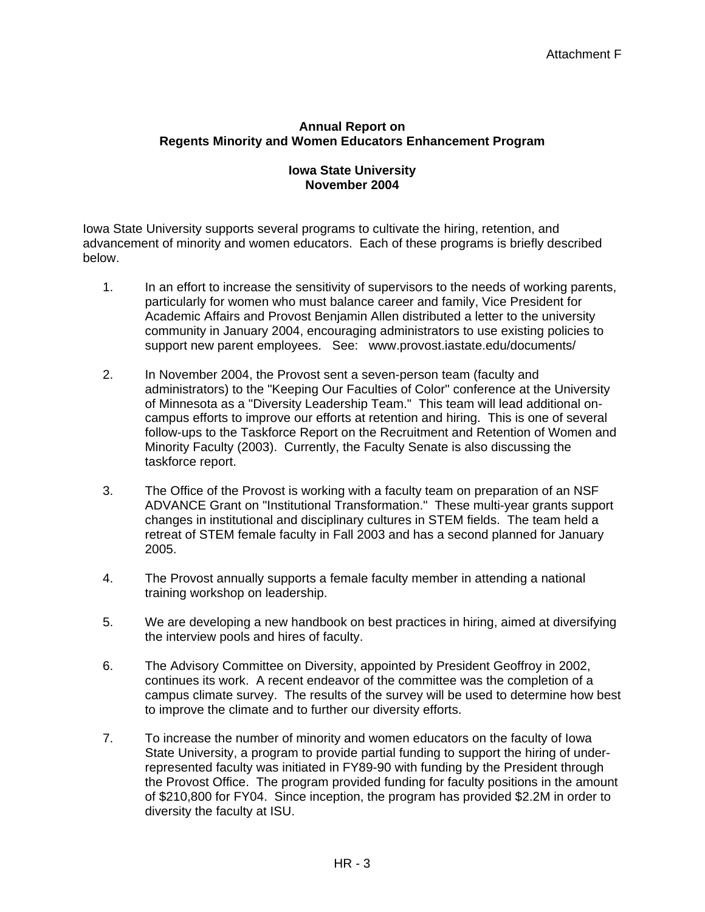Attachment F

**Annual Report on**
**Regents Minority and Women Educators Enhancement Program**

**Iowa State University**
**November 2004**

Iowa State University supports several programs to cultivate the hiring, retention, and advancement of minority and women educators. Each of these programs is briefly described below.

1. In an effort to increase the sensitivity of supervisors to the needs of working parents, particularly for women who must balance career and family, Vice President for Academic Affairs and Provost Benjamin Allen distributed a letter to the university community in January 2004, encouraging administrators to use existing policies to support new parent employees. See: www.provost.iastate.edu/documents/

2. In November 2004, the Provost sent a seven-person team (faculty and administrators) to the "Keeping Our Faculties of Color" conference at the University of Minnesota as a "Diversity Leadership Team." This team will lead additional on-campus efforts to improve our efforts at retention and hiring. This is one of several follow-ups to the Taskforce Report on the Recruitment and Retention of Women and Minority Faculty (2003). Currently, the Faculty Senate is also discussing the taskforce report.

3. The Office of the Provost is working with a faculty team on preparation of an NSF ADVANCE Grant on "Institutional Transformation." These multi-year grants support changes in institutional and disciplinary cultures in STEM fields. The team held a retreat of STEM female faculty in Fall 2003 and has a second planned for January 2005.

4. The Provost annually supports a female faculty member in attending a national training workshop on leadership.

5. We are developing a new handbook on best practices in hiring, aimed at diversifying the interview pools and hires of faculty.

6. The Advisory Committee on Diversity, appointed by President Geoffroy in 2002, continues its work. A recent endeavor of the committee was the completion of a campus climate survey. The results of the survey will be used to determine how best to improve the climate and to further our diversity efforts.

7. To increase the number of minority and women educators on the faculty of Iowa State University, a program to provide partial funding to support the hiring of under-represented faculty was initiated in FY89-90 with funding by the President through the Provost Office. The program provided funding for faculty positions in the amount of $210,800 for FY04. Since inception, the program has provided $2.2M in order to diversity the faculty at ISU.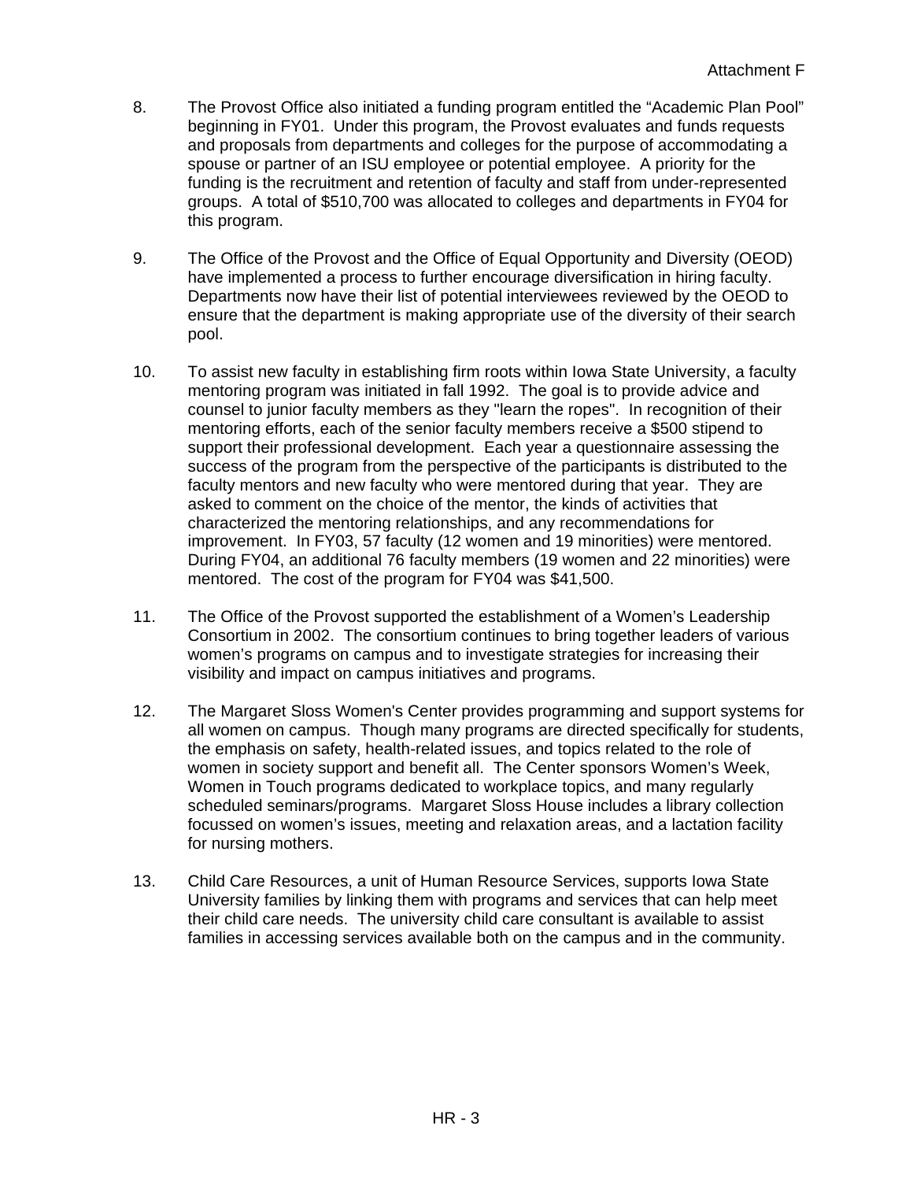Attachment F

8. The Provost Office also initiated a funding program entitled the "Academic Plan Pool" beginning in FY01. Under this program, the Provost evaluates and funds requests and proposals from departments and colleges for the purpose of accommodating a spouse or partner of an ISU employee or potential employee. A priority for the funding is the recruitment and retention of faculty and staff from under-represented groups. A total of $510,700 was allocated to colleges and departments in FY04 for this program.

9. The Office of the Provost and the Office of Equal Opportunity and Diversity (OEOD) have implemented a process to further encourage diversification in hiring faculty. Departments now have their list of potential interviewees reviewed by the OEOD to ensure that the department is making appropriate use of the diversity of their search pool.

10. To assist new faculty in establishing firm roots within Iowa State University, a faculty mentoring program was initiated in fall 1992. The goal is to provide advice and counsel to junior faculty members as they "learn the ropes". In recognition of their mentoring efforts, each of the senior faculty members receive a $500 stipend to support their professional development. Each year a questionnaire assessing the success of the program from the perspective of the participants is distributed to the faculty mentors and new faculty who were mentored during that year. They are asked to comment on the choice of the mentor, the kinds of activities that characterized the mentoring relationships, and any recommendations for improvement. In FY03, 57 faculty (12 women and 19 minorities) were mentored. During FY04, an additional 76 faculty members (19 women and 22 minorities) were mentored. The cost of the program for FY04 was $41,500.

11. The Office of the Provost supported the establishment of a Women's Leadership Consortium in 2002. The consortium continues to bring together leaders of various women's programs on campus and to investigate strategies for increasing their visibility and impact on campus initiatives and programs.

12. The Margaret Sloss Women's Center provides programming and support systems for all women on campus. Though many programs are directed specifically for students, the emphasis on safety, health-related issues, and topics related to the role of women in society support and benefit all. The Center sponsors Women's Week, Women in Touch programs dedicated to workplace topics, and many regularly scheduled seminars/programs. Margaret Sloss House includes a library collection focussed on women's issues, meeting and relaxation areas, and a lactation facility for nursing mothers.

13. Child Care Resources, a unit of Human Resource Services, supports Iowa State University families by linking them with programs and services that can help meet their child care needs. The university child care consultant is available to assist families in accessing services available both on the campus and in the community.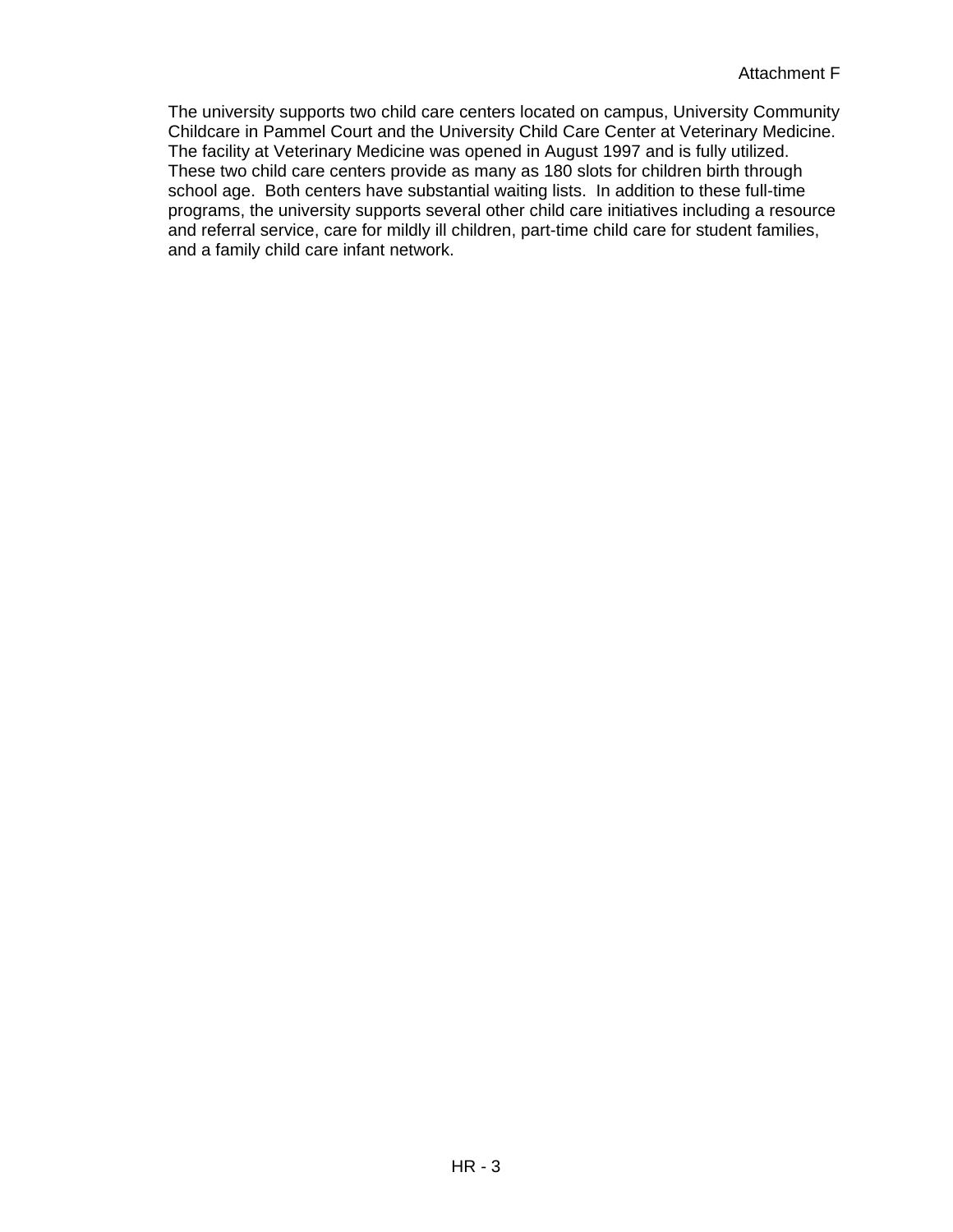Attachment F

The university supports two child care centers located on campus, University Community Childcare in Pammel Court and the University Child Care Center at Veterinary Medicine. The facility at Veterinary Medicine was opened in August 1997 and is fully utilized. These two child care centers provide as many as 180 slots for children birth through school age. Both centers have substantial waiting lists. In addition to these full-time programs, the university supports several other child care initiatives including a resource and referral service, care for mildly ill children, part-time child care for student families, and a family child care infant network.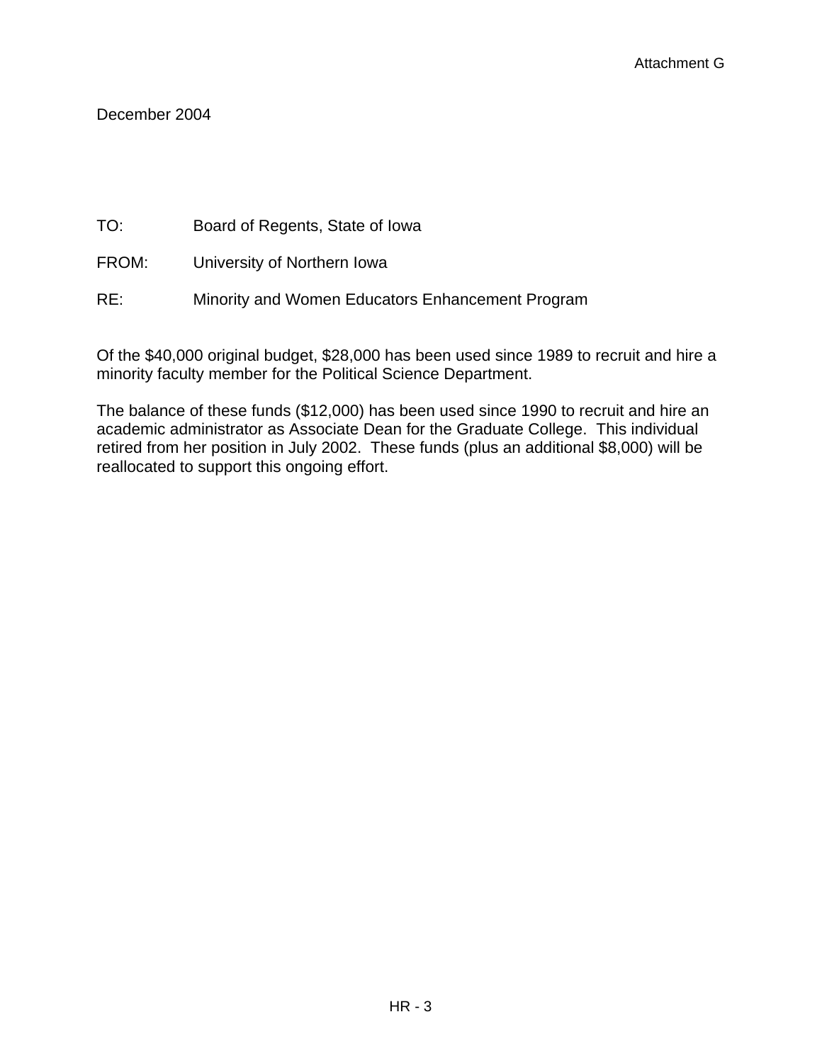Attachment G

December 2004

TO: Board of Regents, State of Iowa

FROM: University of Northern Iowa

RE: Minority and Women Educators Enhancement Program

Of the $40,000 original budget, $28,000 has been used since 1989 to recruit and hire a minority faculty member for the Political Science Department.

The balance of these funds ($12,000) has been used since 1990 to recruit and hire an academic administrator as Associate Dean for the Graduate College. This individual retired from her position in July 2002. These funds (plus an additional $8,000) will be reallocated to support this ongoing effort.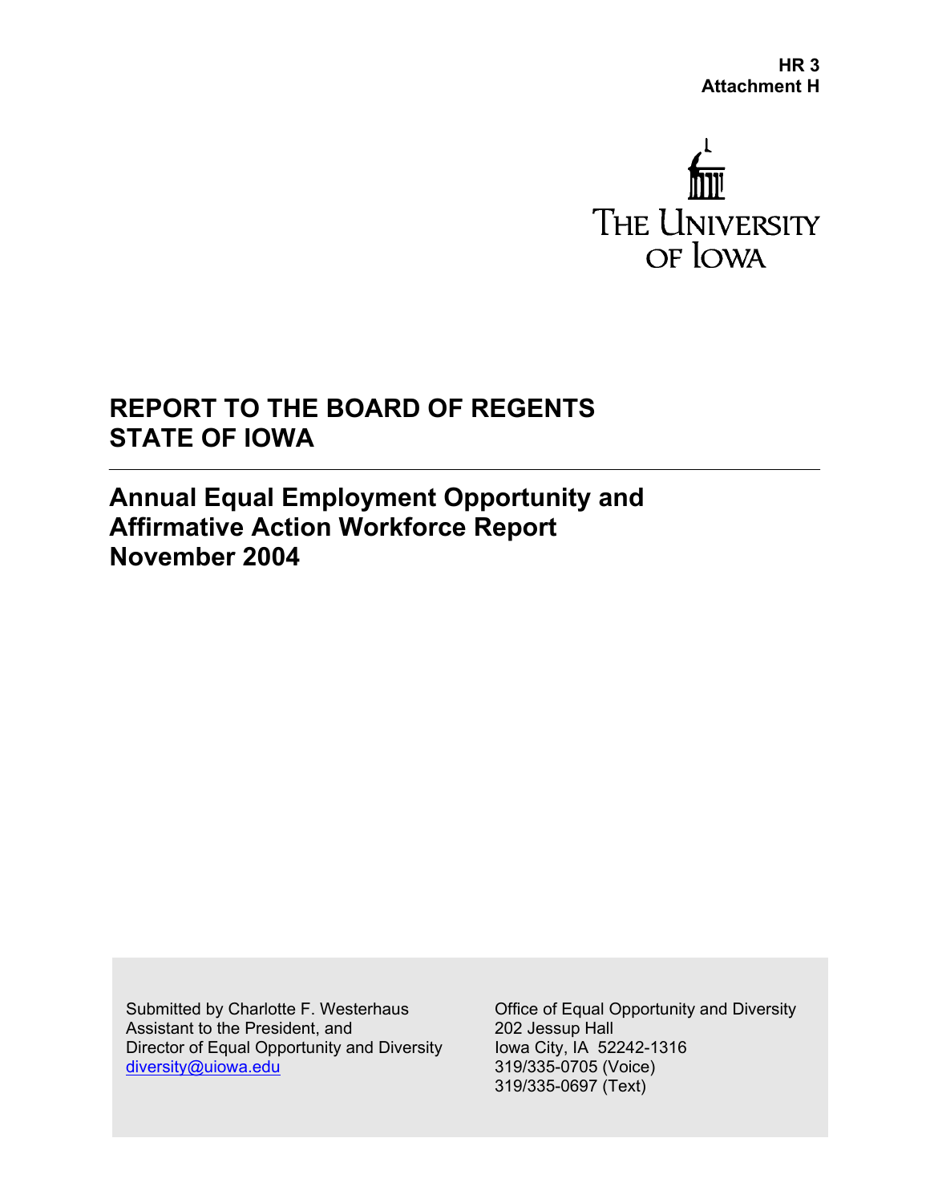**HR 3**
**Attachment H**

THE UNIVERSITY OF IOWA

# REPORT TO THE BOARD OF REGENTS STATE OF IOWA

---

## Annual Equal Employment Opportunity and Affirmative Action Workforce Report November 2004

Submitted by Charlotte F. Westerhaus
Assistant to the President, and
Director of Equal Opportunity and Diversity
diversity@uiowa.edu

Office of Equal Opportunity and Diversity
202 Jessup Hall
Iowa City, IA 52242-1316
319/335-0705 (Voice)
319/335-0697 (Text)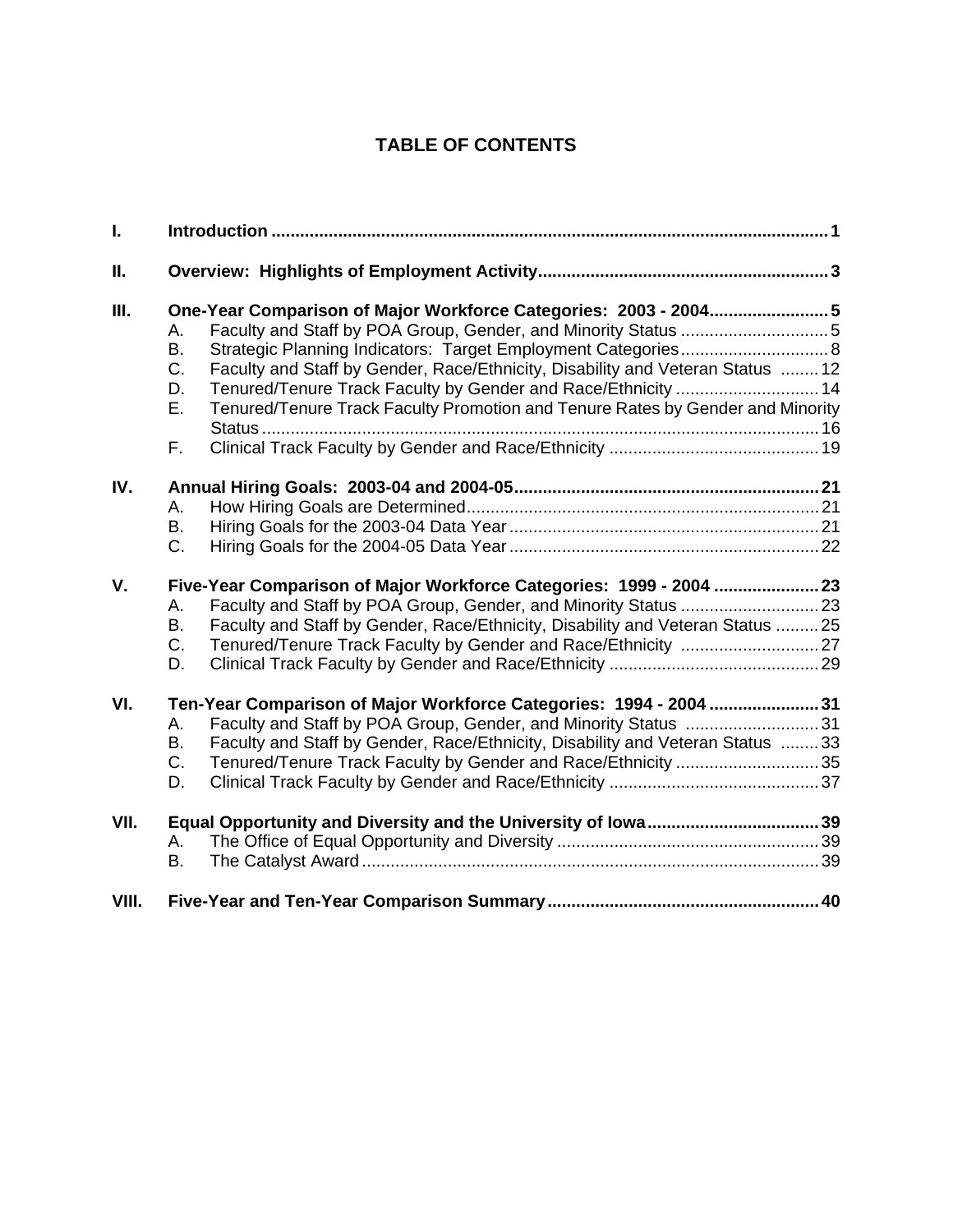# TABLE OF CONTENTS

| | | |
|---|---|---|
| **I.** | **Introduction** | **1** |
| **II.** | **Overview: Highlights of Employment Activity** | **3** |
| **III.** | **One-Year Comparison of Major Workforce Categories: 2003 - 2004** | **5** |
| | A. Faculty and Staff by POA Group, Gender, and Minority Status | 5 |
| | B. Strategic Planning Indicators: Target Employment Categories | 8 |
| | C. Faculty and Staff by Gender, Race/Ethnicity, Disability and Veteran Status | 12 |
| | D. Tenured/Tenure Track Faculty by Gender and Race/Ethnicity | 14 |
| | E. Tenured/Tenure Track Faculty Promotion and Tenure Rates by Gender and Minority Status | 16 |
| | F. Clinical Track Faculty by Gender and Race/Ethnicity | 19 |
| **IV.** | **Annual Hiring Goals: 2003-04 and 2004-05** | **21** |
| | A. How Hiring Goals are Determined | 21 |
| | B. Hiring Goals for the 2003-04 Data Year | 21 |
| | C. Hiring Goals for the 2004-05 Data Year | 22 |
| **V.** | **Five-Year Comparison of Major Workforce Categories: 1999 - 2004** | **23** |
| | A. Faculty and Staff by POA Group, Gender, and Minority Status | 23 |
| | B. Faculty and Staff by Gender, Race/Ethnicity, Disability and Veteran Status | 25 |
| | C. Tenured/Tenure Track Faculty by Gender and Race/Ethnicity | 27 |
| | D. Clinical Track Faculty by Gender and Race/Ethnicity | 29 |
| **VI.** | **Ten-Year Comparison of Major Workforce Categories: 1994 - 2004** | **31** |
| | A. Faculty and Staff by POA Group, Gender, and Minority Status | 31 |
| | B. Faculty and Staff by Gender, Race/Ethnicity, Disability and Veteran Status | 33 |
| | C. Tenured/Tenure Track Faculty by Gender and Race/Ethnicity | 35 |
| | D. Clinical Track Faculty by Gender and Race/Ethnicity | 37 |
| **VII.** | **Equal Opportunity and Diversity and the University of Iowa** | **39** |
| | A. The Office of Equal Opportunity and Diversity | 39 |
| | B. The Catalyst Award | 39 |
| **VIII.** | **Five-Year and Ten-Year Comparison Summary** | **40** |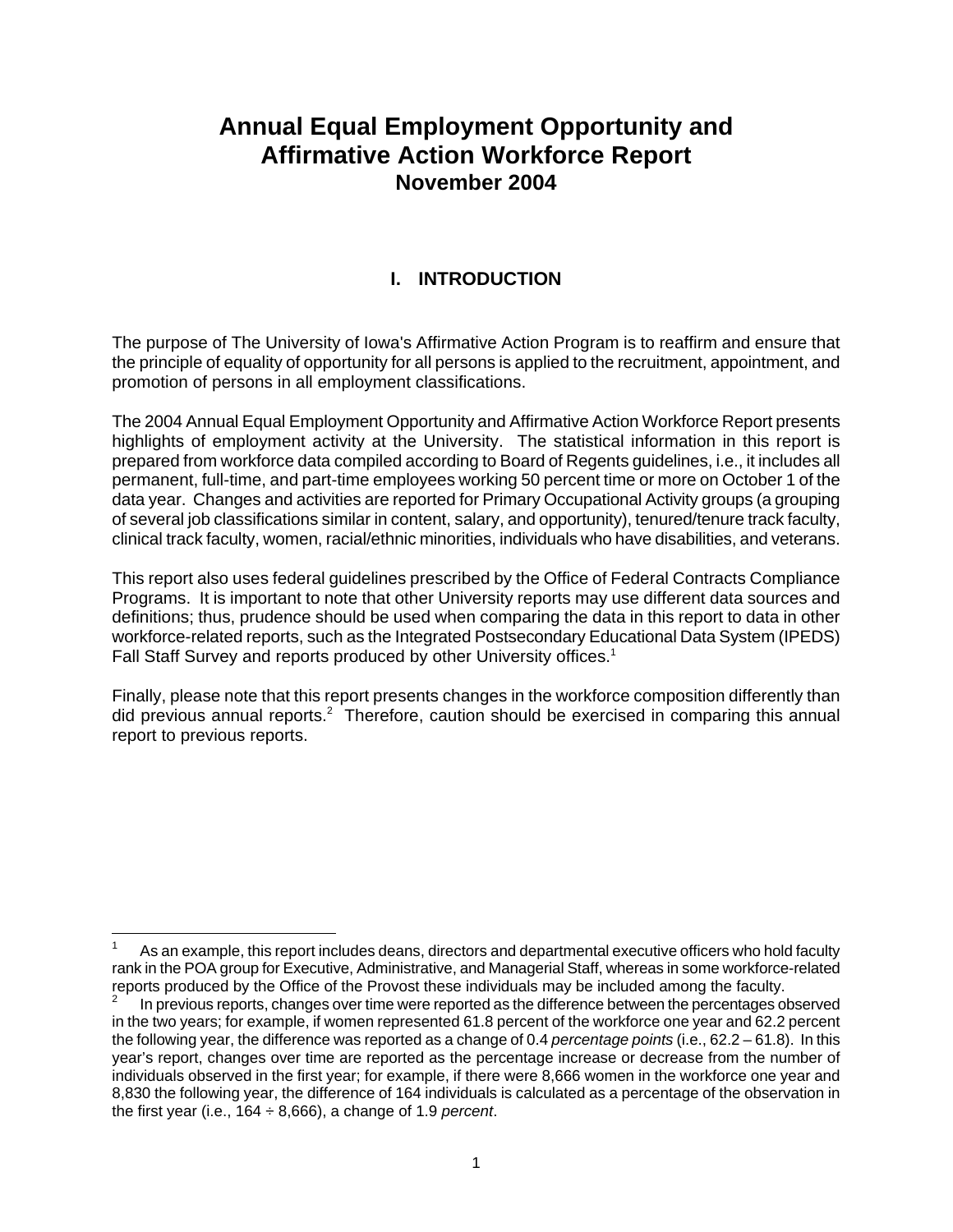# Annual Equal Employment Opportunity and Affirmative Action Workforce Report
## November 2004

## I. INTRODUCTION

The purpose of The University of Iowa's Affirmative Action Program is to reaffirm and ensure that the principle of equality of opportunity for all persons is applied to the recruitment, appointment, and promotion of persons in all employment classifications.

The 2004 Annual Equal Employment Opportunity and Affirmative Action Workforce Report presents highlights of employment activity at the University. The statistical information in this report is prepared from workforce data compiled according to Board of Regents guidelines, i.e., it includes all permanent, full-time, and part-time employees working 50 percent time or more on October 1 of the data year. Changes and activities are reported for Primary Occupational Activity groups (a grouping of several job classifications similar in content, salary, and opportunity), tenured/tenure track faculty, clinical track faculty, women, racial/ethnic minorities, individuals who have disabilities, and veterans.

This report also uses federal guidelines prescribed by the Office of Federal Contracts Compliance Programs. It is important to note that other University reports may use different data sources and definitions; thus, prudence should be used when comparing the data in this report to data in other workforce-related reports, such as the Integrated Postsecondary Educational Data System (IPEDS) Fall Staff Survey and reports produced by other University offices.[1]

Finally, please note that this report presents changes in the workforce composition differently than did previous annual reports.[2] Therefore, caution should be exercised in comparing this annual report to previous reports.

---

[1] As an example, this report includes deans, directors and departmental executive officers who hold faculty rank in the POA group for Executive, Administrative, and Managerial Staff, whereas in some workforce-related reports produced by the Office of the Provost these individuals may be included among the faculty.

[2] In previous reports, changes over time were reported as the difference between the percentages observed in the two years; for example, if women represented 61.8 percent of the workforce one year and 62.2 percent the following year, the difference was reported as a change of 0.4 *percentage points* (i.e., 62.2 – 61.8). In this year's report, changes over time are reported as the percentage increase or decrease from the number of individuals observed in the first year; for example, if there were 8,666 women in the workforce one year and 8,830 the following year, the difference of 164 individuals is calculated as a percentage of the observation in the first year (i.e., 164 ÷ 8,666), a change of 1.9 *percent*.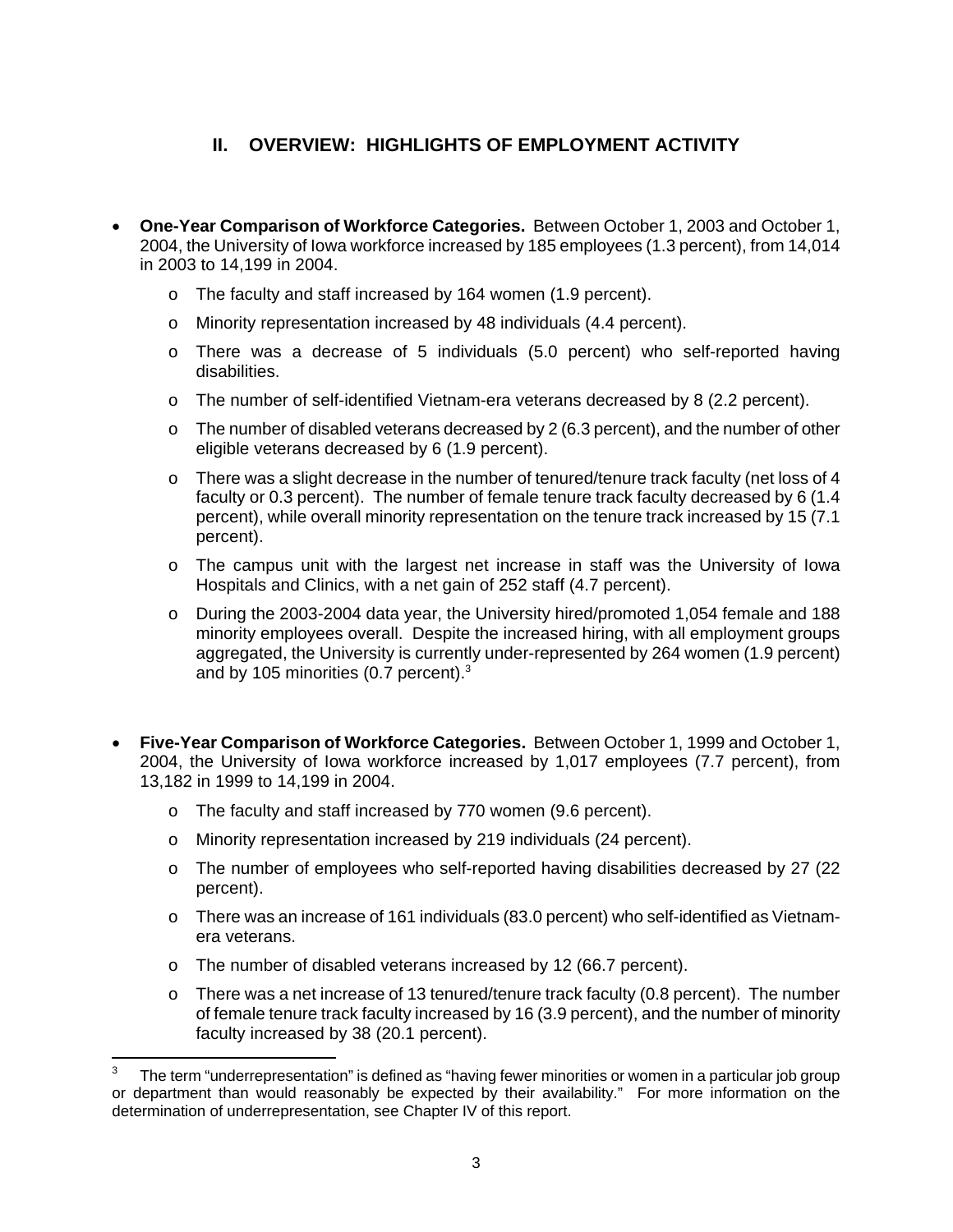## II. OVERVIEW: HIGHLIGHTS OF EMPLOYMENT ACTIVITY

- **One-Year Comparison of Workforce Categories.** Between October 1, 2003 and October 1, 2004, the University of Iowa workforce increased by 185 employees (1.3 percent), from 14,014 in 2003 to 14,199 in 2004.
  - o The faculty and staff increased by 164 women (1.9 percent).
  - o Minority representation increased by 48 individuals (4.4 percent).
  - o There was a decrease of 5 individuals (5.0 percent) who self-reported having disabilities.
  - o The number of self-identified Vietnam-era veterans decreased by 8 (2.2 percent).
  - o The number of disabled veterans decreased by 2 (6.3 percent), and the number of other eligible veterans decreased by 6 (1.9 percent).
  - o There was a slight decrease in the number of tenured/tenure track faculty (net loss of 4 faculty or 0.3 percent). The number of female tenure track faculty decreased by 6 (1.4 percent), while overall minority representation on the tenure track increased by 15 (7.1 percent).
  - o The campus unit with the largest net increase in staff was the University of Iowa Hospitals and Clinics, with a net gain of 252 staff (4.7 percent).
  - o During the 2003-2004 data year, the University hired/promoted 1,054 female and 188 minority employees overall. Despite the increased hiring, with all employment groups aggregated, the University is currently under-represented by 264 women (1.9 percent) and by 105 minorities (0.7 percent).[3]

- **Five-Year Comparison of Workforce Categories.** Between October 1, 1999 and October 1, 2004, the University of Iowa workforce increased by 1,017 employees (7.7 percent), from 13,182 in 1999 to 14,199 in 2004.
  - o The faculty and staff increased by 770 women (9.6 percent).
  - o Minority representation increased by 219 individuals (24 percent).
  - o The number of employees who self-reported having disabilities decreased by 27 (22 percent).
  - o There was an increase of 161 individuals (83.0 percent) who self-identified as Vietnam-era veterans.
  - o The number of disabled veterans increased by 12 (66.7 percent).
  - o There was a net increase of 13 tenured/tenure track faculty (0.8 percent). The number of female tenure track faculty increased by 16 (3.9 percent), and the number of minority faculty increased by 38 (20.1 percent).

---

[3] The term "underrepresentation" is defined as "having fewer minorities or women in a particular job group or department than would reasonably be expected by their availability." For more information on the determination of underrepresentation, see Chapter IV of this report.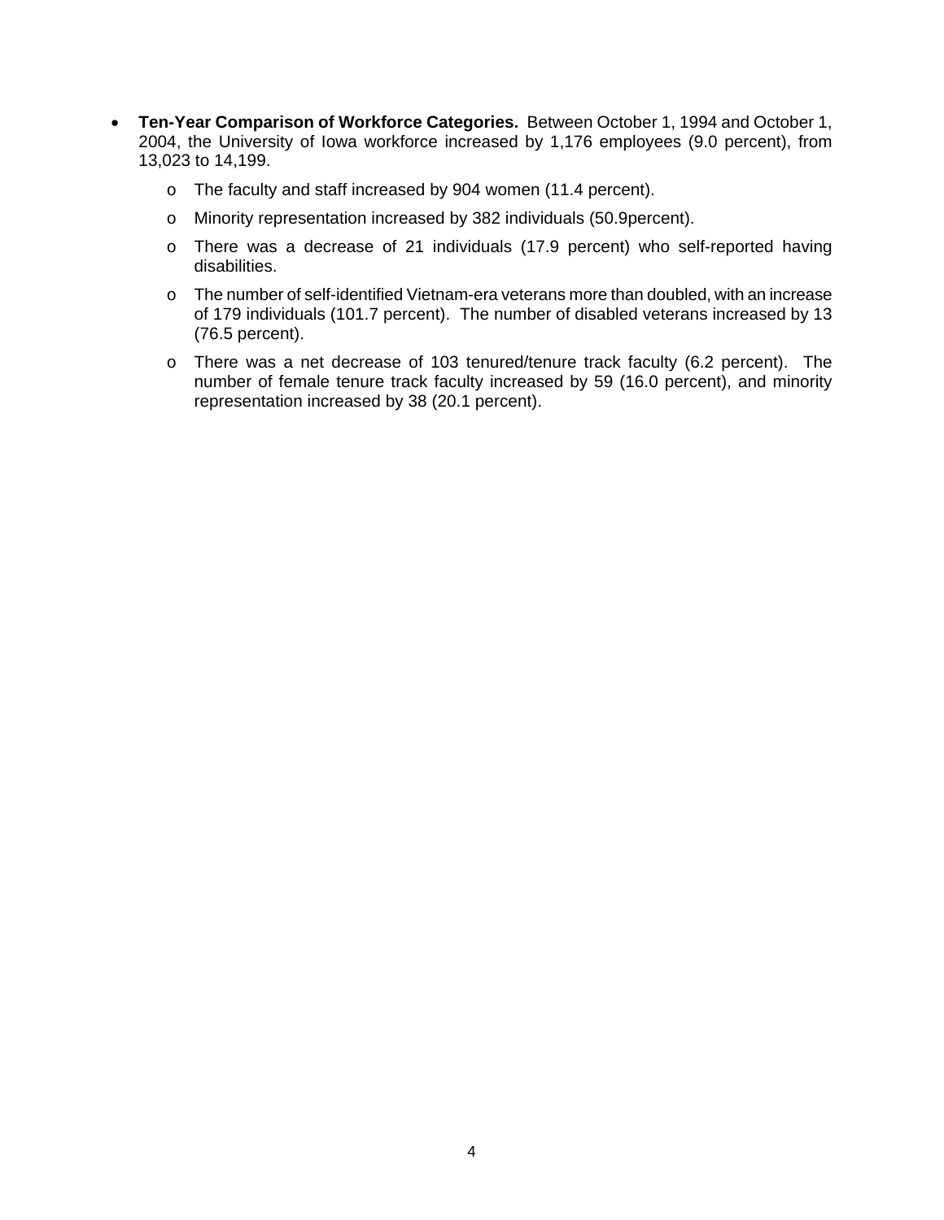- **Ten-Year Comparison of Workforce Categories.** Between October 1, 1994 and October 1, 2004, the University of Iowa workforce increased by 1,176 employees (9.0 percent), from 13,023 to 14,199.
  - The faculty and staff increased by 904 women (11.4 percent).
  - Minority representation increased by 382 individuals (50.9percent).
  - There was a decrease of 21 individuals (17.9 percent) who self-reported having disabilities.
  - The number of self-identified Vietnam-era veterans more than doubled, with an increase of 179 individuals (101.7 percent). The number of disabled veterans increased by 13 (76.5 percent).
  - There was a net decrease of 103 tenured/tenure track faculty (6.2 percent). The number of female tenure track faculty increased by 59 (16.0 percent), and minority representation increased by 38 (20.1 percent).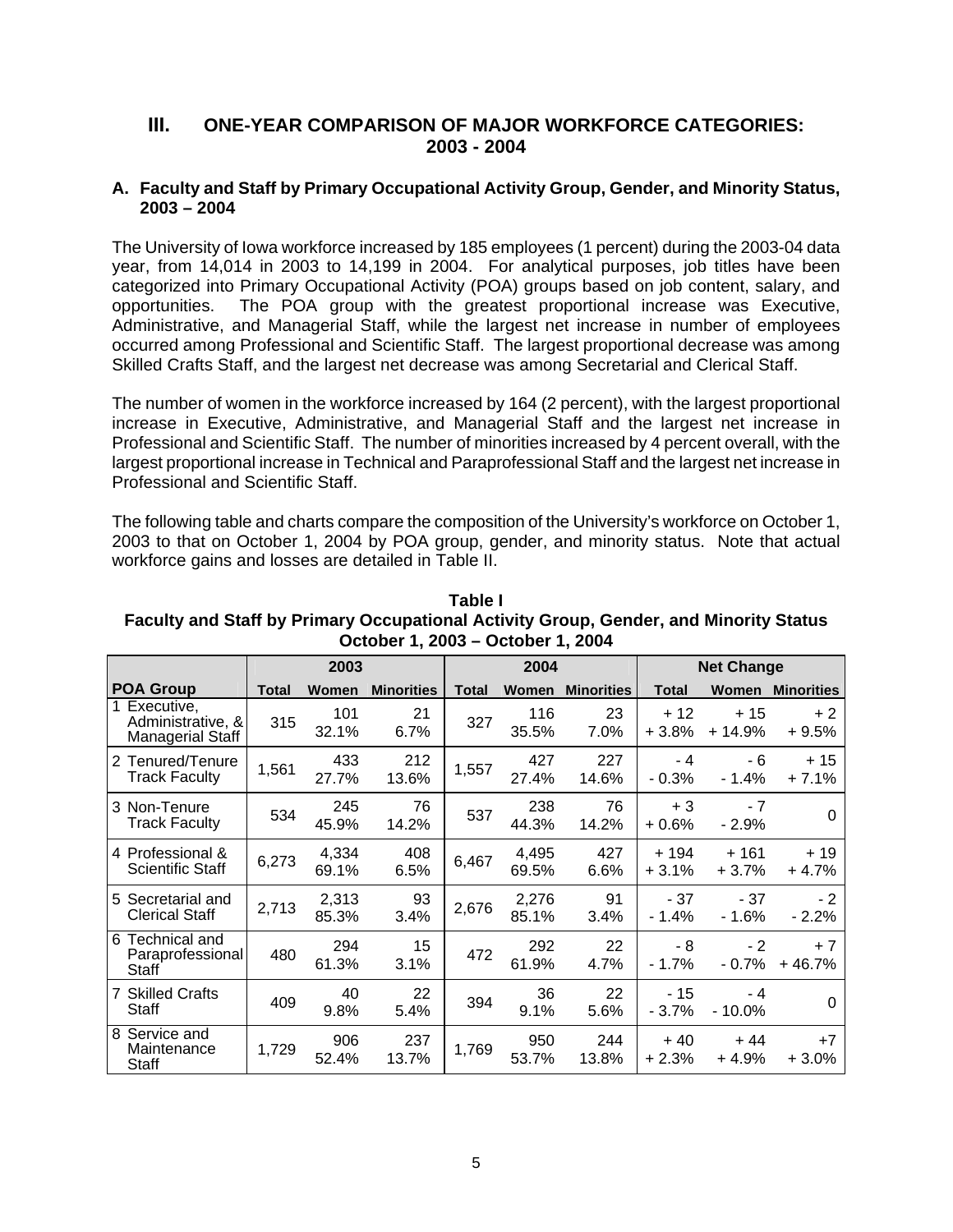## III. ONE-YEAR COMPARISON OF MAJOR WORKFORCE CATEGORIES: 2003 - 2004

### A. Faculty and Staff by Primary Occupational Activity Group, Gender, and Minority Status, 2003 – 2004

The University of Iowa workforce increased by 185 employees (1 percent) during the 2003-04 data year, from 14,014 in 2003 to 14,199 in 2004. For analytical purposes, job titles have been categorized into Primary Occupational Activity (POA) groups based on job content, salary, and opportunities. The POA group with the greatest proportional increase was Executive, Administrative, and Managerial Staff, while the largest net increase in number of employees occurred among Professional and Scientific Staff. The largest proportional decrease was among Skilled Crafts Staff, and the largest net decrease was among Secretarial and Clerical Staff.

The number of women in the workforce increased by 164 (2 percent), with the largest proportional increase in Executive, Administrative, and Managerial Staff and the largest net increase in Professional and Scientific Staff. The number of minorities increased by 4 percent overall, with the largest proportional increase in Technical and Paraprofessional Staff and the largest net increase in Professional and Scientific Staff.

The following table and charts compare the composition of the University's workforce on October 1, 2003 to that on October 1, 2004 by POA group, gender, and minority status. Note that actual workforce gains and losses are detailed in Table II.

**Table I**
**Faculty and Staff by Primary Occupational Activity Group, Gender, and Minority Status**
**October 1, 2003 – October 1, 2004**

| | 2003 | | | 2004 | | | Net Change | | |
|---|---|---|---|---|---|---|---|---|---|
| **POA Group** | **Total** | **Women** | **Minorities** | **Total** | **Women** | **Minorities** | **Total** | **Women** | **Minorities** |
| 1 Executive, Administrative, & Managerial Staff | 315 | 101 32.1% | 21 6.7% | 327 | 116 35.5% | 23 7.0% | + 12 + 3.8% | + 15 + 14.9% | + 2 + 9.5% |
| 2 Tenured/Tenure Track Faculty | 1,561 | 433 27.7% | 212 13.6% | 1,557 | 427 27.4% | 227 14.6% | - 4 - 0.3% | - 6 - 1.4% | + 15 + 7.1% |
| 3 Non-Tenure Track Faculty | 534 | 245 45.9% | 76 14.2% | 537 | 238 44.3% | 76 14.2% | + 3 + 0.6% | - 7 - 2.9% | 0 |
| 4 Professional & Scientific Staff | 6,273 | 4,334 69.1% | 408 6.5% | 6,467 | 4,495 69.5% | 427 6.6% | + 194 + 3.1% | + 161 + 3.7% | + 19 + 4.7% |
| 5 Secretarial and Clerical Staff | 2,713 | 2,313 85.3% | 93 3.4% | 2,676 | 2,276 85.1% | 91 3.4% | - 37 - 1.4% | - 37 - 1.6% | - 2 - 2.2% |
| 6 Technical and Paraprofessional Staff | 480 | 294 61.3% | 15 3.1% | 472 | 292 61.9% | 22 4.7% | - 8 - 1.7% | - 2 - 0.7% | + 7 + 46.7% |
| 7 Skilled Crafts Staff | 409 | 40 9.8% | 22 5.4% | 394 | 36 9.1% | 22 5.6% | - 15 - 3.7% | - 4 - 10.0% | 0 |
| 8 Service and Maintenance Staff | 1,729 | 906 52.4% | 237 13.7% | 1,769 | 950 53.7% | 244 13.8% | + 40 + 2.3% | + 44 + 4.9% | +7 + 3.0% |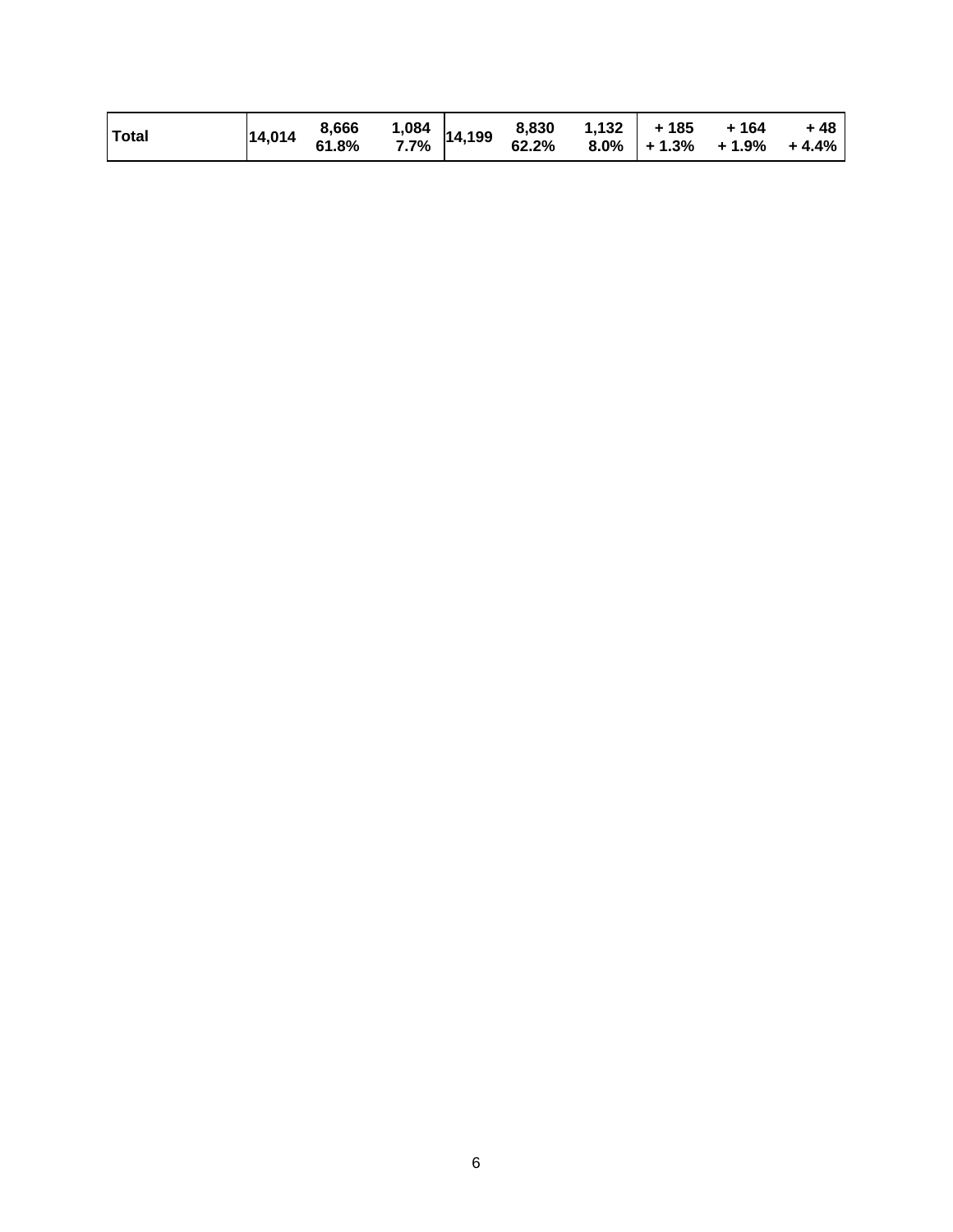| | | | | | | | | | |
|---|---|---|---|---|---|---|---|---|---|
| **Total** | **14,014** | **8,666**<br>**61.8%** | **1,084**<br>**7.7%** | **14,199** | **8,830**<br>**62.2%** | **1,132**<br>**8.0%** | **+ 185**<br>**+ 1.3%** | **+ 164**<br>**+ 1.9%** | **+ 48**<br>**+ 4.4%** |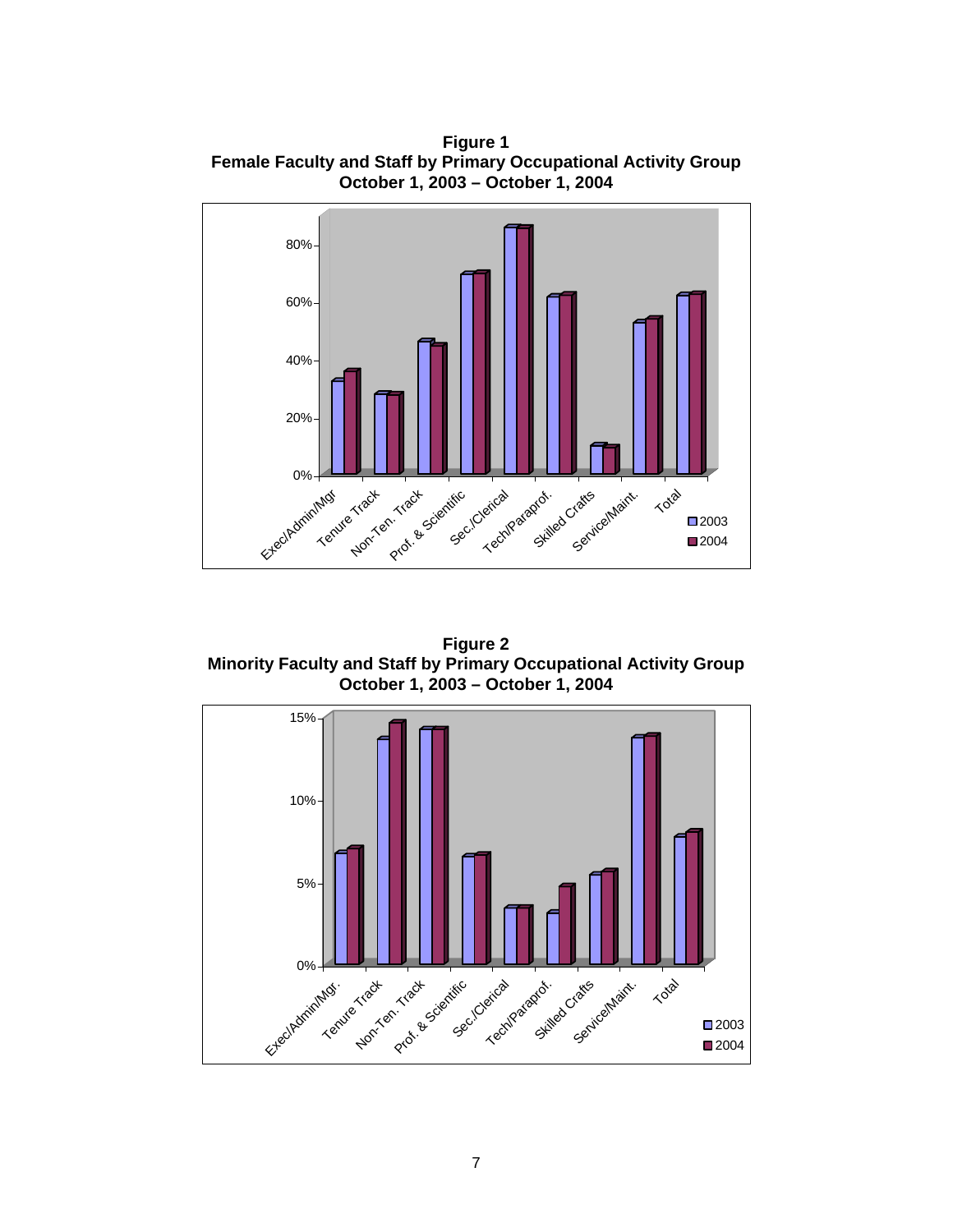**Figure 1**
**Female Faculty and Staff by Primary Occupational Activity Group**
**October 1, 2003 – October 1, 2004**

80%
60%
40%
20%
0%

Exec/Admin/Mgr
Tenure Track
Non-Ten. Track
Prof. & Scientific
Sec./Clerical
Tech/Paraprof.
Skilled Crafts
Service/Maint.
Total

2003
2004

**Figure 2**
**Minority Faculty and Staff by Primary Occupational Activity Group**
**October 1, 2003 – October 1, 2004**

15%
10%
5%
0%

Exec/Admin/Mgr.
Tenure Track
Non-Ten. Track
Prof. & Scientific
Sec./Clerical
Tech/Paraprof.
Skilled Crafts
Service/Maint.
Total

2003
2004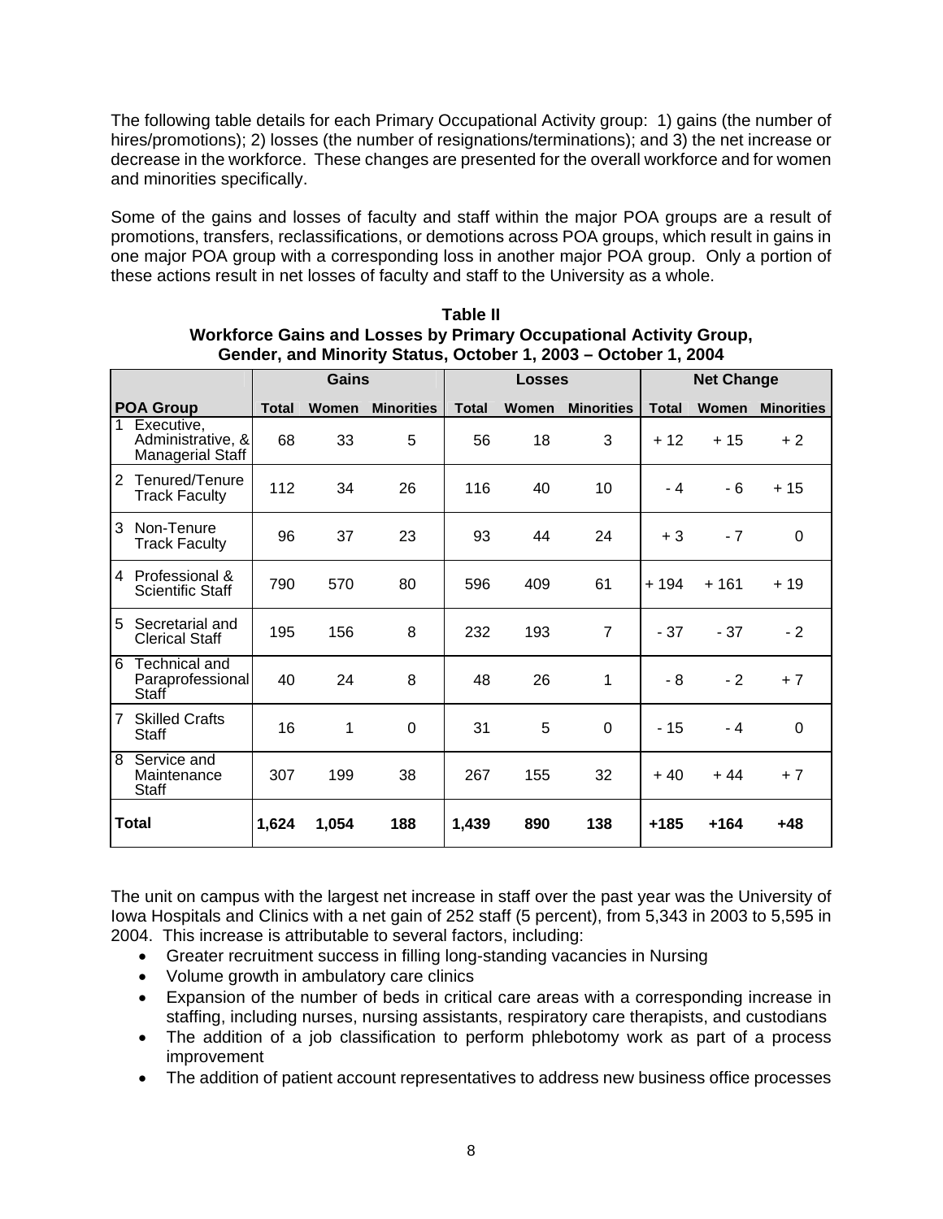The following table details for each Primary Occupational Activity group: 1) gains (the number of hires/promotions); 2) losses (the number of resignations/terminations); and 3) the net increase or decrease in the workforce. These changes are presented for the overall workforce and for women and minorities specifically.

Some of the gains and losses of faculty and staff within the major POA groups are a result of promotions, transfers, reclassifications, or demotions across POA groups, which result in gains in one major POA group with a corresponding loss in another major POA group. Only a portion of these actions result in net losses of faculty and staff to the University as a whole.

**Table II**
**Workforce Gains and Losses by Primary Occupational Activity Group, Gender, and Minority Status, October 1, 2003 – October 1, 2004**

| | Gains | | | Losses | | | Net Change | | |
|---|---|---|---|---|---|---|---|---|---|
| **POA Group** | **Total** | **Women** | **Minorities** | **Total** | **Women** | **Minorities** | **Total** | **Women** | **Minorities** |
| 1 Executive, Administrative, & Managerial Staff | 68 | 33 | 5 | 56 | 18 | 3 | + 12 | + 15 | + 2 |
| 2 Tenured/Tenure Track Faculty | 112 | 34 | 26 | 116 | 40 | 10 | - 4 | - 6 | + 15 |
| 3 Non-Tenure Track Faculty | 96 | 37 | 23 | 93 | 44 | 24 | + 3 | - 7 | 0 |
| 4 Professional & Scientific Staff | 790 | 570 | 80 | 596 | 409 | 61 | + 194 | + 161 | + 19 |
| 5 Secretarial and Clerical Staff | 195 | 156 | 8 | 232 | 193 | 7 | - 37 | - 37 | - 2 |
| 6 Technical and Paraprofessional Staff | 40 | 24 | 8 | 48 | 26 | 1 | - 8 | - 2 | + 7 |
| 7 Skilled Crafts Staff | 16 | 1 | 0 | 31 | 5 | 0 | - 15 | - 4 | 0 |
| 8 Service and Maintenance Staff | 307 | 199 | 38 | 267 | 155 | 32 | + 40 | + 44 | + 7 |
| **Total** | **1,624** | **1,054** | **188** | **1,439** | **890** | **138** | **+185** | **+164** | **+48** |

The unit on campus with the largest net increase in staff over the past year was the University of Iowa Hospitals and Clinics with a net gain of 252 staff (5 percent), from 5,343 in 2003 to 5,595 in 2004. This increase is attributable to several factors, including:

- Greater recruitment success in filling long-standing vacancies in Nursing
- Volume growth in ambulatory care clinics
- Expansion of the number of beds in critical care areas with a corresponding increase in staffing, including nurses, nursing assistants, respiratory care therapists, and custodians
- The addition of a job classification to perform phlebotomy work as part of a process improvement
- The addition of patient account representatives to address new business office processes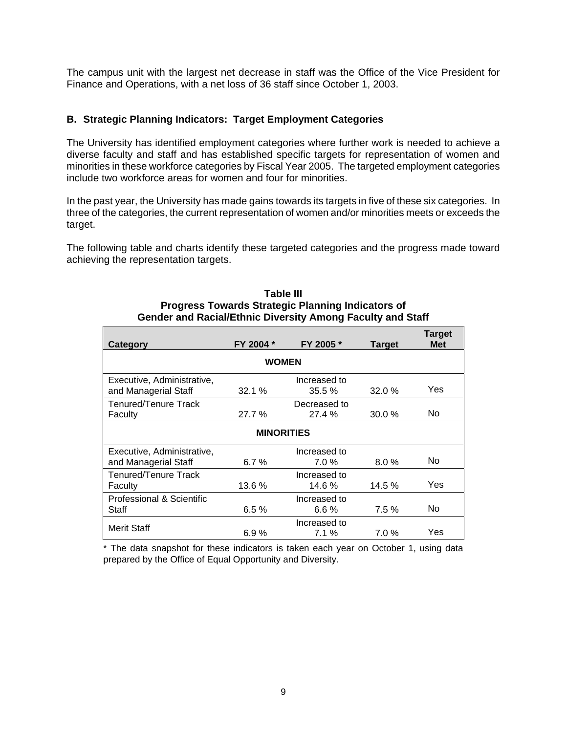The campus unit with the largest net decrease in staff was the Office of the Vice President for Finance and Operations, with a net loss of 36 staff since October 1, 2003.

### B. Strategic Planning Indicators: Target Employment Categories

The University has identified employment categories where further work is needed to achieve a diverse faculty and staff and has established specific targets for representation of women and minorities in these workforce categories by Fiscal Year 2005. The targeted employment categories include two workforce areas for women and four for minorities.

In the past year, the University has made gains towards its targets in five of these six categories. In three of the categories, the current representation of women and/or minorities meets or exceeds the target.

The following table and charts identify these targeted categories and the progress made toward achieving the representation targets.

**Table III**
**Progress Towards Strategic Planning Indicators of Gender and Racial/Ethnic Diversity Among Faculty and Staff**

| Category | FY 2004 * | FY 2005 * | Target | Target Met |
|---|---|---|---|---|
| **WOMEN** | | | | |
| Executive, Administrative, and Managerial Staff | 32.1 % | Increased to 35.5 % | 32.0 % | Yes |
| Tenured/Tenure Track Faculty | 27.7 % | Decreased to 27.4 % | 30.0 % | No |
| **MINORITIES** | | | | |
| Executive, Administrative, and Managerial Staff | 6.7 % | Increased to 7.0 % | 8.0 % | No |
| Tenured/Tenure Track Faculty | 13.6 % | Increased to 14.6 % | 14.5 % | Yes |
| Professional & Scientific Staff | 6.5 % | Increased to 6.6 % | 7.5 % | No |
| Merit Staff | 6.9 % | Increased to 7.1 % | 7.0 % | Yes |

* The data snapshot for these indicators is taken each year on October 1, using data prepared by the Office of Equal Opportunity and Diversity.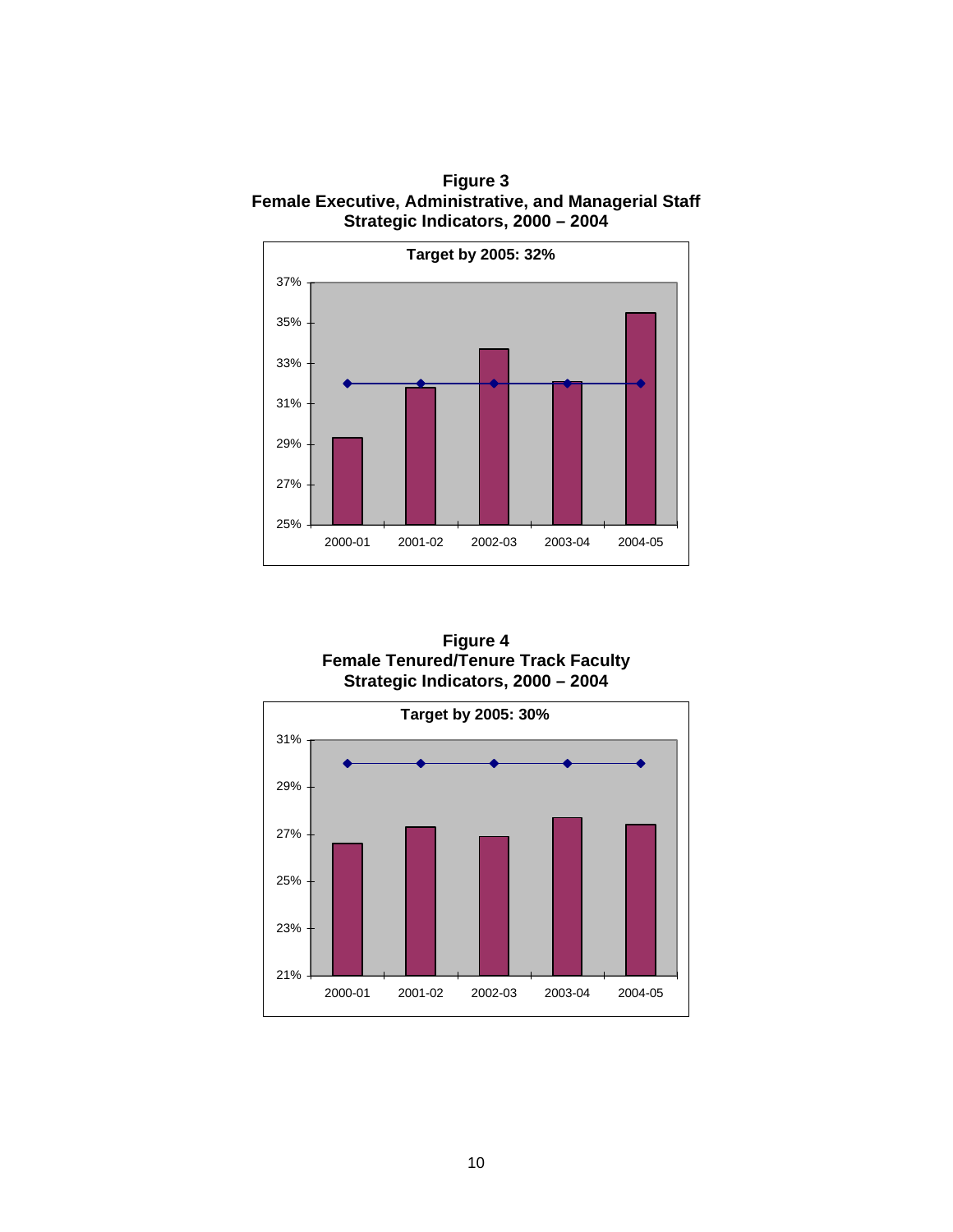**Figure 3**
**Female Executive, Administrative, and Managerial Staff**
**Strategic Indicators, 2000 – 2004**

Target by 2005: 32%

37%
35%
33%
31%
29%
27%
25%

2000-01
2001-02
2002-03
2003-04
2004-05

**Figure 4**
**Female Tenured/Tenure Track Faculty**
**Strategic Indicators, 2000 – 2004**

Target by 2005: 30%

31%
29%
27%
25%
23%
21%

2000-01
2001-02
2002-03
2003-04
2004-05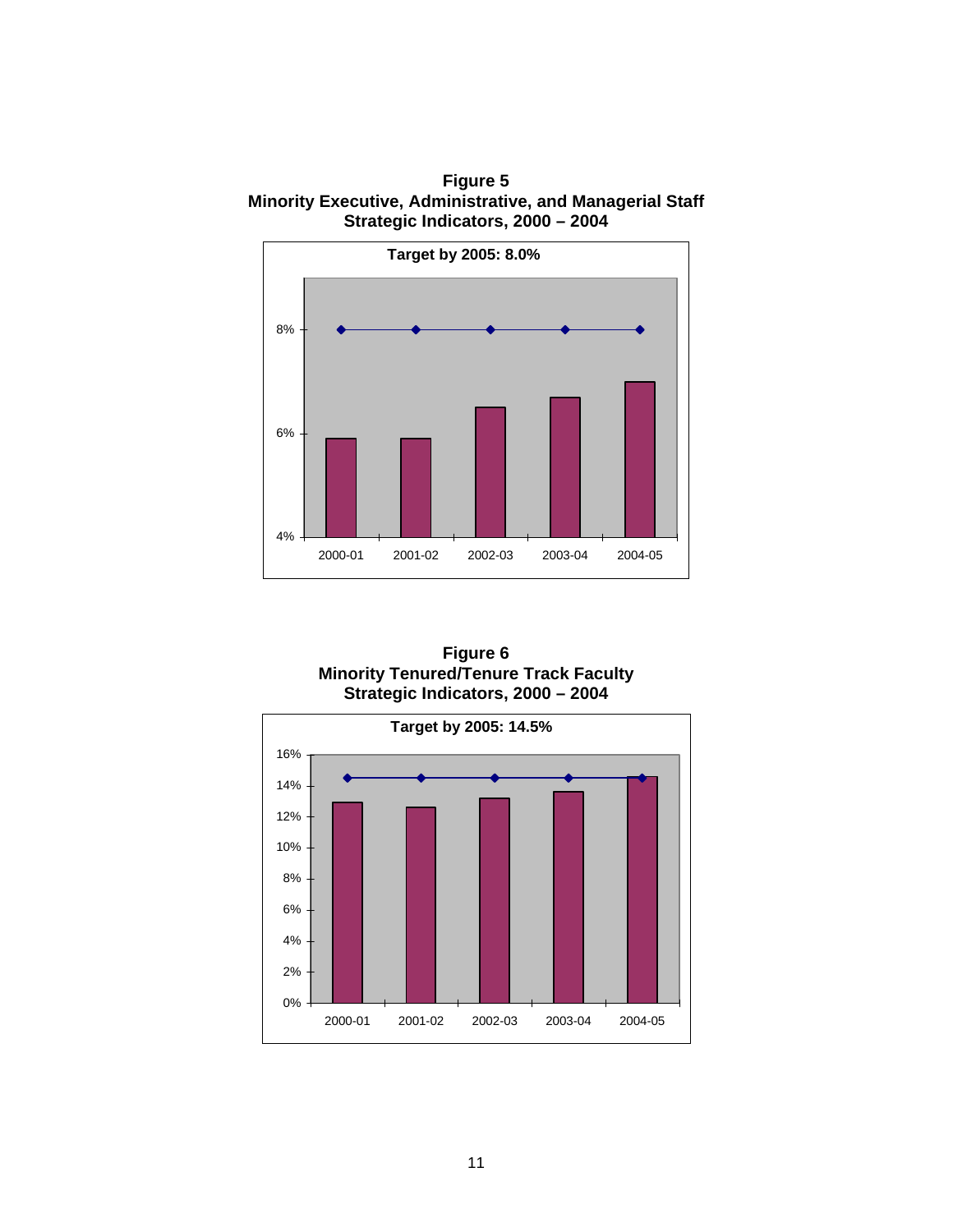**Figure 5**
**Minority Executive, Administrative, and Managerial Staff**
**Strategic Indicators, 2000 – 2004**

**Target by 2005: 8.0%**

8%
6%
4%

2000-01
2001-02
2002-03
2003-04
2004-05

**Figure 6**
**Minority Tenured/Tenure Track Faculty**
**Strategic Indicators, 2000 – 2004**

**Target by 2005: 14.5%**

16%
14%
12%
10%
8%
6%
4%
2%
0%

2000-01
2001-02
2002-03
2003-04
2004-05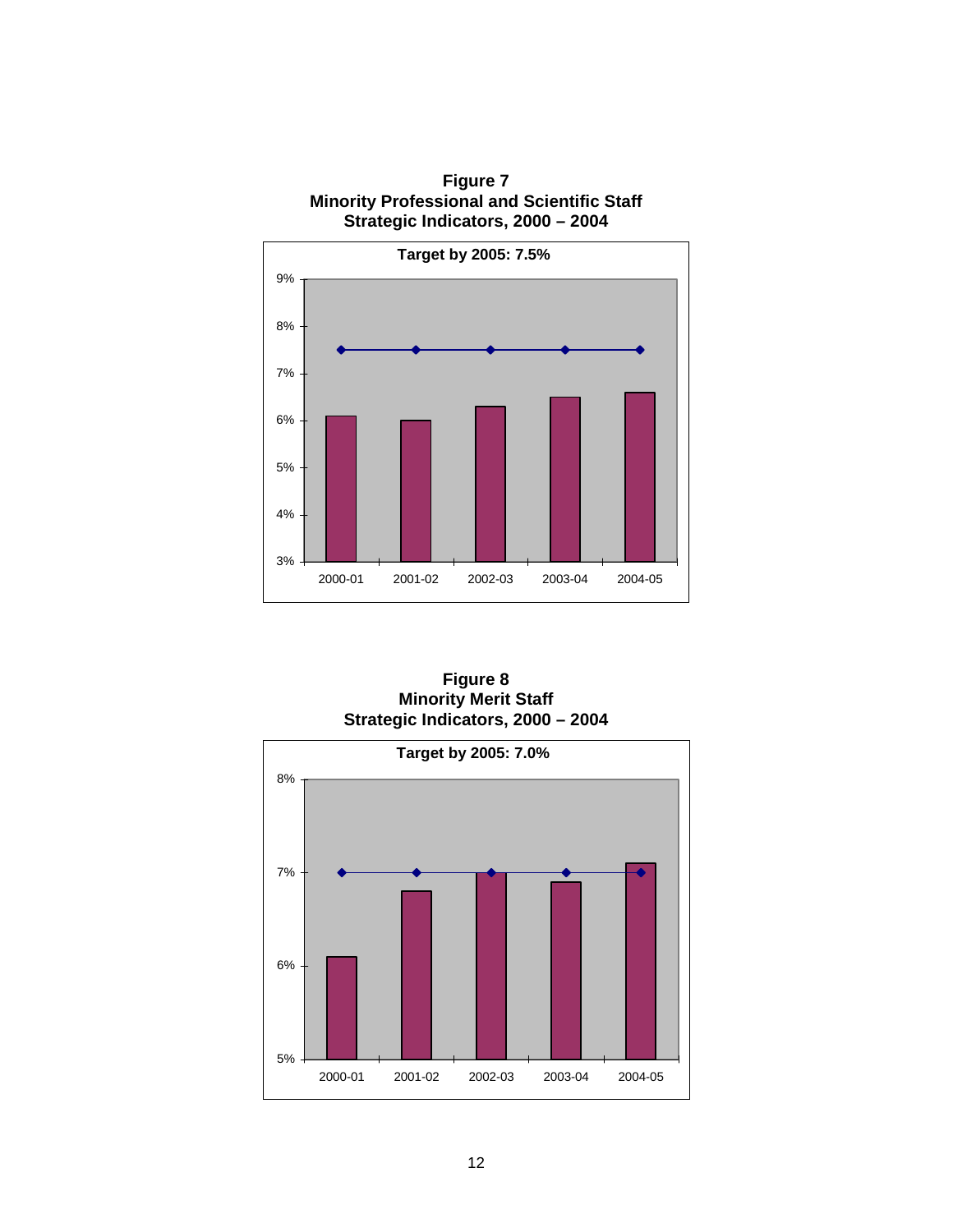**Figure 7**
**Minority Professional and Scientific Staff**
**Strategic Indicators, 2000 – 2004**

**Target by 2005: 7.5%**

9%
8%
7%
6%
5%
4%
3%

2000-01
2001-02
2002-03
2003-04
2004-05

**Figure 8**
**Minority Merit Staff**
**Strategic Indicators, 2000 – 2004**

**Target by 2005: 7.0%**

8%
7%
6%
5%

2000-01
2001-02
2002-03
2003-04
2004-05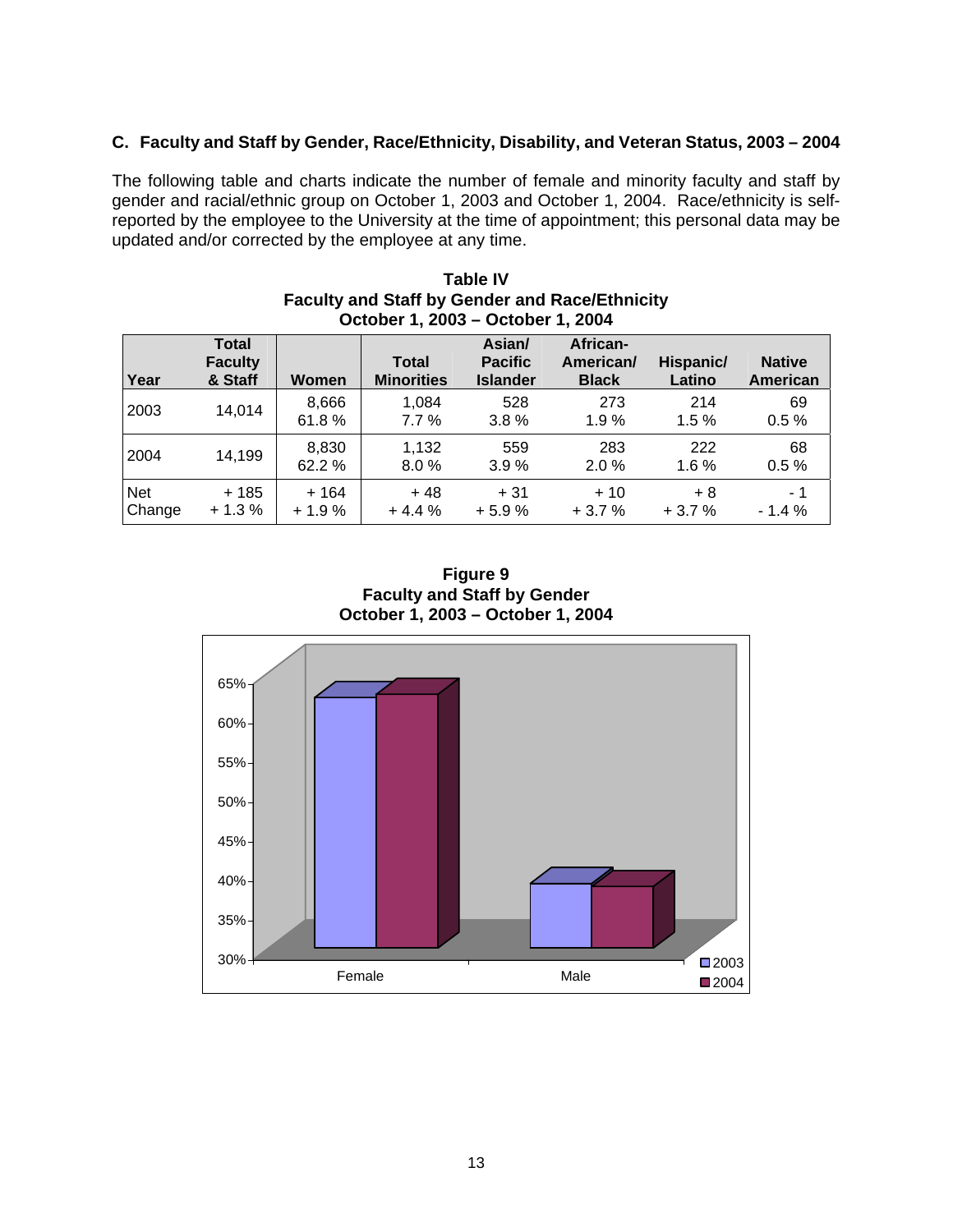### C. Faculty and Staff by Gender, Race/Ethnicity, Disability, and Veteran Status, 2003 – 2004

The following table and charts indicate the number of female and minority faculty and staff by gender and racial/ethnic group on October 1, 2003 and October 1, 2004. Race/ethnicity is self-reported by the employee to the University at the time of appointment; this personal data may be updated and/or corrected by the employee at any time.

**Table IV**
**Faculty and Staff by Gender and Race/Ethnicity**
**October 1, 2003 – October 1, 2004**

| Year | Total Faculty & Staff | Women | Total Minorities | Asian/ Pacific Islander | African-American/ Black | Hispanic/ Latino | Native American |
|---|---|---|---|---|---|---|---|
| 2003 | 14,014 | 8,666<br>61.8 % | 1,084<br>7.7 % | 528<br>3.8 % | 273<br>1.9 % | 214<br>1.5 % | 69<br>0.5 % |
| 2004 | 14,199 | 8,830<br>62.2 % | 1,132<br>8.0 % | 559<br>3.9 % | 283<br>2.0 % | 222<br>1.6 % | 68<br>0.5 % |
| Net Change | + 185<br>+ 1.3 % | + 164<br>+ 1.9 % | + 48<br>+ 4.4 % | + 31<br>+ 5.9 % | + 10<br>+ 3.7 % | + 8<br>+ 3.7 % | - 1<br>- 1.4 % |

**Figure 9**
**Faculty and Staff by Gender**
**October 1, 2003 – October 1, 2004**

65%
60%
55%
50%
45%
40%
35%
30%

Female
Male

2003
2004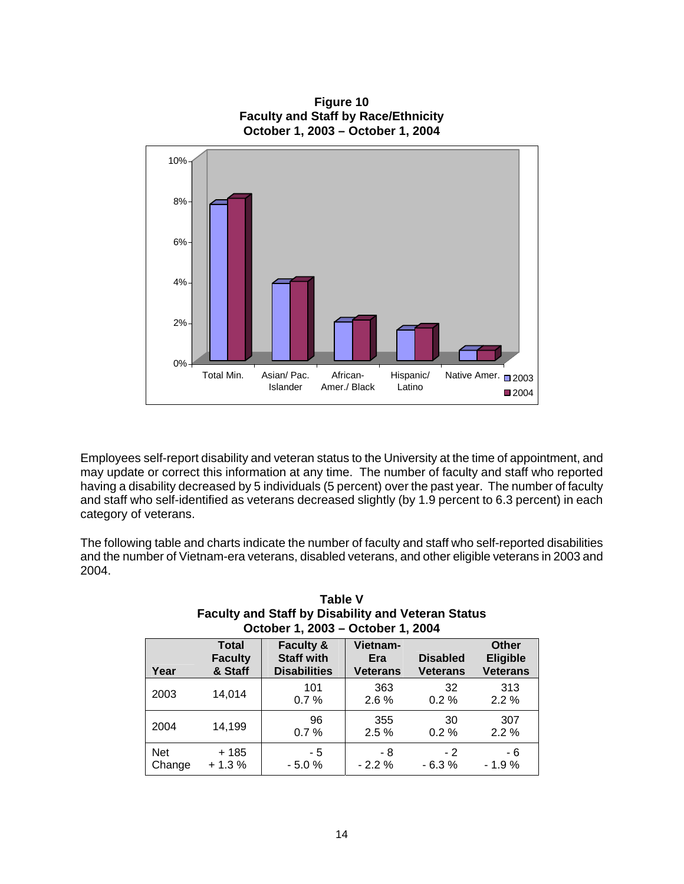**Figure 10**
**Faculty and Staff by Race/Ethnicity**
**October 1, 2003 – October 1, 2004**

10%
8%
6%
4%
2%
0%

Total Min.
Asian/ Pac. Islander
African-Amer./ Black
Hispanic/ Latino
Native Amer.

2003
2004

Employees self-report disability and veteran status to the University at the time of appointment, and may update or correct this information at any time. The number of faculty and staff who reported having a disability decreased by 5 individuals (5 percent) over the past year. The number of faculty and staff who self-identified as veterans decreased slightly (by 1.9 percent to 6.3 percent) in each category of veterans.

The following table and charts indicate the number of faculty and staff who self-reported disabilities and the number of Vietnam-era veterans, disabled veterans, and other eligible veterans in 2003 and 2004.

**Table V**
**Faculty and Staff by Disability and Veteran Status**
**October 1, 2003 – October 1, 2004**

| Year | Total Faculty & Staff | Faculty & Staff with Disabilities | Vietnam-Era Veterans | Disabled Veterans | Other Eligible Veterans |
|---|---|---|---|---|---|
| 2003 | 14,014 | 101<br>0.7 % | 363<br>2.6 % | 32<br>0.2 % | 313<br>2.2 % |
| 2004 | 14,199 | 96<br>0.7 % | 355<br>2.5 % | 30<br>0.2 % | 307<br>2.2 % |
| Net Change | + 185<br>+ 1.3 % | - 5<br>- 5.0 % | - 8<br>- 2.2 % | - 2<br>- 6.3 % | - 6<br>- 1.9 % |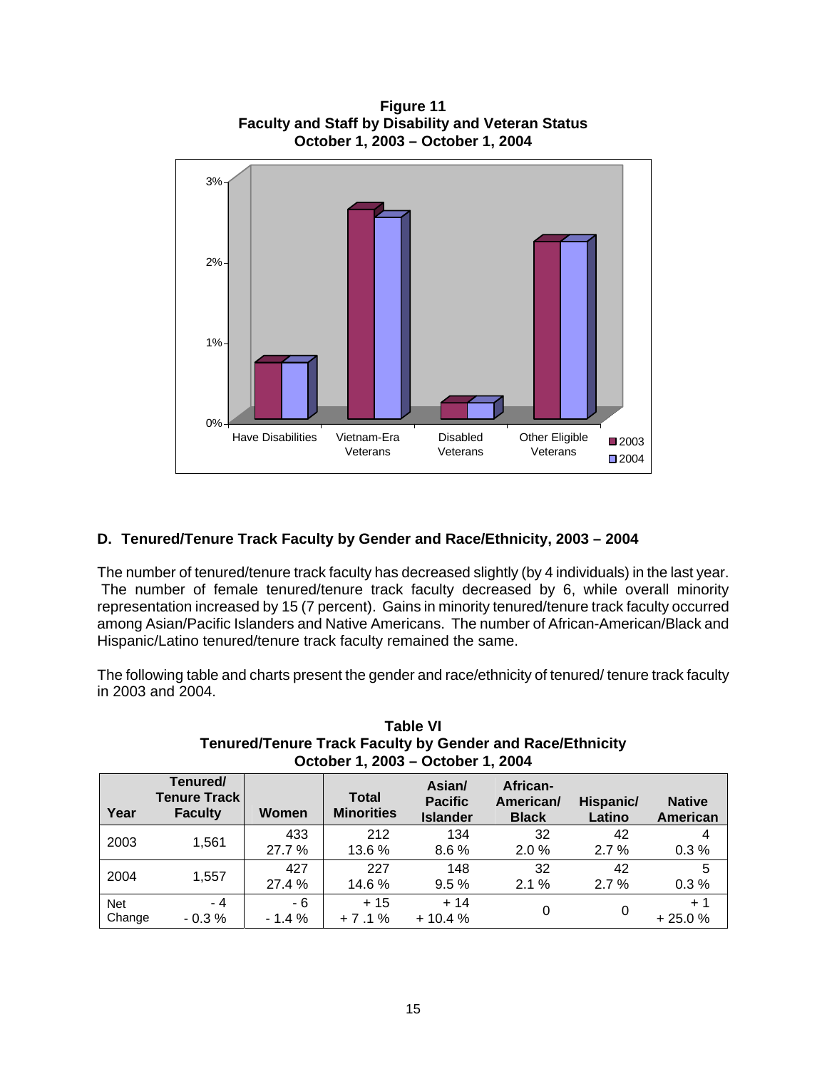**Figure 11**
**Faculty and Staff by Disability and Veteran Status**
**October 1, 2003 – October 1, 2004**

3%
2%
1%
0%

Have Disabilities
Vietnam-Era Veterans
Disabled Veterans
Other Eligible Veterans

2003
2004

### D. Tenured/Tenure Track Faculty by Gender and Race/Ethnicity, 2003 – 2004

The number of tenured/tenure track faculty has decreased slightly (by 4 individuals) in the last year. The number of female tenured/tenure track faculty decreased by 6, while overall minority representation increased by 15 (7 percent). Gains in minority tenured/tenure track faculty occurred among Asian/Pacific Islanders and Native Americans. The number of African-American/Black and Hispanic/Latino tenured/tenure track faculty remained the same.

The following table and charts present the gender and race/ethnicity of tenured/ tenure track faculty in 2003 and 2004.

**Table VI**
**Tenured/Tenure Track Faculty by Gender and Race/Ethnicity**
**October 1, 2003 – October 1, 2004**

| Year | Tenured/ Tenure Track Faculty | Women | Total Minorities | Asian/ Pacific Islander | African-American/ Black | Hispanic/ Latino | Native American |
|---|---|---|---|---|---|---|---|
| 2003 | 1,561 | 433<br>27.7 % | 212<br>13.6 % | 134<br>8.6 % | 32<br>2.0 % | 42<br>2.7 % | 4<br>0.3 % |
| 2004 | 1,557 | 427<br>27.4 % | 227<br>14.6 % | 148<br>9.5 % | 32<br>2.1 % | 42<br>2.7 % | 5<br>0.3 % |
| Net Change | - 4<br>- 0.3 % | - 6<br>- 1.4 % | + 15<br>+ 7 .1 % | + 14<br>+ 10.4 % | 0 | 0 | + 1<br>+ 25.0 % |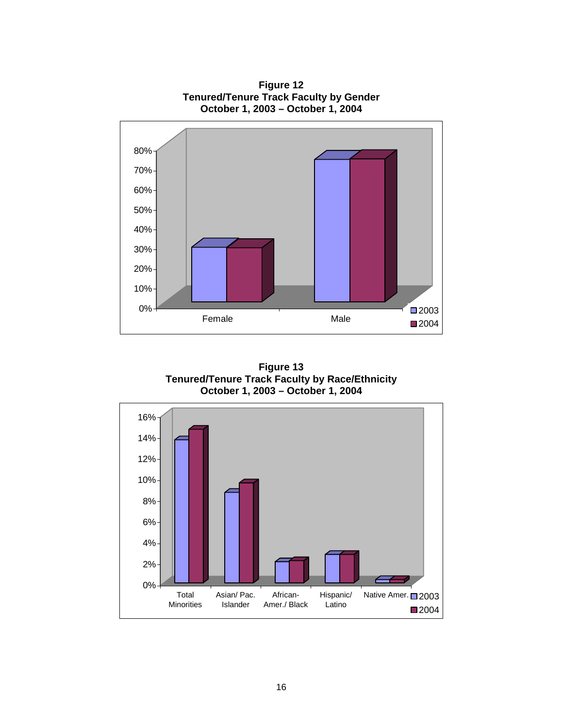**Figure 12**
**Tenured/Tenure Track Faculty by Gender**
**October 1, 2003 – October 1, 2004**

80%
70%
60%
50%
40%
30%
20%
10%
0%

Female
Male

2003
2004

**Figure 13**
**Tenured/Tenure Track Faculty by Race/Ethnicity**
**October 1, 2003 – October 1, 2004**

16%
14%
12%
10%
8%
6%
4%
2%
0%

Total Minorities
Asian/ Pac. Islander
African-Amer./ Black
Hispanic/ Latino
Native Amer.

2003
2004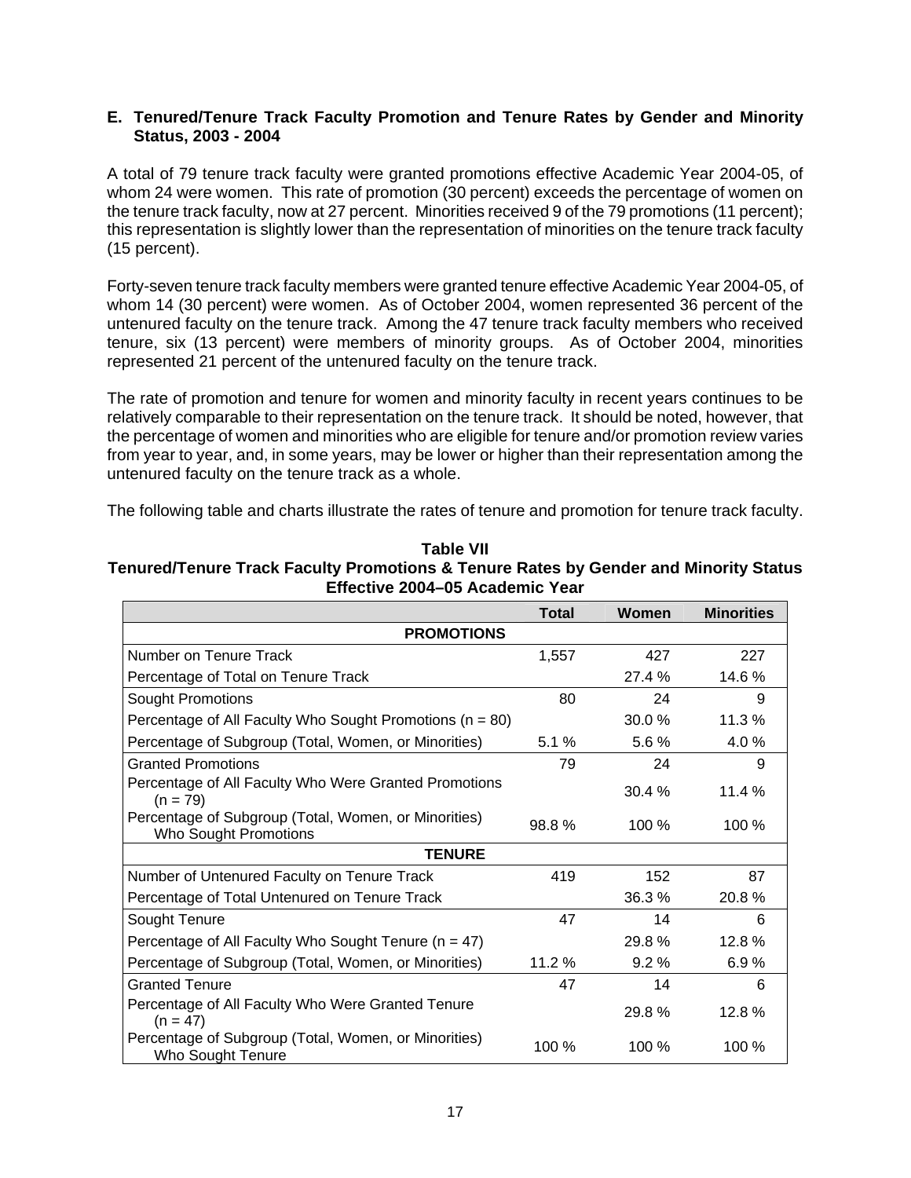### E. Tenured/Tenure Track Faculty Promotion and Tenure Rates by Gender and Minority Status, 2003 - 2004

A total of 79 tenure track faculty were granted promotions effective Academic Year 2004-05, of whom 24 were women. This rate of promotion (30 percent) exceeds the percentage of women on the tenure track faculty, now at 27 percent. Minorities received 9 of the 79 promotions (11 percent); this representation is slightly lower than the representation of minorities on the tenure track faculty (15 percent).

Forty-seven tenure track faculty members were granted tenure effective Academic Year 2004-05, of whom 14 (30 percent) were women. As of October 2004, women represented 36 percent of the untenured faculty on the tenure track. Among the 47 tenure track faculty members who received tenure, six (13 percent) were members of minority groups. As of October 2004, minorities represented 21 percent of the untenured faculty on the tenure track.

The rate of promotion and tenure for women and minority faculty in recent years continues to be relatively comparable to their representation on the tenure track. It should be noted, however, that the percentage of women and minorities who are eligible for tenure and/or promotion review varies from year to year, and, in some years, may be lower or higher than their representation among the untenured faculty on the tenure track as a whole.

The following table and charts illustrate the rates of tenure and promotion for tenure track faculty.

**Table VII**
**Tenured/Tenure Track Faculty Promotions & Tenure Rates by Gender and Minority Status**
**Effective 2004–05 Academic Year**

| | Total | Women | Minorities |
|---|---|---|---|
| **PROMOTIONS** | | | |
| Number on Tenure Track | 1,557 | 427 | 227 |
| Percentage of Total on Tenure Track | | 27.4 % | 14.6 % |
| Sought Promotions | 80 | 24 | 9 |
| Percentage of All Faculty Who Sought Promotions (n = 80) | | 30.0 % | 11.3 % |
| Percentage of Subgroup (Total, Women, or Minorities) | 5.1 % | 5.6 % | 4.0 % |
| Granted Promotions | 79 | 24 | 9 |
| Percentage of All Faculty Who Were Granted Promotions (n = 79) | | 30.4 % | 11.4 % |
| Percentage of Subgroup (Total, Women, or Minorities) Who Sought Promotions | 98.8 % | 100 % | 100 % |
| **TENURE** | | | |
| Number of Untenured Faculty on Tenure Track | 419 | 152 | 87 |
| Percentage of Total Untenured on Tenure Track | | 36.3 % | 20.8 % |
| Sought Tenure | 47 | 14 | 6 |
| Percentage of All Faculty Who Sought Tenure (n = 47) | | 29.8 % | 12.8 % |
| Percentage of Subgroup (Total, Women, or Minorities) | 11.2 % | 9.2 % | 6.9 % |
| Granted Tenure | 47 | 14 | 6 |
| Percentage of All Faculty Who Were Granted Tenure (n = 47) | | 29.8 % | 12.8 % |
| Percentage of Subgroup (Total, Women, or Minorities) Who Sought Tenure | 100 % | 100 % | 100 % |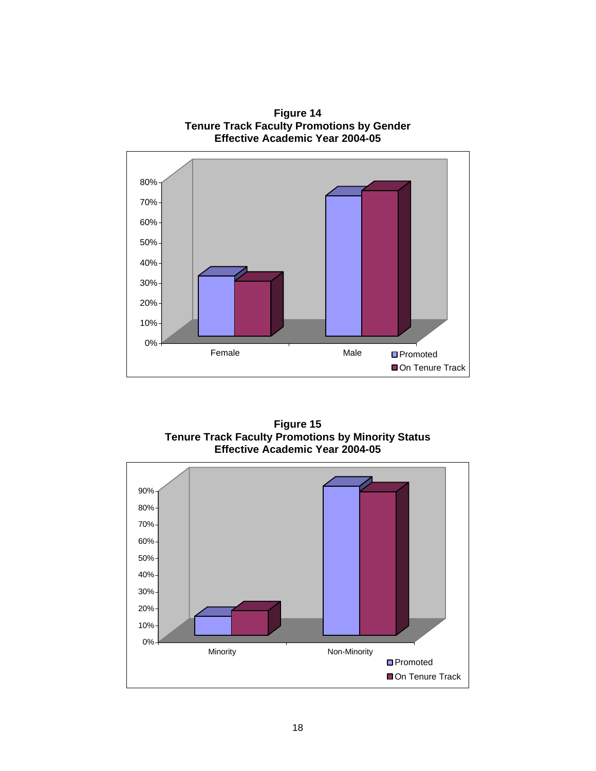**Figure 14**
**Tenure Track Faculty Promotions by Gender**
**Effective Academic Year 2004-05**

80%
70%
60%
50%
40%
30%
20%
10%
0%

Female
Male

Promoted
On Tenure Track

**Figure 15**
**Tenure Track Faculty Promotions by Minority Status**
**Effective Academic Year 2004-05**

90%
80%
70%
60%
50%
40%
30%
20%
10%
0%

Minority
Non-Minority

Promoted
On Tenure Track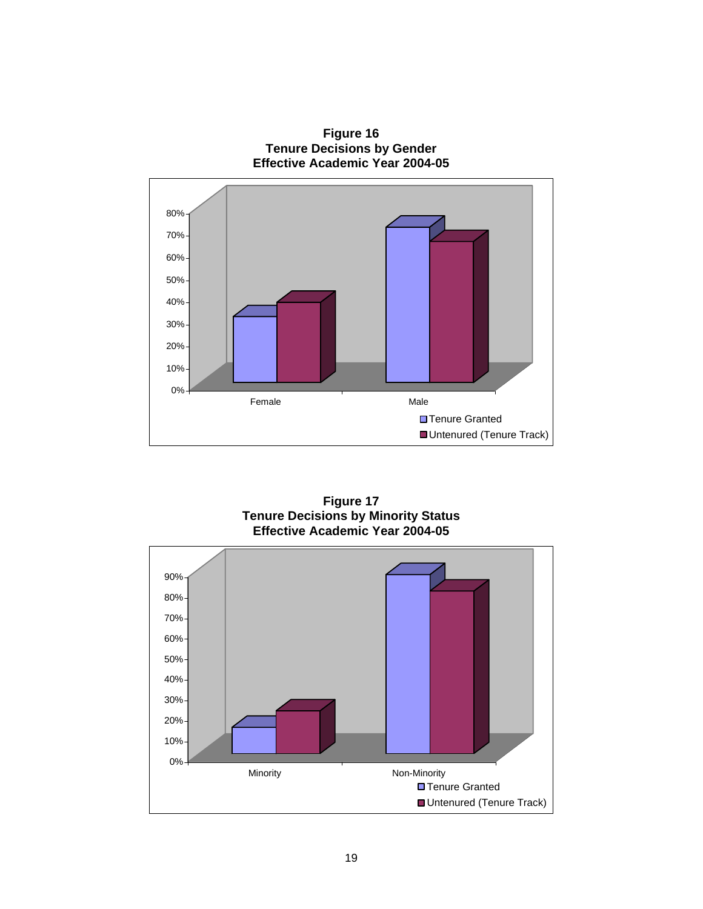**Figure 16**
**Tenure Decisions by Gender**
**Effective Academic Year 2004-05**

80%
70%
60%
50%
40%
30%
20%
10%
0%

Female
Male

Tenure Granted
Untenured (Tenure Track)

**Figure 17**
**Tenure Decisions by Minority Status**
**Effective Academic Year 2004-05**

90%
80%
70%
60%
50%
40%
30%
20%
10%
0%

Minority
Non-Minority

Tenure Granted
Untenured (Tenure Track)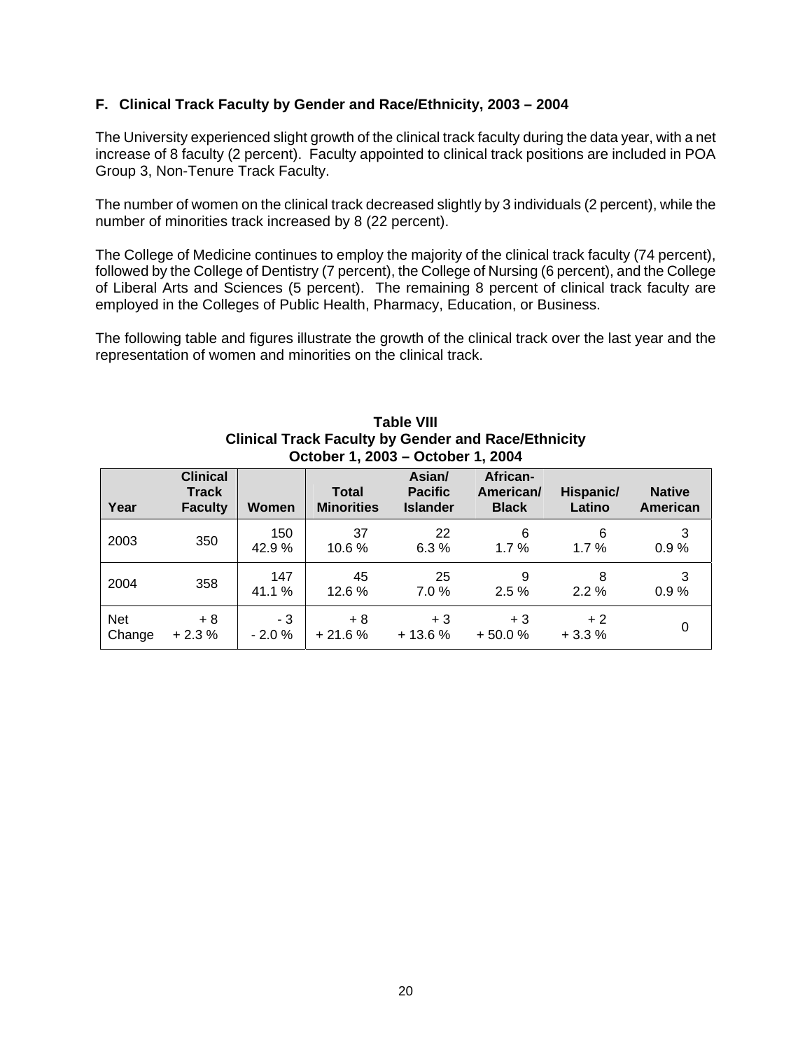### F. Clinical Track Faculty by Gender and Race/Ethnicity, 2003 – 2004

The University experienced slight growth of the clinical track faculty during the data year, with a net increase of 8 faculty (2 percent). Faculty appointed to clinical track positions are included in POA Group 3, Non-Tenure Track Faculty.

The number of women on the clinical track decreased slightly by 3 individuals (2 percent), while the number of minorities track increased by 8 (22 percent).

The College of Medicine continues to employ the majority of the clinical track faculty (74 percent), followed by the College of Dentistry (7 percent), the College of Nursing (6 percent), and the College of Liberal Arts and Sciences (5 percent). The remaining 8 percent of clinical track faculty are employed in the Colleges of Public Health, Pharmacy, Education, or Business.

The following table and figures illustrate the growth of the clinical track over the last year and the representation of women and minorities on the clinical track.

**Table VIII**
**Clinical Track Faculty by Gender and Race/Ethnicity**
**October 1, 2003 – October 1, 2004**

| Year | Clinical Track Faculty | Women | Total Minorities | Asian/ Pacific Islander | African-American/ Black | Hispanic/ Latino | Native American |
|---|---|---|---|---|---|---|---|
| 2003 | 350 | 150<br>42.9 % | 37<br>10.6 % | 22<br>6.3 % | 6<br>1.7 % | 6<br>1.7 % | 3<br>0.9 % |
| 2004 | 358 | 147<br>41.1 % | 45<br>12.6 % | 25<br>7.0 % | 9<br>2.5 % | 8<br>2.2 % | 3<br>0.9 % |
| Net Change | + 8<br>+ 2.3 % | - 3<br>- 2.0 % | + 8<br>+ 21.6 % | + 3<br>+ 13.6 % | + 3<br>+ 50.0 % | + 2<br>+ 3.3 % | 0 |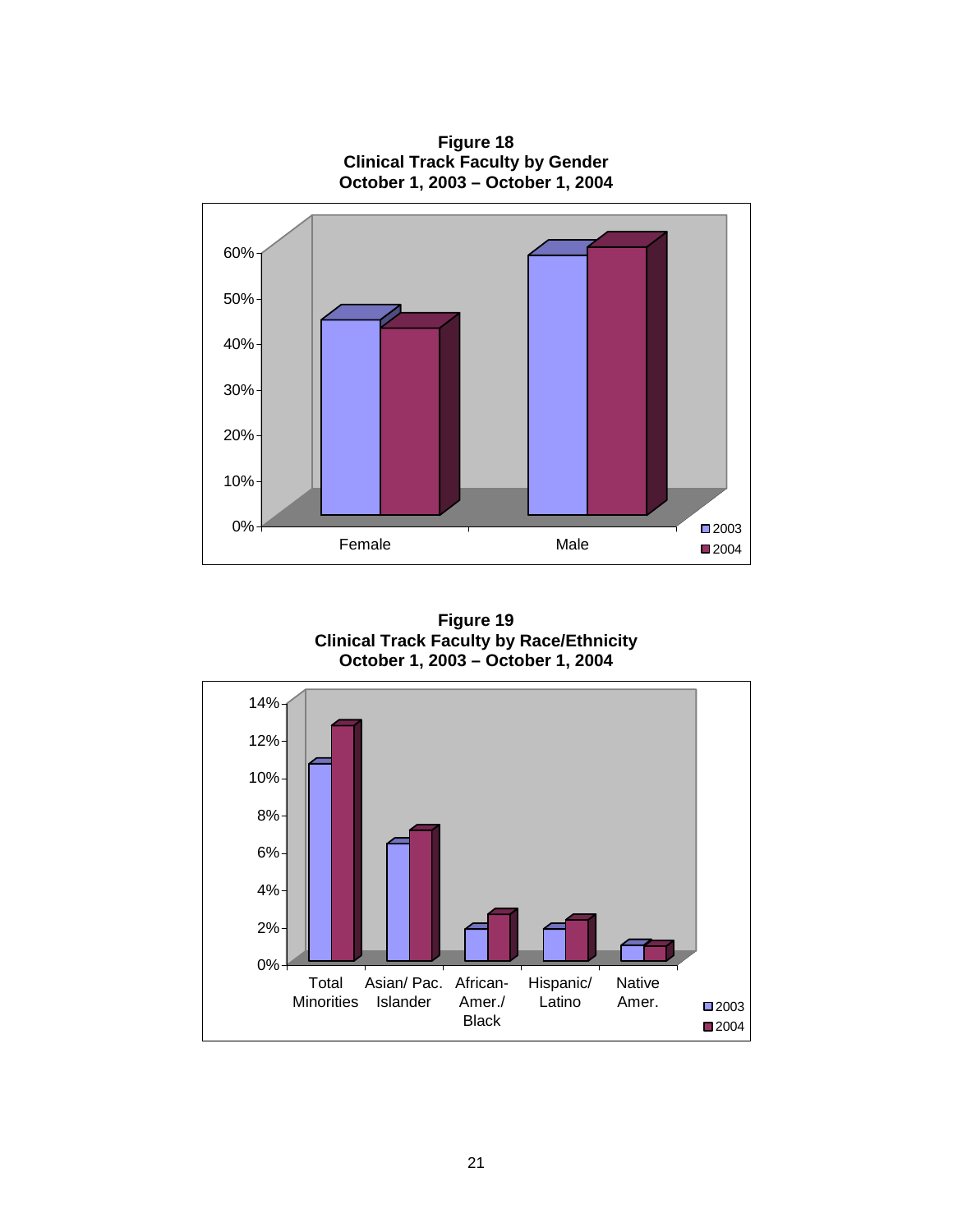**Figure 18**
**Clinical Track Faculty by Gender**
**October 1, 2003 – October 1, 2004**

60%
50%
40%
30%
20%
10%
0%

Female
Male

2003
2004

**Figure 19**
**Clinical Track Faculty by Race/Ethnicity**
**October 1, 2003 – October 1, 2004**

14%
12%
10%
8%
6%
4%
2%
0%

Total Minorities
Asian/ Pac. Islander
African-Amer./ Black
Hispanic/ Latino
Native Amer.

2003
2004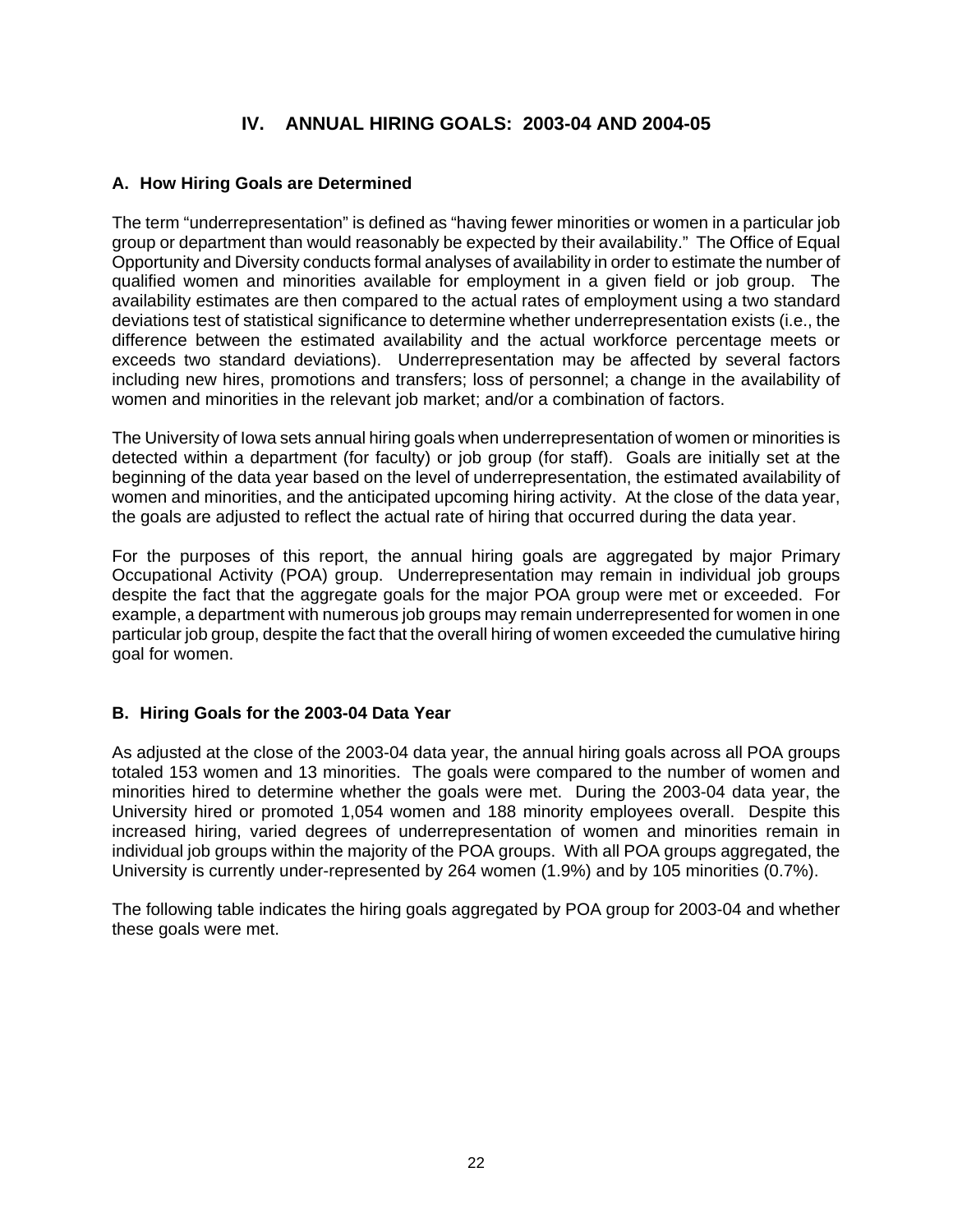# IV. ANNUAL HIRING GOALS: 2003-04 AND 2004-05

## A. How Hiring Goals are Determined

The term "underrepresentation" is defined as "having fewer minorities or women in a particular job group or department than would reasonably be expected by their availability." The Office of Equal Opportunity and Diversity conducts formal analyses of availability in order to estimate the number of qualified women and minorities available for employment in a given field or job group. The availability estimates are then compared to the actual rates of employment using a two standard deviations test of statistical significance to determine whether underrepresentation exists (i.e., the difference between the estimated availability and the actual workforce percentage meets or exceeds two standard deviations). Underrepresentation may be affected by several factors including new hires, promotions and transfers; loss of personnel; a change in the availability of women and minorities in the relevant job market; and/or a combination of factors.

The University of Iowa sets annual hiring goals when underrepresentation of women or minorities is detected within a department (for faculty) or job group (for staff). Goals are initially set at the beginning of the data year based on the level of underrepresentation, the estimated availability of women and minorities, and the anticipated upcoming hiring activity. At the close of the data year, the goals are adjusted to reflect the actual rate of hiring that occurred during the data year.

For the purposes of this report, the annual hiring goals are aggregated by major Primary Occupational Activity (POA) group. Underrepresentation may remain in individual job groups despite the fact that the aggregate goals for the major POA group were met or exceeded. For example, a department with numerous job groups may remain underrepresented for women in one particular job group, despite the fact that the overall hiring of women exceeded the cumulative hiring goal for women.

## B. Hiring Goals for the 2003-04 Data Year

As adjusted at the close of the 2003-04 data year, the annual hiring goals across all POA groups totaled 153 women and 13 minorities. The goals were compared to the number of women and minorities hired to determine whether the goals were met. During the 2003-04 data year, the University hired or promoted 1,054 women and 188 minority employees overall. Despite this increased hiring, varied degrees of underrepresentation of women and minorities remain in individual job groups within the majority of the POA groups. With all POA groups aggregated, the University is currently under-represented by 264 women (1.9%) and by 105 minorities (0.7%).

The following table indicates the hiring goals aggregated by POA group for 2003-04 and whether these goals were met.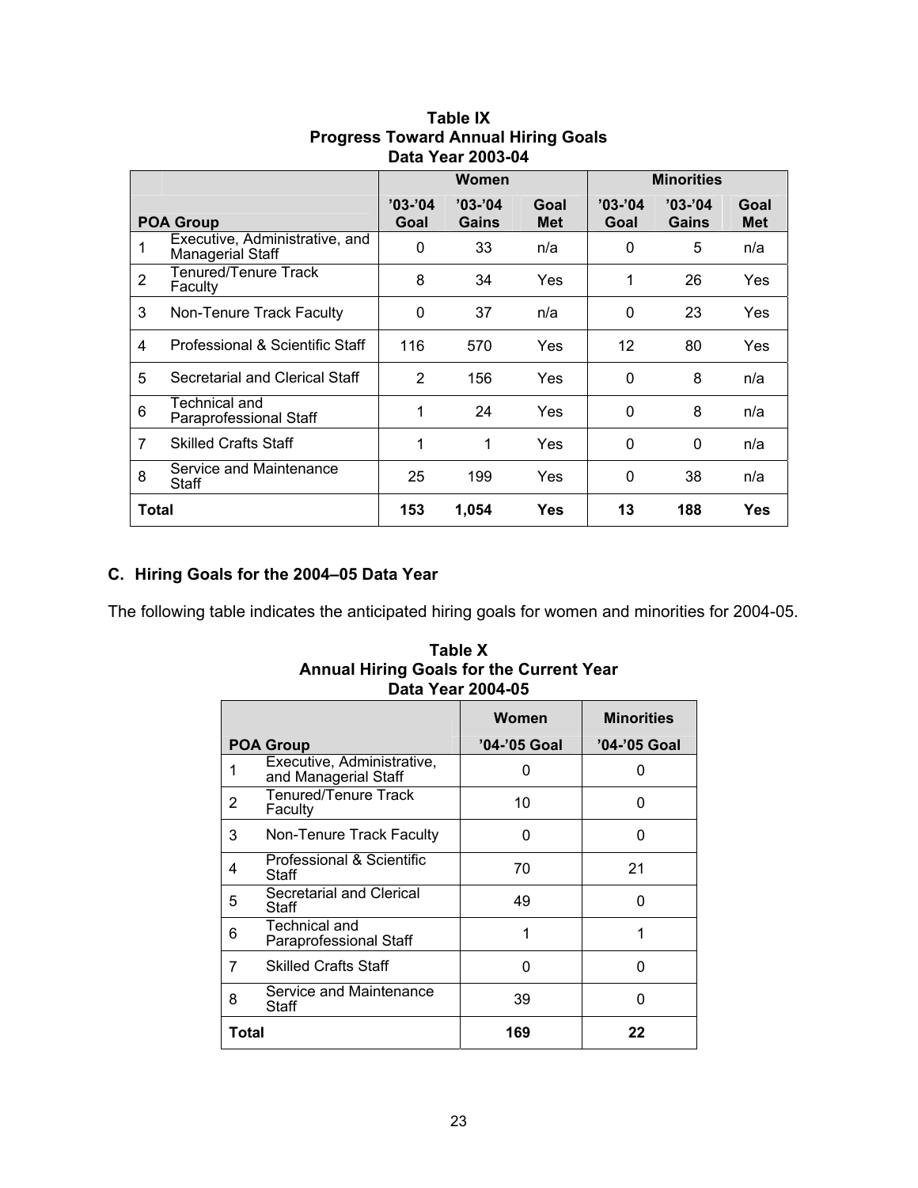**Table IX**
**Progress Toward Annual Hiring Goals**
**Data Year 2003-04**

| POA Group | | Women | | | Minorities | | |
|---|---|---|---|---|---|---|---|
| | | ’03-’04 Goal | ’03-’04 Gains | Goal Met | ’03-’04 Goal | ’03-’04 Gains | Goal Met |
| 1 | Executive, Administrative, and Managerial Staff | 0 | 33 | n/a | 0 | 5 | n/a |
| 2 | Tenured/Tenure Track Faculty | 8 | 34 | Yes | 1 | 26 | Yes |
| 3 | Non-Tenure Track Faculty | 0 | 37 | n/a | 0 | 23 | Yes |
| 4 | Professional & Scientific Staff | 116 | 570 | Yes | 12 | 80 | Yes |
| 5 | Secretarial and Clerical Staff | 2 | 156 | Yes | 0 | 8 | n/a |
| 6 | Technical and Paraprofessional Staff | 1 | 24 | Yes | 0 | 8 | n/a |
| 7 | Skilled Crafts Staff | 1 | 1 | Yes | 0 | 0 | n/a |
| 8 | Service and Maintenance Staff | 25 | 199 | Yes | 0 | 38 | n/a |
| **Total** | | **153** | **1,054** | **Yes** | **13** | **188** | **Yes** |

### C. Hiring Goals for the 2004–05 Data Year

The following table indicates the anticipated hiring goals for women and minorities for 2004-05.

**Table X**
**Annual Hiring Goals for the Current Year**
**Data Year 2004-05**

| POA Group | | Women | Minorities |
|---|---|---|---|
| | | ’04-’05 Goal | ’04-’05 Goal |
| 1 | Executive, Administrative, and Managerial Staff | 0 | 0 |
| 2 | Tenured/Tenure Track Faculty | 10 | 0 |
| 3 | Non-Tenure Track Faculty | 0 | 0 |
| 4 | Professional & Scientific Staff | 70 | 21 |
| 5 | Secretarial and Clerical Staff | 49 | 0 |
| 6 | Technical and Paraprofessional Staff | 1 | 1 |
| 7 | Skilled Crafts Staff | 0 | 0 |
| 8 | Service and Maintenance Staff | 39 | 0 |
| **Total** | | **169** | **22** |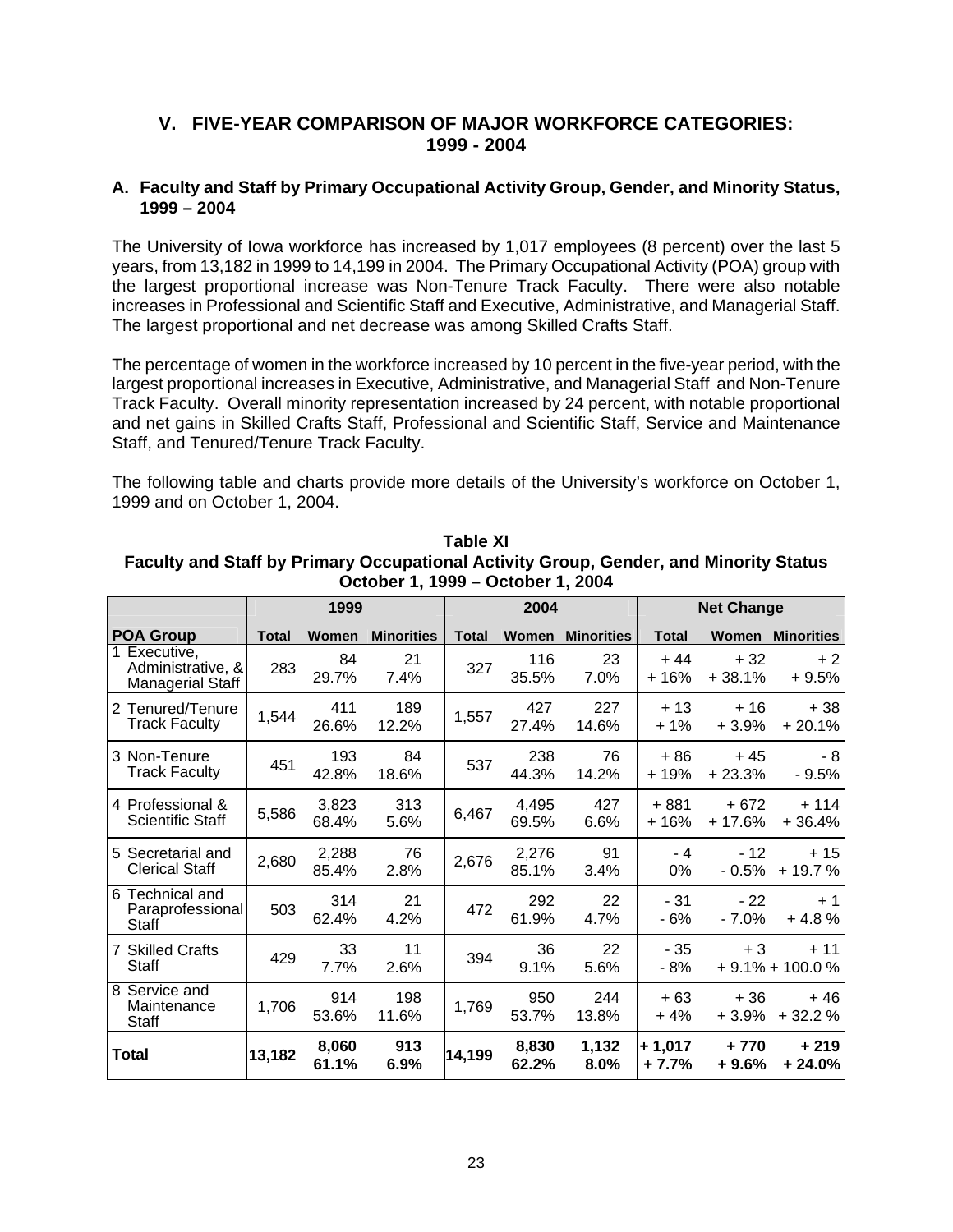## V. FIVE-YEAR COMPARISON OF MAJOR WORKFORCE CATEGORIES: 1999 - 2004

### A. Faculty and Staff by Primary Occupational Activity Group, Gender, and Minority Status, 1999 – 2004

The University of Iowa workforce has increased by 1,017 employees (8 percent) over the last 5 years, from 13,182 in 1999 to 14,199 in 2004. The Primary Occupational Activity (POA) group with the largest proportional increase was Non-Tenure Track Faculty. There were also notable increases in Professional and Scientific Staff and Executive, Administrative, and Managerial Staff. The largest proportional and net decrease was among Skilled Crafts Staff.

The percentage of women in the workforce increased by 10 percent in the five-year period, with the largest proportional increases in Executive, Administrative, and Managerial Staff and Non-Tenure Track Faculty. Overall minority representation increased by 24 percent, with notable proportional and net gains in Skilled Crafts Staff, Professional and Scientific Staff, Service and Maintenance Staff, and Tenured/Tenure Track Faculty.

The following table and charts provide more details of the University's workforce on October 1, 1999 and on October 1, 2004.

**Table XI**
**Faculty and Staff by Primary Occupational Activity Group, Gender, and Minority Status**
**October 1, 1999 – October 1, 2004**

| | 1999 | | | 2004 | | | Net Change | | |
|---|---|---|---|---|---|---|---|---|---|
| **POA Group** | **Total** | **Women** | **Minorities** | **Total** | **Women** | **Minorities** | **Total** | **Women** | **Minorities** |
| 1 Executive, Administrative, & Managerial Staff | 283 | 84<br>29.7% | 21<br>7.4% | 327 | 116<br>35.5% | 23<br>7.0% | + 44<br>+ 16% | + 32<br>+ 38.1% | + 2<br>+ 9.5% |
| 2 Tenured/Tenure Track Faculty | 1,544 | 411<br>26.6% | 189<br>12.2% | 1,557 | 427<br>27.4% | 227<br>14.6% | + 13<br>+ 1% | + 16<br>+ 3.9% | + 38<br>+ 20.1% |
| 3 Non-Tenure Track Faculty | 451 | 193<br>42.8% | 84<br>18.6% | 537 | 238<br>44.3% | 76<br>14.2% | + 86<br>+ 19% | + 45<br>+ 23.3% | - 8<br>- 9.5% |
| 4 Professional & Scientific Staff | 5,586 | 3,823<br>68.4% | 313<br>5.6% | 6,467 | 4,495<br>69.5% | 427<br>6.6% | + 881<br>+ 16% | + 672<br>+ 17.6% | + 114<br>+ 36.4% |
| 5 Secretarial and Clerical Staff | 2,680 | 2,288<br>85.4% | 76<br>2.8% | 2,676 | 2,276<br>85.1% | 91<br>3.4% | - 4<br>0% | - 12<br>- 0.5% | + 15<br>+ 19.7 % |
| 6 Technical and Paraprofessional Staff | 503 | 314<br>62.4% | 21<br>4.2% | 472 | 292<br>61.9% | 22<br>4.7% | - 31<br>- 6% | - 22<br>- 7.0% | + 1<br>+ 4.8 % |
| 7 Skilled Crafts Staff | 429 | 33<br>7.7% | 11<br>2.6% | 394 | 36<br>9.1% | 22<br>5.6% | - 35<br>- 8% | + 3<br>+ 9.1% | + 11<br>+ 100.0 % |
| 8 Service and Maintenance Staff | 1,706 | 914<br>53.6% | 198<br>11.6% | 1,769 | 950<br>53.7% | 244<br>13.8% | + 63<br>+ 4% | + 36<br>+ 3.9% | + 46<br>+ 32.2 % |
| **Total** | **13,182** | **8,060<br>61.1%** | **913<br>6.9%** | **14,199** | **8,830<br>62.2%** | **1,132<br>8.0%** | **+ 1,017<br>+ 7.7%** | **+ 770<br>+ 9.6%** | **+ 219<br>+ 24.0%** |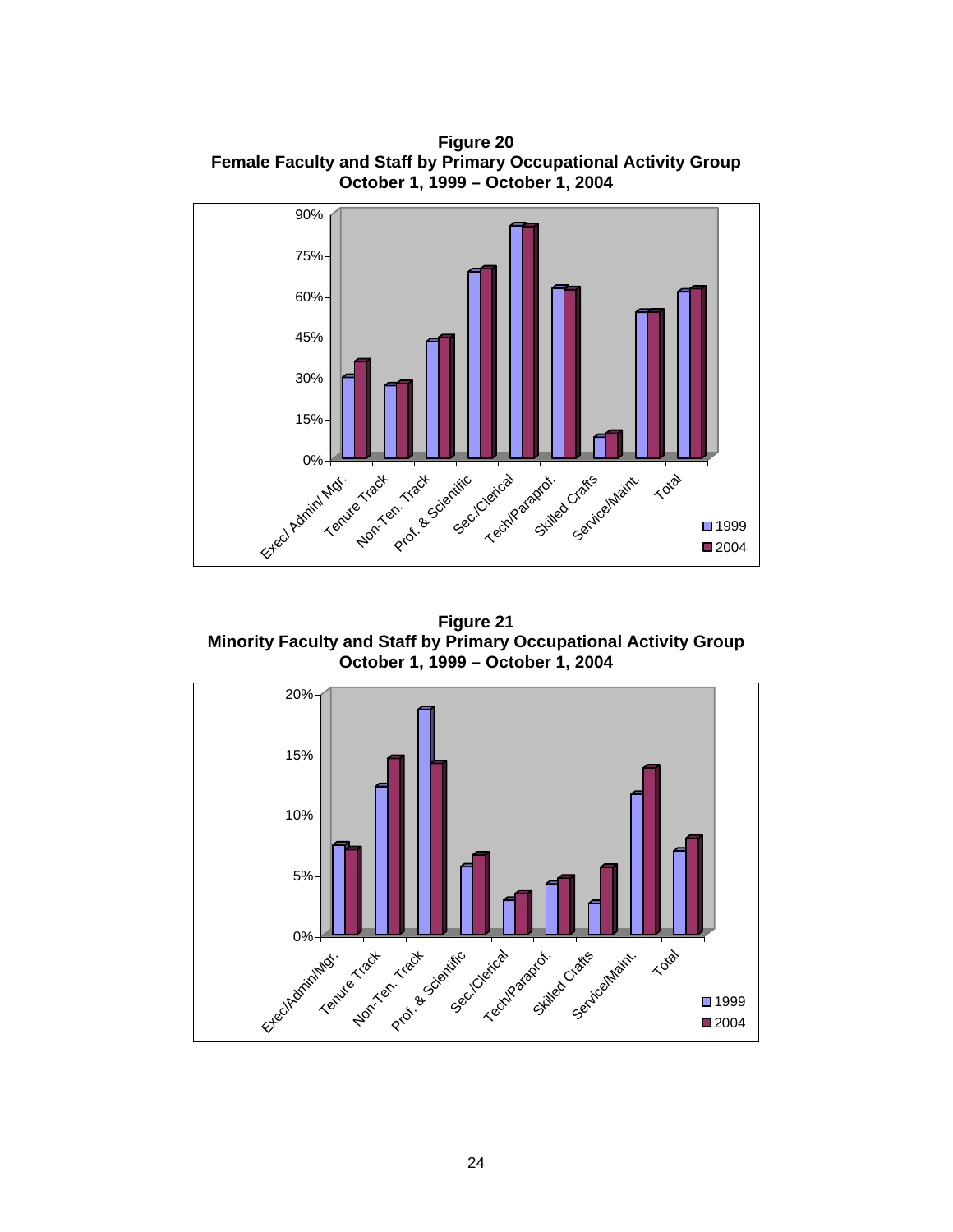**Figure 20**
**Female Faculty and Staff by Primary Occupational Activity Group**
**October 1, 1999 – October 1, 2004**

90%
75%
60%
45%
30%
15%
0%

Exec/ Admin/ Mgr.
Tenure Track
Non-Ten. Track
Prof. & Scientific
Sec./Clerical
Tech/Paraprof.
Skilled Crafts
Service/Maint.
Total

1999
2004

**Figure 21**
**Minority Faculty and Staff by Primary Occupational Activity Group**
**October 1, 1999 – October 1, 2004**

20%
15%
10%
5%
0%

Exec/Admin/Mgr.
Tenure Track
Non-Ten. Track
Prof. & Scientific
Sec./Clerical
Tech/Paraprof.
Skilled Crafts
Service/Maint.
Total

1999
2004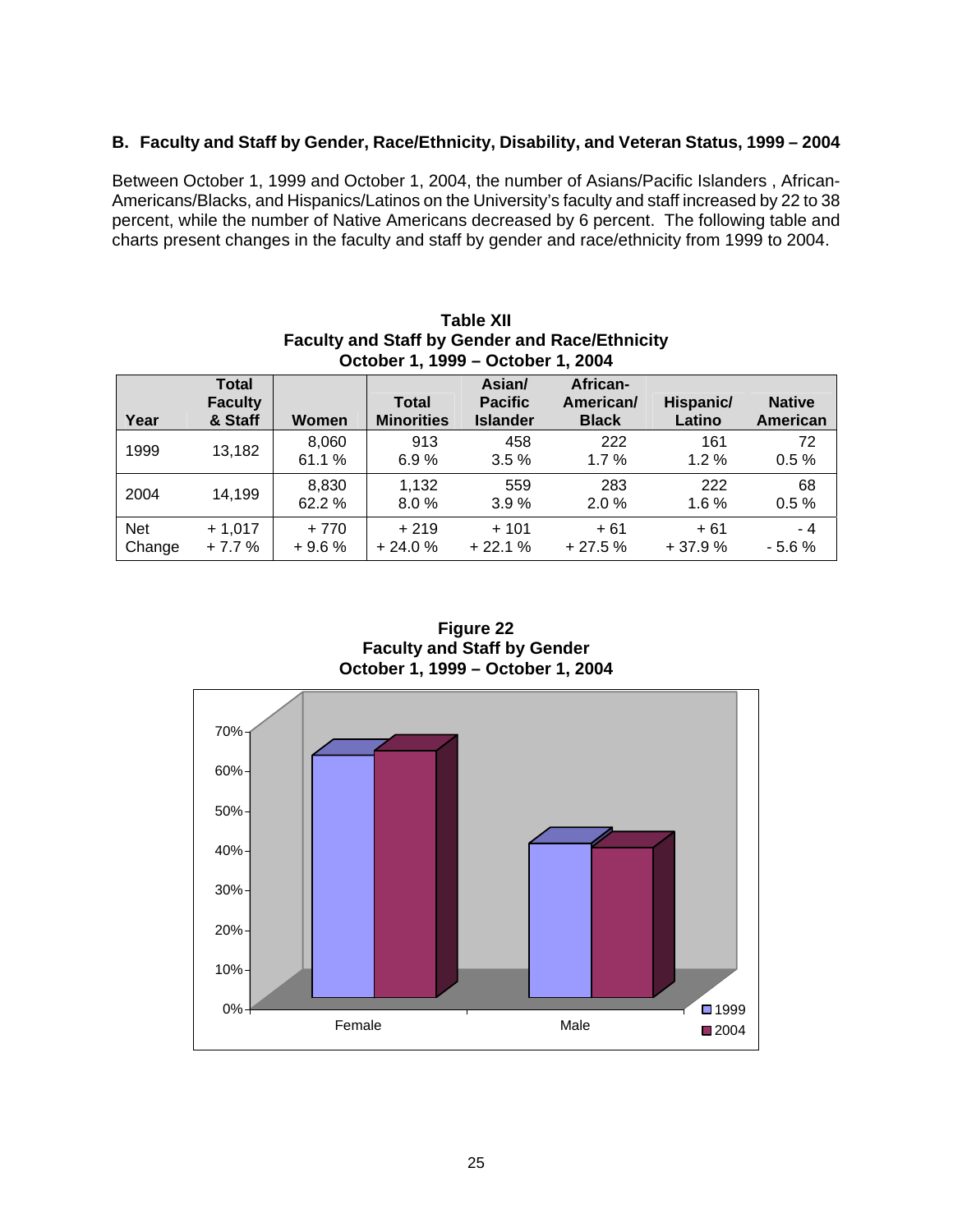### B. Faculty and Staff by Gender, Race/Ethnicity, Disability, and Veteran Status, 1999 – 2004

Between October 1, 1999 and October 1, 2004, the number of Asians/Pacific Islanders , African-Americans/Blacks, and Hispanics/Latinos on the University's faculty and staff increased by 22 to 38 percent, while the number of Native Americans decreased by 6 percent. The following table and charts present changes in the faculty and staff by gender and race/ethnicity from 1999 to 2004.

**Table XII**
**Faculty and Staff by Gender and Race/Ethnicity**
**October 1, 1999 – October 1, 2004**

| Year | Total Faculty & Staff | Women | Total Minorities | Asian/ Pacific Islander | African-American/ Black | Hispanic/ Latino | Native American |
|---|---|---|---|---|---|---|---|
| 1999 | 13,182 | 8,060<br>61.1 % | 913<br>6.9 % | 458<br>3.5 % | 222<br>1.7 % | 161<br>1.2 % | 72<br>0.5 % |
| 2004 | 14,199 | 8,830<br>62.2 % | 1,132<br>8.0 % | 559<br>3.9 % | 283<br>2.0 % | 222<br>1.6 % | 68<br>0.5 % |
| Net Change | + 1,017<br>+ 7.7 % | + 770<br>+ 9.6 % | + 219<br>+ 24.0 % | + 101<br>+ 22.1 % | + 61<br>+ 27.5 % | + 61<br>+ 37.9 % | - 4<br>- 5.6 % |

**Figure 22**
**Faculty and Staff by Gender**
**October 1, 1999 – October 1, 2004**

70%
60%
50%
40%
30%
20%
10%
0%

Female
Male

1999
2004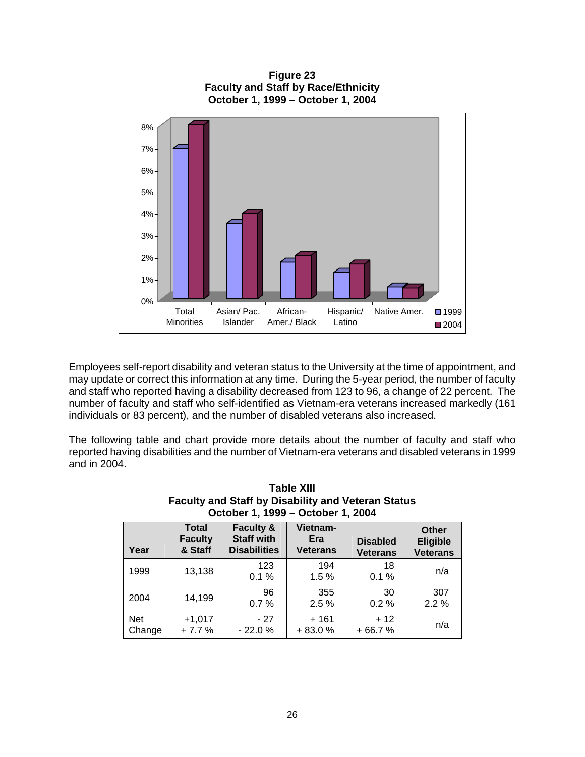**Figure 23**
**Faculty and Staff by Race/Ethnicity**
**October 1, 1999 – October 1, 2004**

8%
7%
6%
5%
4%
3%
2%
1%
0%

Total Minorities
Asian/ Pac. Islander
African-Amer./ Black
Hispanic/ Latino
Native Amer.

1999
2004

Employees self-report disability and veteran status to the University at the time of appointment, and may update or correct this information at any time. During the 5-year period, the number of faculty and staff who reported having a disability decreased from 123 to 96, a change of 22 percent. The number of faculty and staff who self-identified as Vietnam-era veterans increased markedly (161 individuals or 83 percent), and the number of disabled veterans also increased.

The following table and chart provide more details about the number of faculty and staff who reported having disabilities and the number of Vietnam-era veterans and disabled veterans in 1999 and in 2004.

**Table XIII**
**Faculty and Staff by Disability and Veteran Status**
**October 1, 1999 – October 1, 2004**

| Year | Total Faculty & Staff | Faculty & Staff with Disabilities | Vietnam-Era Veterans | Disabled Veterans | Other Eligible Veterans |
|---|---|---|---|---|---|
| 1999 | 13,138 | 123<br>0.1 % | 194<br>1.5 % | 18<br>0.1 % | n/a |
| 2004 | 14,199 | 96<br>0.7 % | 355<br>2.5 % | 30<br>0.2 % | 307<br>2.2 % |
| Net Change | +1,017<br>+ 7.7 % | - 27<br>- 22.0 % | + 161<br>+ 83.0 % | + 12<br>+ 66.7 % | n/a |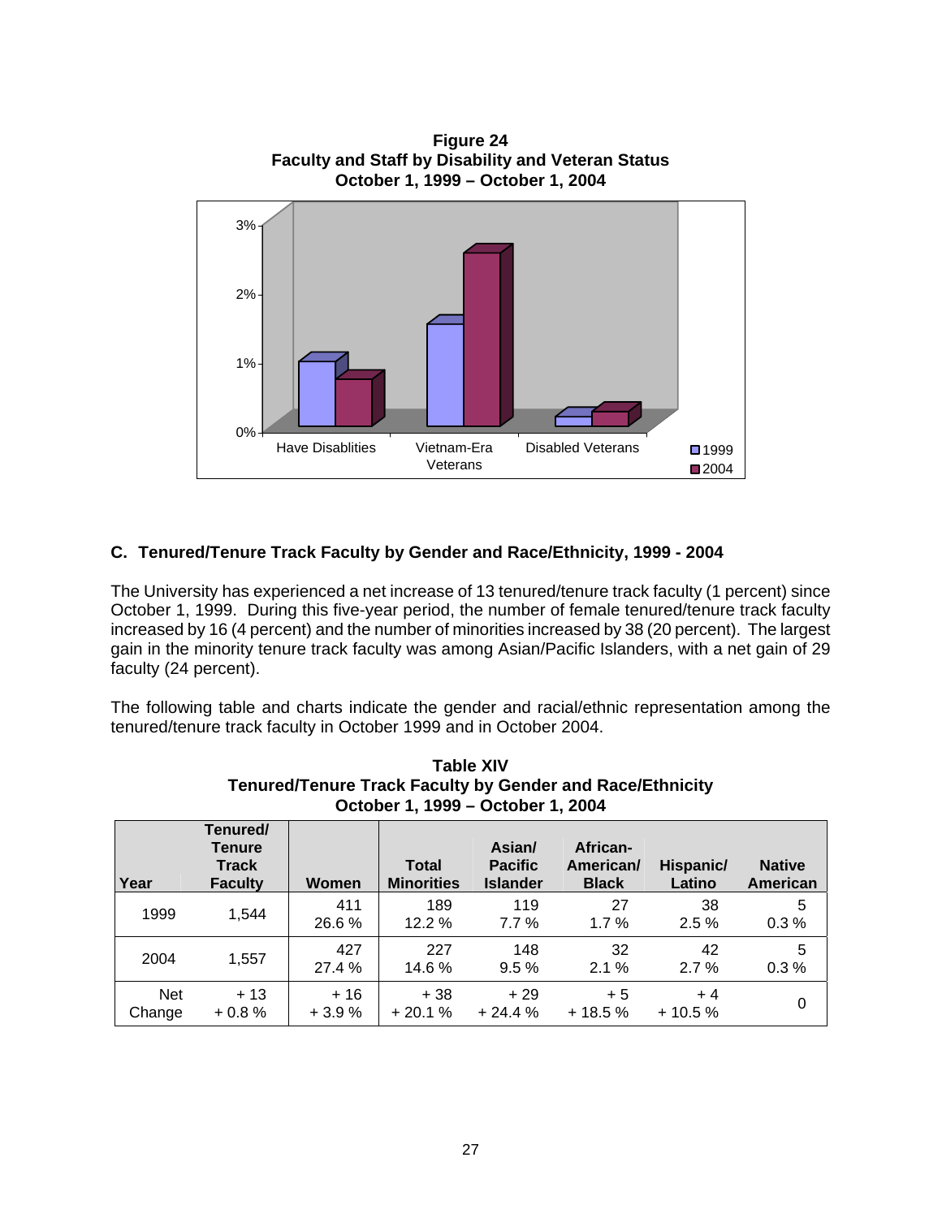**Figure 24**
**Faculty and Staff by Disability and Veteran Status**
**October 1, 1999 – October 1, 2004**

3%
2%
1%
0%
Have Disablities
Vietnam-Era Veterans
Disabled Veterans
1999
2004

### C. Tenured/Tenure Track Faculty by Gender and Race/Ethnicity, 1999 - 2004

The University has experienced a net increase of 13 tenured/tenure track faculty (1 percent) since October 1, 1999. During this five-year period, the number of female tenured/tenure track faculty increased by 16 (4 percent) and the number of minorities increased by 38 (20 percent). The largest gain in the minority tenure track faculty was among Asian/Pacific Islanders, with a net gain of 29 faculty (24 percent).

The following table and charts indicate the gender and racial/ethnic representation among the tenured/tenure track faculty in October 1999 and in October 2004.

**Table XIV**
**Tenured/Tenure Track Faculty by Gender and Race/Ethnicity**
**October 1, 1999 – October 1, 2004**

| Year | Tenured/ Tenure Track Faculty | Women | Total Minorities | Asian/ Pacific Islander | African-American/ Black | Hispanic/ Latino | Native American |
|---|---|---|---|---|---|---|---|
| 1999 | 1,544 | 411<br>26.6 % | 189<br>12.2 % | 119<br>7.7 % | 27<br>1.7 % | 38<br>2.5 % | 5<br>0.3 % |
| 2004 | 1,557 | 427<br>27.4 % | 227<br>14.6 % | 148<br>9.5 % | 32<br>2.1 % | 42<br>2.7 % | 5<br>0.3 % |
| Net Change | + 13<br>+ 0.8 % | + 16<br>+ 3.9 % | + 38<br>+ 20.1 % | + 29<br>+ 24.4 % | + 5<br>+ 18.5 % | + 4<br>+ 10.5 % | 0 |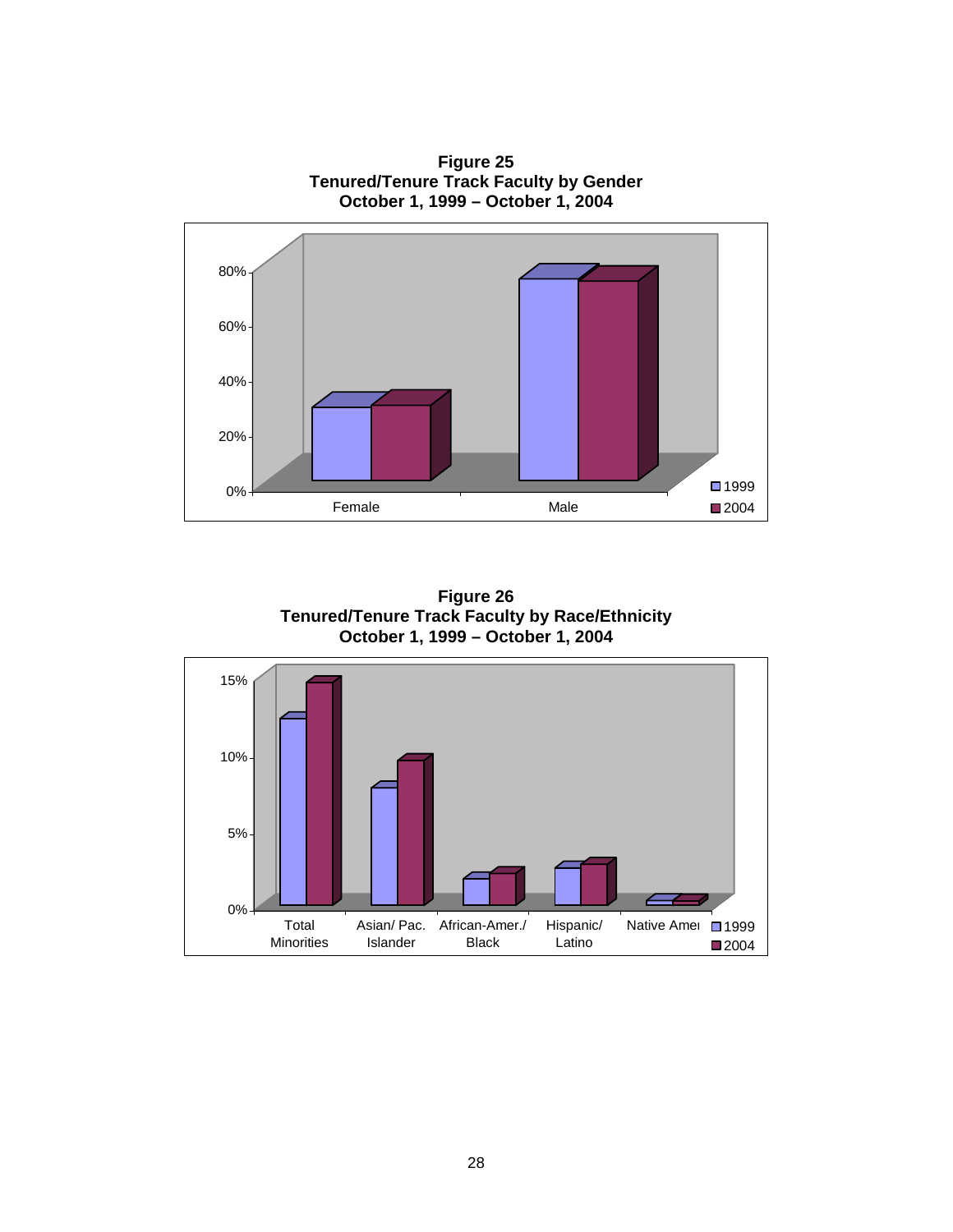**Figure 25**
**Tenured/Tenure Track Faculty by Gender**
**October 1, 1999 – October 1, 2004**

80%
60%
40%
20%
0%

Female
Male

1999
2004

**Figure 26**
**Tenured/Tenure Track Faculty by Race/Ethnicity**
**October 1, 1999 – October 1, 2004**

15%
10%
5%
0%

Total Minorities
Asian/ Pac. Islander
African-Amer./ Black
Hispanic/ Latino
Native Amer

1999
2004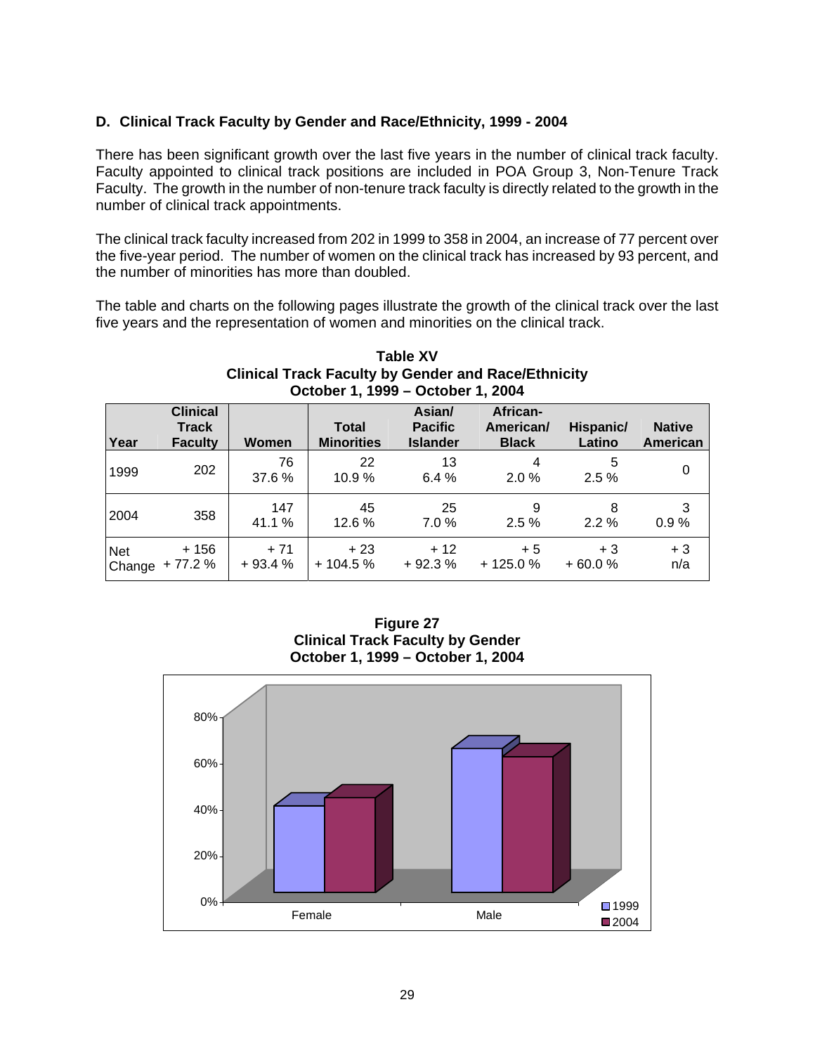### D. Clinical Track Faculty by Gender and Race/Ethnicity, 1999 - 2004

There has been significant growth over the last five years in the number of clinical track faculty. Faculty appointed to clinical track positions are included in POA Group 3, Non-Tenure Track Faculty. The growth in the number of non-tenure track faculty is directly related to the growth in the number of clinical track appointments.

The clinical track faculty increased from 202 in 1999 to 358 in 2004, an increase of 77 percent over the five-year period. The number of women on the clinical track has increased by 93 percent, and the number of minorities has more than doubled.

The table and charts on the following pages illustrate the growth of the clinical track over the last five years and the representation of women and minorities on the clinical track.

**Table XV**
**Clinical Track Faculty by Gender and Race/Ethnicity**
**October 1, 1999 – October 1, 2004**

| Year | Clinical Track Faculty | Women | Total Minorities | Asian/ Pacific Islander | African-American/ Black | Hispanic/ Latino | Native American |
|---|---|---|---|---|---|---|---|
| 1999 | 202 | 76<br>37.6 % | 22<br>10.9 % | 13<br>6.4 % | 4<br>2.0 % | 5<br>2.5 % | 0 |
| 2004 | 358 | 147<br>41.1 % | 45<br>12.6 % | 25<br>7.0 % | 9<br>2.5 % | 8<br>2.2 % | 3<br>0.9 % |
| Net Change | + 156<br>+ 77.2 % | + 71<br>+ 93.4 % | + 23<br>+ 104.5 % | + 12<br>+ 92.3 % | + 5<br>+ 125.0 % | + 3<br>+ 60.0 % | + 3<br>n/a |

**Figure 27**
**Clinical Track Faculty by Gender**
**October 1, 1999 – October 1, 2004**

80%
60%
40%
20%
0%
Female
Male
1999
2004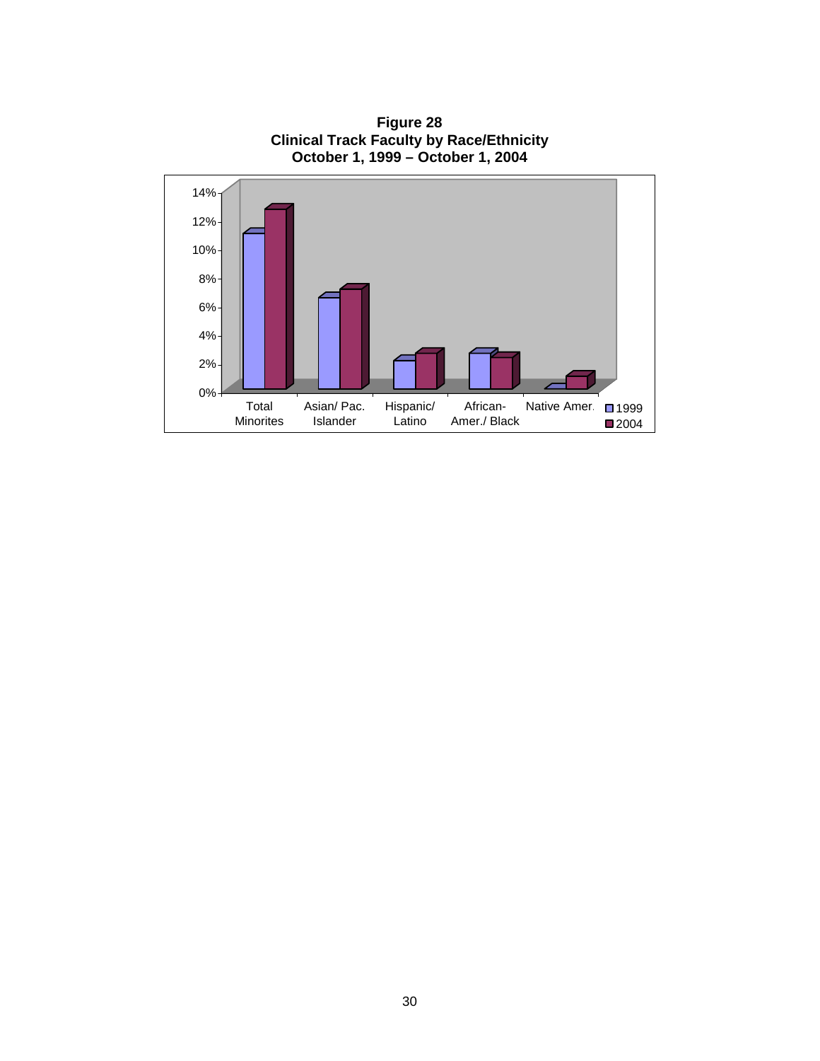**Figure 28**
**Clinical Track Faculty by Race/Ethnicity**
**October 1, 1999 – October 1, 2004**

14%
12%
10%
8%
6%
4%
2%
0%

Total Minorites
Asian/ Pac. Islander
Hispanic/ Latino
African-Amer./ Black
Native Amer.

1999
2004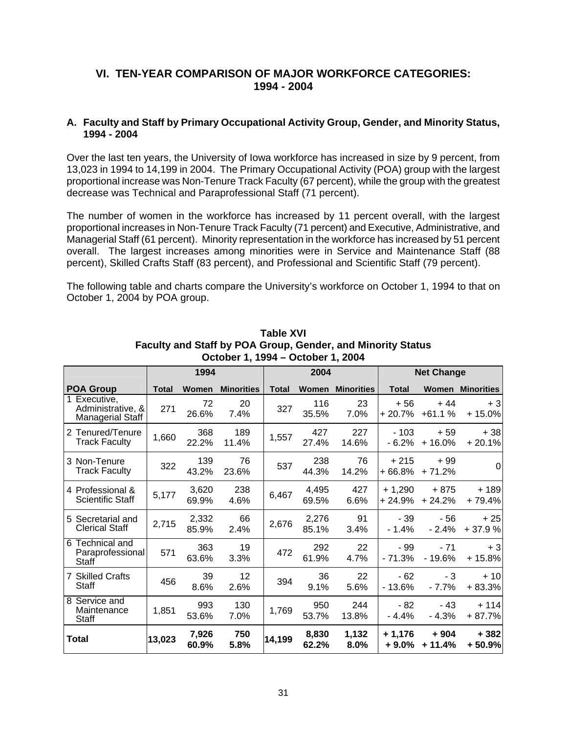## VI. TEN-YEAR COMPARISON OF MAJOR WORKFORCE CATEGORIES: 1994 - 2004

### A. Faculty and Staff by Primary Occupational Activity Group, Gender, and Minority Status, 1994 - 2004

Over the last ten years, the University of Iowa workforce has increased in size by 9 percent, from 13,023 in 1994 to 14,199 in 2004. The Primary Occupational Activity (POA) group with the largest proportional increase was Non-Tenure Track Faculty (67 percent), while the group with the greatest decrease was Technical and Paraprofessional Staff (71 percent).

The number of women in the workforce has increased by 11 percent overall, with the largest proportional increases in Non-Tenure Track Faculty (71 percent) and Executive, Administrative, and Managerial Staff (61 percent). Minority representation in the workforce has increased by 51 percent overall. The largest increases among minorities were in Service and Maintenance Staff (88 percent), Skilled Crafts Staff (83 percent), and Professional and Scientific Staff (79 percent).

The following table and charts compare the University's workforce on October 1, 1994 to that on October 1, 2004 by POA group.

**Table XVI**
**Faculty and Staff by POA Group, Gender, and Minority Status**
**October 1, 1994 – October 1, 2004**

| | 1994 | | | 2004 | | | Net Change | | |
|---|---|---|---|---|---|---|---|---|---|
| **POA Group** | **Total** | **Women** | **Minorities** | **Total** | **Women** | **Minorities** | **Total** | **Women** | **Minorities** |
| 1 Executive, Administrative, & Managerial Staff | 271 | 72<br>26.6% | 20<br>7.4% | 327 | 116<br>35.5% | 23<br>7.0% | + 56<br>+ 20.7% | + 44<br>+61.1 % | + 3<br>+ 15.0% |
| 2 Tenured/Tenure Track Faculty | 1,660 | 368<br>22.2% | 189<br>11.4% | 1,557 | 427<br>27.4% | 227<br>14.6% | - 103<br>- 6.2% | + 59<br>+ 16.0% | + 38<br>+ 20.1% |
| 3 Non-Tenure Track Faculty | 322 | 139<br>43.2% | 76<br>23.6% | 537 | 238<br>44.3% | 76<br>14.2% | + 215<br>+ 66.8% | + 99<br>+ 71.2% | 0 |
| 4 Professional & Scientific Staff | 5,177 | 3,620<br>69.9% | 238<br>4.6% | 6,467 | 4,495<br>69.5% | 427<br>6.6% | + 1,290<br>+ 24.9% | + 875<br>+ 24.2% | + 189<br>+ 79.4% |
| 5 Secretarial and Clerical Staff | 2,715 | 2,332<br>85.9% | 66<br>2.4% | 2,676 | 2,276<br>85.1% | 91<br>3.4% | - 39<br>- 1.4% | - 56<br>- 2.4% | + 25<br>+ 37.9 % |
| 6 Technical and Paraprofessional Staff | 571 | 363<br>63.6% | 19<br>3.3% | 472 | 292<br>61.9% | 22<br>4.7% | - 99<br>- 71.3% | - 71<br>- 19.6% | + 3<br>+ 15.8% |
| 7 Skilled Crafts Staff | 456 | 39<br>8.6% | 12<br>2.6% | 394 | 36<br>9.1% | 22<br>5.6% | - 62<br>- 13.6% | - 3<br>- 7.7% | + 10<br>+ 83.3% |
| 8 Service and Maintenance Staff | 1,851 | 993<br>53.6% | 130<br>7.0% | 1,769 | 950<br>53.7% | 244<br>13.8% | - 82<br>- 4.4% | - 43<br>- 4.3% | + 114<br>+ 87.7% |
| **Total** | **13,023** | **7,926<br>60.9%** | **750<br>5.8%** | **14,199** | **8,830<br>62.2%** | **1,132<br>8.0%** | **+ 1,176<br>+ 9.0%** | **+ 904<br>+ 11.4%** | **+ 382<br>+ 50.9%** |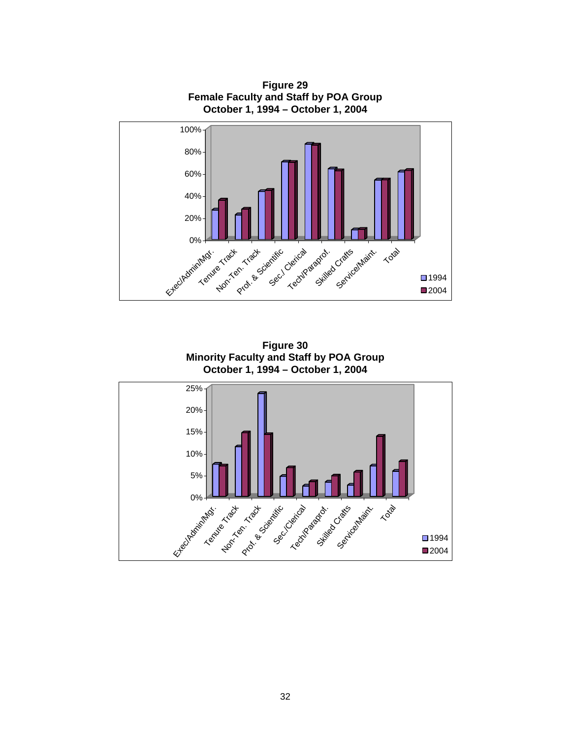**Figure 29**
**Female Faculty and Staff by POA Group**
**October 1, 1994 – October 1, 2004**

100%
80%
60%
40%
20%
0%

Exec/Admin/Mgr.
Tenure Track
Non-Ten. Track
Prof. & Scientific
Sec./ Clerical
Tech/Paraprof.
Skilled Crafts
Service/Maint.
Total

1994
2004

**Figure 30**
**Minority Faculty and Staff by POA Group**
**October 1, 1994 – October 1, 2004**

25%
20%
15%
10%
5%
0%

Exec/Admin/Mgr.
Tenure Track
Non-Ten. Track
Prof. & Scientific
Sec./Clerical
Tech/Paraprof.
Skilled Crafts
Service/Maint.
Total

1994
2004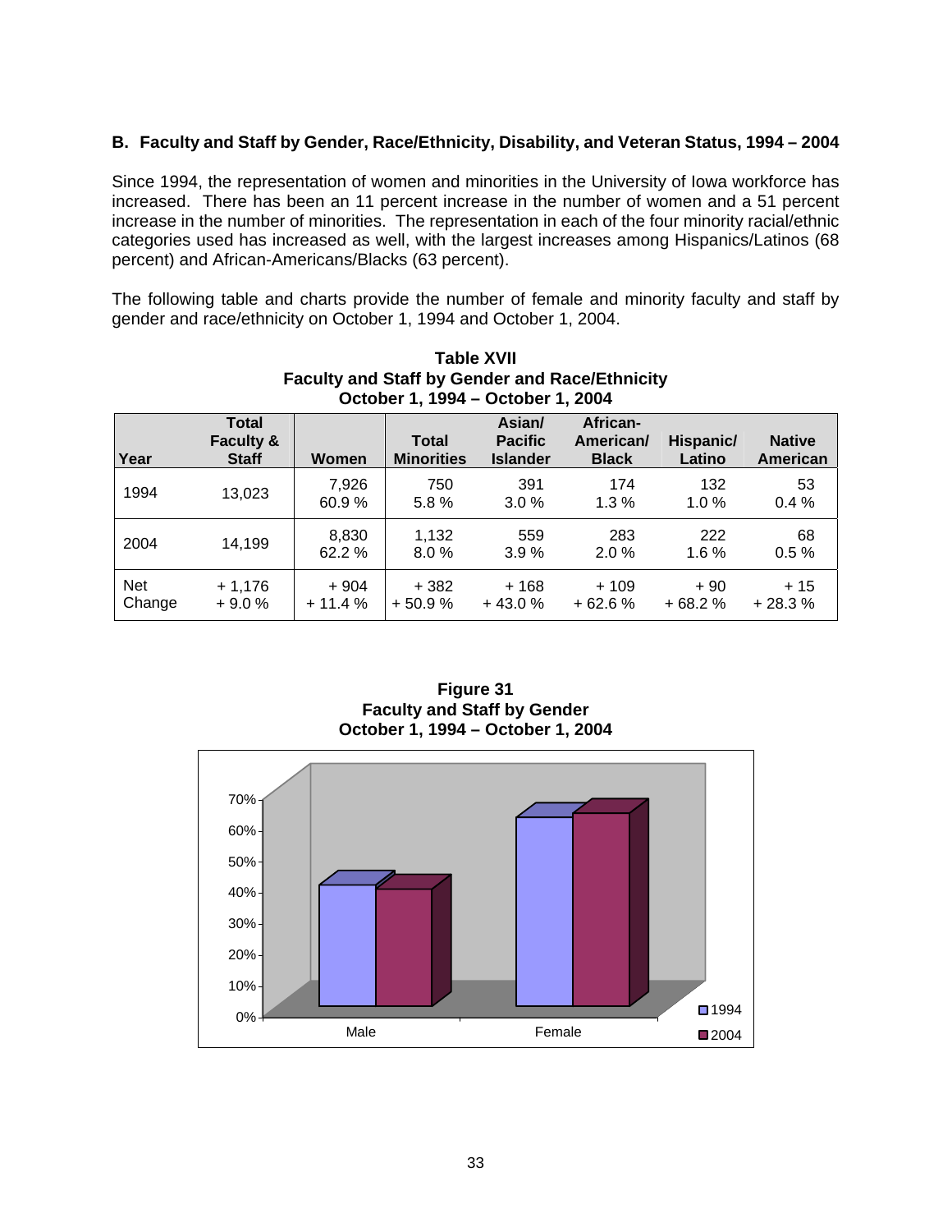### B. Faculty and Staff by Gender, Race/Ethnicity, Disability, and Veteran Status, 1994 – 2004

Since 1994, the representation of women and minorities in the University of Iowa workforce has increased. There has been an 11 percent increase in the number of women and a 51 percent increase in the number of minorities. The representation in each of the four minority racial/ethnic categories used has increased as well, with the largest increases among Hispanics/Latinos (68 percent) and African-Americans/Blacks (63 percent).

The following table and charts provide the number of female and minority faculty and staff by gender and race/ethnicity on October 1, 1994 and October 1, 2004.

**Table XVII**
**Faculty and Staff by Gender and Race/Ethnicity**
**October 1, 1994 – October 1, 2004**

| Year | Total Faculty & Staff | Women | Total Minorities | Asian/ Pacific Islander | African-American/ Black | Hispanic/ Latino | Native American |
|---|---|---|---|---|---|---|---|
| 1994 | 13,023 | 7,926<br>60.9 % | 750<br>5.8 % | 391<br>3.0 % | 174<br>1.3 % | 132<br>1.0 % | 53<br>0.4 % |
| 2004 | 14,199 | 8,830<br>62.2 % | 1,132<br>8.0 % | 559<br>3.9 % | 283<br>2.0 % | 222<br>1.6 % | 68<br>0.5 % |
| Net Change | + 1,176<br>+ 9.0 % | + 904<br>+ 11.4 % | + 382<br>+ 50.9 % | + 168<br>+ 43.0 % | + 109<br>+ 62.6 % | + 90<br>+ 68.2 % | + 15<br>+ 28.3 % |

**Figure 31**
**Faculty and Staff by Gender**
**October 1, 1994 – October 1, 2004**

70%
60%
50%
40%
30%
20%
10%
0%
Male
Female
1994
2004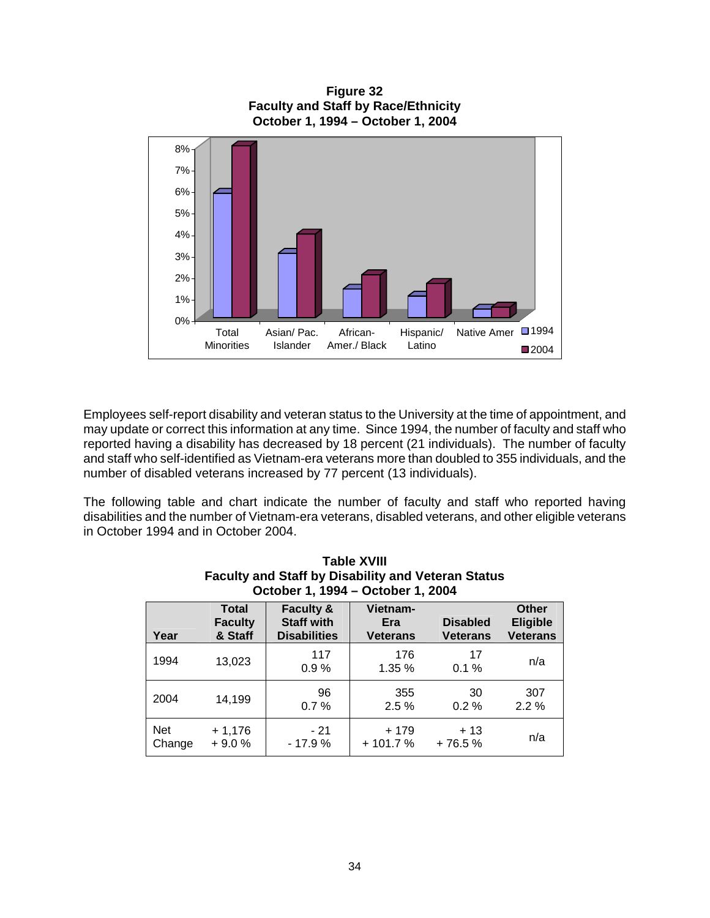**Figure 32**
**Faculty and Staff by Race/Ethnicity**
**October 1, 1994 – October 1, 2004**

8%
7%
6%
5%
4%
3%
2%
1%
0%

Total Minorities
Asian/ Pac. Islander
African-Amer./ Black
Hispanic/ Latino
Native Amer

1994
2004

Employees self-report disability and veteran status to the University at the time of appointment, and may update or correct this information at any time. Since 1994, the number of faculty and staff who reported having a disability has decreased by 18 percent (21 individuals). The number of faculty and staff who self-identified as Vietnam-era veterans more than doubled to 355 individuals, and the number of disabled veterans increased by 77 percent (13 individuals).

The following table and chart indicate the number of faculty and staff who reported having disabilities and the number of Vietnam-era veterans, disabled veterans, and other eligible veterans in October 1994 and in October 2004.

**Table XVIII**
**Faculty and Staff by Disability and Veteran Status**
**October 1, 1994 – October 1, 2004**

| Year | Total Faculty & Staff | Faculty & Staff with Disabilities | Vietnam-Era Veterans | Disabled Veterans | Other Eligible Veterans |
|---|---|---|---|---|---|
| 1994 | 13,023 | 117<br>0.9 % | 176<br>1.35 % | 17<br>0.1 % | n/a |
| 2004 | 14,199 | 96<br>0.7 % | 355<br>2.5 % | 30<br>0.2 % | 307<br>2.2 % |
| Net Change | + 1,176<br>+ 9.0 % | - 21<br>- 17.9 % | + 179<br>+ 101.7 % | + 13<br>+ 76.5 % | n/a |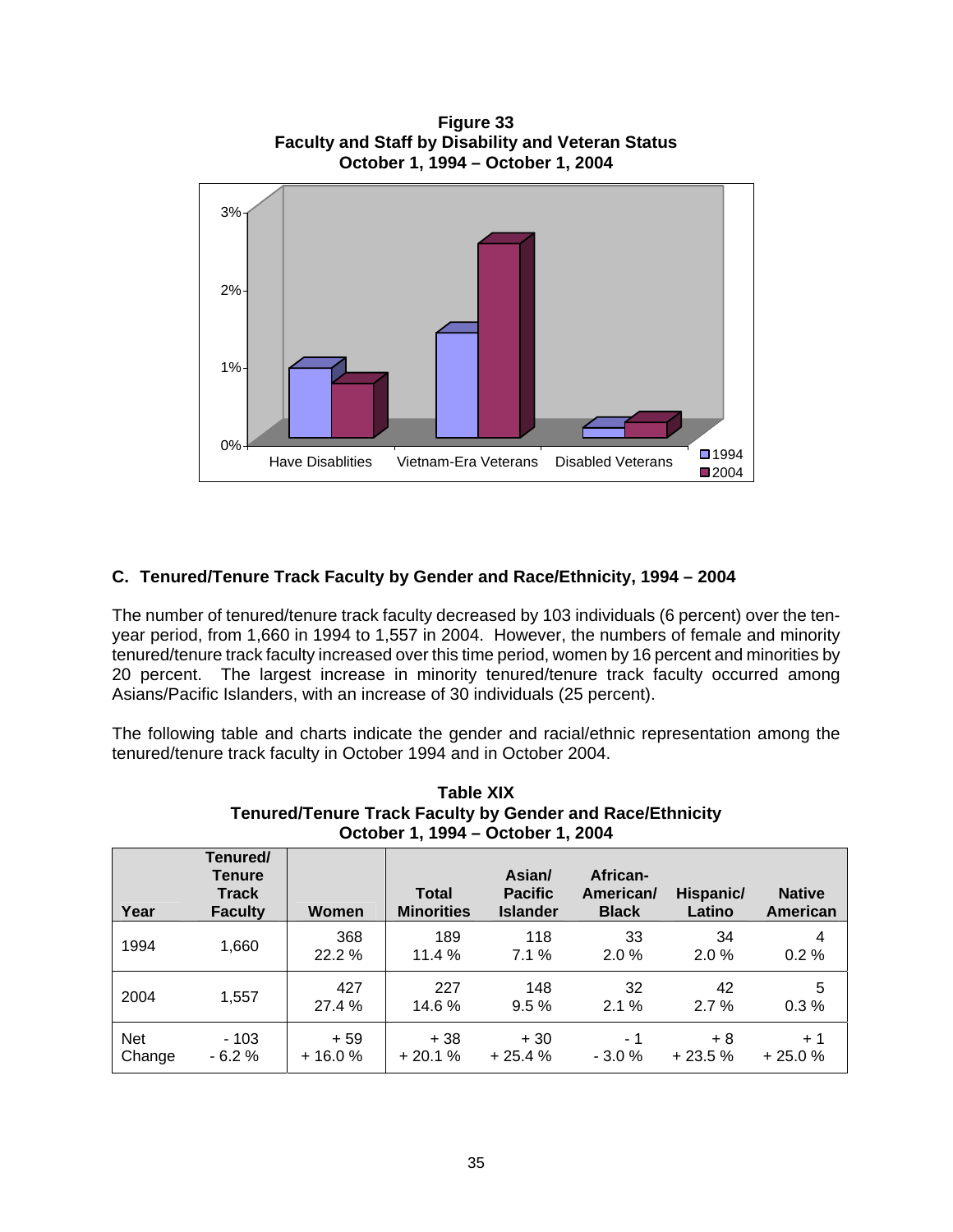**Figure 33**
**Faculty and Staff by Disability and Veteran Status**
**October 1, 1994 – October 1, 2004**

### C. Tenured/Tenure Track Faculty by Gender and Race/Ethnicity, 1994 – 2004

The number of tenured/tenure track faculty decreased by 103 individuals (6 percent) over the ten-year period, from 1,660 in 1994 to 1,557 in 2004. However, the numbers of female and minority tenured/tenure track faculty increased over this time period, women by 16 percent and minorities by 20 percent. The largest increase in minority tenured/tenure track faculty occurred among Asians/Pacific Islanders, with an increase of 30 individuals (25 percent).

The following table and charts indicate the gender and racial/ethnic representation among the tenured/tenure track faculty in October 1994 and in October 2004.

**Table XIX**
**Tenured/Tenure Track Faculty by Gender and Race/Ethnicity**
**October 1, 1994 – October 1, 2004**

| Year | Tenured/ Tenure Track Faculty | Women | Total Minorities | Asian/ Pacific Islander | African-American/ Black | Hispanic/ Latino | Native American |
|---|---|---|---|---|---|---|---|
| 1994 | 1,660 | 368<br>22.2 % | 189<br>11.4 % | 118<br>7.1 % | 33<br>2.0 % | 34<br>2.0 % | 4<br>0.2 % |
| 2004 | 1,557 | 427<br>27.4 % | 227<br>14.6 % | 148<br>9.5 % | 32<br>2.1 % | 42<br>2.7 % | 5<br>0.3 % |
| Net Change | - 103<br>- 6.2 % | + 59<br>+ 16.0 % | + 38<br>+ 20.1 % | + 30<br>+ 25.4 % | - 1<br>- 3.0 % | + 8<br>+ 23.5 % | + 1<br>+ 25.0 % |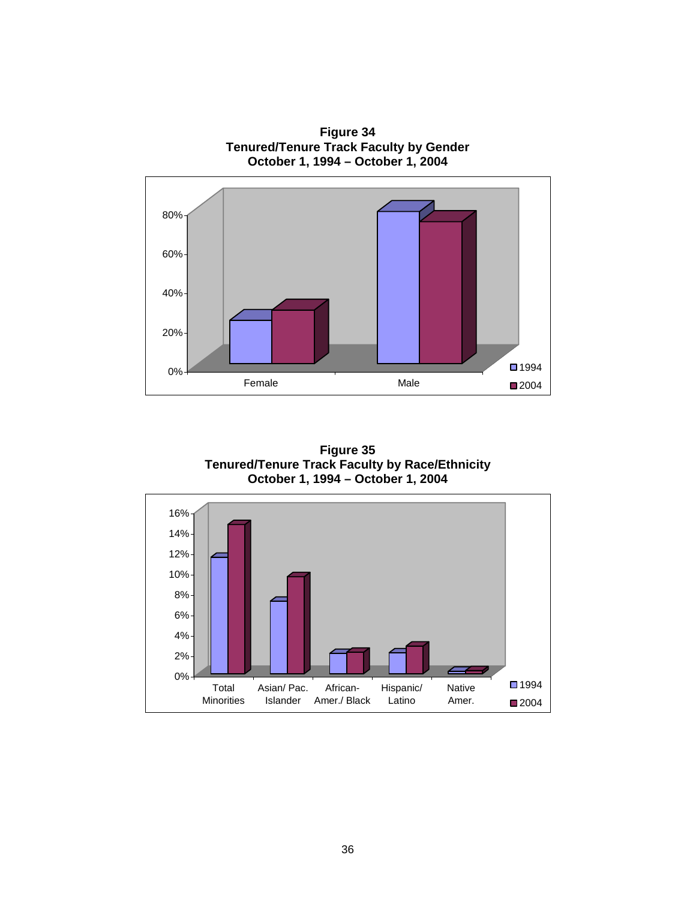**Figure 34**
**Tenured/Tenure Track Faculty by Gender**
**October 1, 1994 – October 1, 2004**

**Figure 35**
**Tenured/Tenure Track Faculty by Race/Ethnicity**
**October 1, 1994 – October 1, 2004**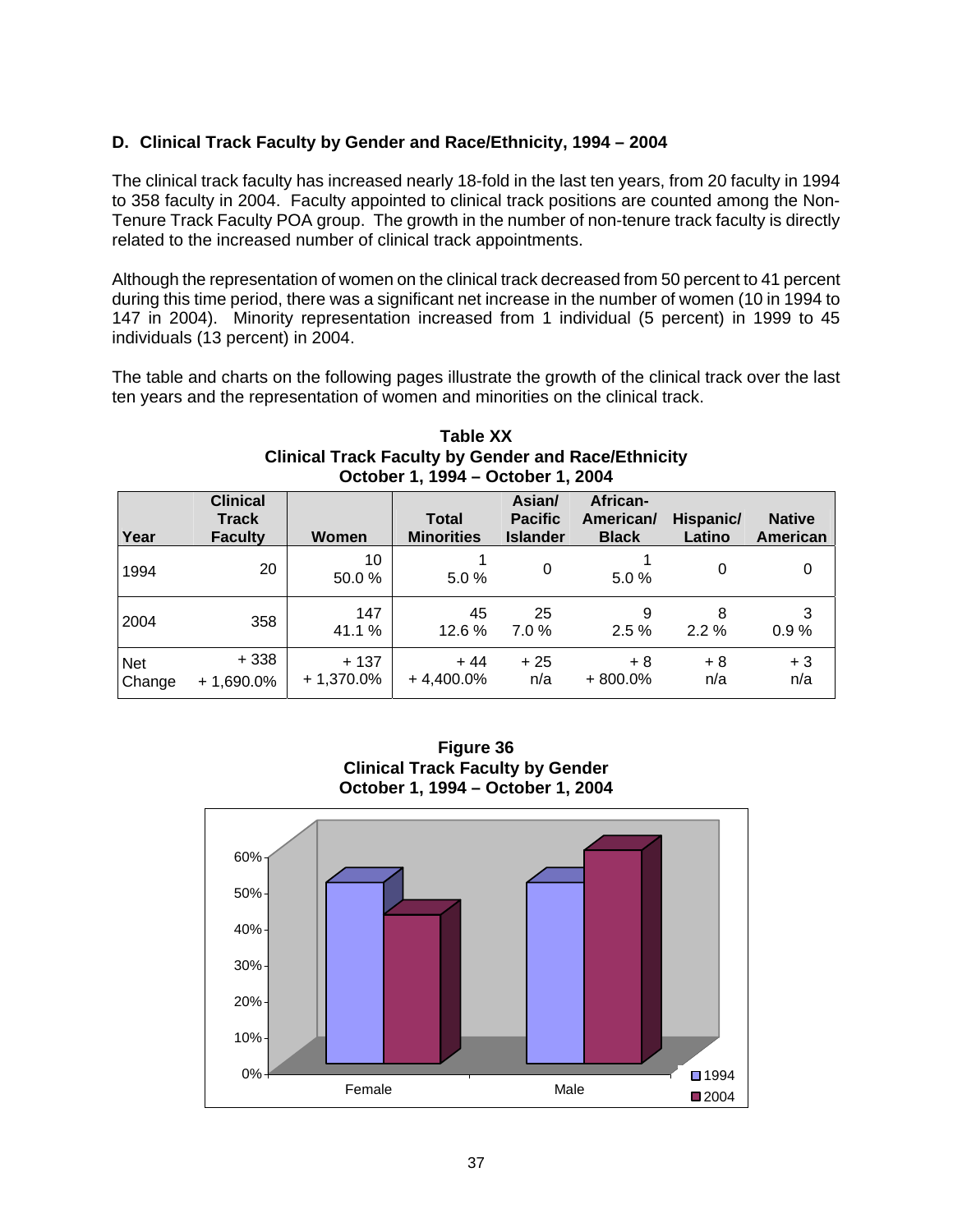### D. Clinical Track Faculty by Gender and Race/Ethnicity, 1994 – 2004

The clinical track faculty has increased nearly 18-fold in the last ten years, from 20 faculty in 1994 to 358 faculty in 2004. Faculty appointed to clinical track positions are counted among the Non-Tenure Track Faculty POA group. The growth in the number of non-tenure track faculty is directly related to the increased number of clinical track appointments.

Although the representation of women on the clinical track decreased from 50 percent to 41 percent during this time period, there was a significant net increase in the number of women (10 in 1994 to 147 in 2004). Minority representation increased from 1 individual (5 percent) in 1999 to 45 individuals (13 percent) in 2004.

The table and charts on the following pages illustrate the growth of the clinical track over the last ten years and the representation of women and minorities on the clinical track.

**Table XX**
**Clinical Track Faculty by Gender and Race/Ethnicity**
**October 1, 1994 – October 1, 2004**

| Year | Clinical Track Faculty | Women | Total Minorities | Asian/ Pacific Islander | African-American/ Black | Hispanic/ Latino | Native American |
|---|---|---|---|---|---|---|---|
| 1994 | 20 | 10<br>50.0 % | 1<br>5.0 % | 0 | 1<br>5.0 % | 0 | 0 |
| 2004 | 358 | 147<br>41.1 % | 45<br>12.6 % | 25<br>7.0 % | 9<br>2.5 % | 8<br>2.2 % | 3<br>0.9 % |
| Net Change | + 338<br>+ 1,690.0% | + 137<br>+ 1,370.0% | + 44<br>+ 4,400.0% | + 25<br>n/a | + 8<br>+ 800.0% | + 8<br>n/a | + 3<br>n/a |

**Figure 36**
**Clinical Track Faculty by Gender**
**October 1, 1994 – October 1, 2004**

60%
50%
40%
30%
20%
10%
0%
Female
Male
1994
2004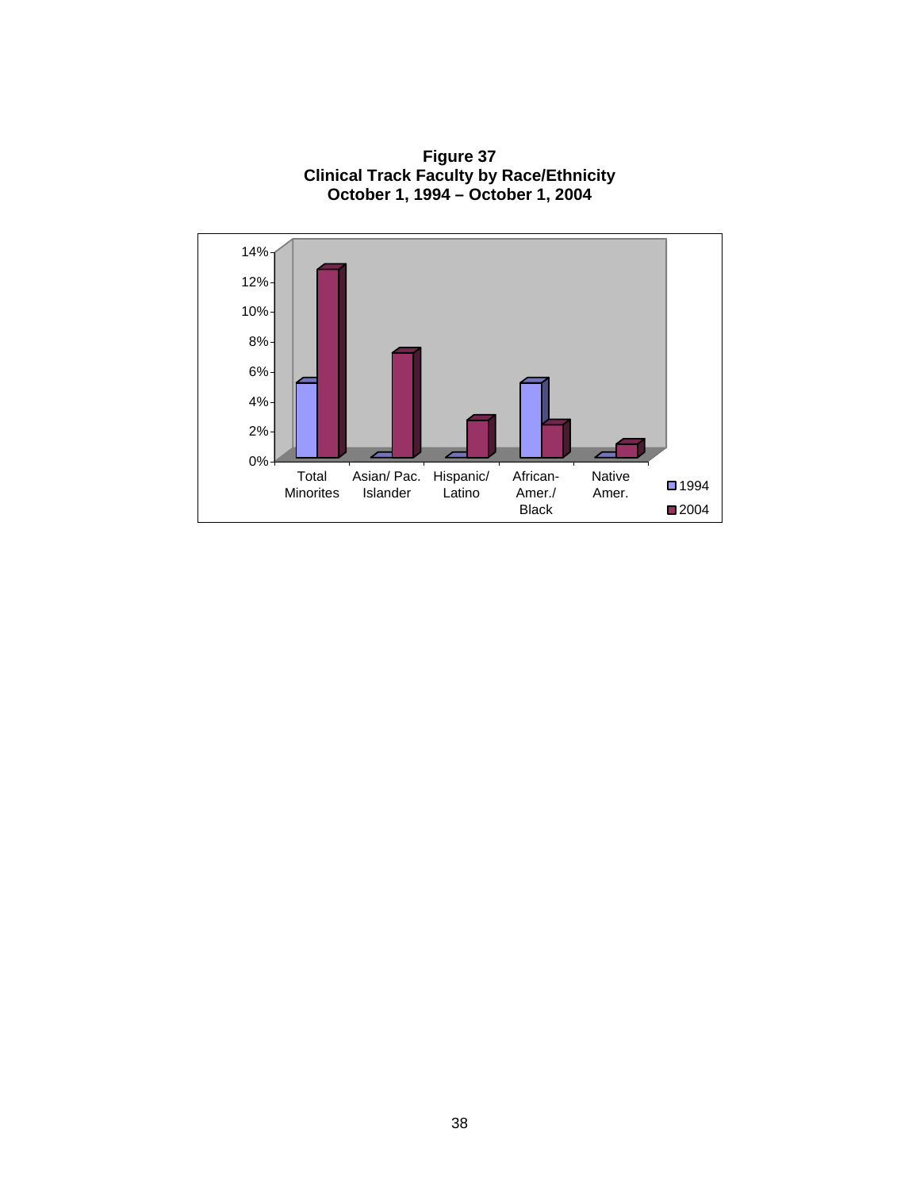**Figure 37**
**Clinical Track Faculty by Race/Ethnicity**
**October 1, 1994 – October 1, 2004**

| | Total Minorites | Asian/ Pac. Islander | Hispanic/ Latino | African-Amer./ Black | Native Amer. |
|---|---|---|---|---|---|
| 1994 | | | | | |
| 2004 | | | | | |

Y-axis: 0%, 2%, 4%, 6%, 8%, 10%, 12%, 14%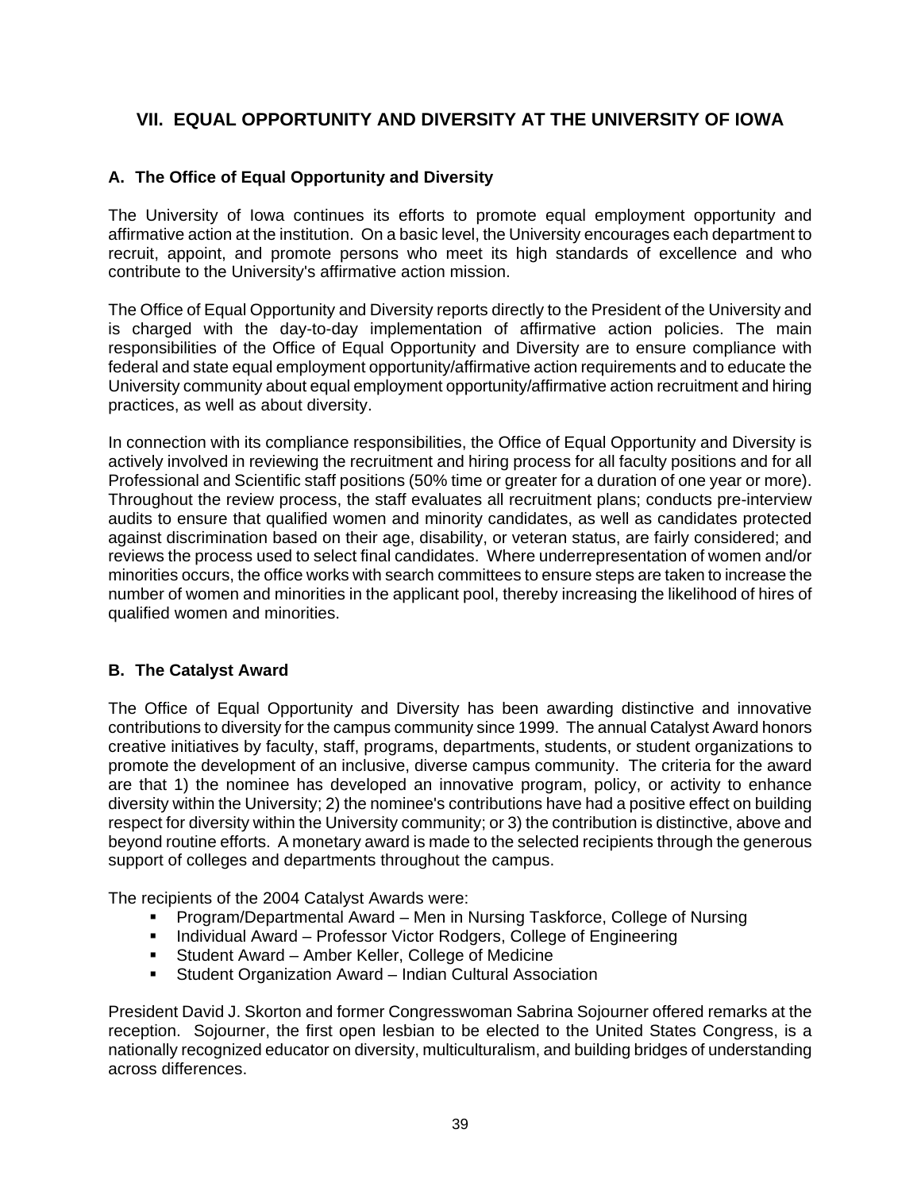## VII. EQUAL OPPORTUNITY AND DIVERSITY AT THE UNIVERSITY OF IOWA

### A. The Office of Equal Opportunity and Diversity

The University of Iowa continues its efforts to promote equal employment opportunity and affirmative action at the institution. On a basic level, the University encourages each department to recruit, appoint, and promote persons who meet its high standards of excellence and who contribute to the University's affirmative action mission.

The Office of Equal Opportunity and Diversity reports directly to the President of the University and is charged with the day-to-day implementation of affirmative action policies. The main responsibilities of the Office of Equal Opportunity and Diversity are to ensure compliance with federal and state equal employment opportunity/affirmative action requirements and to educate the University community about equal employment opportunity/affirmative action recruitment and hiring practices, as well as about diversity.

In connection with its compliance responsibilities, the Office of Equal Opportunity and Diversity is actively involved in reviewing the recruitment and hiring process for all faculty positions and for all Professional and Scientific staff positions (50% time or greater for a duration of one year or more). Throughout the review process, the staff evaluates all recruitment plans; conducts pre-interview audits to ensure that qualified women and minority candidates, as well as candidates protected against discrimination based on their age, disability, or veteran status, are fairly considered; and reviews the process used to select final candidates. Where underrepresentation of women and/or minorities occurs, the office works with search committees to ensure steps are taken to increase the number of women and minorities in the applicant pool, thereby increasing the likelihood of hires of qualified women and minorities.

### B. The Catalyst Award

The Office of Equal Opportunity and Diversity has been awarding distinctive and innovative contributions to diversity for the campus community since 1999. The annual Catalyst Award honors creative initiatives by faculty, staff, programs, departments, students, or student organizations to promote the development of an inclusive, diverse campus community. The criteria for the award are that 1) the nominee has developed an innovative program, policy, or activity to enhance diversity within the University; 2) the nominee's contributions have had a positive effect on building respect for diversity within the University community; or 3) the contribution is distinctive, above and beyond routine efforts. A monetary award is made to the selected recipients through the generous support of colleges and departments throughout the campus.

The recipients of the 2004 Catalyst Awards were:

- Program/Departmental Award – Men in Nursing Taskforce, College of Nursing
- Individual Award – Professor Victor Rodgers, College of Engineering
- Student Award – Amber Keller, College of Medicine
- Student Organization Award – Indian Cultural Association

President David J. Skorton and former Congresswoman Sabrina Sojourner offered remarks at the reception. Sojourner, the first open lesbian to be elected to the United States Congress, is a nationally recognized educator on diversity, multiculturalism, and building bridges of understanding across differences.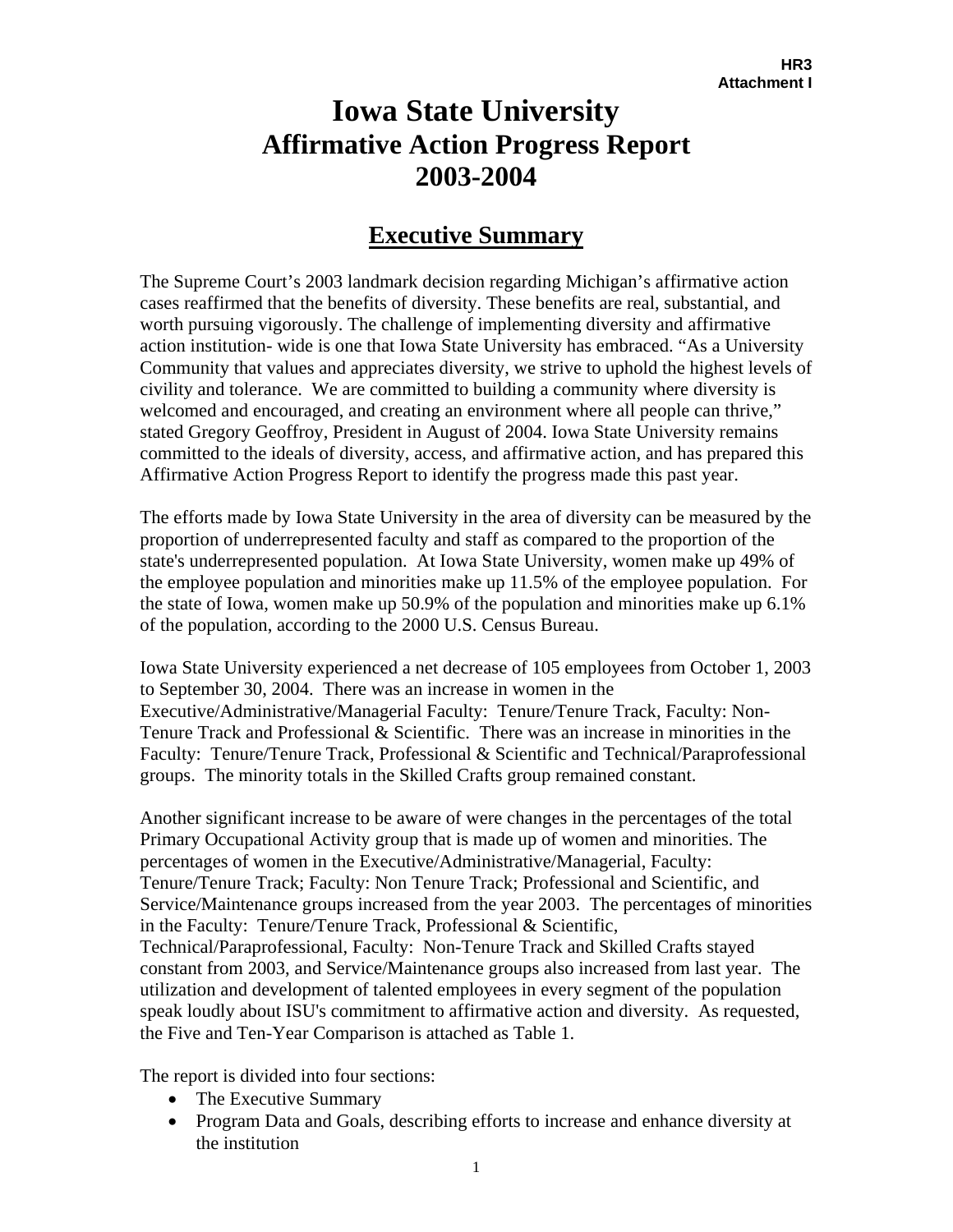HR3
Attachment I

# Iowa State University
# Affirmative Action Progress Report
# 2003-2004

## Executive Summary

The Supreme Court's 2003 landmark decision regarding Michigan's affirmative action cases reaffirmed that the benefits of diversity. These benefits are real, substantial, and worth pursuing vigorously. The challenge of implementing diversity and affirmative action institution- wide is one that Iowa State University has embraced. "As a University Community that values and appreciates diversity, we strive to uphold the highest levels of civility and tolerance. We are committed to building a community where diversity is welcomed and encouraged, and creating an environment where all people can thrive," stated Gregory Geoffroy, President in August of 2004. Iowa State University remains committed to the ideals of diversity, access, and affirmative action, and has prepared this Affirmative Action Progress Report to identify the progress made this past year.

The efforts made by Iowa State University in the area of diversity can be measured by the proportion of underrepresented faculty and staff as compared to the proportion of the state's underrepresented population. At Iowa State University, women make up 49% of the employee population and minorities make up 11.5% of the employee population. For the state of Iowa, women make up 50.9% of the population and minorities make up 6.1% of the population, according to the 2000 U.S. Census Bureau.

Iowa State University experienced a net decrease of 105 employees from October 1, 2003 to September 30, 2004. There was an increase in women in the Executive/Administrative/Managerial Faculty: Tenure/Tenure Track, Faculty: Non-Tenure Track and Professional & Scientific. There was an increase in minorities in the Faculty: Tenure/Tenure Track, Professional & Scientific and Technical/Paraprofessional groups. The minority totals in the Skilled Crafts group remained constant.

Another significant increase to be aware of were changes in the percentages of the total Primary Occupational Activity group that is made up of women and minorities. The percentages of women in the Executive/Administrative/Managerial, Faculty: Tenure/Tenure Track; Faculty: Non Tenure Track; Professional and Scientific, and Service/Maintenance groups increased from the year 2003. The percentages of minorities in the Faculty: Tenure/Tenure Track, Professional & Scientific, Technical/Paraprofessional, Faculty: Non-Tenure Track and Skilled Crafts stayed constant from 2003, and Service/Maintenance groups also increased from last year. The utilization and development of talented employees in every segment of the population speak loudly about ISU's commitment to affirmative action and diversity. As requested, the Five and Ten-Year Comparison is attached as Table 1.

The report is divided into four sections:

- The Executive Summary
- Program Data and Goals, describing efforts to increase and enhance diversity at the institution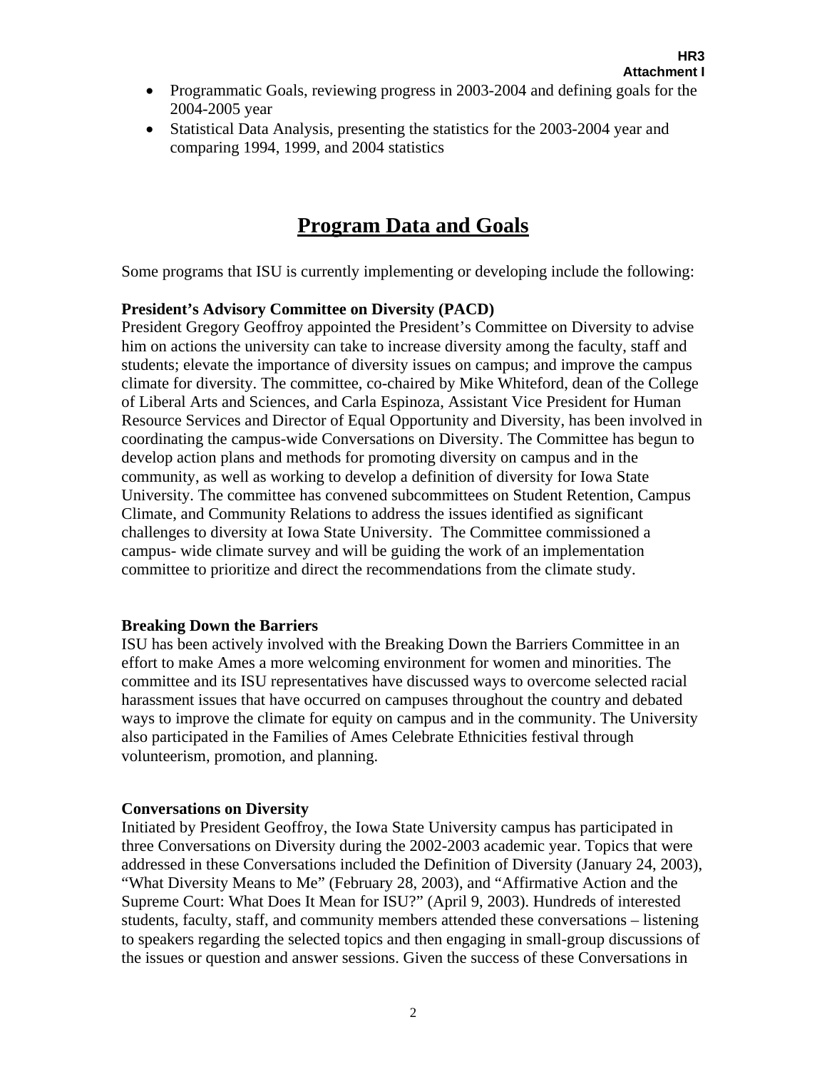- Programmatic Goals, reviewing progress in 2003-2004 and defining goals for the 2004-2005 year
- Statistical Data Analysis, presenting the statistics for the 2003-2004 year and comparing 1994, 1999, and 2004 statistics

# Program Data and Goals

Some programs that ISU is currently implementing or developing include the following:

**President's Advisory Committee on Diversity (PACD)**
President Gregory Geoffroy appointed the President's Committee on Diversity to advise him on actions the university can take to increase diversity among the faculty, staff and students; elevate the importance of diversity issues on campus; and improve the campus climate for diversity. The committee, co-chaired by Mike Whiteford, dean of the College of Liberal Arts and Sciences, and Carla Espinoza, Assistant Vice President for Human Resource Services and Director of Equal Opportunity and Diversity, has been involved in coordinating the campus-wide Conversations on Diversity. The Committee has begun to develop action plans and methods for promoting diversity on campus and in the community, as well as working to develop a definition of diversity for Iowa State University. The committee has convened subcommittees on Student Retention, Campus Climate, and Community Relations to address the issues identified as significant challenges to diversity at Iowa State University. The Committee commissioned a campus- wide climate survey and will be guiding the work of an implementation committee to prioritize and direct the recommendations from the climate study.

**Breaking Down the Barriers**
ISU has been actively involved with the Breaking Down the Barriers Committee in an effort to make Ames a more welcoming environment for women and minorities. The committee and its ISU representatives have discussed ways to overcome selected racial harassment issues that have occurred on campuses throughout the country and debated ways to improve the climate for equity on campus and in the community. The University also participated in the Families of Ames Celebrate Ethnicities festival through volunteerism, promotion, and planning.

**Conversations on Diversity**
Initiated by President Geoffroy, the Iowa State University campus has participated in three Conversations on Diversity during the 2002-2003 academic year. Topics that were addressed in these Conversations included the Definition of Diversity (January 24, 2003), "What Diversity Means to Me" (February 28, 2003), and "Affirmative Action and the Supreme Court: What Does It Mean for ISU?" (April 9, 2003). Hundreds of interested students, faculty, staff, and community members attended these conversations – listening to speakers regarding the selected topics and then engaging in small-group discussions of the issues or question and answer sessions. Given the success of these Conversations in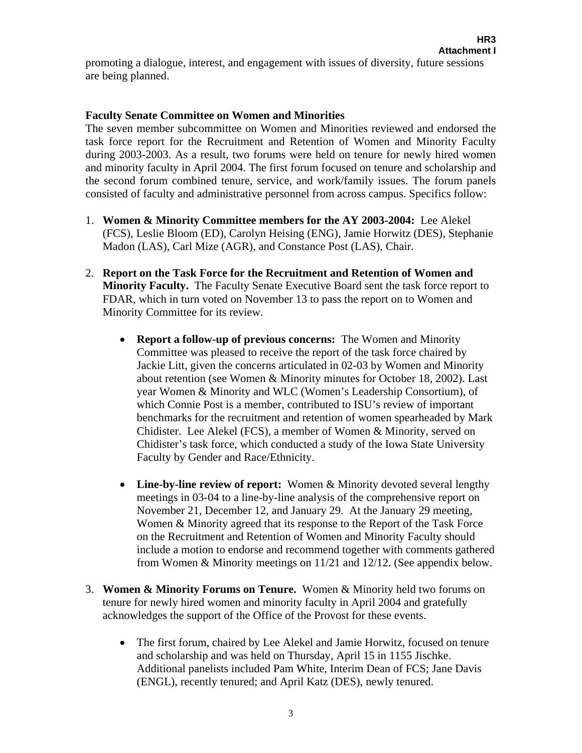promoting a dialogue, interest, and engagement with issues of diversity, future sessions are being planned.

**Faculty Senate Committee on Women and Minorities**

The seven member subcommittee on Women and Minorities reviewed and endorsed the task force report for the Recruitment and Retention of Women and Minority Faculty during 2003-2003. As a result, two forums were held on tenure for newly hired women and minority faculty in April 2004. The first forum focused on tenure and scholarship and the second forum combined tenure, service, and work/family issues. The forum panels consisted of faculty and administrative personnel from across campus. Specifics follow:

1. **Women & Minority Committee members for the AY 2003-2004:** Lee Alekel (FCS), Leslie Bloom (ED), Carolyn Heising (ENG), Jamie Horwitz (DES), Stephanie Madon (LAS), Carl Mize (AGR), and Constance Post (LAS), Chair.

2. **Report on the Task Force for the Recruitment and Retention of Women and Minority Faculty.** The Faculty Senate Executive Board sent the task force report to FDAR, which in turn voted on November 13 to pass the report on to Women and Minority Committee for its review.

   - **Report a follow-up of previous concerns:** The Women and Minority Committee was pleased to receive the report of the task force chaired by Jackie Litt, given the concerns articulated in 02-03 by Women and Minority about retention (see Women & Minority minutes for October 18, 2002). Last year Women & Minority and WLC (Women's Leadership Consortium), of which Connie Post is a member, contributed to ISU's review of important benchmarks for the recruitment and retention of women spearheaded by Mark Chidister. Lee Alekel (FCS), a member of Women & Minority, served on Chidister's task force, which conducted a study of the Iowa State University Faculty by Gender and Race/Ethnicity.

   - **Line-by-line review of report:** Women & Minority devoted several lengthy meetings in 03-04 to a line-by-line analysis of the comprehensive report on November 21, December 12, and January 29. At the January 29 meeting, Women & Minority agreed that its response to the Report of the Task Force on the Recruitment and Retention of Women and Minority Faculty should include a motion to endorse and recommend together with comments gathered from Women & Minority meetings on 11/21 and 12/12. (See appendix below.

3. **Women & Minority Forums on Tenure.** Women & Minority held two forums on tenure for newly hired women and minority faculty in April 2004 and gratefully acknowledges the support of the Office of the Provost for these events.

   - The first forum, chaired by Lee Alekel and Jamie Horwitz, focused on tenure and scholarship and was held on Thursday, April 15 in 1155 Jischke. Additional panelists included Pam White, Interim Dean of FCS; Jane Davis (ENGL), recently tenured; and April Katz (DES), newly tenured.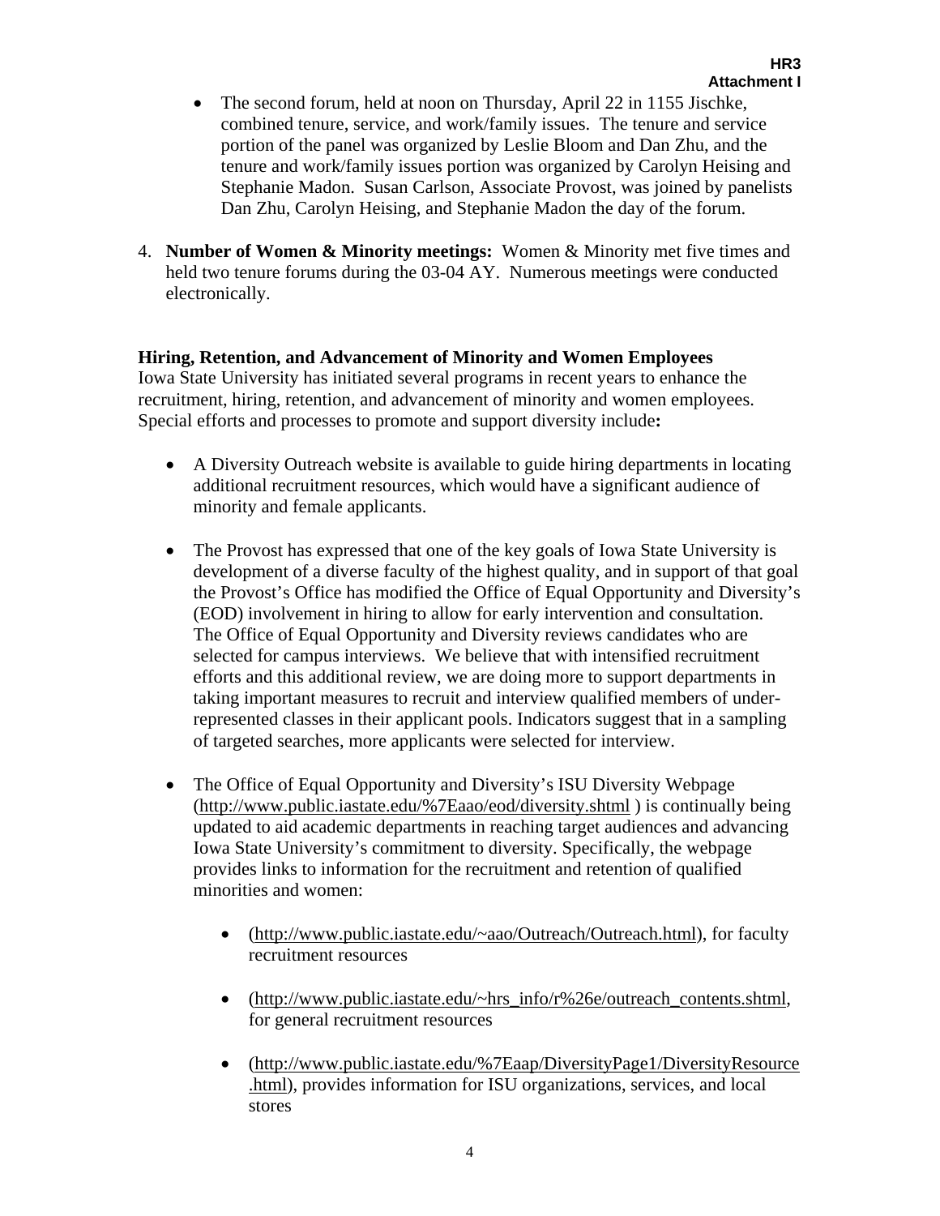- The second forum, held at noon on Thursday, April 22 in 1155 Jischke, combined tenure, service, and work/family issues. The tenure and service portion of the panel was organized by Leslie Bloom and Dan Zhu, and the tenure and work/family issues portion was organized by Carolyn Heising and Stephanie Madon. Susan Carlson, Associate Provost, was joined by panelists Dan Zhu, Carolyn Heising, and Stephanie Madon the day of the forum.

4. **Number of Women & Minority meetings:** Women & Minority met five times and held two tenure forums during the 03-04 AY. Numerous meetings were conducted electronically.

**Hiring, Retention, and Advancement of Minority and Women Employees**

Iowa State University has initiated several programs in recent years to enhance the recruitment, hiring, retention, and advancement of minority and women employees. Special efforts and processes to promote and support diversity include**:**

- A Diversity Outreach website is available to guide hiring departments in locating additional recruitment resources, which would have a significant audience of minority and female applicants.

- The Provost has expressed that one of the key goals of Iowa State University is development of a diverse faculty of the highest quality, and in support of that goal the Provost's Office has modified the Office of Equal Opportunity and Diversity's (EOD) involvement in hiring to allow for early intervention and consultation. The Office of Equal Opportunity and Diversity reviews candidates who are selected for campus interviews. We believe that with intensified recruitment efforts and this additional review, we are doing more to support departments in taking important measures to recruit and interview qualified members of under-represented classes in their applicant pools. Indicators suggest that in a sampling of targeted searches, more applicants were selected for interview.

- The Office of Equal Opportunity and Diversity's ISU Diversity Webpage (http://www.public.iastate.edu/%7Eaao/eod/diversity.shtml ) is continually being updated to aid academic departments in reaching target audiences and advancing Iowa State University's commitment to diversity. Specifically, the webpage provides links to information for the recruitment and retention of qualified minorities and women:

  - (http://www.public.iastate.edu/~aao/Outreach/Outreach.html), for faculty recruitment resources

  - (http://www.public.iastate.edu/~hrs_info/r%26e/outreach_contents.shtml, for general recruitment resources

  - (http://www.public.iastate.edu/%7Eaap/DiversityPage1/DiversityResource.html), provides information for ISU organizations, services, and local stores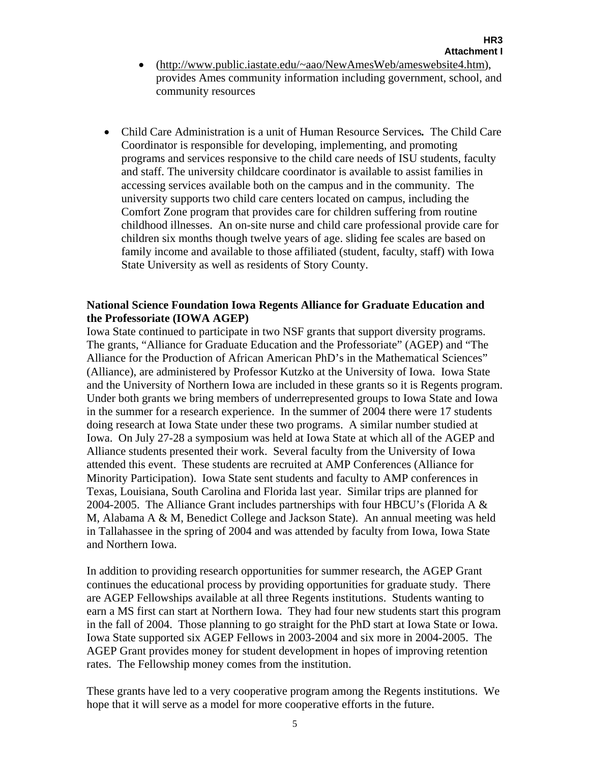- (http://www.public.iastate.edu/~aao/NewAmesWeb/ameswebsite4.htm), provides Ames community information including government, school, and community resources

- Child Care Administration is a unit of Human Resource Services**.** The Child Care Coordinator is responsible for developing, implementing, and promoting programs and services responsive to the child care needs of ISU students, faculty and staff. The university childcare coordinator is available to assist families in accessing services available both on the campus and in the community. The university supports two child care centers located on campus, including the Comfort Zone program that provides care for children suffering from routine childhood illnesses. An on-site nurse and child care professional provide care for children six months though twelve years of age. sliding fee scales are based on family income and available to those affiliated (student, faculty, staff) with Iowa State University as well as residents of Story County.

**National Science Foundation Iowa Regents Alliance for Graduate Education and the Professoriate (IOWA AGEP)**

Iowa State continued to participate in two NSF grants that support diversity programs. The grants, "Alliance for Graduate Education and the Professoriate" (AGEP) and "The Alliance for the Production of African American PhD's in the Mathematical Sciences" (Alliance), are administered by Professor Kutzko at the University of Iowa. Iowa State and the University of Northern Iowa are included in these grants so it is Regents program. Under both grants we bring members of underrepresented groups to Iowa State and Iowa in the summer for a research experience. In the summer of 2004 there were 17 students doing research at Iowa State under these two programs. A similar number studied at Iowa. On July 27-28 a symposium was held at Iowa State at which all of the AGEP and Alliance students presented their work. Several faculty from the University of Iowa attended this event. These students are recruited at AMP Conferences (Alliance for Minority Participation). Iowa State sent students and faculty to AMP conferences in Texas, Louisiana, South Carolina and Florida last year. Similar trips are planned for 2004-2005. The Alliance Grant includes partnerships with four HBCU's (Florida A & M, Alabama A & M, Benedict College and Jackson State). An annual meeting was held in Tallahassee in the spring of 2004 and was attended by faculty from Iowa, Iowa State and Northern Iowa.

In addition to providing research opportunities for summer research, the AGEP Grant continues the educational process by providing opportunities for graduate study. There are AGEP Fellowships available at all three Regents institutions. Students wanting to earn a MS first can start at Northern Iowa. They had four new students start this program in the fall of 2004. Those planning to go straight for the PhD start at Iowa State or Iowa. Iowa State supported six AGEP Fellows in 2003-2004 and six more in 2004-2005. The AGEP Grant provides money for student development in hopes of improving retention rates. The Fellowship money comes from the institution.

These grants have led to a very cooperative program among the Regents institutions. We hope that it will serve as a model for more cooperative efforts in the future.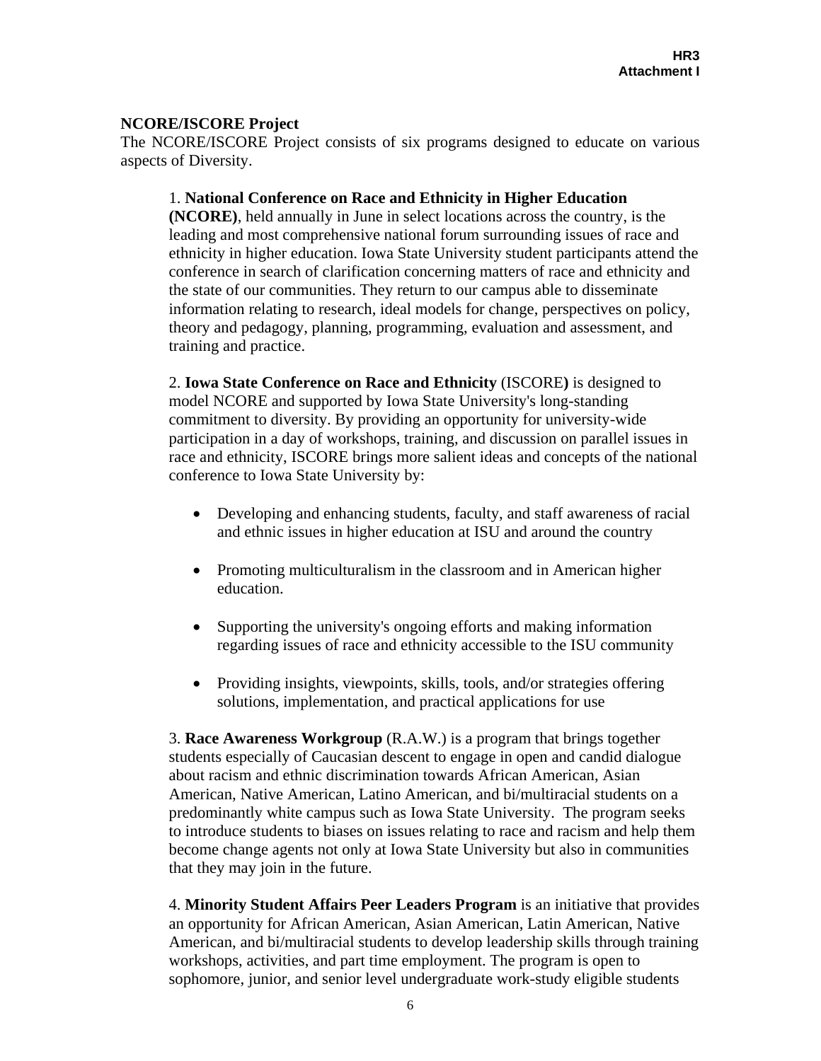**HR3**
**Attachment I**

**NCORE/ISCORE Project**

The NCORE/ISCORE Project consists of six programs designed to educate on various aspects of Diversity.

1. **National Conference on Race and Ethnicity in Higher Education (NCORE)**, held annually in June in select locations across the country, is the leading and most comprehensive national forum surrounding issues of race and ethnicity in higher education. Iowa State University student participants attend the conference in search of clarification concerning matters of race and ethnicity and the state of our communities. They return to our campus able to disseminate information relating to research, ideal models for change, perspectives on policy, theory and pedagogy, planning, programming, evaluation and assessment, and training and practice.

2. **Iowa State Conference on Race and Ethnicity** (ISCORE**)** is designed to model NCORE and supported by Iowa State University's long-standing commitment to diversity. By providing an opportunity for university-wide participation in a day of workshops, training, and discussion on parallel issues in race and ethnicity, ISCORE brings more salient ideas and concepts of the national conference to Iowa State University by:

   - Developing and enhancing students, faculty, and staff awareness of racial and ethnic issues in higher education at ISU and around the country
   - Promoting multiculturalism in the classroom and in American higher education.
   - Supporting the university's ongoing efforts and making information regarding issues of race and ethnicity accessible to the ISU community
   - Providing insights, viewpoints, skills, tools, and/or strategies offering solutions, implementation, and practical applications for use

3. **Race Awareness Workgroup** (R.A.W.) is a program that brings together students especially of Caucasian descent to engage in open and candid dialogue about racism and ethnic discrimination towards African American, Asian American, Native American, Latino American, and bi/multiracial students on a predominantly white campus such as Iowa State University. The program seeks to introduce students to biases on issues relating to race and racism and help them become change agents not only at Iowa State University but also in communities that they may join in the future.

4. **Minority Student Affairs Peer Leaders Program** is an initiative that provides an opportunity for African American, Asian American, Latin American, Native American, and bi/multiracial students to develop leadership skills through training workshops, activities, and part time employment. The program is open to sophomore, junior, and senior level undergraduate work-study eligible students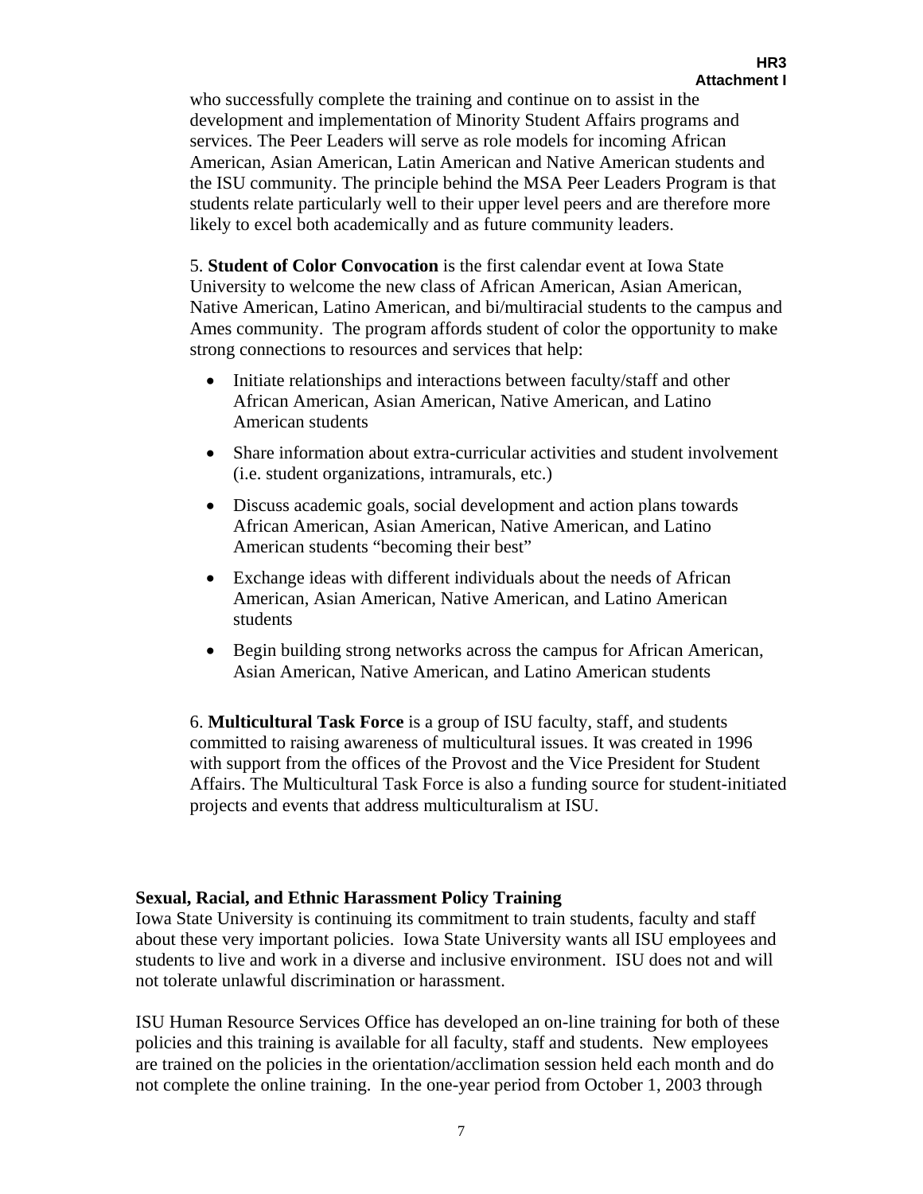who successfully complete the training and continue on to assist in the development and implementation of Minority Student Affairs programs and services. The Peer Leaders will serve as role models for incoming African American, Asian American, Latin American and Native American students and the ISU community. The principle behind the MSA Peer Leaders Program is that students relate particularly well to their upper level peers and are therefore more likely to excel both academically and as future community leaders.

5. **Student of Color Convocation** is the first calendar event at Iowa State University to welcome the new class of African American, Asian American, Native American, Latino American, and bi/multiracial students to the campus and Ames community. The program affords student of color the opportunity to make strong connections to resources and services that help:

- Initiate relationships and interactions between faculty/staff and other African American, Asian American, Native American, and Latino American students
- Share information about extra-curricular activities and student involvement (i.e. student organizations, intramurals, etc.)
- Discuss academic goals, social development and action plans towards African American, Asian American, Native American, and Latino American students "becoming their best"
- Exchange ideas with different individuals about the needs of African American, Asian American, Native American, and Latino American students
- Begin building strong networks across the campus for African American, Asian American, Native American, and Latino American students

6. **Multicultural Task Force** is a group of ISU faculty, staff, and students committed to raising awareness of multicultural issues. It was created in 1996 with support from the offices of the Provost and the Vice President for Student Affairs. The Multicultural Task Force is also a funding source for student-initiated projects and events that address multiculturalism at ISU.

**Sexual, Racial, and Ethnic Harassment Policy Training**

Iowa State University is continuing its commitment to train students, faculty and staff about these very important policies. Iowa State University wants all ISU employees and students to live and work in a diverse and inclusive environment. ISU does not and will not tolerate unlawful discrimination or harassment.

ISU Human Resource Services Office has developed an on-line training for both of these policies and this training is available for all faculty, staff and students. New employees are trained on the policies in the orientation/acclimation session held each month and do not complete the online training. In the one-year period from October 1, 2003 through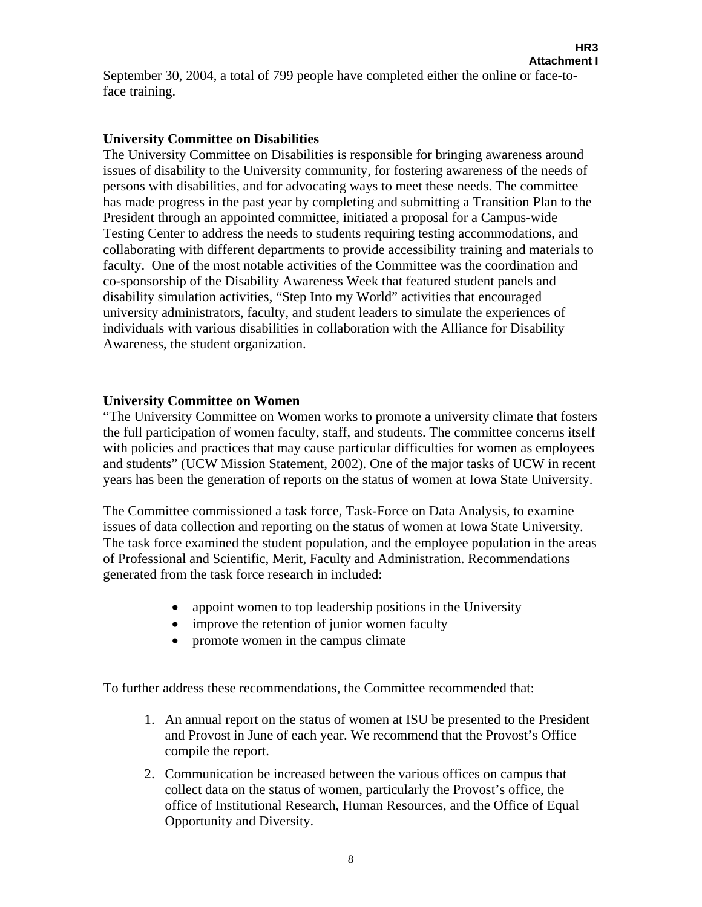September 30, 2004, a total of 799 people have completed either the online or face-to-face training.

**University Committee on Disabilities**

The University Committee on Disabilities is responsible for bringing awareness around issues of disability to the University community, for fostering awareness of the needs of persons with disabilities, and for advocating ways to meet these needs. The committee has made progress in the past year by completing and submitting a Transition Plan to the President through an appointed committee, initiated a proposal for a Campus-wide Testing Center to address the needs to students requiring testing accommodations, and collaborating with different departments to provide accessibility training and materials to faculty. One of the most notable activities of the Committee was the coordination and co-sponsorship of the Disability Awareness Week that featured student panels and disability simulation activities, "Step Into my World" activities that encouraged university administrators, faculty, and student leaders to simulate the experiences of individuals with various disabilities in collaboration with the Alliance for Disability Awareness, the student organization.

**University Committee on Women**

"The University Committee on Women works to promote a university climate that fosters the full participation of women faculty, staff, and students. The committee concerns itself with policies and practices that may cause particular difficulties for women as employees and students" (UCW Mission Statement, 2002). One of the major tasks of UCW in recent years has been the generation of reports on the status of women at Iowa State University.

The Committee commissioned a task force, Task-Force on Data Analysis, to examine issues of data collection and reporting on the status of women at Iowa State University. The task force examined the student population, and the employee population in the areas of Professional and Scientific, Merit, Faculty and Administration. Recommendations generated from the task force research in included:

- appoint women to top leadership positions in the University
- improve the retention of junior women faculty
- promote women in the campus climate

To further address these recommendations, the Committee recommended that:

1. An annual report on the status of women at ISU be presented to the President and Provost in June of each year. We recommend that the Provost's Office compile the report.
2. Communication be increased between the various offices on campus that collect data on the status of women, particularly the Provost's office, the office of Institutional Research, Human Resources, and the Office of Equal Opportunity and Diversity.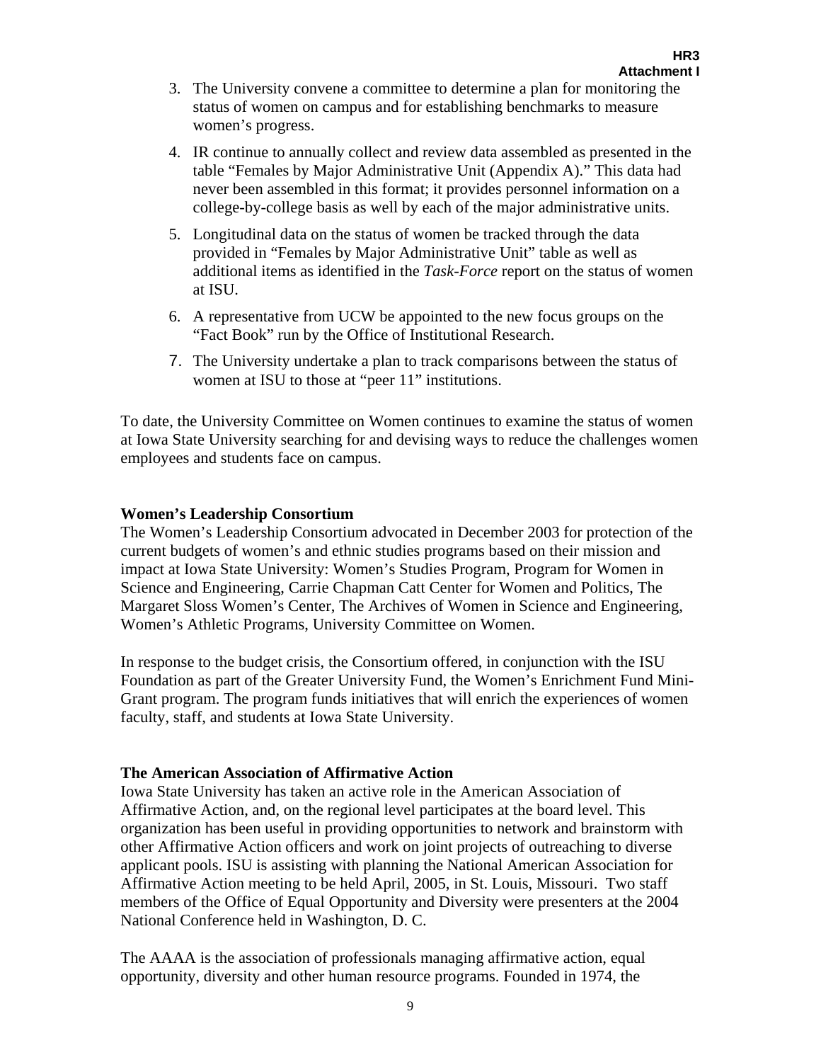3. The University convene a committee to determine a plan for monitoring the status of women on campus and for establishing benchmarks to measure women's progress.
4. IR continue to annually collect and review data assembled as presented in the table "Females by Major Administrative Unit (Appendix A)." This data had never been assembled in this format; it provides personnel information on a college-by-college basis as well by each of the major administrative units.
5. Longitudinal data on the status of women be tracked through the data provided in "Females by Major Administrative Unit" table as well as additional items as identified in the *Task-Force* report on the status of women at ISU.
6. A representative from UCW be appointed to the new focus groups on the "Fact Book" run by the Office of Institutional Research.
7. The University undertake a plan to track comparisons between the status of women at ISU to those at "peer 11" institutions.

To date, the University Committee on Women continues to examine the status of women at Iowa State University searching for and devising ways to reduce the challenges women employees and students face on campus.

**Women's Leadership Consortium**

The Women's Leadership Consortium advocated in December 2003 for protection of the current budgets of women's and ethnic studies programs based on their mission and impact at Iowa State University: Women's Studies Program, Program for Women in Science and Engineering, Carrie Chapman Catt Center for Women and Politics, The Margaret Sloss Women's Center, The Archives of Women in Science and Engineering, Women's Athletic Programs, University Committee on Women.

In response to the budget crisis, the Consortium offered, in conjunction with the ISU Foundation as part of the Greater University Fund, the Women's Enrichment Fund Mini-Grant program. The program funds initiatives that will enrich the experiences of women faculty, staff, and students at Iowa State University.

**The American Association of Affirmative Action**

Iowa State University has taken an active role in the American Association of Affirmative Action, and, on the regional level participates at the board level. This organization has been useful in providing opportunities to network and brainstorm with other Affirmative Action officers and work on joint projects of outreaching to diverse applicant pools. ISU is assisting with planning the National American Association for Affirmative Action meeting to be held April, 2005, in St. Louis, Missouri. Two staff members of the Office of Equal Opportunity and Diversity were presenters at the 2004 National Conference held in Washington, D. C.

The AAAA is the association of professionals managing affirmative action, equal opportunity, diversity and other human resource programs. Founded in 1974, the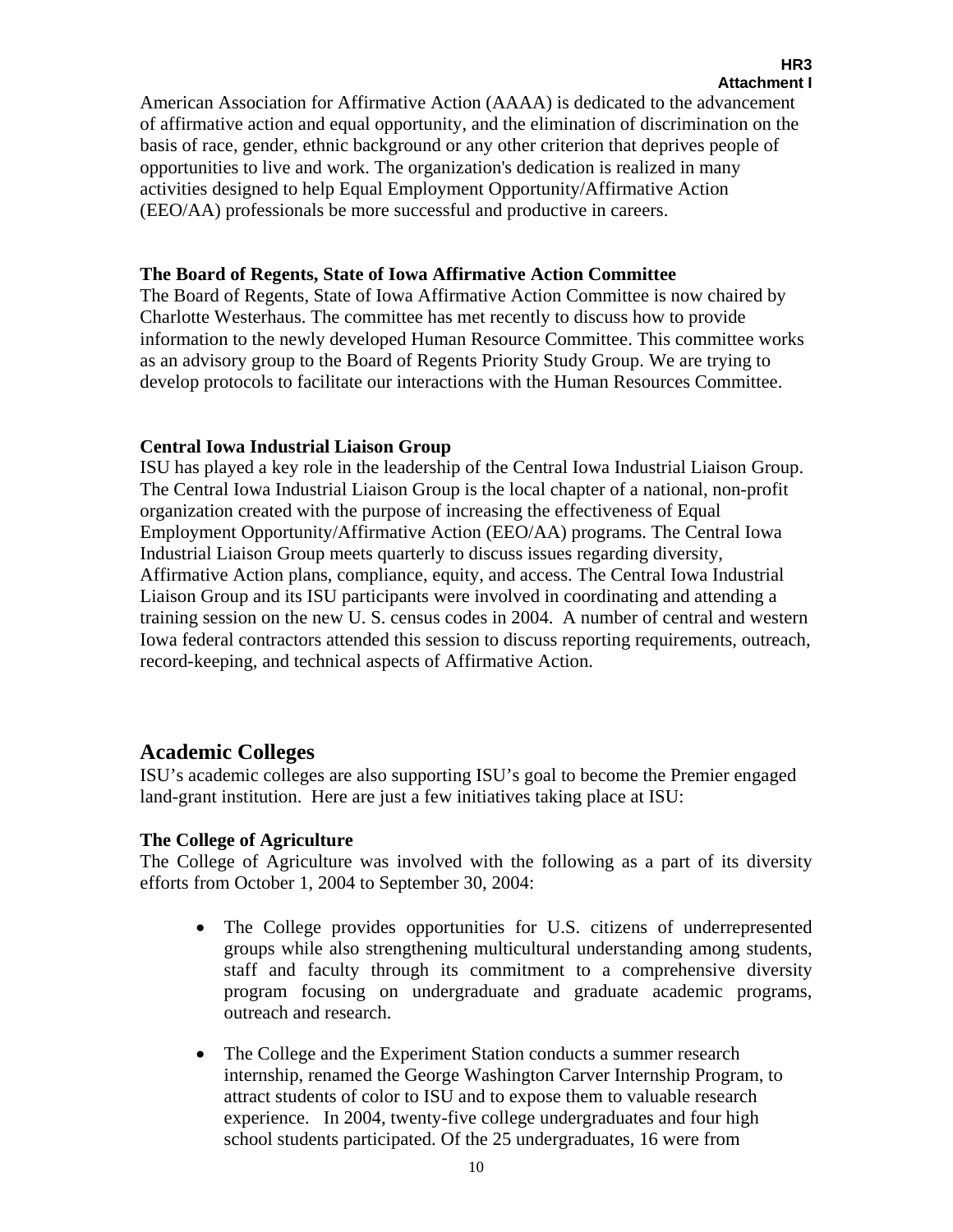American Association for Affirmative Action (AAAA) is dedicated to the advancement of affirmative action and equal opportunity, and the elimination of discrimination on the basis of race, gender, ethnic background or any other criterion that deprives people of opportunities to live and work. The organization's dedication is realized in many activities designed to help Equal Employment Opportunity/Affirmative Action (EEO/AA) professionals be more successful and productive in careers.

**The Board of Regents, State of Iowa Affirmative Action Committee**

The Board of Regents, State of Iowa Affirmative Action Committee is now chaired by Charlotte Westerhaus. The committee has met recently to discuss how to provide information to the newly developed Human Resource Committee. This committee works as an advisory group to the Board of Regents Priority Study Group. We are trying to develop protocols to facilitate our interactions with the Human Resources Committee.

**Central Iowa Industrial Liaison Group**

ISU has played a key role in the leadership of the Central Iowa Industrial Liaison Group. The Central Iowa Industrial Liaison Group is the local chapter of a national, non-profit organization created with the purpose of increasing the effectiveness of Equal Employment Opportunity/Affirmative Action (EEO/AA) programs. The Central Iowa Industrial Liaison Group meets quarterly to discuss issues regarding diversity, Affirmative Action plans, compliance, equity, and access. The Central Iowa Industrial Liaison Group and its ISU participants were involved in coordinating and attending a training session on the new U. S. census codes in 2004. A number of central and western Iowa federal contractors attended this session to discuss reporting requirements, outreach, record-keeping, and technical aspects of Affirmative Action.

## Academic Colleges

ISU's academic colleges are also supporting ISU's goal to become the Premier engaged land-grant institution. Here are just a few initiatives taking place at ISU:

**The College of Agriculture**

The College of Agriculture was involved with the following as a part of its diversity efforts from October 1, 2004 to September 30, 2004:

- The College provides opportunities for U.S. citizens of underrepresented groups while also strengthening multicultural understanding among students, staff and faculty through its commitment to a comprehensive diversity program focusing on undergraduate and graduate academic programs, outreach and research.

- The College and the Experiment Station conducts a summer research internship, renamed the George Washington Carver Internship Program, to attract students of color to ISU and to expose them to valuable research experience. In 2004, twenty-five college undergraduates and four high school students participated. Of the 25 undergraduates, 16 were from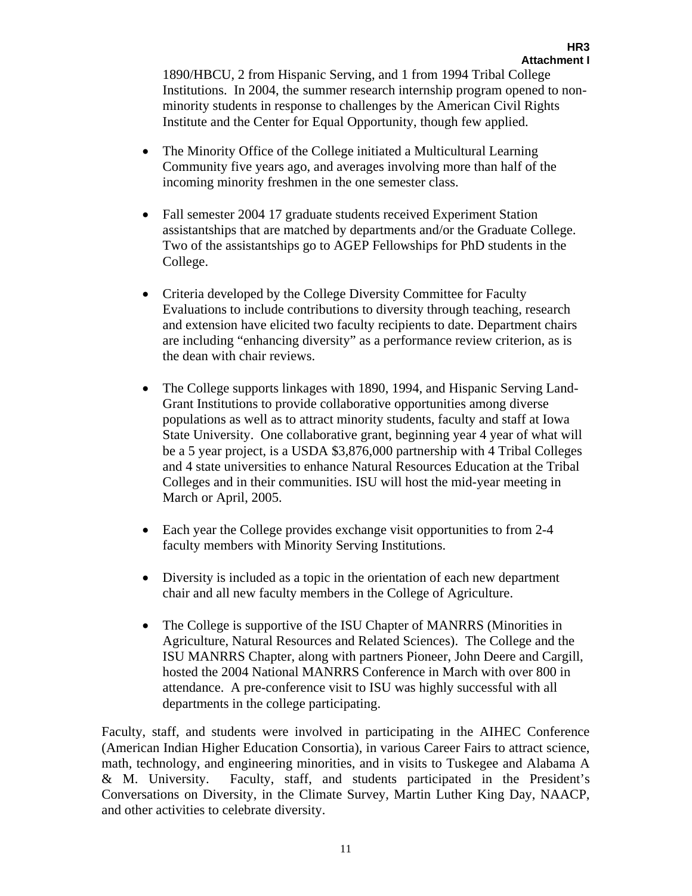1890/HBCU, 2 from Hispanic Serving, and 1 from 1994 Tribal College Institutions. In 2004, the summer research internship program opened to non-minority students in response to challenges by the American Civil Rights Institute and the Center for Equal Opportunity, though few applied.

- The Minority Office of the College initiated a Multicultural Learning Community five years ago, and averages involving more than half of the incoming minority freshmen in the one semester class.

- Fall semester 2004 17 graduate students received Experiment Station assistantships that are matched by departments and/or the Graduate College. Two of the assistantships go to AGEP Fellowships for PhD students in the College.

- Criteria developed by the College Diversity Committee for Faculty Evaluations to include contributions to diversity through teaching, research and extension have elicited two faculty recipients to date. Department chairs are including "enhancing diversity" as a performance review criterion, as is the dean with chair reviews.

- The College supports linkages with 1890, 1994, and Hispanic Serving Land-Grant Institutions to provide collaborative opportunities among diverse populations as well as to attract minority students, faculty and staff at Iowa State University. One collaborative grant, beginning year 4 year of what will be a 5 year project, is a USDA $3,876,000 partnership with 4 Tribal Colleges and 4 state universities to enhance Natural Resources Education at the Tribal Colleges and in their communities. ISU will host the mid-year meeting in March or April, 2005.

- Each year the College provides exchange visit opportunities to from 2-4 faculty members with Minority Serving Institutions.

- Diversity is included as a topic in the orientation of each new department chair and all new faculty members in the College of Agriculture.

- The College is supportive of the ISU Chapter of MANRRS (Minorities in Agriculture, Natural Resources and Related Sciences). The College and the ISU MANRRS Chapter, along with partners Pioneer, John Deere and Cargill, hosted the 2004 National MANRRS Conference in March with over 800 in attendance. A pre-conference visit to ISU was highly successful with all departments in the college participating.

Faculty, staff, and students were involved in participating in the AIHEC Conference (American Indian Higher Education Consortia), in various Career Fairs to attract science, math, technology, and engineering minorities, and in visits to Tuskegee and Alabama A & M. University. Faculty, staff, and students participated in the President's Conversations on Diversity, in the Climate Survey, Martin Luther King Day, NAACP, and other activities to celebrate diversity.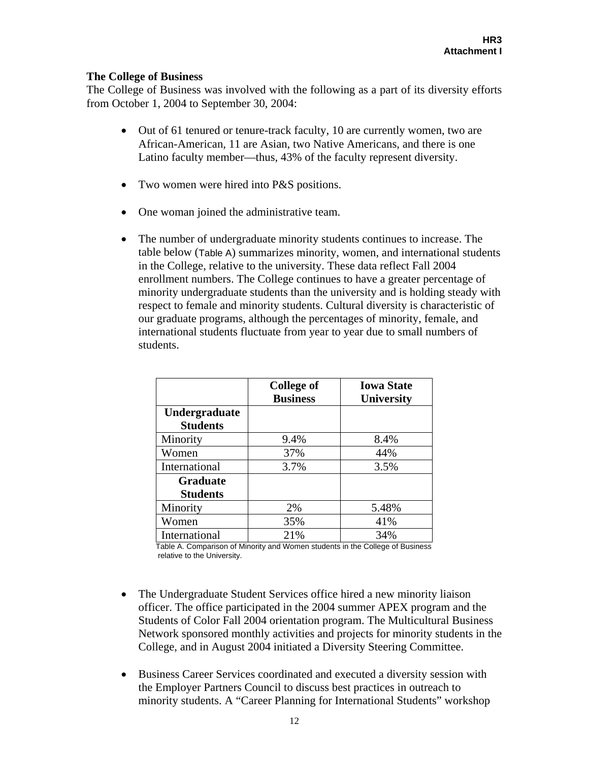### The College of Business

The College of Business was involved with the following as a part of its diversity efforts from October 1, 2004 to September 30, 2004:

- Out of 61 tenured or tenure-track faculty, 10 are currently women, two are African-American, 11 are Asian, two Native Americans, and there is one Latino faculty member—thus, 43% of the faculty represent diversity.

- Two women were hired into P&S positions.

- One woman joined the administrative team.

- The number of undergraduate minority students continues to increase. The table below (Table A) summarizes minority, women, and international students in the College, relative to the university. These data reflect Fall 2004 enrollment numbers. The College continues to have a greater percentage of minority undergraduate students than the university and is holding steady with respect to female and minority students. Cultural diversity is characteristic of our graduate programs, although the percentages of minority, female, and international students fluctuate from year to year due to small numbers of students.

| | College of Business | Iowa State University |
|---|---|---|
| **Undergraduate Students** | | |
| Minority | 9.4% | 8.4% |
| Women | 37% | 44% |
| International | 3.7% | 3.5% |
| **Graduate Students** | | |
| Minority | 2% | 5.48% |
| Women | 35% | 41% |
| International | 21% | 34% |

Table A. Comparison of Minority and Women students in the College of Business relative to the University.

- The Undergraduate Student Services office hired a new minority liaison officer. The office participated in the 2004 summer APEX program and the Students of Color Fall 2004 orientation program. The Multicultural Business Network sponsored monthly activities and projects for minority students in the College, and in August 2004 initiated a Diversity Steering Committee.

- Business Career Services coordinated and executed a diversity session with the Employer Partners Council to discuss best practices in outreach to minority students. A "Career Planning for International Students" workshop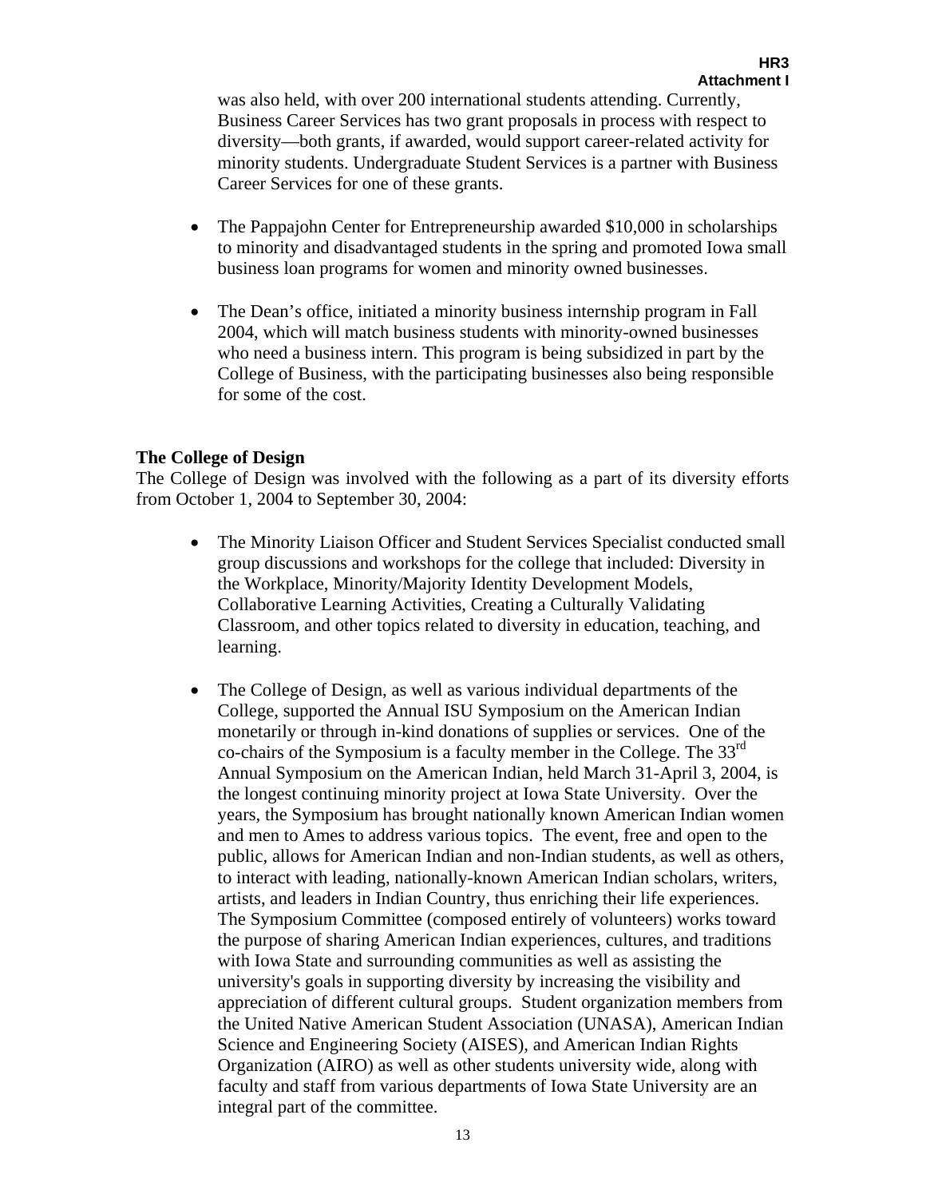was also held, with over 200 international students attending. Currently, Business Career Services has two grant proposals in process with respect to diversity—both grants, if awarded, would support career-related activity for minority students. Undergraduate Student Services is a partner with Business Career Services for one of these grants.

- The Pappajohn Center for Entrepreneurship awarded $10,000 in scholarships to minority and disadvantaged students in the spring and promoted Iowa small business loan programs for women and minority owned businesses.

- The Dean's office, initiated a minority business internship program in Fall 2004, which will match business students with minority-owned businesses who need a business intern. This program is being subsidized in part by the College of Business, with the participating businesses also being responsible for some of the cost.

**The College of Design**

The College of Design was involved with the following as a part of its diversity efforts from October 1, 2004 to September 30, 2004:

- The Minority Liaison Officer and Student Services Specialist conducted small group discussions and workshops for the college that included: Diversity in the Workplace, Minority/Majority Identity Development Models, Collaborative Learning Activities, Creating a Culturally Validating Classroom, and other topics related to diversity in education, teaching, and learning.

- The College of Design, as well as various individual departments of the College, supported the Annual ISU Symposium on the American Indian monetarily or through in-kind donations of supplies or services. One of the co-chairs of the Symposium is a faculty member in the College. The 33rd Annual Symposium on the American Indian, held March 31-April 3, 2004, is the longest continuing minority project at Iowa State University. Over the years, the Symposium has brought nationally known American Indian women and men to Ames to address various topics. The event, free and open to the public, allows for American Indian and non-Indian students, as well as others, to interact with leading, nationally-known American Indian scholars, writers, artists, and leaders in Indian Country, thus enriching their life experiences. The Symposium Committee (composed entirely of volunteers) works toward the purpose of sharing American Indian experiences, cultures, and traditions with Iowa State and surrounding communities as well as assisting the university's goals in supporting diversity by increasing the visibility and appreciation of different cultural groups. Student organization members from the United Native American Student Association (UNASA), American Indian Science and Engineering Society (AISES), and American Indian Rights Organization (AIRO) as well as other students university wide, along with faculty and staff from various departments of Iowa State University are an integral part of the committee.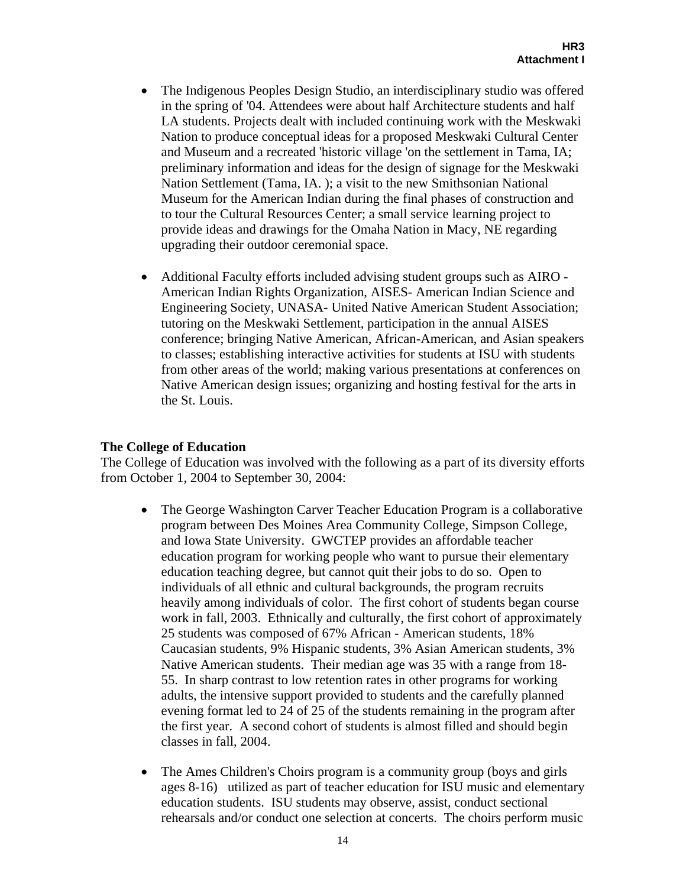- The Indigenous Peoples Design Studio, an interdisciplinary studio was offered in the spring of '04. Attendees were about half Architecture students and half LA students. Projects dealt with included continuing work with the Meskwaki Nation to produce conceptual ideas for a proposed Meskwaki Cultural Center and Museum and a recreated 'historic village 'on the settlement in Tama, IA; preliminary information and ideas for the design of signage for the Meskwaki Nation Settlement (Tama, IA. ); a visit to the new Smithsonian National Museum for the American Indian during the final phases of construction and to tour the Cultural Resources Center; a small service learning project to provide ideas and drawings for the Omaha Nation in Macy, NE regarding upgrading their outdoor ceremonial space.

- Additional Faculty efforts included advising student groups such as AIRO - American Indian Rights Organization, AISES- American Indian Science and Engineering Society, UNASA- United Native American Student Association; tutoring on the Meskwaki Settlement, participation in the annual AISES conference; bringing Native American, African-American, and Asian speakers to classes; establishing interactive activities for students at ISU with students from other areas of the world; making various presentations at conferences on Native American design issues; organizing and hosting festival for the arts in the St. Louis.

**The College of Education**

The College of Education was involved with the following as a part of its diversity efforts from October 1, 2004 to September 30, 2004:

- The George Washington Carver Teacher Education Program is a collaborative program between Des Moines Area Community College, Simpson College, and Iowa State University. GWCTEP provides an affordable teacher education program for working people who want to pursue their elementary education teaching degree, but cannot quit their jobs to do so. Open to individuals of all ethnic and cultural backgrounds, the program recruits heavily among individuals of color. The first cohort of students began course work in fall, 2003. Ethnically and culturally, the first cohort of approximately 25 students was composed of 67% African - American students, 18% Caucasian students, 9% Hispanic students, 3% Asian American students, 3% Native American students. Their median age was 35 with a range from 18-55. In sharp contrast to low retention rates in other programs for working adults, the intensive support provided to students and the carefully planned evening format led to 24 of 25 of the students remaining in the program after the first year. A second cohort of students is almost filled and should begin classes in fall, 2004.

- The Ames Children's Choirs program is a community group (boys and girls ages 8-16) utilized as part of teacher education for ISU music and elementary education students. ISU students may observe, assist, conduct sectional rehearsals and/or conduct one selection at concerts. The choirs perform music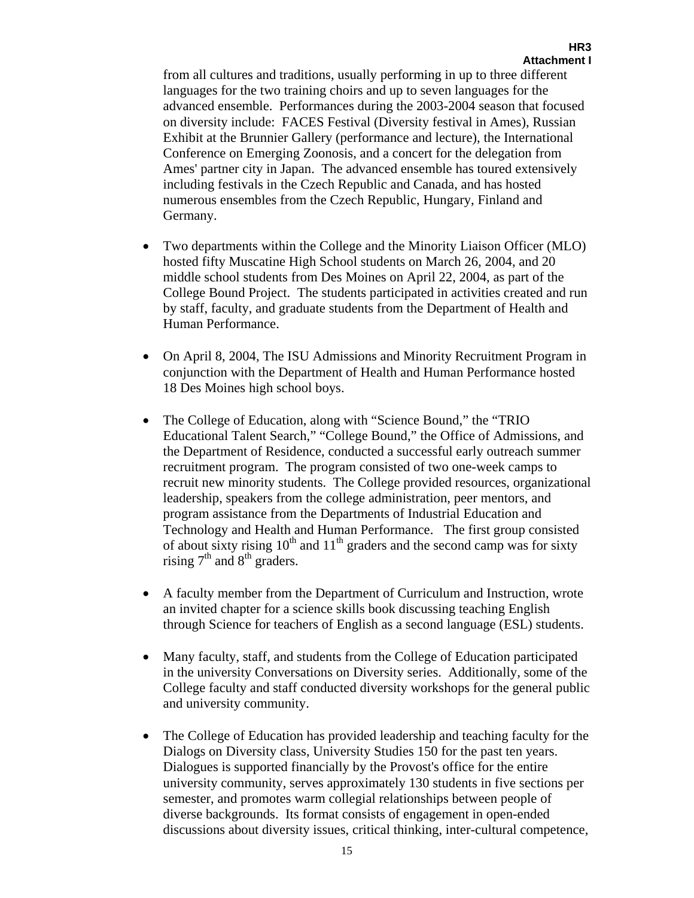from all cultures and traditions, usually performing in up to three different languages for the two training choirs and up to seven languages for the advanced ensemble. Performances during the 2003-2004 season that focused on diversity include: FACES Festival (Diversity festival in Ames), Russian Exhibit at the Brunnier Gallery (performance and lecture), the International Conference on Emerging Zoonosis, and a concert for the delegation from Ames' partner city in Japan. The advanced ensemble has toured extensively including festivals in the Czech Republic and Canada, and has hosted numerous ensembles from the Czech Republic, Hungary, Finland and Germany.

- Two departments within the College and the Minority Liaison Officer (MLO) hosted fifty Muscatine High School students on March 26, 2004, and 20 middle school students from Des Moines on April 22, 2004, as part of the College Bound Project. The students participated in activities created and run by staff, faculty, and graduate students from the Department of Health and Human Performance.

- On April 8, 2004, The ISU Admissions and Minority Recruitment Program in conjunction with the Department of Health and Human Performance hosted 18 Des Moines high school boys.

- The College of Education, along with "Science Bound," the "TRIO Educational Talent Search," "College Bound," the Office of Admissions, and the Department of Residence, conducted a successful early outreach summer recruitment program. The program consisted of two one-week camps to recruit new minority students. The College provided resources, organizational leadership, speakers from the college administration, peer mentors, and program assistance from the Departments of Industrial Education and Technology and Health and Human Performance. The first group consisted of about sixty rising 10th and 11th graders and the second camp was for sixty rising 7th and 8th graders.

- A faculty member from the Department of Curriculum and Instruction, wrote an invited chapter for a science skills book discussing teaching English through Science for teachers of English as a second language (ESL) students.

- Many faculty, staff, and students from the College of Education participated in the university Conversations on Diversity series. Additionally, some of the College faculty and staff conducted diversity workshops for the general public and university community.

- The College of Education has provided leadership and teaching faculty for the Dialogs on Diversity class, University Studies 150 for the past ten years. Dialogues is supported financially by the Provost's office for the entire university community, serves approximately 130 students in five sections per semester, and promotes warm collegial relationships between people of diverse backgrounds. Its format consists of engagement in open-ended discussions about diversity issues, critical thinking, inter-cultural competence,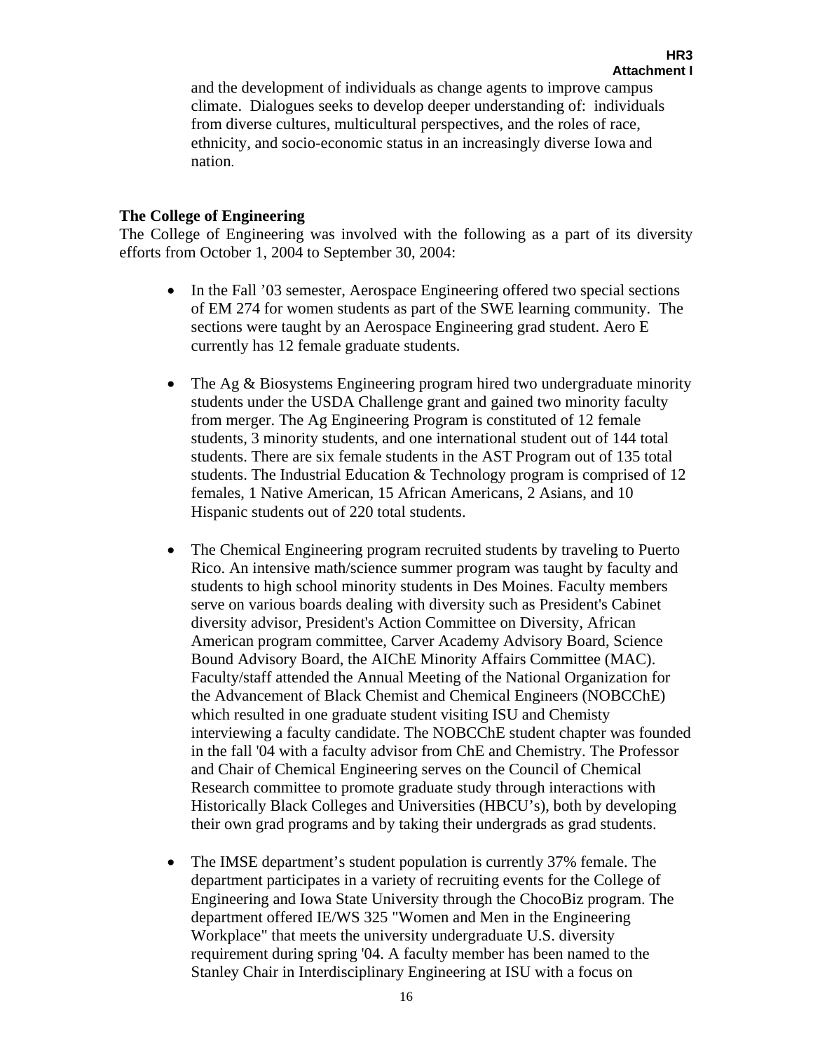and the development of individuals as change agents to improve campus climate. Dialogues seeks to develop deeper understanding of: individuals from diverse cultures, multicultural perspectives, and the roles of race, ethnicity, and socio-economic status in an increasingly diverse Iowa and nation.

**The College of Engineering**

The College of Engineering was involved with the following as a part of its diversity efforts from October 1, 2004 to September 30, 2004:

- In the Fall '03 semester, Aerospace Engineering offered two special sections of EM 274 for women students as part of the SWE learning community. The sections were taught by an Aerospace Engineering grad student. Aero E currently has 12 female graduate students.

- The Ag & Biosystems Engineering program hired two undergraduate minority students under the USDA Challenge grant and gained two minority faculty from merger. The Ag Engineering Program is constituted of 12 female students, 3 minority students, and one international student out of 144 total students. There are six female students in the AST Program out of 135 total students. The Industrial Education & Technology program is comprised of 12 females, 1 Native American, 15 African Americans, 2 Asians, and 10 Hispanic students out of 220 total students.

- The Chemical Engineering program recruited students by traveling to Puerto Rico. An intensive math/science summer program was taught by faculty and students to high school minority students in Des Moines. Faculty members serve on various boards dealing with diversity such as President's Cabinet diversity advisor, President's Action Committee on Diversity, African American program committee, Carver Academy Advisory Board, Science Bound Advisory Board, the AIChE Minority Affairs Committee (MAC). Faculty/staff attended the Annual Meeting of the National Organization for the Advancement of Black Chemist and Chemical Engineers (NOBCChE) which resulted in one graduate student visiting ISU and Chemisty interviewing a faculty candidate. The NOBCChE student chapter was founded in the fall '04 with a faculty advisor from ChE and Chemistry. The Professor and Chair of Chemical Engineering serves on the Council of Chemical Research committee to promote graduate study through interactions with Historically Black Colleges and Universities (HBCU's), both by developing their own grad programs and by taking their undergrads as grad students.

- The IMSE department's student population is currently 37% female. The department participates in a variety of recruiting events for the College of Engineering and Iowa State University through the ChocoBiz program. The department offered IE/WS 325 "Women and Men in the Engineering Workplace" that meets the university undergraduate U.S. diversity requirement during spring '04. A faculty member has been named to the Stanley Chair in Interdisciplinary Engineering at ISU with a focus on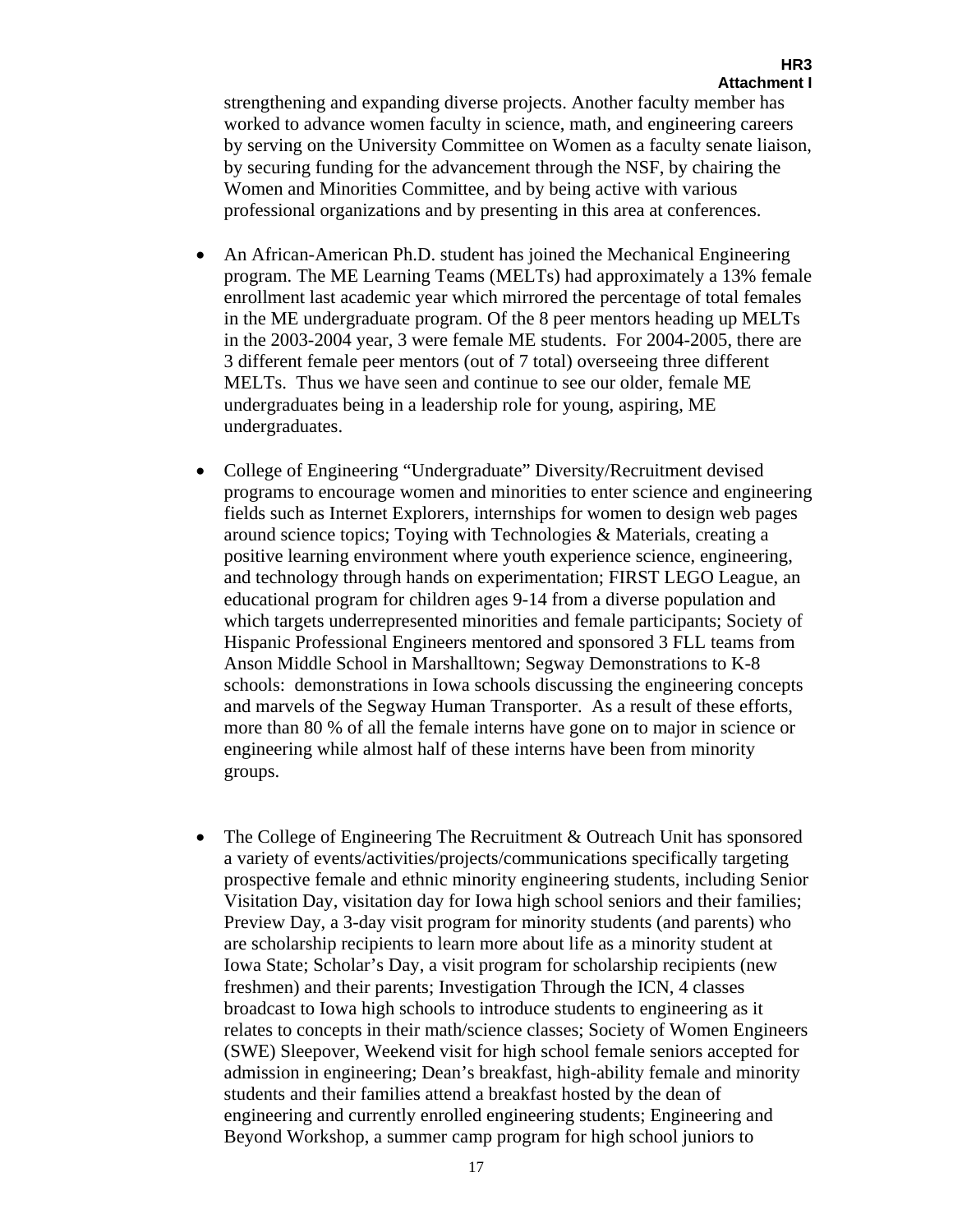strengthening and expanding diverse projects. Another faculty member has worked to advance women faculty in science, math, and engineering careers by serving on the University Committee on Women as a faculty senate liaison, by securing funding for the advancement through the NSF, by chairing the Women and Minorities Committee, and by being active with various professional organizations and by presenting in this area at conferences.

- An African-American Ph.D. student has joined the Mechanical Engineering program. The ME Learning Teams (MELTs) had approximately a 13% female enrollment last academic year which mirrored the percentage of total females in the ME undergraduate program. Of the 8 peer mentors heading up MELTs in the 2003-2004 year, 3 were female ME students. For 2004-2005, there are 3 different female peer mentors (out of 7 total) overseeing three different MELTs. Thus we have seen and continue to see our older, female ME undergraduates being in a leadership role for young, aspiring, ME undergraduates.

- College of Engineering "Undergraduate" Diversity/Recruitment devised programs to encourage women and minorities to enter science and engineering fields such as Internet Explorers, internships for women to design web pages around science topics; Toying with Technologies & Materials, creating a positive learning environment where youth experience science, engineering, and technology through hands on experimentation; FIRST LEGO League, an educational program for children ages 9-14 from a diverse population and which targets underrepresented minorities and female participants; Society of Hispanic Professional Engineers mentored and sponsored 3 FLL teams from Anson Middle School in Marshalltown; Segway Demonstrations to K-8 schools: demonstrations in Iowa schools discussing the engineering concepts and marvels of the Segway Human Transporter. As a result of these efforts, more than 80 % of all the female interns have gone on to major in science or engineering while almost half of these interns have been from minority groups.

- The College of Engineering The Recruitment & Outreach Unit has sponsored a variety of events/activities/projects/communications specifically targeting prospective female and ethnic minority engineering students, including Senior Visitation Day, visitation day for Iowa high school seniors and their families; Preview Day, a 3-day visit program for minority students (and parents) who are scholarship recipients to learn more about life as a minority student at Iowa State; Scholar's Day, a visit program for scholarship recipients (new freshmen) and their parents; Investigation Through the ICN, 4 classes broadcast to Iowa high schools to introduce students to engineering as it relates to concepts in their math/science classes; Society of Women Engineers (SWE) Sleepover, Weekend visit for high school female seniors accepted for admission in engineering; Dean's breakfast, high-ability female and minority students and their families attend a breakfast hosted by the dean of engineering and currently enrolled engineering students; Engineering and Beyond Workshop, a summer camp program for high school juniors to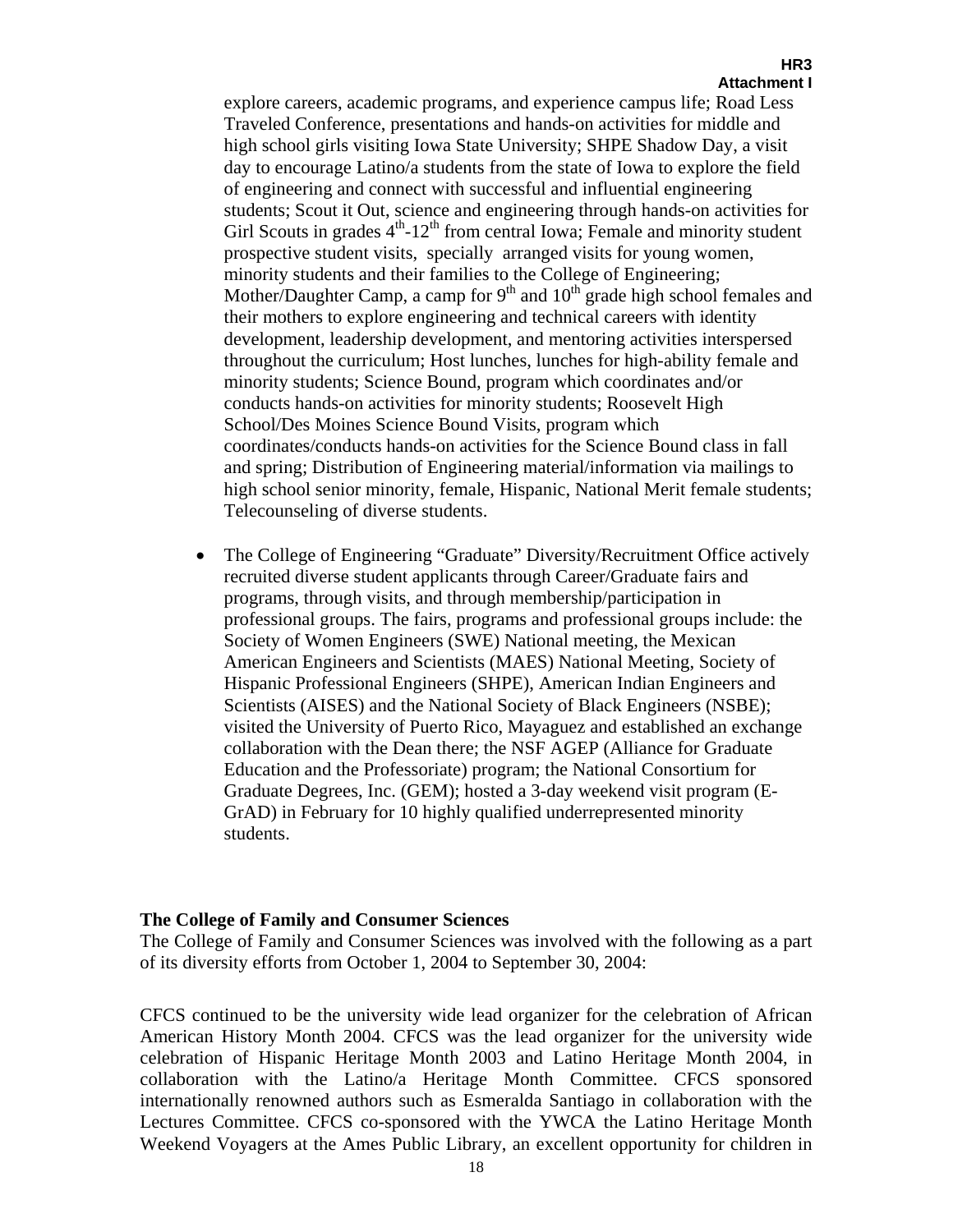explore careers, academic programs, and experience campus life; Road Less Traveled Conference, presentations and hands-on activities for middle and high school girls visiting Iowa State University; SHPE Shadow Day, a visit day to encourage Latino/a students from the state of Iowa to explore the field of engineering and connect with successful and influential engineering students; Scout it Out, science and engineering through hands-on activities for Girl Scouts in grades 4th-12th from central Iowa; Female and minority student prospective student visits, specially arranged visits for young women, minority students and their families to the College of Engineering; Mother/Daughter Camp, a camp for 9th and 10th grade high school females and their mothers to explore engineering and technical careers with identity development, leadership development, and mentoring activities interspersed throughout the curriculum; Host lunches, lunches for high-ability female and minority students; Science Bound, program which coordinates and/or conducts hands-on activities for minority students; Roosevelt High School/Des Moines Science Bound Visits, program which coordinates/conducts hands-on activities for the Science Bound class in fall and spring; Distribution of Engineering material/information via mailings to high school senior minority, female, Hispanic, National Merit female students; Telecounseling of diverse students.

- The College of Engineering "Graduate" Diversity/Recruitment Office actively recruited diverse student applicants through Career/Graduate fairs and programs, through visits, and through membership/participation in professional groups. The fairs, programs and professional groups include: the Society of Women Engineers (SWE) National meeting, the Mexican American Engineers and Scientists (MAES) National Meeting, Society of Hispanic Professional Engineers (SHPE), American Indian Engineers and Scientists (AISES) and the National Society of Black Engineers (NSBE); visited the University of Puerto Rico, Mayaguez and established an exchange collaboration with the Dean there; the NSF AGEP (Alliance for Graduate Education and the Professoriate) program; the National Consortium for Graduate Degrees, Inc. (GEM); hosted a 3-day weekend visit program (E-GrAD) in February for 10 highly qualified underrepresented minority students.

**The College of Family and Consumer Sciences**

The College of Family and Consumer Sciences was involved with the following as a part of its diversity efforts from October 1, 2004 to September 30, 2004:

CFCS continued to be the university wide lead organizer for the celebration of African American History Month 2004. CFCS was the lead organizer for the university wide celebration of Hispanic Heritage Month 2003 and Latino Heritage Month 2004, in collaboration with the Latino/a Heritage Month Committee. CFCS sponsored internationally renowned authors such as Esmeralda Santiago in collaboration with the Lectures Committee. CFCS co-sponsored with the YWCA the Latino Heritage Month Weekend Voyagers at the Ames Public Library, an excellent opportunity for children in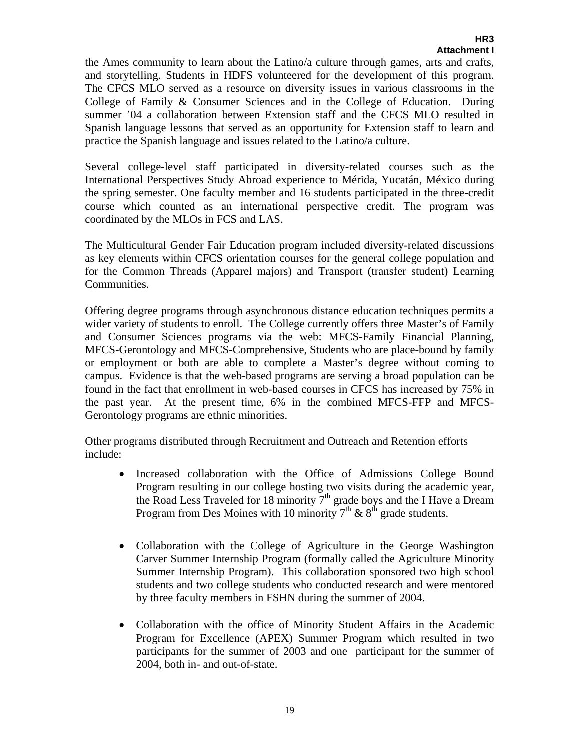the Ames community to learn about the Latino/a culture through games, arts and crafts, and storytelling. Students in HDFS volunteered for the development of this program. The CFCS MLO served as a resource on diversity issues in various classrooms in the College of Family & Consumer Sciences and in the College of Education. During summer '04 a collaboration between Extension staff and the CFCS MLO resulted in Spanish language lessons that served as an opportunity for Extension staff to learn and practice the Spanish language and issues related to the Latino/a culture.

Several college-level staff participated in diversity-related courses such as the International Perspectives Study Abroad experience to Mérida, Yucatán, México during the spring semester. One faculty member and 16 students participated in the three-credit course which counted as an international perspective credit. The program was coordinated by the MLOs in FCS and LAS.

The Multicultural Gender Fair Education program included diversity-related discussions as key elements within CFCS orientation courses for the general college population and for the Common Threads (Apparel majors) and Transport (transfer student) Learning Communities.

Offering degree programs through asynchronous distance education techniques permits a wider variety of students to enroll. The College currently offers three Master's of Family and Consumer Sciences programs via the web: MFCS-Family Financial Planning, MFCS-Gerontology and MFCS-Comprehensive, Students who are place-bound by family or employment or both are able to complete a Master's degree without coming to campus. Evidence is that the web-based programs are serving a broad population can be found in the fact that enrollment in web-based courses in CFCS has increased by 75% in the past year. At the present time, 6% in the combined MFCS-FFP and MFCS-Gerontology programs are ethnic minorities.

Other programs distributed through Recruitment and Outreach and Retention efforts include:

- Increased collaboration with the Office of Admissions College Bound Program resulting in our college hosting two visits during the academic year, the Road Less Traveled for 18 minority 7th grade boys and the I Have a Dream Program from Des Moines with 10 minority 7th & 8th grade students.

- Collaboration with the College of Agriculture in the George Washington Carver Summer Internship Program (formally called the Agriculture Minority Summer Internship Program). This collaboration sponsored two high school students and two college students who conducted research and were mentored by three faculty members in FSHN during the summer of 2004.

- Collaboration with the office of Minority Student Affairs in the Academic Program for Excellence (APEX) Summer Program which resulted in two participants for the summer of 2003 and one participant for the summer of 2004, both in- and out-of-state.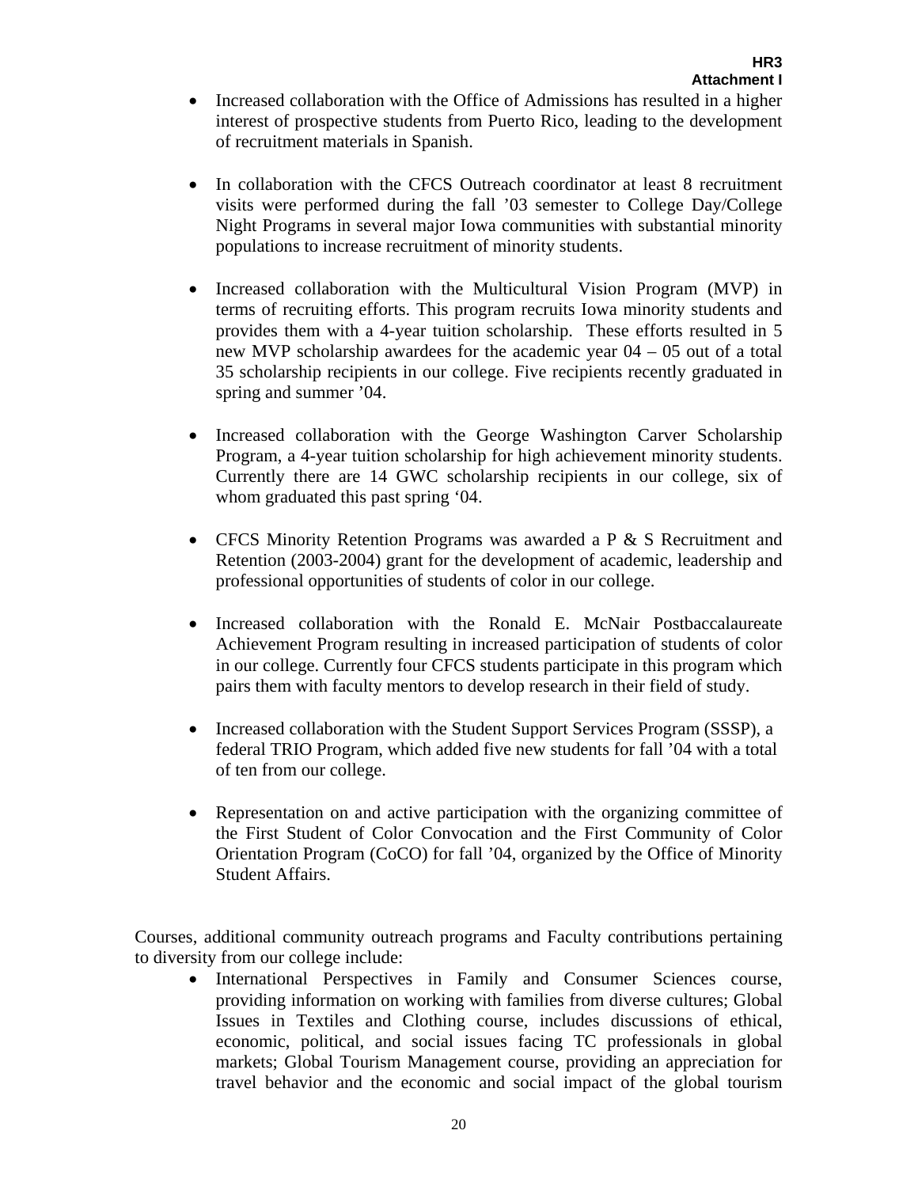- Increased collaboration with the Office of Admissions has resulted in a higher interest of prospective students from Puerto Rico, leading to the development of recruitment materials in Spanish.

- In collaboration with the CFCS Outreach coordinator at least 8 recruitment visits were performed during the fall '03 semester to College Day/College Night Programs in several major Iowa communities with substantial minority populations to increase recruitment of minority students.

- Increased collaboration with the Multicultural Vision Program (MVP) in terms of recruiting efforts. This program recruits Iowa minority students and provides them with a 4-year tuition scholarship. These efforts resulted in 5 new MVP scholarship awardees for the academic year 04 – 05 out of a total 35 scholarship recipients in our college. Five recipients recently graduated in spring and summer '04.

- Increased collaboration with the George Washington Carver Scholarship Program, a 4-year tuition scholarship for high achievement minority students. Currently there are 14 GWC scholarship recipients in our college, six of whom graduated this past spring '04.

- CFCS Minority Retention Programs was awarded a P & S Recruitment and Retention (2003-2004) grant for the development of academic, leadership and professional opportunities of students of color in our college.

- Increased collaboration with the Ronald E. McNair Postbaccalaureate Achievement Program resulting in increased participation of students of color in our college. Currently four CFCS students participate in this program which pairs them with faculty mentors to develop research in their field of study.

- Increased collaboration with the Student Support Services Program (SSSP), a federal TRIO Program, which added five new students for fall '04 with a total of ten from our college.

- Representation on and active participation with the organizing committee of the First Student of Color Convocation and the First Community of Color Orientation Program (CoCO) for fall '04, organized by the Office of Minority Student Affairs.

Courses, additional community outreach programs and Faculty contributions pertaining to diversity from our college include:

- International Perspectives in Family and Consumer Sciences course, providing information on working with families from diverse cultures; Global Issues in Textiles and Clothing course, includes discussions of ethical, economic, political, and social issues facing TC professionals in global markets; Global Tourism Management course, providing an appreciation for travel behavior and the economic and social impact of the global tourism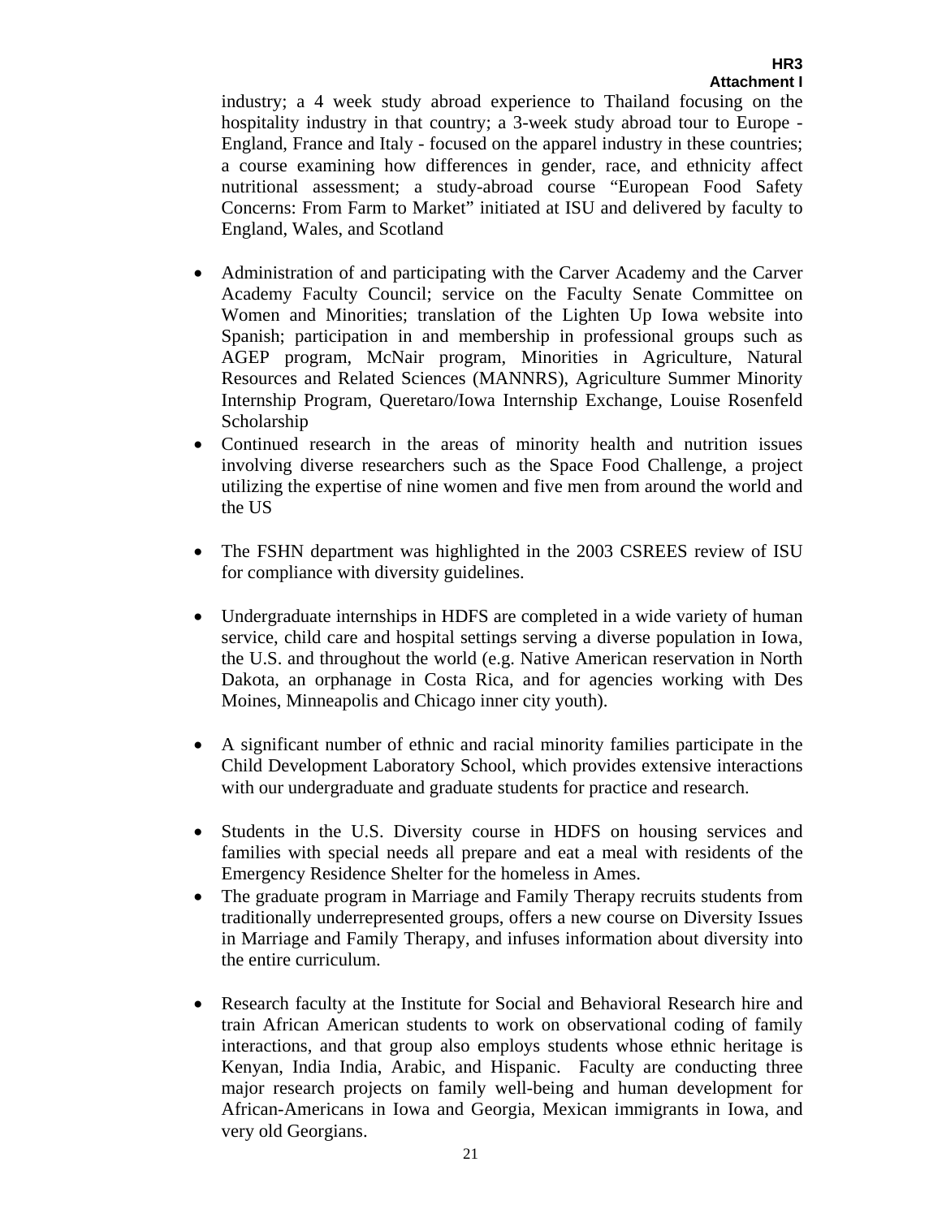industry; a 4 week study abroad experience to Thailand focusing on the hospitality industry in that country; a 3-week study abroad tour to Europe - England, France and Italy - focused on the apparel industry in these countries; a course examining how differences in gender, race, and ethnicity affect nutritional assessment; a study-abroad course "European Food Safety Concerns: From Farm to Market" initiated at ISU and delivered by faculty to England, Wales, and Scotland

- Administration of and participating with the Carver Academy and the Carver Academy Faculty Council; service on the Faculty Senate Committee on Women and Minorities; translation of the Lighten Up Iowa website into Spanish; participation in and membership in professional groups such as AGEP program, McNair program, Minorities in Agriculture, Natural Resources and Related Sciences (MANNRS), Agriculture Summer Minority Internship Program, Queretaro/Iowa Internship Exchange, Louise Rosenfeld Scholarship
- Continued research in the areas of minority health and nutrition issues involving diverse researchers such as the Space Food Challenge, a project utilizing the expertise of nine women and five men from around the world and the US

- The FSHN department was highlighted in the 2003 CSREES review of ISU for compliance with diversity guidelines.

- Undergraduate internships in HDFS are completed in a wide variety of human service, child care and hospital settings serving a diverse population in Iowa, the U.S. and throughout the world (e.g. Native American reservation in North Dakota, an orphanage in Costa Rica, and for agencies working with Des Moines, Minneapolis and Chicago inner city youth).

- A significant number of ethnic and racial minority families participate in the Child Development Laboratory School, which provides extensive interactions with our undergraduate and graduate students for practice and research.

- Students in the U.S. Diversity course in HDFS on housing services and families with special needs all prepare and eat a meal with residents of the Emergency Residence Shelter for the homeless in Ames.
- The graduate program in Marriage and Family Therapy recruits students from traditionally underrepresented groups, offers a new course on Diversity Issues in Marriage and Family Therapy, and infuses information about diversity into the entire curriculum.

- Research faculty at the Institute for Social and Behavioral Research hire and train African American students to work on observational coding of family interactions, and that group also employs students whose ethnic heritage is Kenyan, India India, Arabic, and Hispanic. Faculty are conducting three major research projects on family well-being and human development for African-Americans in Iowa and Georgia, Mexican immigrants in Iowa, and very old Georgians.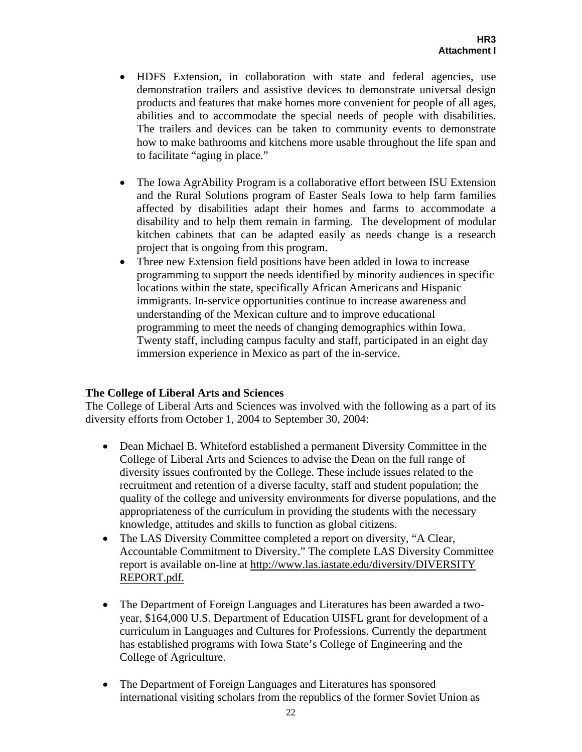- HDFS Extension, in collaboration with state and federal agencies, use demonstration trailers and assistive devices to demonstrate universal design products and features that make homes more convenient for people of all ages, abilities and to accommodate the special needs of people with disabilities. The trailers and devices can be taken to community events to demonstrate how to make bathrooms and kitchens more usable throughout the life span and to facilitate "aging in place."

- The Iowa AgrAbility Program is a collaborative effort between ISU Extension and the Rural Solutions program of Easter Seals Iowa to help farm families affected by disabilities adapt their homes and farms to accommodate a disability and to help them remain in farming. The development of modular kitchen cabinets that can be adapted easily as needs change is a research project that is ongoing from this program.
- Three new Extension field positions have been added in Iowa to increase programming to support the needs identified by minority audiences in specific locations within the state, specifically African Americans and Hispanic immigrants. In-service opportunities continue to increase awareness and understanding of the Mexican culture and to improve educational programming to meet the needs of changing demographics within Iowa. Twenty staff, including campus faculty and staff, participated in an eight day immersion experience in Mexico as part of the in-service.

**The College of Liberal Arts and Sciences**

The College of Liberal Arts and Sciences was involved with the following as a part of its diversity efforts from October 1, 2004 to September 30, 2004:

- Dean Michael B. Whiteford established a permanent Diversity Committee in the College of Liberal Arts and Sciences to advise the Dean on the full range of diversity issues confronted by the College. These include issues related to the recruitment and retention of a diverse faculty, staff and student population; the quality of the college and university environments for diverse populations, and the appropriateness of the curriculum in providing the students with the necessary knowledge, attitudes and skills to function as global citizens.
- The LAS Diversity Committee completed a report on diversity, "A Clear, Accountable Commitment to Diversity." The complete LAS Diversity Committee report is available on-line at http://www.las.iastate.edu/diversity/DIVERSITY REPORT.pdf.

- The Department of Foreign Languages and Literatures has been awarded a two-year, $164,000 U.S. Department of Education UISFL grant for development of a curriculum in Languages and Cultures for Professions. Currently the department has established programs with Iowa State's College of Engineering and the College of Agriculture.

- The Department of Foreign Languages and Literatures has sponsored international visiting scholars from the republics of the former Soviet Union as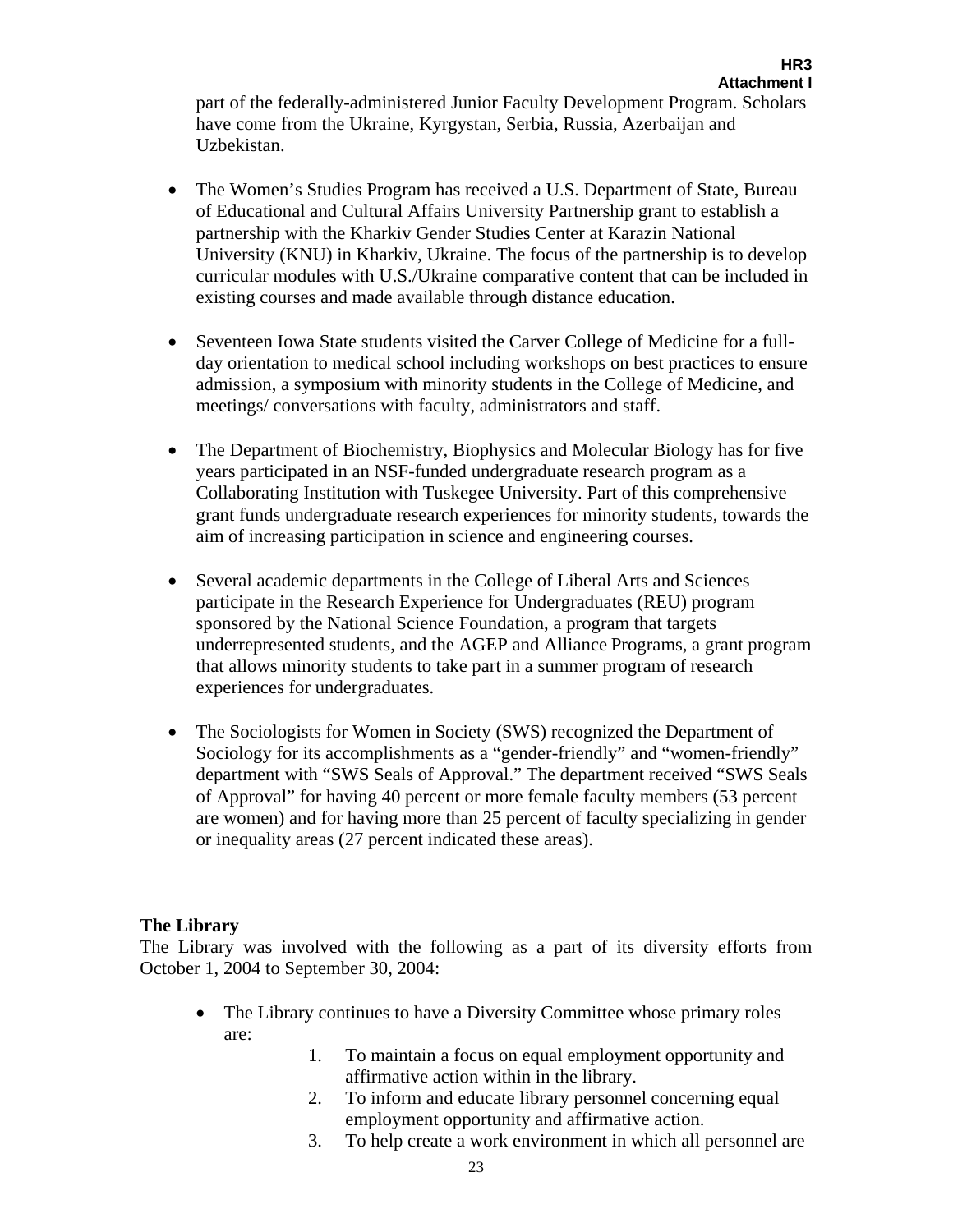part of the federally-administered Junior Faculty Development Program. Scholars have come from the Ukraine, Kyrgystan, Serbia, Russia, Azerbaijan and Uzbekistan.

- The Women's Studies Program has received a U.S. Department of State, Bureau of Educational and Cultural Affairs University Partnership grant to establish a partnership with the Kharkiv Gender Studies Center at Karazin National University (KNU) in Kharkiv, Ukraine. The focus of the partnership is to develop curricular modules with U.S./Ukraine comparative content that can be included in existing courses and made available through distance education.

- Seventeen Iowa State students visited the Carver College of Medicine for a full-day orientation to medical school including workshops on best practices to ensure admission, a symposium with minority students in the College of Medicine, and meetings/ conversations with faculty, administrators and staff.

- The Department of Biochemistry, Biophysics and Molecular Biology has for five years participated in an NSF-funded undergraduate research program as a Collaborating Institution with Tuskegee University. Part of this comprehensive grant funds undergraduate research experiences for minority students, towards the aim of increasing participation in science and engineering courses.

- Several academic departments in the College of Liberal Arts and Sciences participate in the Research Experience for Undergraduates (REU) program sponsored by the National Science Foundation, a program that targets underrepresented students, and the AGEP and Alliance Programs, a grant program that allows minority students to take part in a summer program of research experiences for undergraduates.

- The Sociologists for Women in Society (SWS) recognized the Department of Sociology for its accomplishments as a "gender-friendly" and "women-friendly" department with "SWS Seals of Approval." The department received "SWS Seals of Approval" for having 40 percent or more female faculty members (53 percent are women) and for having more than 25 percent of faculty specializing in gender or inequality areas (27 percent indicated these areas).

**The Library**

The Library was involved with the following as a part of its diversity efforts from October 1, 2004 to September 30, 2004:

- The Library continues to have a Diversity Committee whose primary roles are:
    1. To maintain a focus on equal employment opportunity and affirmative action within in the library.
    2. To inform and educate library personnel concerning equal employment opportunity and affirmative action.
    3. To help create a work environment in which all personnel are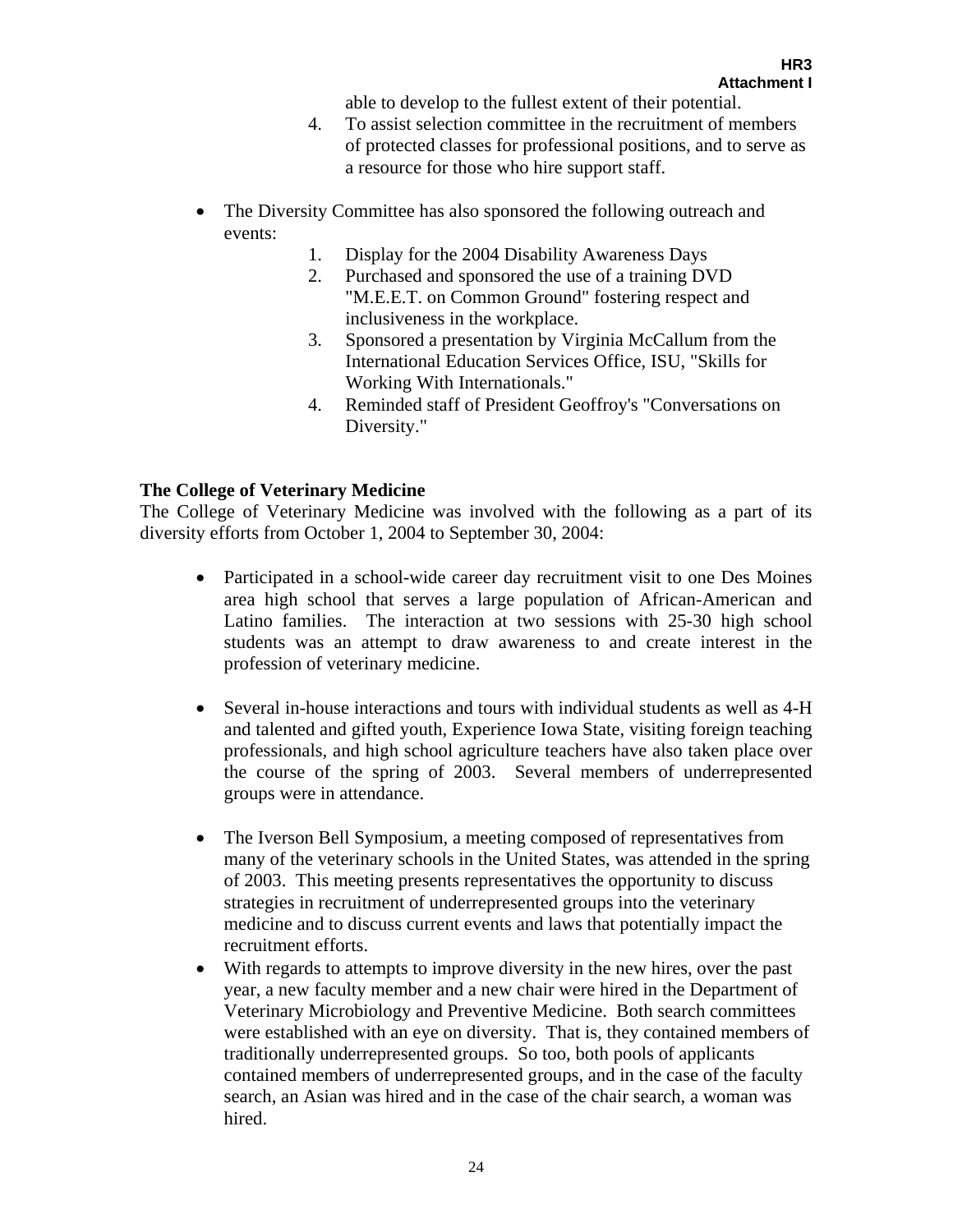able to develop to the fullest extent of their potential.

4. To assist selection committee in the recruitment of members of protected classes for professional positions, and to serve as a resource for those who hire support staff.

- The Diversity Committee has also sponsored the following outreach and events:
    1. Display for the 2004 Disability Awareness Days
    2. Purchased and sponsored the use of a training DVD "M.E.E.T. on Common Ground" fostering respect and inclusiveness in the workplace.
    3. Sponsored a presentation by Virginia McCallum from the International Education Services Office, ISU, "Skills for Working With Internationals."
    4. Reminded staff of President Geoffroy's "Conversations on Diversity."

**The College of Veterinary Medicine**

The College of Veterinary Medicine was involved with the following as a part of its diversity efforts from October 1, 2004 to September 30, 2004:

- Participated in a school-wide career day recruitment visit to one Des Moines area high school that serves a large population of African-American and Latino families. The interaction at two sessions with 25-30 high school students was an attempt to draw awareness to and create interest in the profession of veterinary medicine.

- Several in-house interactions and tours with individual students as well as 4-H and talented and gifted youth, Experience Iowa State, visiting foreign teaching professionals, and high school agriculture teachers have also taken place over the course of the spring of 2003. Several members of underrepresented groups were in attendance.

- The Iverson Bell Symposium, a meeting composed of representatives from many of the veterinary schools in the United States, was attended in the spring of 2003. This meeting presents representatives the opportunity to discuss strategies in recruitment of underrepresented groups into the veterinary medicine and to discuss current events and laws that potentially impact the recruitment efforts.
- With regards to attempts to improve diversity in the new hires, over the past year, a new faculty member and a new chair were hired in the Department of Veterinary Microbiology and Preventive Medicine. Both search committees were established with an eye on diversity. That is, they contained members of traditionally underrepresented groups. So too, both pools of applicants contained members of underrepresented groups, and in the case of the faculty search, an Asian was hired and in the case of the chair search, a woman was hired.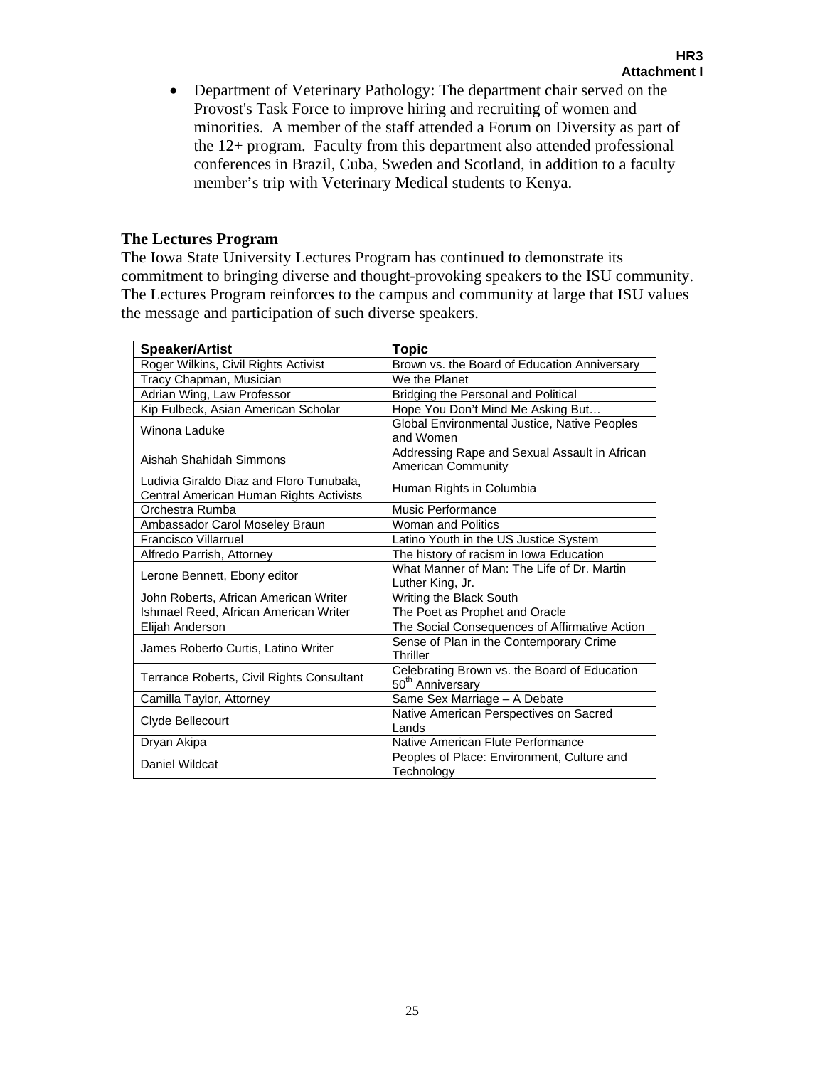- Department of Veterinary Pathology: The department chair served on the Provost's Task Force to improve hiring and recruiting of women and minorities. A member of the staff attended a Forum on Diversity as part of the 12+ program. Faculty from this department also attended professional conferences in Brazil, Cuba, Sweden and Scotland, in addition to a faculty member's trip with Veterinary Medical students to Kenya.

**The Lectures Program**

The Iowa State University Lectures Program has continued to demonstrate its commitment to bringing diverse and thought-provoking speakers to the ISU community. The Lectures Program reinforces to the campus and community at large that ISU values the message and participation of such diverse speakers.

| Speaker/Artist | Topic |
|---|---|
| Roger Wilkins, Civil Rights Activist | Brown vs. the Board of Education Anniversary |
| Tracy Chapman, Musician | We the Planet |
| Adrian Wing, Law Professor | Bridging the Personal and Political |
| Kip Fulbeck, Asian American Scholar | Hope You Don't Mind Me Asking But… |
| Winona Laduke | Global Environmental Justice, Native Peoples and Women |
| Aishah Shahidah Simmons | Addressing Rape and Sexual Assault in African American Community |
| Ludivia Giraldo Diaz and Floro Tunubala, Central American Human Rights Activists | Human Rights in Columbia |
| Orchestra Rumba | Music Performance |
| Ambassador Carol Moseley Braun | Woman and Politics |
| Francisco Villarruel | Latino Youth in the US Justice System |
| Alfredo Parrish, Attorney | The history of racism in Iowa Education |
| Lerone Bennett, Ebony editor | What Manner of Man: The Life of Dr. Martin Luther King, Jr. |
| John Roberts, African American Writer | Writing the Black South |
| Ishmael Reed, African American Writer | The Poet as Prophet and Oracle |
| Elijah Anderson | The Social Consequences of Affirmative Action |
| James Roberto Curtis, Latino Writer | Sense of Plan in the Contemporary Crime Thriller |
| Terrance Roberts, Civil Rights Consultant | Celebrating Brown vs. the Board of Education 50th Anniversary |
| Camilla Taylor, Attorney | Same Sex Marriage – A Debate |
| Clyde Bellecourt | Native American Perspectives on Sacred Lands |
| Dryan Akipa | Native American Flute Performance |
| Daniel Wildcat | Peoples of Place: Environment, Culture and Technology |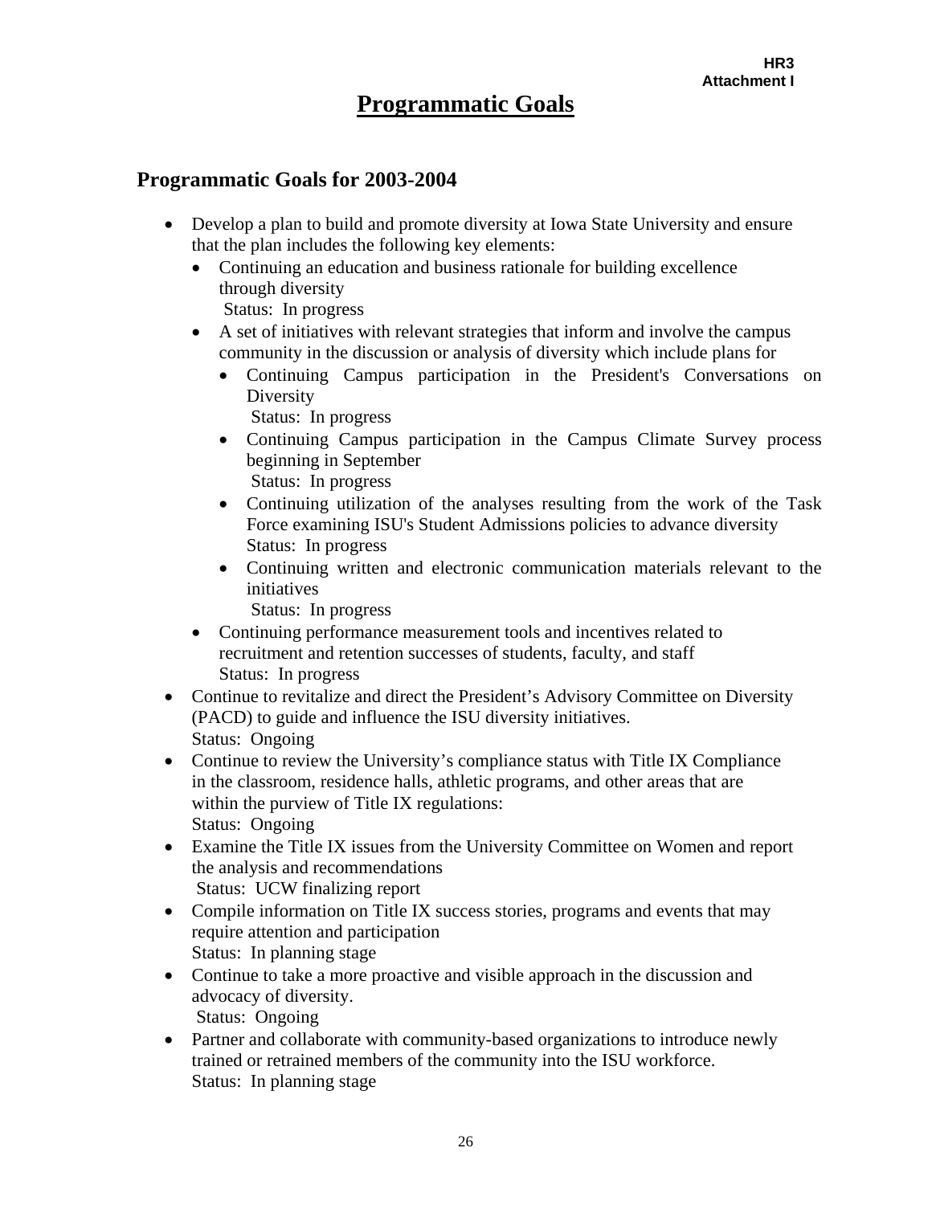**HR3**
**Attachment I**

# Programmatic Goals

## Programmatic Goals for 2003-2004

- Develop a plan to build and promote diversity at Iowa State University and ensure that the plan includes the following key elements:
  - Continuing an education and business rationale for building excellence through diversity
    Status: In progress
  - A set of initiatives with relevant strategies that inform and involve the campus community in the discussion or analysis of diversity which include plans for
    - Continuing Campus participation in the President's Conversations on Diversity
      Status: In progress
    - Continuing Campus participation in the Campus Climate Survey process beginning in September
      Status: In progress
    - Continuing utilization of the analyses resulting from the work of the Task Force examining ISU's Student Admissions policies to advance diversity
      Status: In progress
    - Continuing written and electronic communication materials relevant to the initiatives
      Status: In progress
  - Continuing performance measurement tools and incentives related to recruitment and retention successes of students, faculty, and staff
    Status: In progress
- Continue to revitalize and direct the President's Advisory Committee on Diversity (PACD) to guide and influence the ISU diversity initiatives.
  Status: Ongoing
- Continue to review the University's compliance status with Title IX Compliance in the classroom, residence halls, athletic programs, and other areas that are within the purview of Title IX regulations:
  Status: Ongoing
- Examine the Title IX issues from the University Committee on Women and report the analysis and recommendations
  Status: UCW finalizing report
- Compile information on Title IX success stories, programs and events that may require attention and participation
  Status: In planning stage
- Continue to take a more proactive and visible approach in the discussion and advocacy of diversity.
  Status: Ongoing
- Partner and collaborate with community-based organizations to introduce newly trained or retrained members of the community into the ISU workforce.
  Status: In planning stage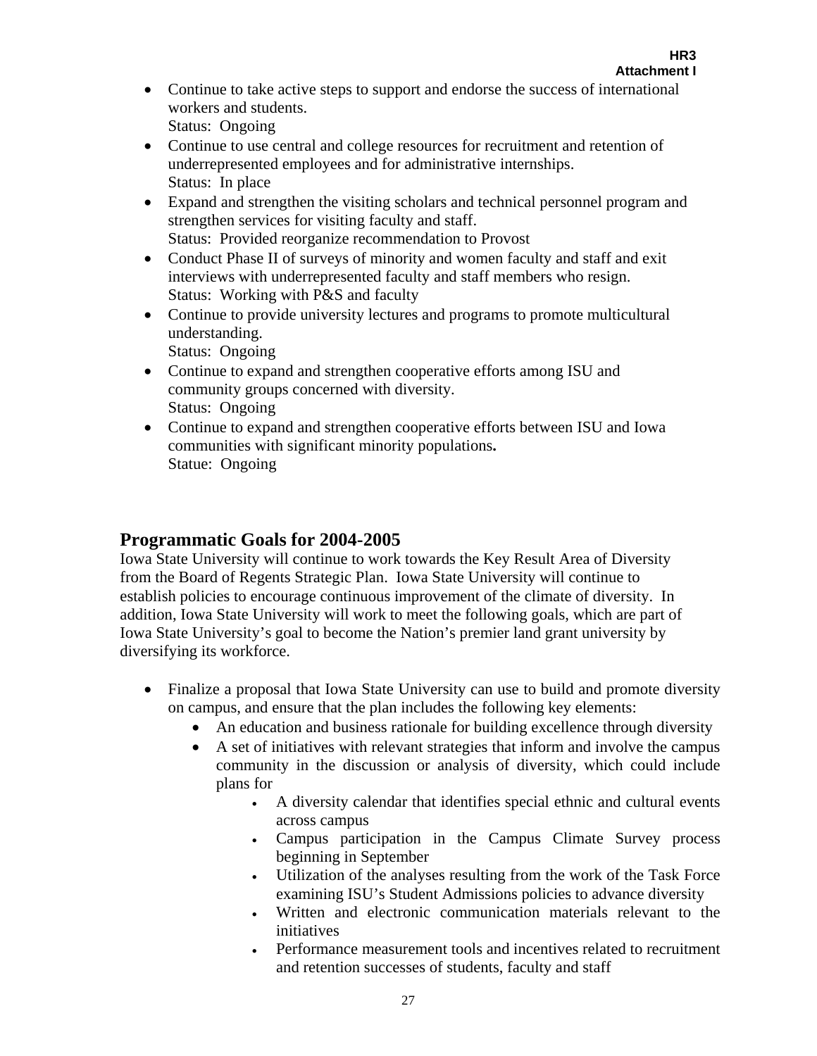- Continue to take active steps to support and endorse the success of international workers and students.
  Status: Ongoing
- Continue to use central and college resources for recruitment and retention of underrepresented employees and for administrative internships.
  Status: In place
- Expand and strengthen the visiting scholars and technical personnel program and strengthen services for visiting faculty and staff.
  Status: Provided reorganize recommendation to Provost
- Conduct Phase II of surveys of minority and women faculty and staff and exit interviews with underrepresented faculty and staff members who resign.
  Status: Working with P&S and faculty
- Continue to provide university lectures and programs to promote multicultural understanding.
  Status: Ongoing
- Continue to expand and strengthen cooperative efforts among ISU and community groups concerned with diversity.
  Status: Ongoing
- Continue to expand and strengthen cooperative efforts between ISU and Iowa communities with significant minority populations**.**
  Statue: Ongoing

## Programmatic Goals for 2004-2005

Iowa State University will continue to work towards the Key Result Area of Diversity from the Board of Regents Strategic Plan. Iowa State University will continue to establish policies to encourage continuous improvement of the climate of diversity. In addition, Iowa State University will work to meet the following goals, which are part of Iowa State University's goal to become the Nation's premier land grant university by diversifying its workforce.

- Finalize a proposal that Iowa State University can use to build and promote diversity on campus, and ensure that the plan includes the following key elements:
  - An education and business rationale for building excellence through diversity
  - A set of initiatives with relevant strategies that inform and involve the campus community in the discussion or analysis of diversity, which could include plans for
    - A diversity calendar that identifies special ethnic and cultural events across campus
    - Campus participation in the Campus Climate Survey process beginning in September
    - Utilization of the analyses resulting from the work of the Task Force examining ISU's Student Admissions policies to advance diversity
    - Written and electronic communication materials relevant to the initiatives
    - Performance measurement tools and incentives related to recruitment and retention successes of students, faculty and staff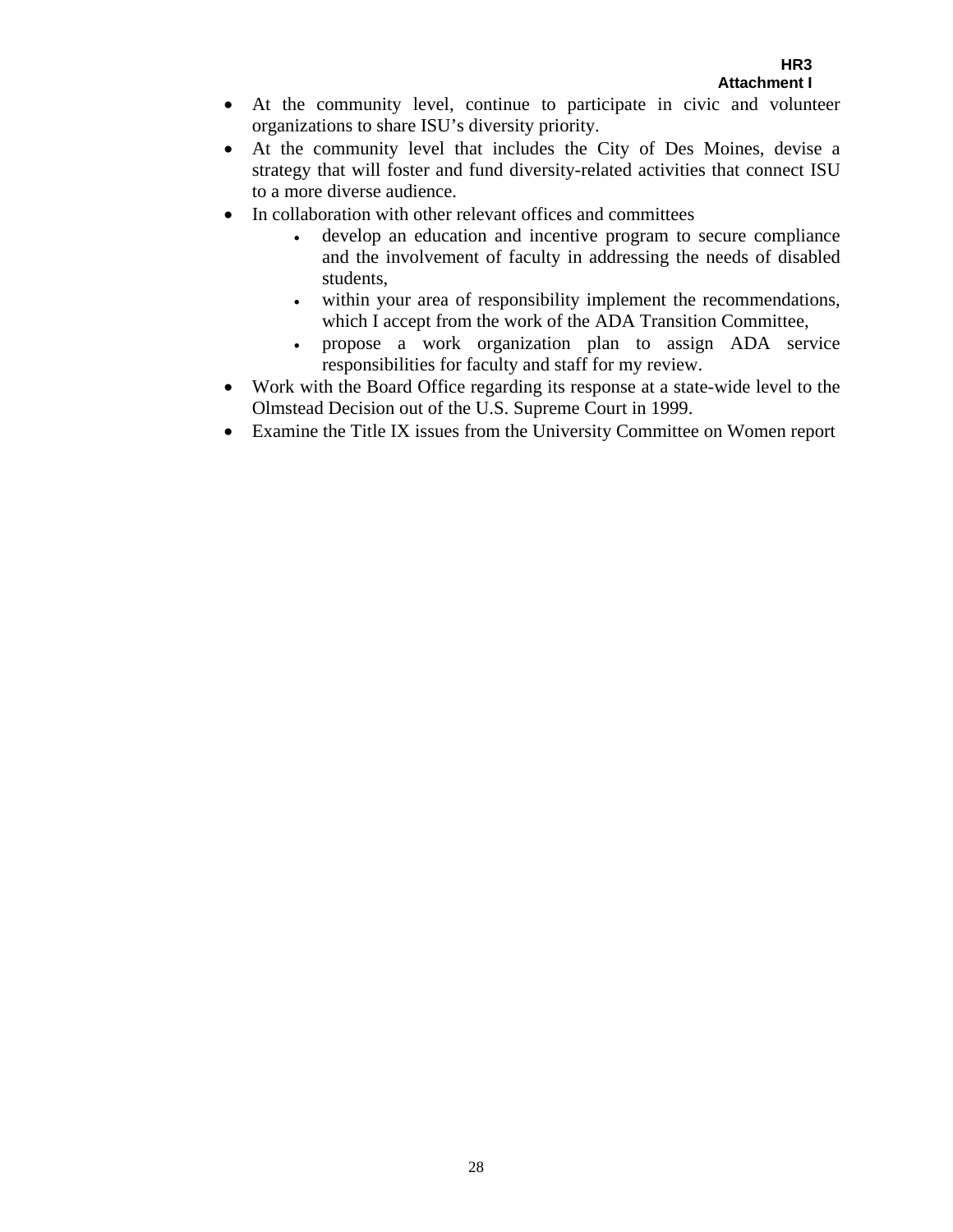- At the community level, continue to participate in civic and volunteer organizations to share ISU's diversity priority.
- At the community level that includes the City of Des Moines, devise a strategy that will foster and fund diversity-related activities that connect ISU to a more diverse audience.
- In collaboration with other relevant offices and committees
    - develop an education and incentive program to secure compliance and the involvement of faculty in addressing the needs of disabled students,
    - within your area of responsibility implement the recommendations, which I accept from the work of the ADA Transition Committee,
    - propose a work organization plan to assign ADA service responsibilities for faculty and staff for my review.
- Work with the Board Office regarding its response at a state-wide level to the Olmstead Decision out of the U.S. Supreme Court in 1999.
- Examine the Title IX issues from the University Committee on Women report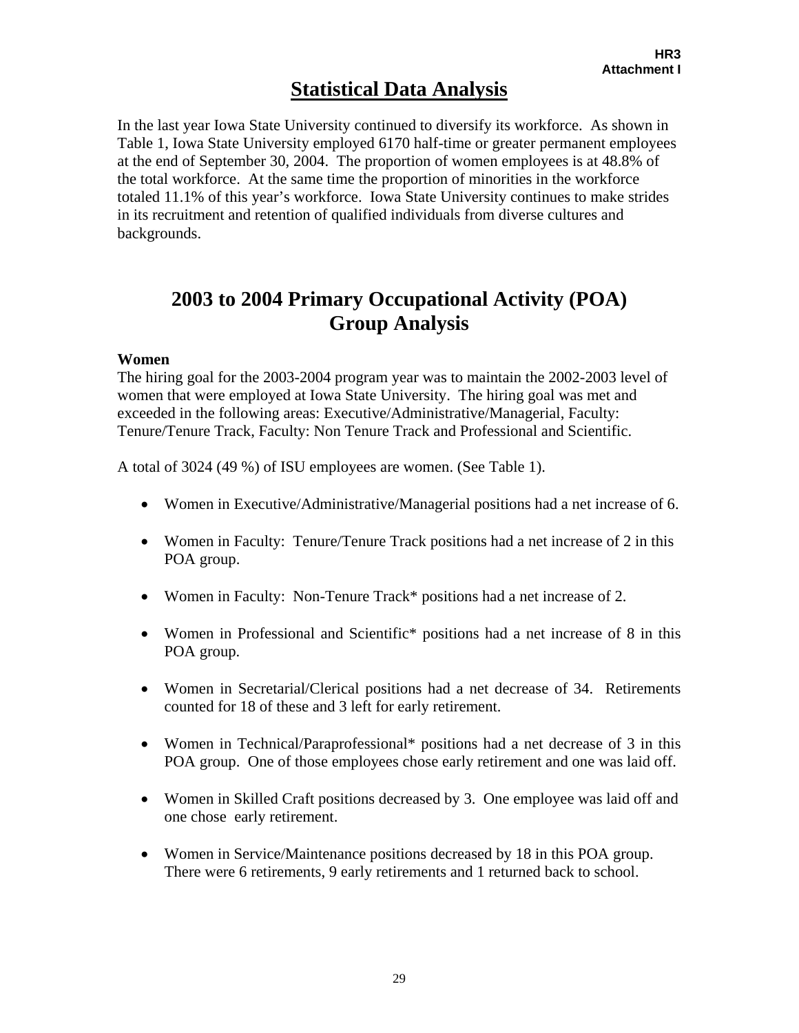**HR3**
**Attachment I**

# Statistical Data Analysis

In the last year Iowa State University continued to diversify its workforce. As shown in Table 1, Iowa State University employed 6170 half-time or greater permanent employees at the end of September 30, 2004. The proportion of women employees is at 48.8% of the total workforce. At the same time the proportion of minorities in the workforce totaled 11.1% of this year's workforce. Iowa State University continues to make strides in its recruitment and retention of qualified individuals from diverse cultures and backgrounds.

## 2003 to 2004 Primary Occupational Activity (POA) Group Analysis

### Women

The hiring goal for the 2003-2004 program year was to maintain the 2002-2003 level of women that were employed at Iowa State University. The hiring goal was met and exceeded in the following areas: Executive/Administrative/Managerial, Faculty: Tenure/Tenure Track, Faculty: Non Tenure Track and Professional and Scientific.

A total of 3024 (49 %) of ISU employees are women. (See Table 1).

- Women in Executive/Administrative/Managerial positions had a net increase of 6.
- Women in Faculty: Tenure/Tenure Track positions had a net increase of 2 in this POA group.
- Women in Faculty: Non-Tenure Track* positions had a net increase of 2.
- Women in Professional and Scientific* positions had a net increase of 8 in this POA group.
- Women in Secretarial/Clerical positions had a net decrease of 34. Retirements counted for 18 of these and 3 left for early retirement.
- Women in Technical/Paraprofessional* positions had a net decrease of 3 in this POA group. One of those employees chose early retirement and one was laid off.
- Women in Skilled Craft positions decreased by 3. One employee was laid off and one chose early retirement.
- Women in Service/Maintenance positions decreased by 18 in this POA group. There were 6 retirements, 9 early retirements and 1 returned back to school.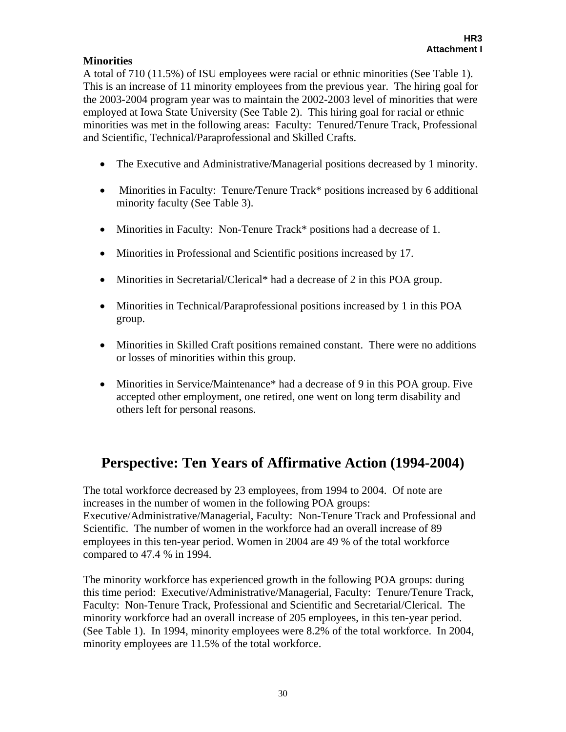**Minorities**

A total of 710 (11.5%) of ISU employees were racial or ethnic minorities (See Table 1). This is an increase of 11 minority employees from the previous year. The hiring goal for the 2003-2004 program year was to maintain the 2002-2003 level of minorities that were employed at Iowa State University (See Table 2). This hiring goal for racial or ethnic minorities was met in the following areas: Faculty: Tenured/Tenure Track, Professional and Scientific, Technical/Paraprofessional and Skilled Crafts.

- The Executive and Administrative/Managerial positions decreased by 1 minority.
- Minorities in Faculty: Tenure/Tenure Track* positions increased by 6 additional minority faculty (See Table 3).
- Minorities in Faculty: Non-Tenure Track* positions had a decrease of 1.
- Minorities in Professional and Scientific positions increased by 17.
- Minorities in Secretarial/Clerical* had a decrease of 2 in this POA group.
- Minorities in Technical/Paraprofessional positions increased by 1 in this POA group.
- Minorities in Skilled Craft positions remained constant. There were no additions or losses of minorities within this group.
- Minorities in Service/Maintenance* had a decrease of 9 in this POA group. Five accepted other employment, one retired, one went on long term disability and others left for personal reasons.

## Perspective: Ten Years of Affirmative Action (1994-2004)

The total workforce decreased by 23 employees, from 1994 to 2004. Of note are increases in the number of women in the following POA groups: Executive/Administrative/Managerial, Faculty: Non-Tenure Track and Professional and Scientific. The number of women in the workforce had an overall increase of 89 employees in this ten-year period. Women in 2004 are 49 % of the total workforce compared to 47.4 % in 1994.

The minority workforce has experienced growth in the following POA groups: during this time period: Executive/Administrative/Managerial, Faculty: Tenure/Tenure Track, Faculty: Non-Tenure Track, Professional and Scientific and Secretarial/Clerical. The minority workforce had an overall increase of 205 employees, in this ten-year period. (See Table 1). In 1994, minority employees were 8.2% of the total workforce. In 2004, minority employees are 11.5% of the total workforce.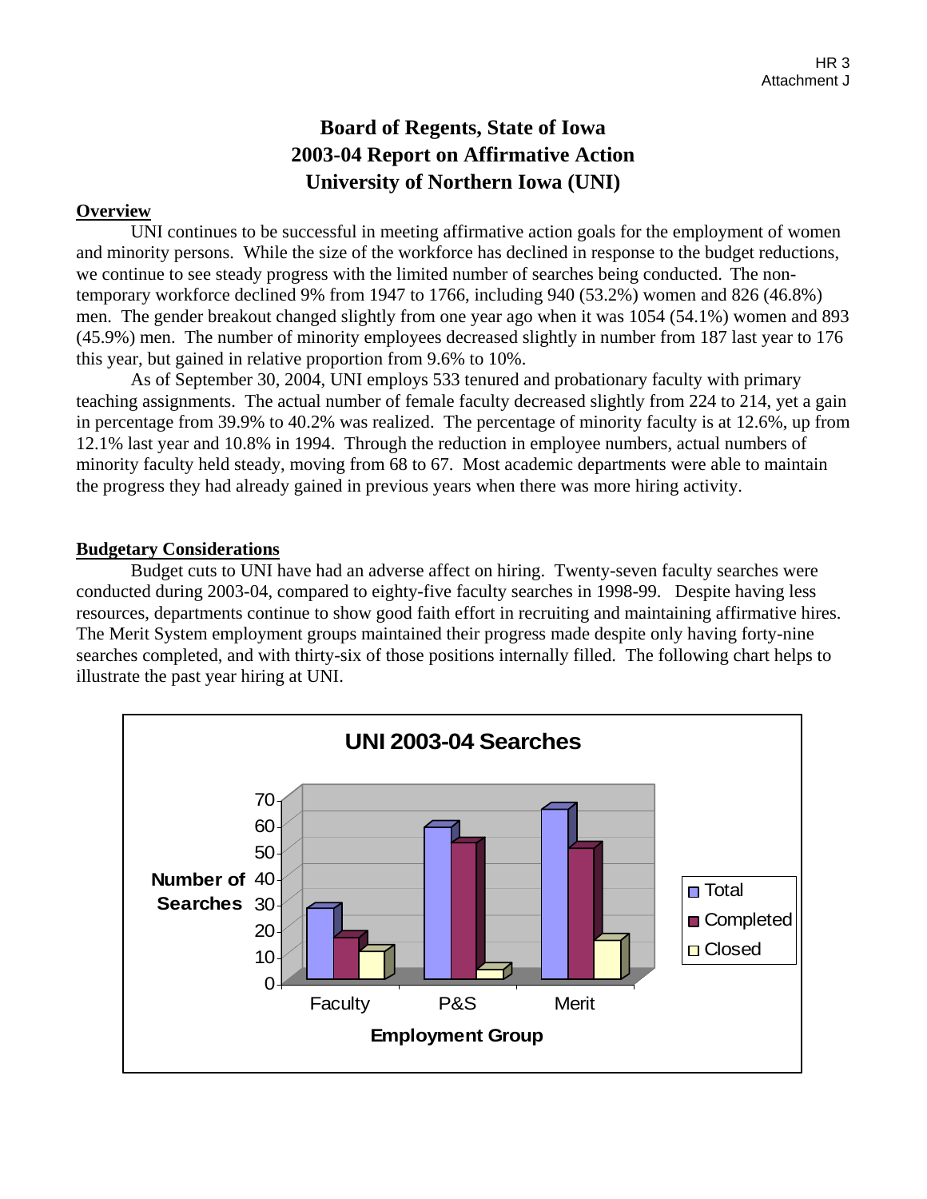# Board of Regents, State of Iowa
# 2003-04 Report on Affirmative Action
# University of Northern Iowa (UNI)

## Overview

UNI continues to be successful in meeting affirmative action goals for the employment of women and minority persons. While the size of the workforce has declined in response to the budget reductions, we continue to see steady progress with the limited number of searches being conducted. The non-temporary workforce declined 9% from 1947 to 1766, including 940 (53.2%) women and 826 (46.8%) men. The gender breakout changed slightly from one year ago when it was 1054 (54.1%) women and 893 (45.9%) men. The number of minority employees decreased slightly in number from 187 last year to 176 this year, but gained in relative proportion from 9.6% to 10%.

As of September 30, 2004, UNI employs 533 tenured and probationary faculty with primary teaching assignments. The actual number of female faculty decreased slightly from 224 to 214, yet a gain in percentage from 39.9% to 40.2% was realized. The percentage of minority faculty is at 12.6%, up from 12.1% last year and 10.8% in 1994. Through the reduction in employee numbers, actual numbers of minority faculty held steady, moving from 68 to 67. Most academic departments were able to maintain the progress they had already gained in previous years when there was more hiring activity.

## Budgetary Considerations

Budget cuts to UNI have had an adverse affect on hiring. Twenty-seven faculty searches were conducted during 2003-04, compared to eighty-five faculty searches in 1998-99. Despite having less resources, departments continue to show good faith effort in recruiting and maintaining affirmative hires. The Merit System employment groups maintained their progress made despite only having forty-nine searches completed, and with thirty-six of those positions internally filled. The following chart helps to illustrate the past year hiring at UNI.

**UNI 2003-04 Searches**

Number of Searches by Employment Group (Faculty, P&S, Merit) — Total, Completed, Closed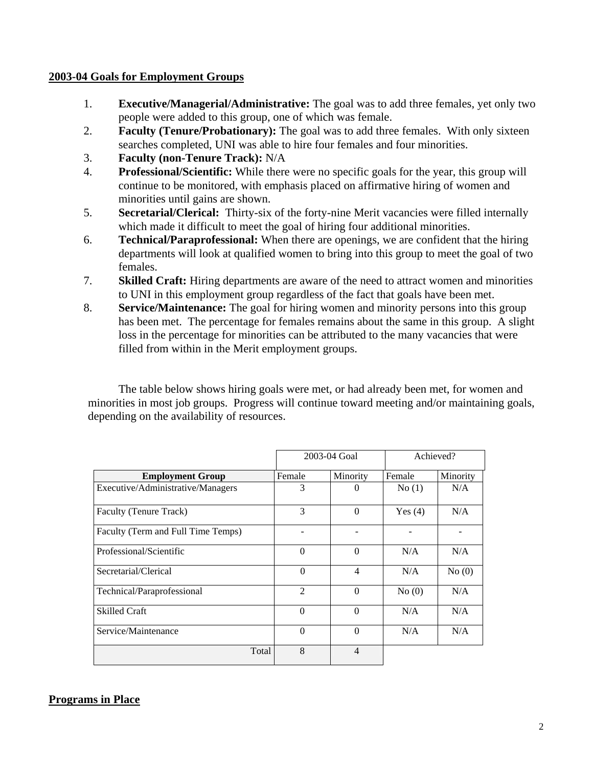**2003-04 Goals for Employment Groups**

1. **Executive/Managerial/Administrative:** The goal was to add three females, yet only two people were added to this group, one of which was female.
2. **Faculty (Tenure/Probationary):** The goal was to add three females. With only sixteen searches completed, UNI was able to hire four females and four minorities.
3. **Faculty (non-Tenure Track):** N/A
4. **Professional/Scientific:** While there were no specific goals for the year, this group will continue to be monitored, with emphasis placed on affirmative hiring of women and minorities until gains are shown.
5. **Secretarial/Clerical:** Thirty-six of the forty-nine Merit vacancies were filled internally which made it difficult to meet the goal of hiring four additional minorities.
6. **Technical/Paraprofessional:** When there are openings, we are confident that the hiring departments will look at qualified women to bring into this group to meet the goal of two females.
7. **Skilled Craft:** Hiring departments are aware of the need to attract women and minorities to UNI in this employment group regardless of the fact that goals have been met.
8. **Service/Maintenance:** The goal for hiring women and minority persons into this group has been met. The percentage for females remains about the same in this group. A slight loss in the percentage for minorities can be attributed to the many vacancies that were filled from within in the Merit employment groups.

The table below shows hiring goals were met, or had already been met, for women and minorities in most job groups. Progress will continue toward meeting and/or maintaining goals, depending on the availability of resources.

| | 2003-04 Goal | | Achieved? | |
|---|---|---|---|---|
| **Employment Group** | Female | Minority | Female | Minority |
| Executive/Administrative/Managers | 3 | 0 | No (1) | N/A |
| Faculty (Tenure Track) | 3 | 0 | Yes (4) | N/A |
| Faculty (Term and Full Time Temps) | - | - | - | - |
| Professional/Scientific | 0 | 0 | N/A | N/A |
| Secretarial/Clerical | 0 | 4 | N/A | No (0) |
| Technical/Paraprofessional | 2 | 0 | No (0) | N/A |
| Skilled Craft | 0 | 0 | N/A | N/A |
| Service/Maintenance | 0 | 0 | N/A | N/A |
| Total | 8 | 4 | | |

**Programs in Place**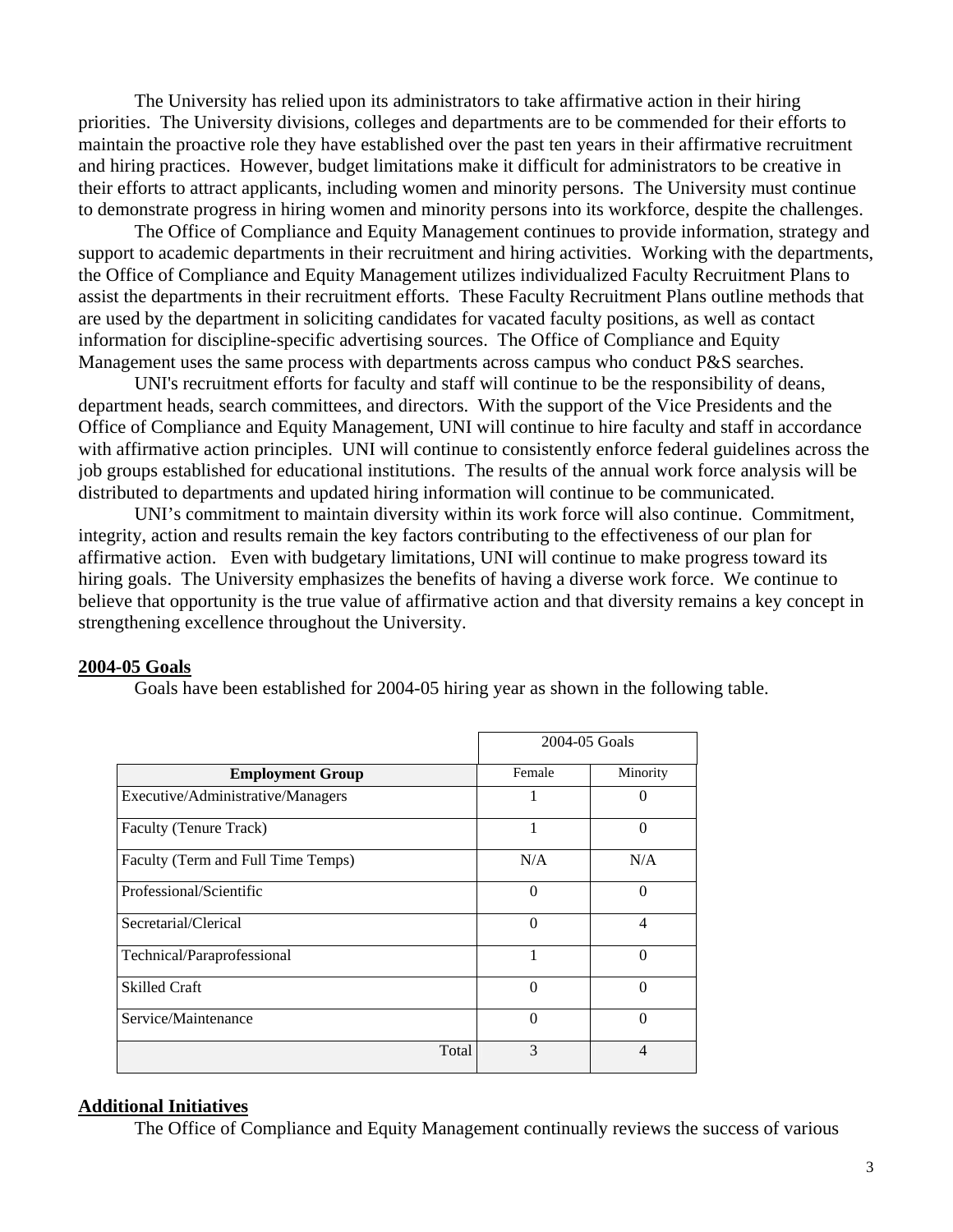The University has relied upon its administrators to take affirmative action in their hiring priorities. The University divisions, colleges and departments are to be commended for their efforts to maintain the proactive role they have established over the past ten years in their affirmative recruitment and hiring practices. However, budget limitations make it difficult for administrators to be creative in their efforts to attract applicants, including women and minority persons. The University must continue to demonstrate progress in hiring women and minority persons into its workforce, despite the challenges.

The Office of Compliance and Equity Management continues to provide information, strategy and support to academic departments in their recruitment and hiring activities. Working with the departments, the Office of Compliance and Equity Management utilizes individualized Faculty Recruitment Plans to assist the departments in their recruitment efforts. These Faculty Recruitment Plans outline methods that are used by the department in soliciting candidates for vacated faculty positions, as well as contact information for discipline-specific advertising sources. The Office of Compliance and Equity Management uses the same process with departments across campus who conduct P&S searches.

UNI's recruitment efforts for faculty and staff will continue to be the responsibility of deans, department heads, search committees, and directors. With the support of the Vice Presidents and the Office of Compliance and Equity Management, UNI will continue to hire faculty and staff in accordance with affirmative action principles. UNI will continue to consistently enforce federal guidelines across the job groups established for educational institutions. The results of the annual work force analysis will be distributed to departments and updated hiring information will continue to be communicated.

UNI's commitment to maintain diversity within its work force will also continue. Commitment, integrity, action and results remain the key factors contributing to the effectiveness of our plan for affirmative action. Even with budgetary limitations, UNI will continue to make progress toward its hiring goals. The University emphasizes the benefits of having a diverse work force. We continue to believe that opportunity is the true value of affirmative action and that diversity remains a key concept in strengthening excellence throughout the University.

## 2004-05 Goals

Goals have been established for 2004-05 hiring year as shown in the following table.

| | 2004-05 Goals | |
|---|---|---|
| **Employment Group** | Female | Minority |
| Executive/Administrative/Managers | 1 | 0 |
| Faculty (Tenure Track) | 1 | 0 |
| Faculty (Term and Full Time Temps) | N/A | N/A |
| Professional/Scientific | 0 | 0 |
| Secretarial/Clerical | 0 | 4 |
| Technical/Paraprofessional | 1 | 0 |
| Skilled Craft | 0 | 0 |
| Service/Maintenance | 0 | 0 |
| Total | 3 | 4 |

## Additional Initiatives

The Office of Compliance and Equity Management continually reviews the success of various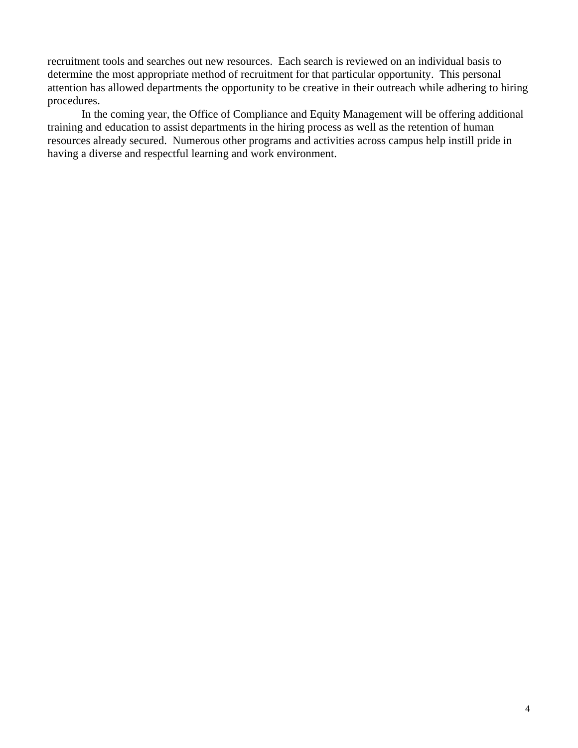recruitment tools and searches out new resources. Each search is reviewed on an individual basis to determine the most appropriate method of recruitment for that particular opportunity. This personal attention has allowed departments the opportunity to be creative in their outreach while adhering to hiring procedures.

In the coming year, the Office of Compliance and Equity Management will be offering additional training and education to assist departments in the hiring process as well as the retention of human resources already secured. Numerous other programs and activities across campus help instill pride in having a diverse and respectful learning and work environment.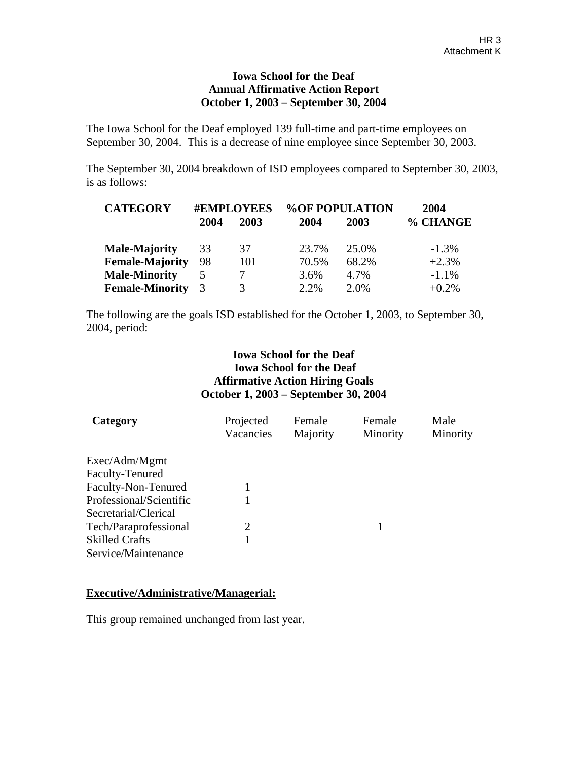HR 3
Attachment K

**Iowa School for the Deaf**
**Annual Affirmative Action Report**
**October 1, 2003 – September 30, 2004**

The Iowa School for the Deaf employed 139 full-time and part-time employees on September 30, 2004. This is a decrease of nine employee since September 30, 2003.

The September 30, 2004 breakdown of ISD employees compared to September 30, 2003, is as follows:

| CATEGORY | #EMPLOYEES | | %OF POPULATION | | 2004 |
|---|---|---|---|---|---|
| | 2004 | 2003 | 2004 | 2003 | % CHANGE |
| **Male-Majority** | 33 | 37 | 23.7% | 25.0% | -1.3% |
| **Female-Majority** | 98 | 101 | 70.5% | 68.2% | +2.3% |
| **Male-Minority** | 5 | 7 | 3.6% | 4.7% | -1.1% |
| **Female-Minority** | 3 | 3 | 2.2% | 2.0% | +0.2% |

The following are the goals ISD established for the October 1, 2003, to September 30, 2004, period:

**Iowa School for the Deaf**
**Iowa School for the Deaf**
**Affirmative Action Hiring Goals**
**October 1, 2003 – September 30, 2004**

| **Category** | Projected Vacancies | Female Majority | Female Minority | Male Minority |
|---|---|---|---|---|
| Exec/Adm/Mgmt | | | | |
| Faculty-Tenured | | | | |
| Faculty-Non-Tenured | 1 | | | |
| Professional/Scientific | 1 | | | |
| Secretarial/Clerical | | | | |
| Tech/Paraprofessional | 2 | | 1 | |
| Skilled Crafts | 1 | | | |
| Service/Maintenance | | | | |

**Executive/Administrative/Managerial:**

This group remained unchanged from last year.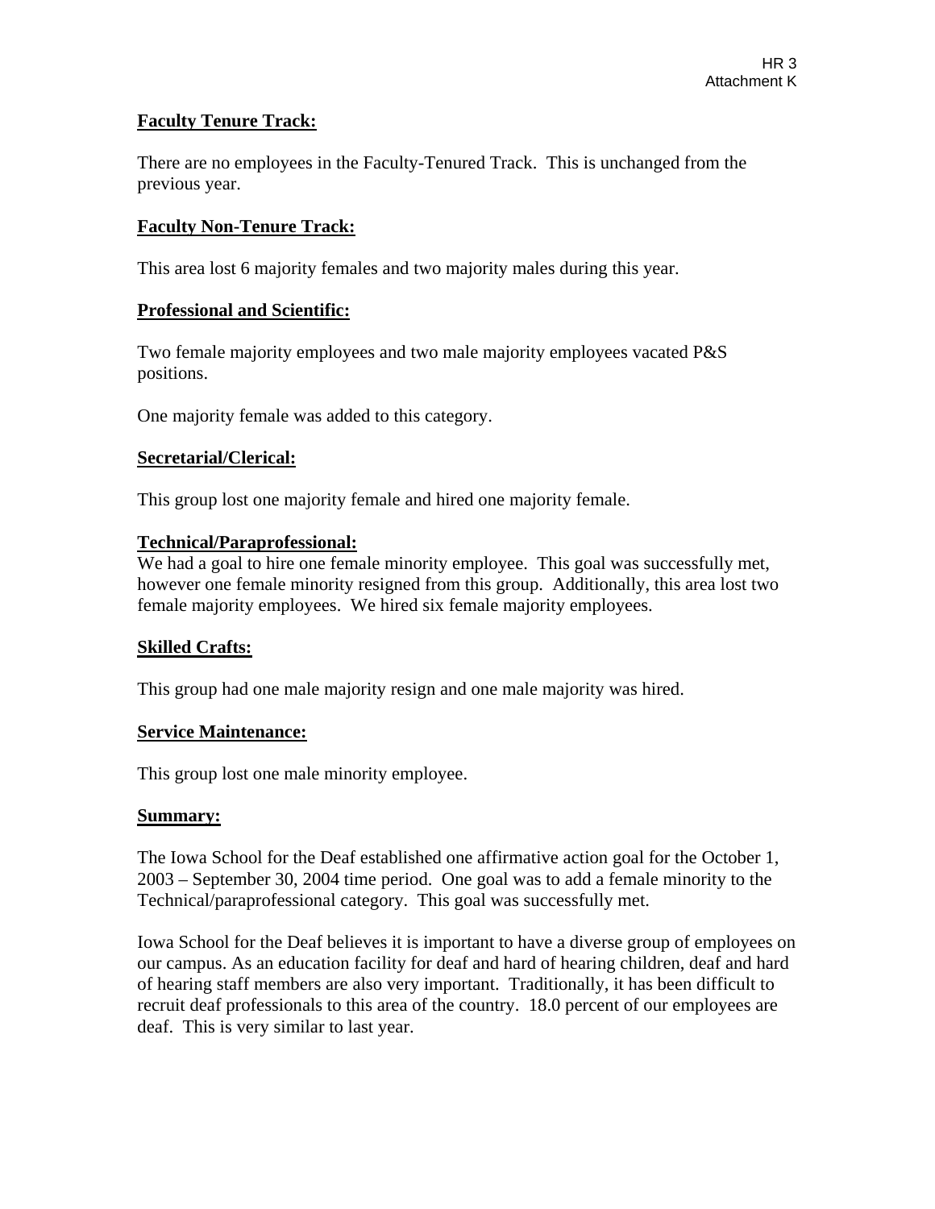**Faculty Tenure Track:**

There are no employees in the Faculty-Tenured Track. This is unchanged from the previous year.

**Faculty Non-Tenure Track:**

This area lost 6 majority females and two majority males during this year.

**Professional and Scientific:**

Two female majority employees and two male majority employees vacated P&S positions.

One majority female was added to this category.

**Secretarial/Clerical:**

This group lost one majority female and hired one majority female.

**Technical/Paraprofessional:**

We had a goal to hire one female minority employee. This goal was successfully met, however one female minority resigned from this group. Additionally, this area lost two female majority employees. We hired six female majority employees.

**Skilled Crafts:**

This group had one male majority resign and one male majority was hired.

**Service Maintenance:**

This group lost one male minority employee.

**Summary:**

The Iowa School for the Deaf established one affirmative action goal for the October 1, 2003 – September 30, 2004 time period. One goal was to add a female minority to the Technical/paraprofessional category. This goal was successfully met.

Iowa School for the Deaf believes it is important to have a diverse group of employees on our campus. As an education facility for deaf and hard of hearing children, deaf and hard of hearing staff members are also very important. Traditionally, it has been difficult to recruit deaf professionals to this area of the country. 18.0 percent of our employees are deaf. This is very similar to last year.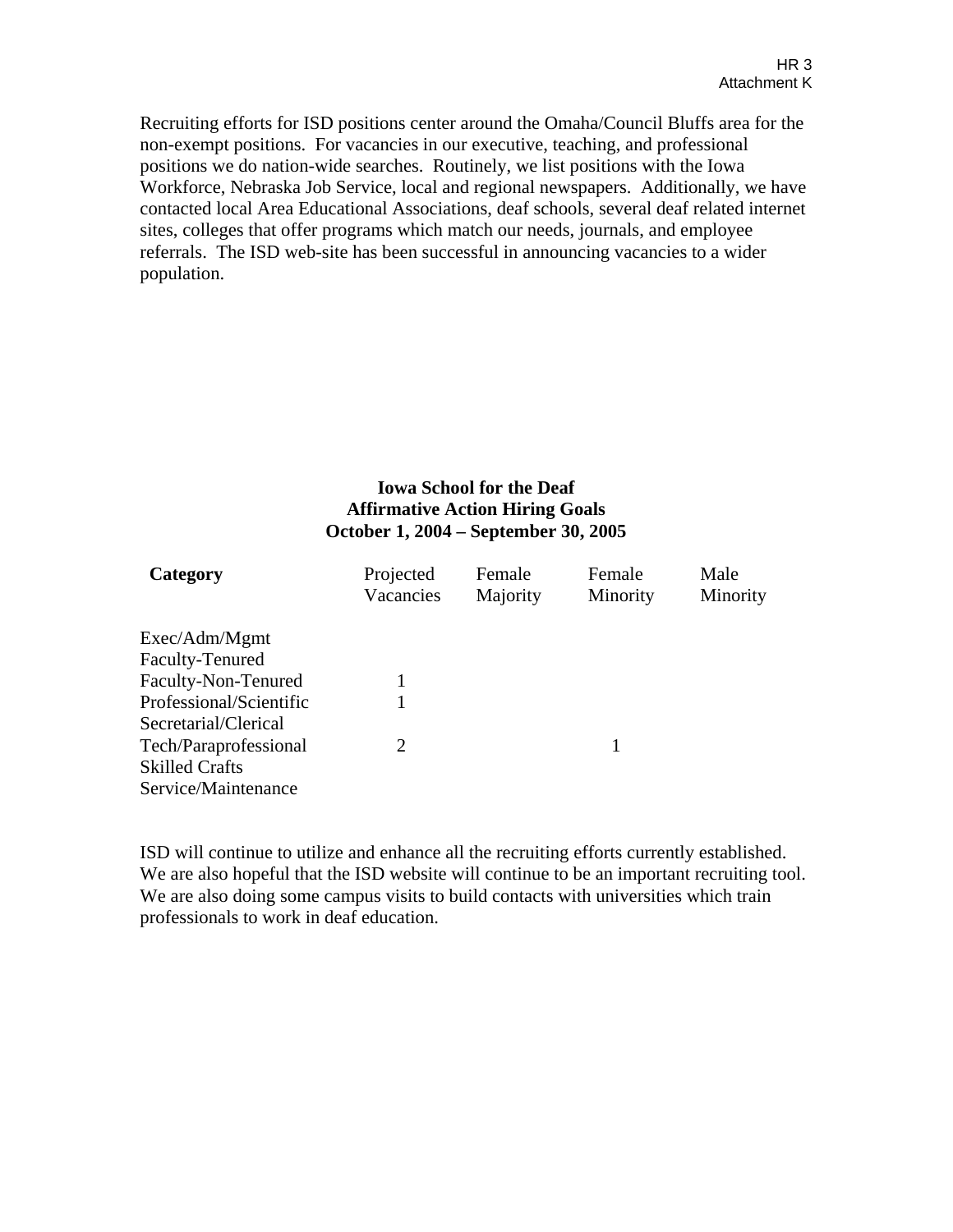Recruiting efforts for ISD positions center around the Omaha/Council Bluffs area for the non-exempt positions. For vacancies in our executive, teaching, and professional positions we do nation-wide searches. Routinely, we list positions with the Iowa Workforce, Nebraska Job Service, local and regional newspapers. Additionally, we have contacted local Area Educational Associations, deaf schools, several deaf related internet sites, colleges that offer programs which match our needs, journals, and employee referrals. The ISD web-site has been successful in announcing vacancies to a wider population.

**Iowa School for the Deaf**
**Affirmative Action Hiring Goals**
**October 1, 2004 – September 30, 2005**

| **Category** | Projected Vacancies | Female Majority | Female Minority | Male Minority |
|---|---|---|---|---|
| Exec/Adm/Mgmt | | | | |
| Faculty-Tenured | | | | |
| Faculty-Non-Tenured | 1 | | | |
| Professional/Scientific | 1 | | | |
| Secretarial/Clerical | | | | |
| Tech/Paraprofessional | 2 | | 1 | |
| Skilled Crafts | | | | |
| Service/Maintenance | | | | |

ISD will continue to utilize and enhance all the recruiting efforts currently established. We are also hopeful that the ISD website will continue to be an important recruiting tool. We are also doing some campus visits to build contacts with universities which train professionals to work in deaf education.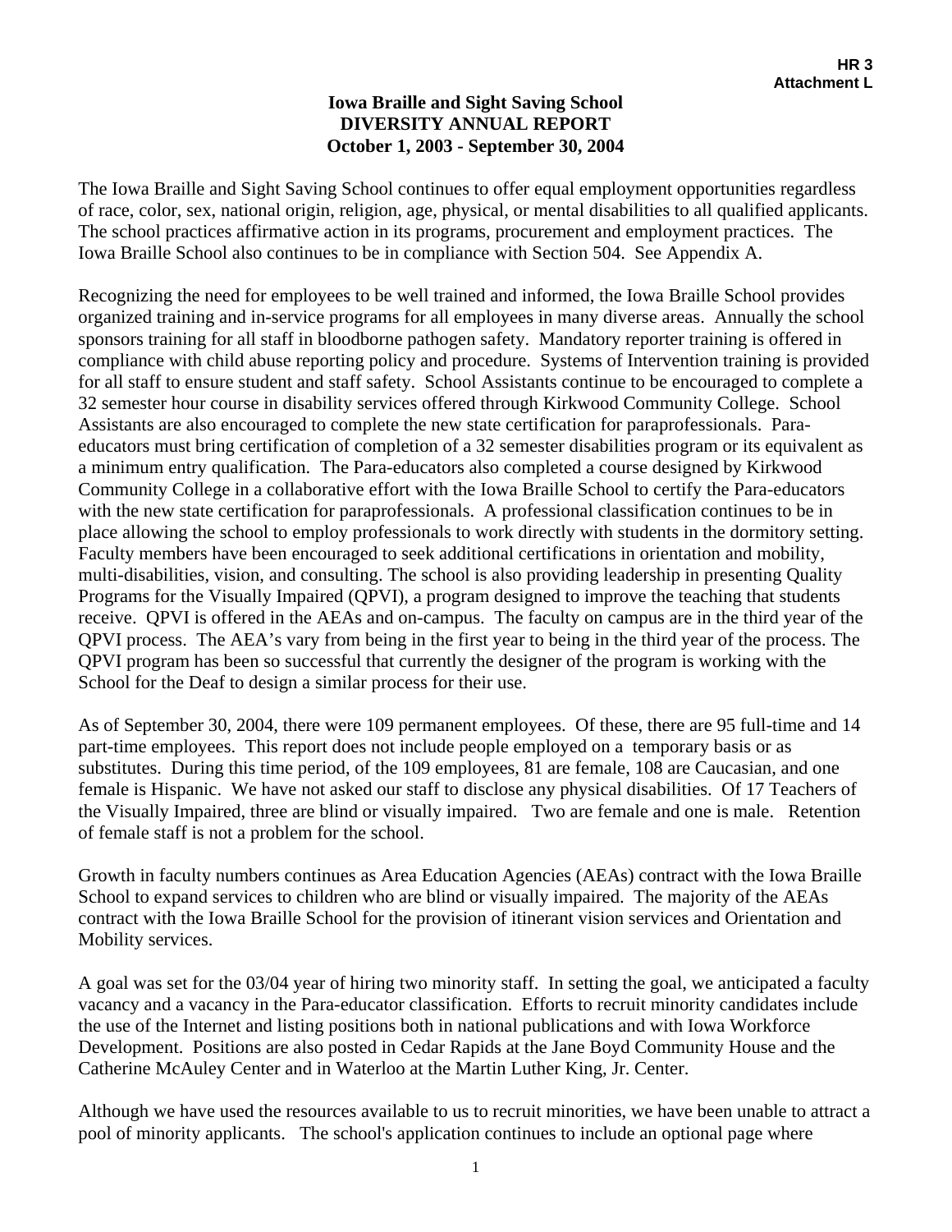**HR 3**
**Attachment L**

**Iowa Braille and Sight Saving School**
**DIVERSITY ANNUAL REPORT**
**October 1, 2003 - September 30, 2004**

The Iowa Braille and Sight Saving School continues to offer equal employment opportunities regardless of race, color, sex, national origin, religion, age, physical, or mental disabilities to all qualified applicants. The school practices affirmative action in its programs, procurement and employment practices. The Iowa Braille School also continues to be in compliance with Section 504. See Appendix A.

Recognizing the need for employees to be well trained and informed, the Iowa Braille School provides organized training and in-service programs for all employees in many diverse areas. Annually the school sponsors training for all staff in bloodborne pathogen safety. Mandatory reporter training is offered in compliance with child abuse reporting policy and procedure. Systems of Intervention training is provided for all staff to ensure student and staff safety. School Assistants continue to be encouraged to complete a 32 semester hour course in disability services offered through Kirkwood Community College. School Assistants are also encouraged to complete the new state certification for paraprofessionals. Para-educators must bring certification of completion of a 32 semester disabilities program or its equivalent as a minimum entry qualification. The Para-educators also completed a course designed by Kirkwood Community College in a collaborative effort with the Iowa Braille School to certify the Para-educators with the new state certification for paraprofessionals. A professional classification continues to be in place allowing the school to employ professionals to work directly with students in the dormitory setting. Faculty members have been encouraged to seek additional certifications in orientation and mobility, multi-disabilities, vision, and consulting. The school is also providing leadership in presenting Quality Programs for the Visually Impaired (QPVI), a program designed to improve the teaching that students receive. QPVI is offered in the AEAs and on-campus. The faculty on campus are in the third year of the QPVI process. The AEA's vary from being in the first year to being in the third year of the process. The QPVI program has been so successful that currently the designer of the program is working with the School for the Deaf to design a similar process for their use.

As of September 30, 2004, there were 109 permanent employees. Of these, there are 95 full-time and 14 part-time employees. This report does not include people employed on a temporary basis or as substitutes. During this time period, of the 109 employees, 81 are female, 108 are Caucasian, and one female is Hispanic. We have not asked our staff to disclose any physical disabilities. Of 17 Teachers of the Visually Impaired, three are blind or visually impaired. Two are female and one is male. Retention of female staff is not a problem for the school.

Growth in faculty numbers continues as Area Education Agencies (AEAs) contract with the Iowa Braille School to expand services to children who are blind or visually impaired. The majority of the AEAs contract with the Iowa Braille School for the provision of itinerant vision services and Orientation and Mobility services.

A goal was set for the 03/04 year of hiring two minority staff. In setting the goal, we anticipated a faculty vacancy and a vacancy in the Para-educator classification. Efforts to recruit minority candidates include the use of the Internet and listing positions both in national publications and with Iowa Workforce Development. Positions are also posted in Cedar Rapids at the Jane Boyd Community House and the Catherine McAuley Center and in Waterloo at the Martin Luther King, Jr. Center.

Although we have used the resources available to us to recruit minorities, we have been unable to attract a pool of minority applicants. The school's application continues to include an optional page where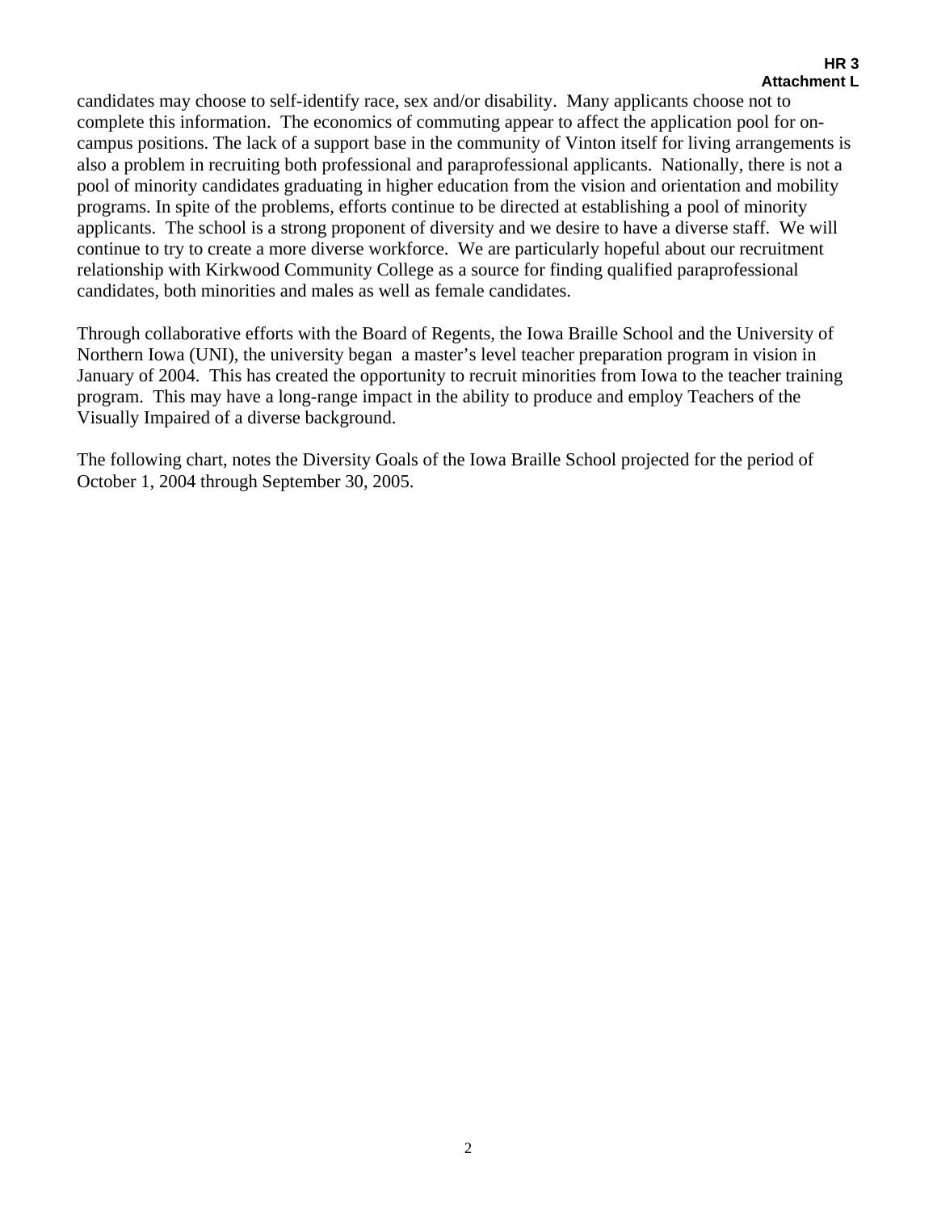candidates may choose to self-identify race, sex and/or disability. Many applicants choose not to complete this information. The economics of commuting appear to affect the application pool for on-campus positions. The lack of a support base in the community of Vinton itself for living arrangements is also a problem in recruiting both professional and paraprofessional applicants. Nationally, there is not a pool of minority candidates graduating in higher education from the vision and orientation and mobility programs. In spite of the problems, efforts continue to be directed at establishing a pool of minority applicants. The school is a strong proponent of diversity and we desire to have a diverse staff. We will continue to try to create a more diverse workforce. We are particularly hopeful about our recruitment relationship with Kirkwood Community College as a source for finding qualified paraprofessional candidates, both minorities and males as well as female candidates.

Through collaborative efforts with the Board of Regents, the Iowa Braille School and the University of Northern Iowa (UNI), the university began a master's level teacher preparation program in vision in January of 2004. This has created the opportunity to recruit minorities from Iowa to the teacher training program. This may have a long-range impact in the ability to produce and employ Teachers of the Visually Impaired of a diverse background.

The following chart, notes the Diversity Goals of the Iowa Braille School projected for the period of October 1, 2004 through September 30, 2005.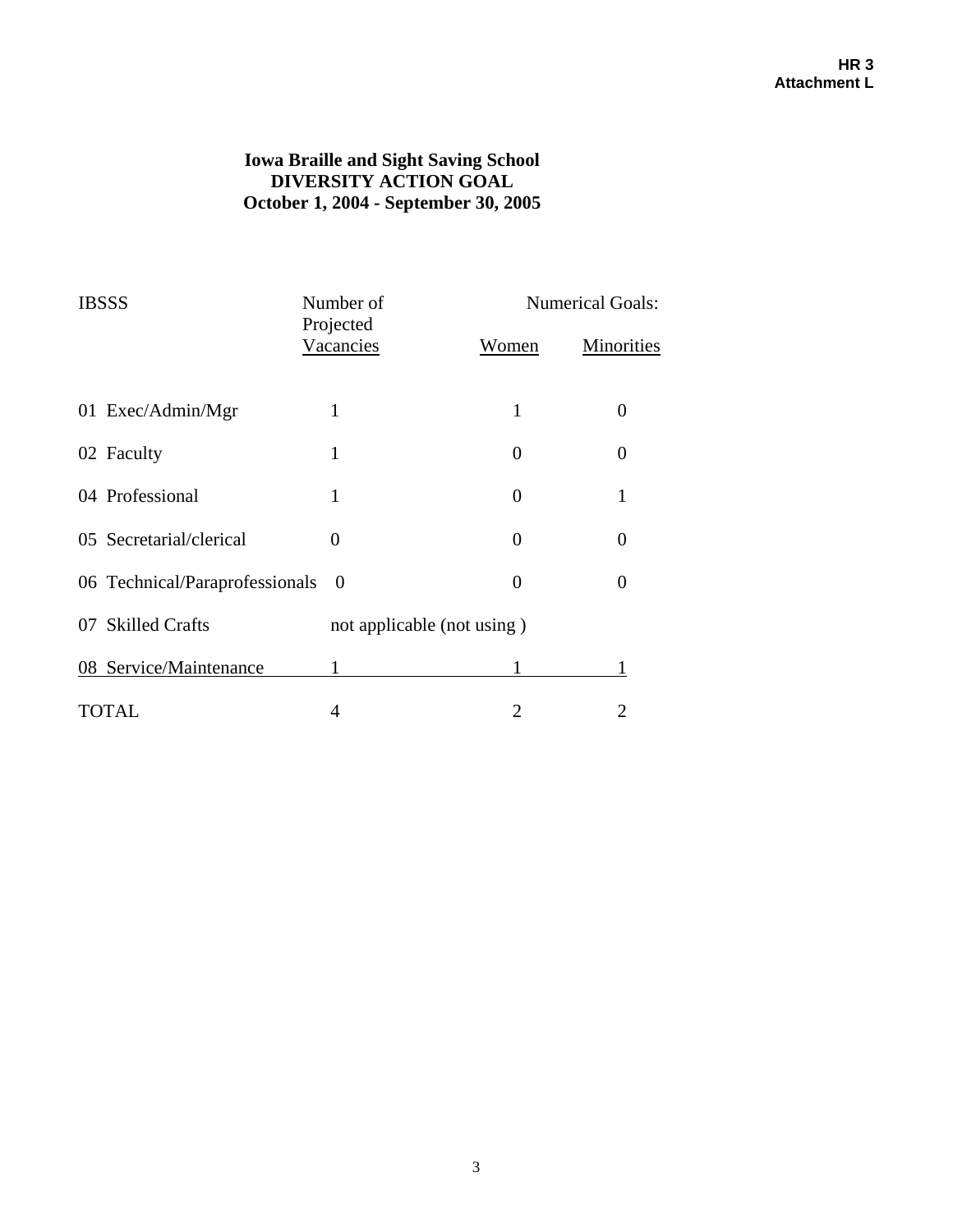**HR 3**
**Attachment L**

**Iowa Braille and Sight Saving School**
**DIVERSITY ACTION GOAL**
**October 1, 2004 - September 30, 2005**

| IBSSS | Number of Projected Vacancies | Numerical Goals: Women | Minorities |
|---|---|---|---|
| 01 Exec/Admin/Mgr | 1 | 1 | 0 |
| 02 Faculty | 1 | 0 | 0 |
| 04 Professional | 1 | 0 | 1 |
| 05 Secretarial/clerical | 0 | 0 | 0 |
| 06 Technical/Paraprofessionals | 0 | 0 | 0 |
| 07 Skilled Crafts | not applicable (not using ) | | |
| 08 Service/Maintenance | 1 | 1 | 1 |
| TOTAL | 4 | 2 | 2 |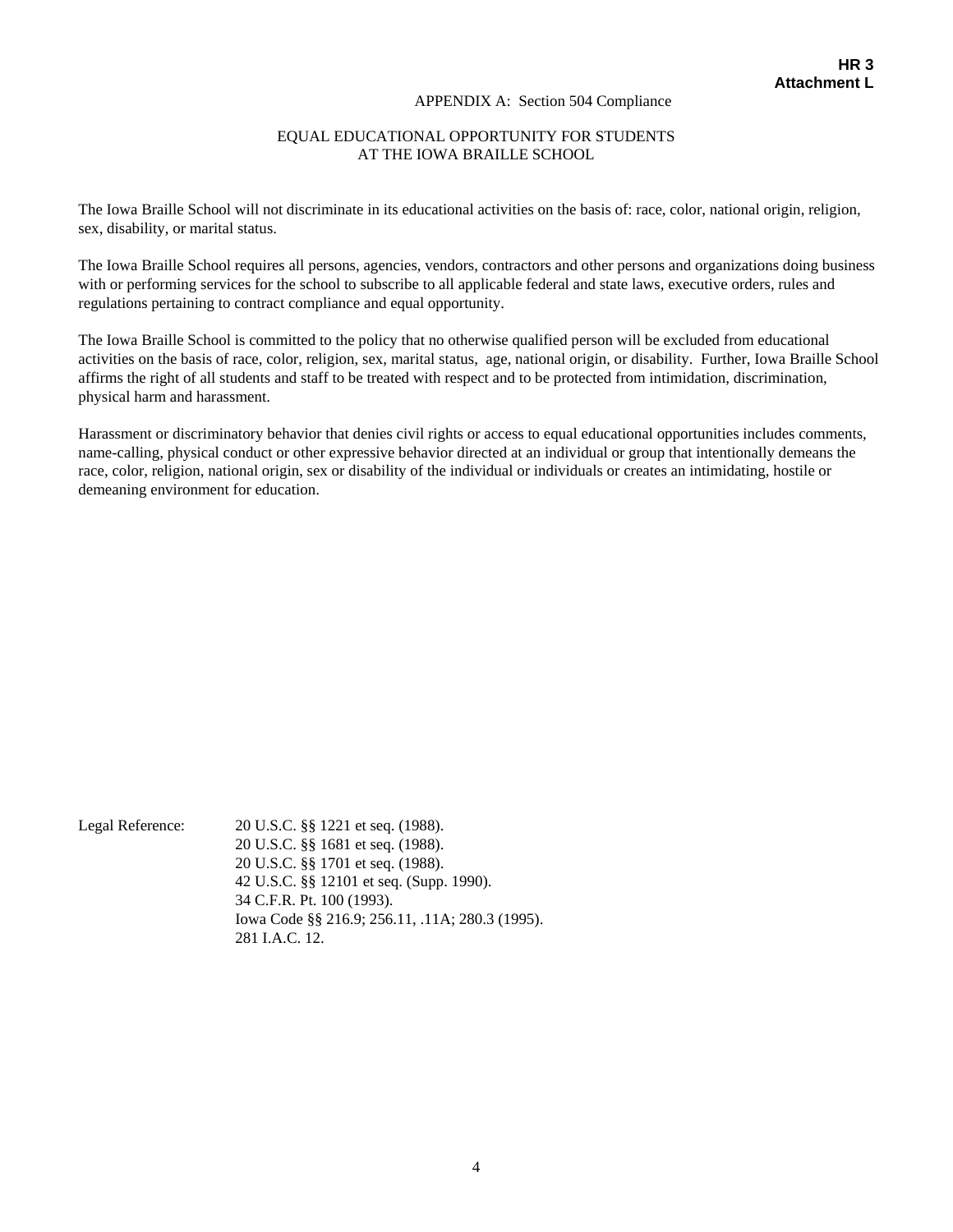**HR 3**
**Attachment L**

APPENDIX A: Section 504 Compliance

## EQUAL EDUCATIONAL OPPORTUNITY FOR STUDENTS AT THE IOWA BRAILLE SCHOOL

The Iowa Braille School will not discriminate in its educational activities on the basis of: race, color, national origin, religion, sex, disability, or marital status.

The Iowa Braille School requires all persons, agencies, vendors, contractors and other persons and organizations doing business with or performing services for the school to subscribe to all applicable federal and state laws, executive orders, rules and regulations pertaining to contract compliance and equal opportunity.

The Iowa Braille School is committed to the policy that no otherwise qualified person will be excluded from educational activities on the basis of race, color, religion, sex, marital status, age, national origin, or disability. Further, Iowa Braille School affirms the right of all students and staff to be treated with respect and to be protected from intimidation, discrimination, physical harm and harassment.

Harassment or discriminatory behavior that denies civil rights or access to equal educational opportunities includes comments, name-calling, physical conduct or other expressive behavior directed at an individual or group that intentionally demeans the race, color, religion, national origin, sex or disability of the individual or individuals or creates an intimidating, hostile or demeaning environment for education.

Legal Reference:
20 U.S.C. §§ 1221 et seq. (1988).
20 U.S.C. §§ 1681 et seq. (1988).
20 U.S.C. §§ 1701 et seq. (1988).
42 U.S.C. §§ 12101 et seq. (Supp. 1990).
34 C.F.R. Pt. 100 (1993).
Iowa Code §§ 216.9; 256.11, .11A; 280.3 (1995).
281 I.A.C. 12.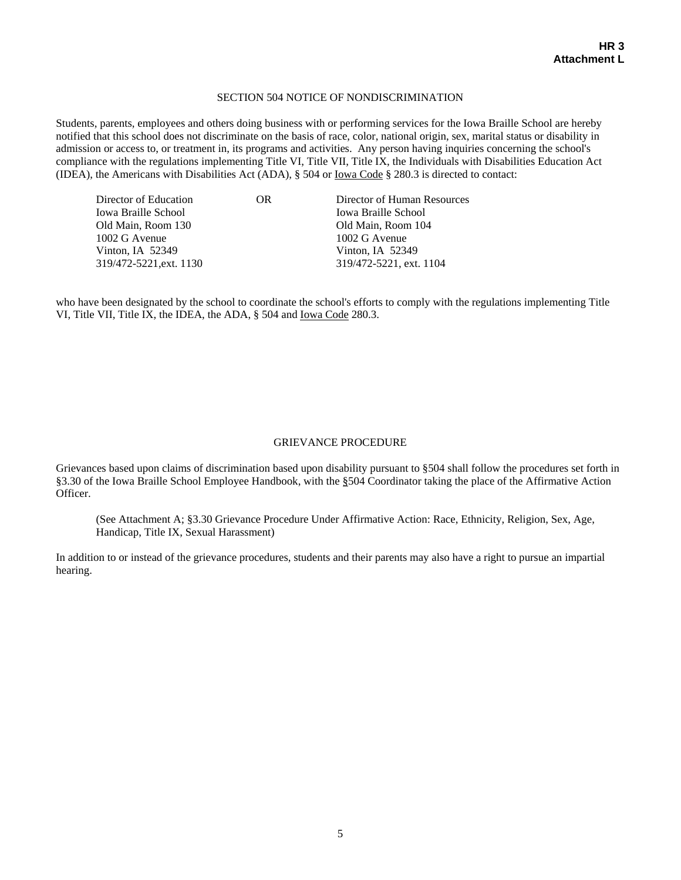**HR 3**
**Attachment L**

## SECTION 504 NOTICE OF NONDISCRIMINATION

Students, parents, employees and others doing business with or performing services for the Iowa Braille School are hereby notified that this school does not discriminate on the basis of race, color, national origin, sex, marital status or disability in admission or access to, or treatment in, its programs and activities. Any person having inquiries concerning the school's compliance with the regulations implementing Title VI, Title VII, Title IX, the Individuals with Disabilities Education Act (IDEA), the Americans with Disabilities Act (ADA), § 504 or Iowa Code § 280.3 is directed to contact:

| | | |
|---|---|---|
| Director of Education | OR | Director of Human Resources |
| Iowa Braille School | | Iowa Braille School |
| Old Main, Room 130 | | Old Main, Room 104 |
| 1002 G Avenue | | 1002 G Avenue |
| Vinton, IA 52349 | | Vinton, IA 52349 |
| 319/472-5221,ext. 1130 | | 319/472-5221, ext. 1104 |

who have been designated by the school to coordinate the school's efforts to comply with the regulations implementing Title VI, Title VII, Title IX, the IDEA, the ADA, § 504 and Iowa Code 280.3.

## GRIEVANCE PROCEDURE

Grievances based upon claims of discrimination based upon disability pursuant to §504 shall follow the procedures set forth in §3.30 of the Iowa Braille School Employee Handbook, with the §504 Coordinator taking the place of the Affirmative Action Officer.

(See Attachment A; §3.30 Grievance Procedure Under Affirmative Action: Race, Ethnicity, Religion, Sex, Age, Handicap, Title IX, Sexual Harassment)

In addition to or instead of the grievance procedures, students and their parents may also have a right to pursue an impartial hearing.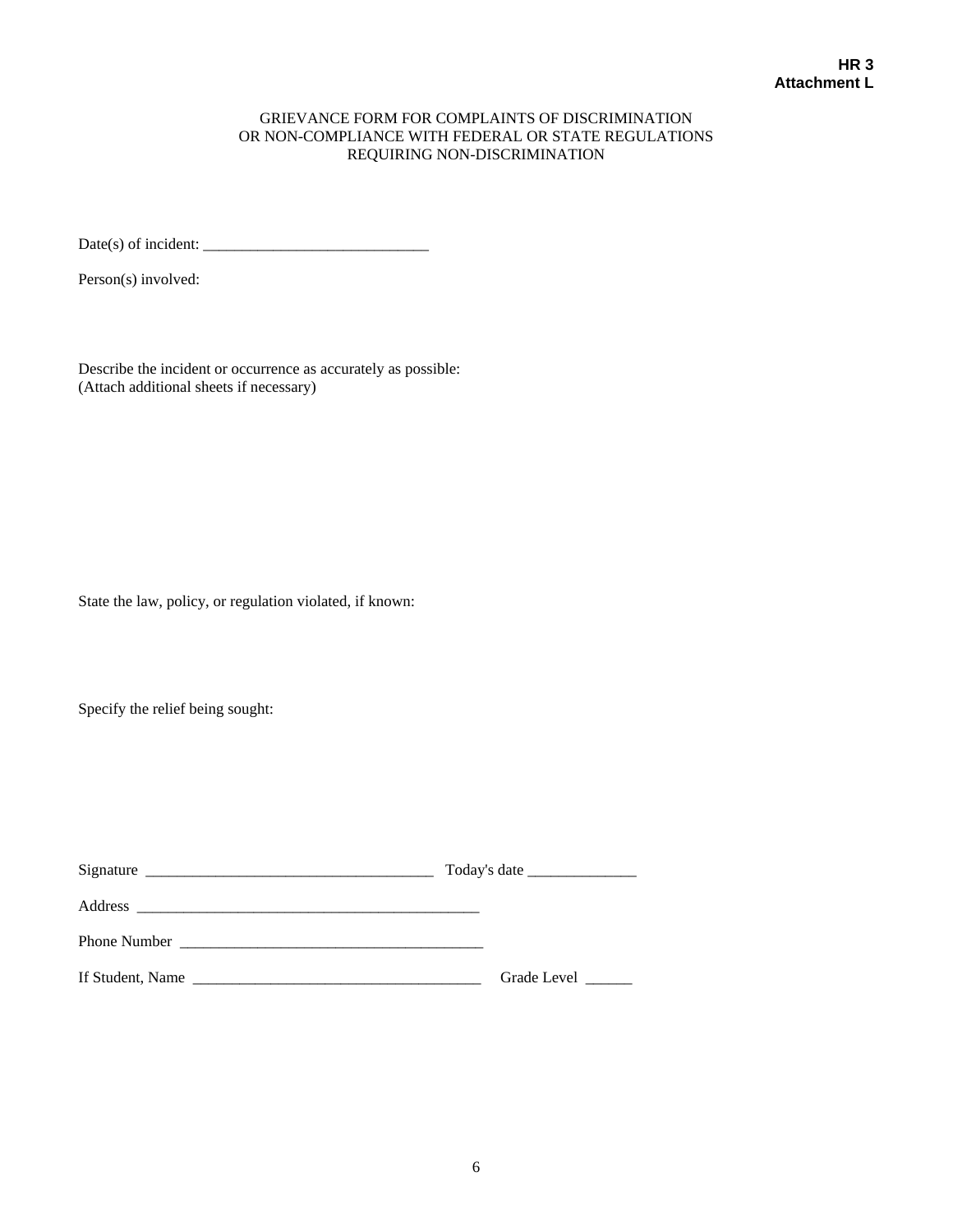**HR 3**
**Attachment L**

GRIEVANCE FORM FOR COMPLAINTS OF DISCRIMINATION
OR NON-COMPLIANCE WITH FEDERAL OR STATE REGULATIONS
REQUIRING NON-DISCRIMINATION

Date(s) of incident: ____________________________

Person(s) involved:

Describe the incident or occurrence as accurately as possible:
(Attach additional sheets if necessary)

State the law, policy, or regulation violated, if known:

Specify the relief being sought:

Signature ____________________________________ Today's date ______________

Address ____________________________________________

Phone Number ______________________________________

If Student, Name ____________________________________ Grade Level ______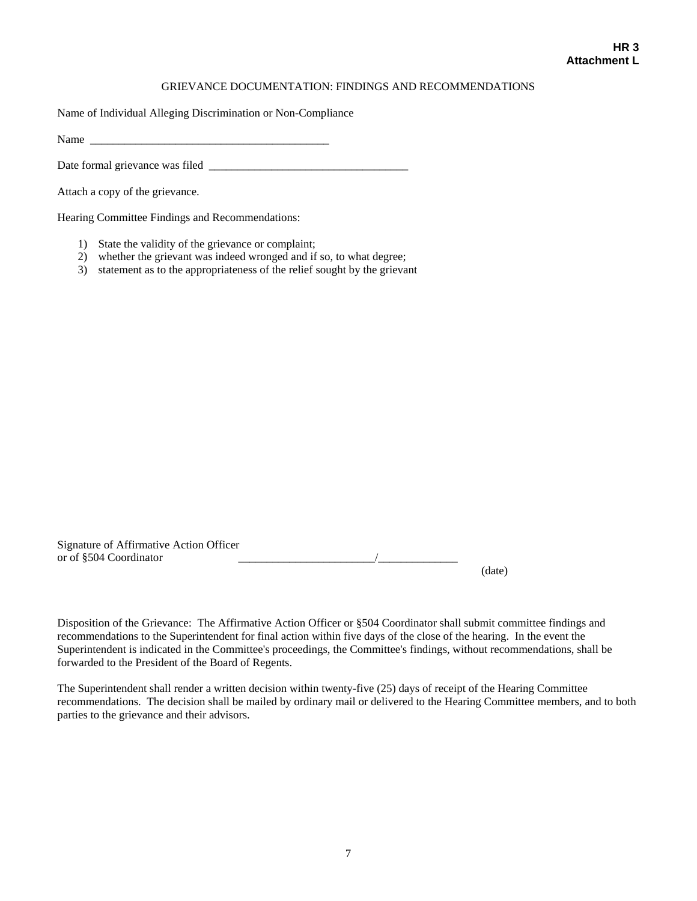**HR 3**
**Attachment L**

GRIEVANCE DOCUMENTATION: FINDINGS AND RECOMMENDATIONS

Name of Individual Alleging Discrimination or Non-Compliance

Name ___________________________________________

Date formal grievance was filed ___________________________________

Attach a copy of the grievance.

Hearing Committee Findings and Recommendations:

1) State the validity of the grievance or complaint;
2) whether the grievant was indeed wronged and if so, to what degree;
3) statement as to the appropriateness of the relief sought by the grievant

Signature of Affirmative Action Officer
or of §504 Coordinator ________________________/______________
(date)

Disposition of the Grievance: The Affirmative Action Officer or §504 Coordinator shall submit committee findings and recommendations to the Superintendent for final action within five days of the close of the hearing. In the event the Superintendent is indicated in the Committee's proceedings, the Committee's findings, without recommendations, shall be forwarded to the President of the Board of Regents.

The Superintendent shall render a written decision within twenty-five (25) days of receipt of the Hearing Committee recommendations. The decision shall be mailed by ordinary mail or delivered to the Hearing Committee members, and to both parties to the grievance and their advisors.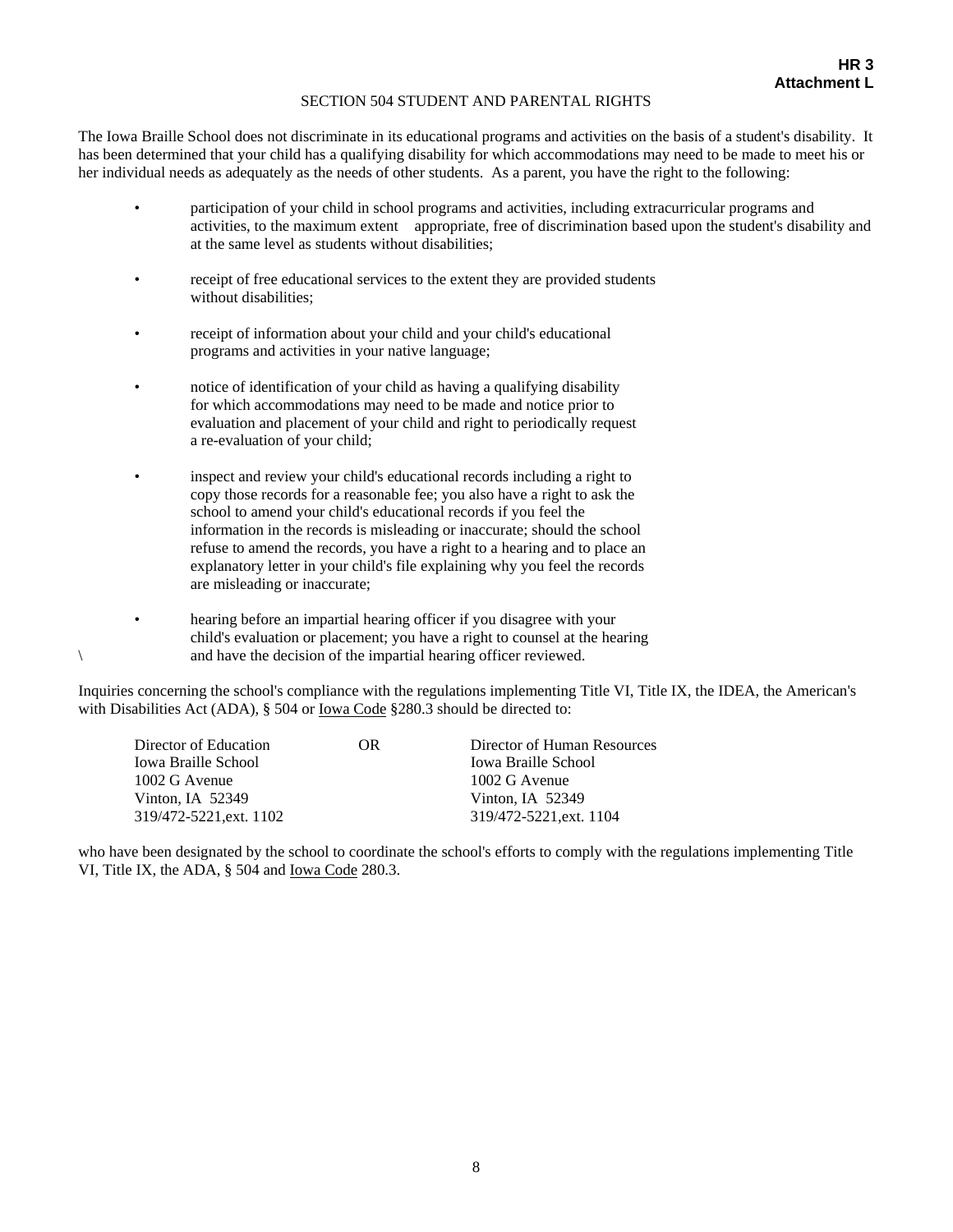**HR 3**
**Attachment L**

# SECTION 504 STUDENT AND PARENTAL RIGHTS

The Iowa Braille School does not discriminate in its educational programs and activities on the basis of a student's disability. It has been determined that your child has a qualifying disability for which accommodations may need to be made to meet his or her individual needs as adequately as the needs of other students. As a parent, you have the right to the following:

- participation of your child in school programs and activities, including extracurricular programs and activities, to the maximum extent appropriate, free of discrimination based upon the student's disability and at the same level as students without disabilities;
- receipt of free educational services to the extent they are provided students without disabilities;
- receipt of information about your child and your child's educational programs and activities in your native language;
- notice of identification of your child as having a qualifying disability for which accommodations may need to be made and notice prior to evaluation and placement of your child and right to periodically request a re-evaluation of your child;
- inspect and review your child's educational records including a right to copy those records for a reasonable fee; you also have a right to ask the school to amend your child's educational records if you feel the information in the records is misleading or inaccurate; should the school refuse to amend the records, you have a right to a hearing and to place an explanatory letter in your child's file explaining why you feel the records are misleading or inaccurate;
- hearing before an impartial hearing officer if you disagree with your child's evaluation or placement; you have a right to counsel at the hearing and have the decision of the impartial hearing officer reviewed.

Inquiries concerning the school's compliance with the regulations implementing Title VI, Title IX, the IDEA, the American's with Disabilities Act (ADA), § 504 or Iowa Code §280.3 should be directed to:

| | | |
|---|---|---|
| Director of Education<br>Iowa Braille School<br>1002 G Avenue<br>Vinton, IA 52349<br>319/472-5221,ext. 1102 | OR | Director of Human Resources<br>Iowa Braille School<br>1002 G Avenue<br>Vinton, IA 52349<br>319/472-5221,ext. 1104 |

who have been designated by the school to coordinate the school's efforts to comply with the regulations implementing Title VI, Title IX, the ADA, § 504 and Iowa Code 280.3.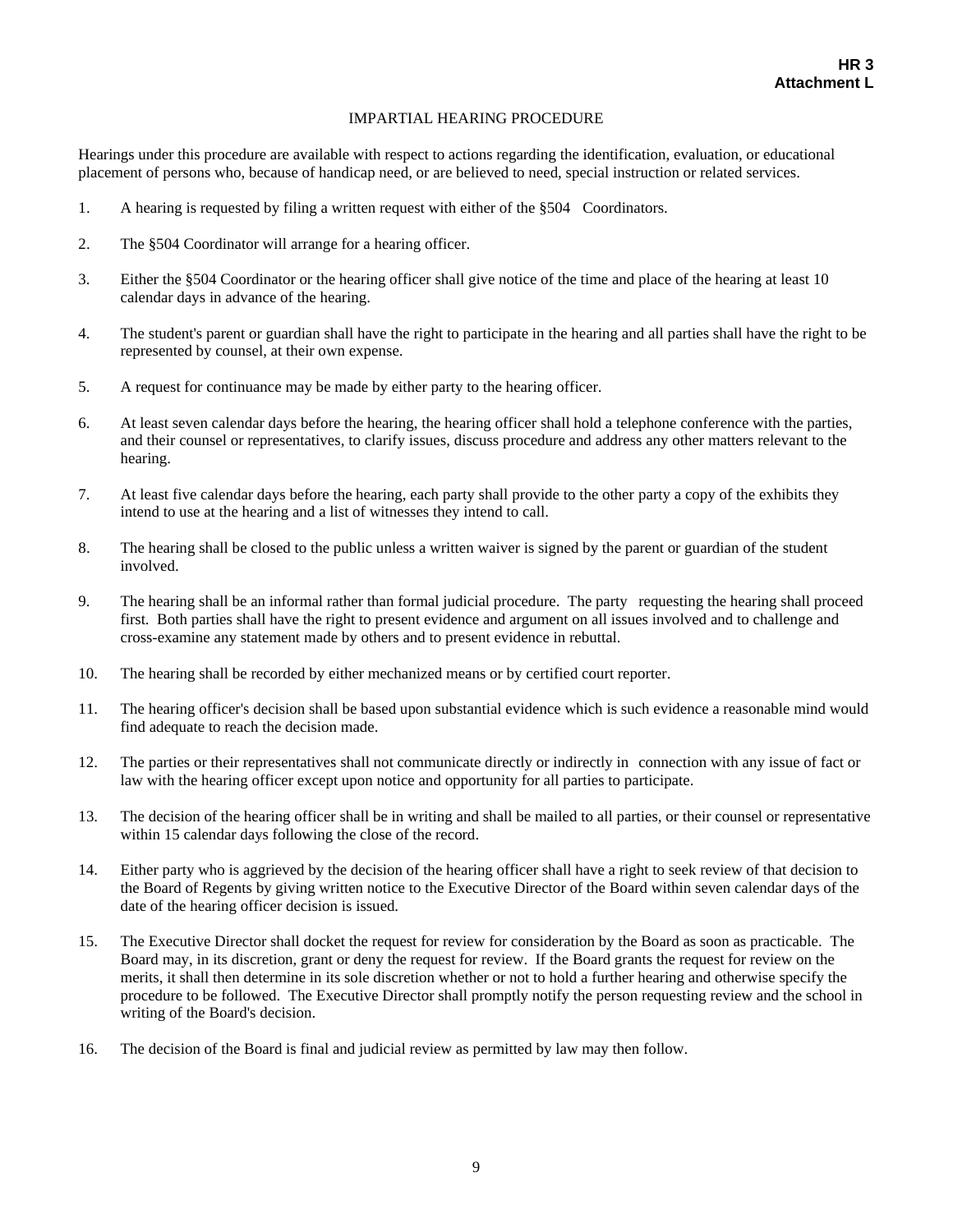**HR 3**
**Attachment L**

# IMPARTIAL HEARING PROCEDURE

Hearings under this procedure are available with respect to actions regarding the identification, evaluation, or educational placement of persons who, because of handicap need, or are believed to need, special instruction or related services.

1. A hearing is requested by filing a written request with either of the §504 Coordinators.

2. The §504 Coordinator will arrange for a hearing officer.

3. Either the §504 Coordinator or the hearing officer shall give notice of the time and place of the hearing at least 10 calendar days in advance of the hearing.

4. The student's parent or guardian shall have the right to participate in the hearing and all parties shall have the right to be represented by counsel, at their own expense.

5. A request for continuance may be made by either party to the hearing officer.

6. At least seven calendar days before the hearing, the hearing officer shall hold a telephone conference with the parties, and their counsel or representatives, to clarify issues, discuss procedure and address any other matters relevant to the hearing.

7. At least five calendar days before the hearing, each party shall provide to the other party a copy of the exhibits they intend to use at the hearing and a list of witnesses they intend to call.

8. The hearing shall be closed to the public unless a written waiver is signed by the parent or guardian of the student involved.

9. The hearing shall be an informal rather than formal judicial procedure. The party requesting the hearing shall proceed first. Both parties shall have the right to present evidence and argument on all issues involved and to challenge and cross-examine any statement made by others and to present evidence in rebuttal.

10. The hearing shall be recorded by either mechanized means or by certified court reporter.

11. The hearing officer's decision shall be based upon substantial evidence which is such evidence a reasonable mind would find adequate to reach the decision made.

12. The parties or their representatives shall not communicate directly or indirectly in connection with any issue of fact or law with the hearing officer except upon notice and opportunity for all parties to participate.

13. The decision of the hearing officer shall be in writing and shall be mailed to all parties, or their counsel or representative within 15 calendar days following the close of the record.

14. Either party who is aggrieved by the decision of the hearing officer shall have a right to seek review of that decision to the Board of Regents by giving written notice to the Executive Director of the Board within seven calendar days of the date of the hearing officer decision is issued.

15. The Executive Director shall docket the request for review for consideration by the Board as soon as practicable. The Board may, in its discretion, grant or deny the request for review. If the Board grants the request for review on the merits, it shall then determine in its sole discretion whether or not to hold a further hearing and otherwise specify the procedure to be followed. The Executive Director shall promptly notify the person requesting review and the school in writing of the Board's decision.

16. The decision of the Board is final and judicial review as permitted by law may then follow.